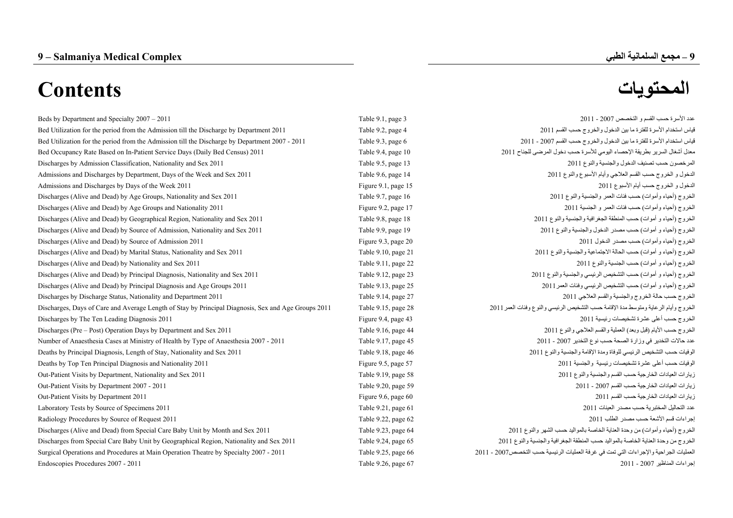# 9 – Salmaniya Medical Complex

# 9 – مجمع السلمانية الطبي

# Contents

# المحتويات

| English | Reference | Arabic |
|---|---|---|
| Beds by Department and Specialty 2007 – 2011 | Table 9.1, page 3 | عدد الأسرة حسب القسم و التخصص 2007 - 2011 |
| Bed Utilization for the period from the Admission till the Discharge by Department 2011 | Table 9.2, page 4 | قياس استخدام الأسرة للفترة ما بين الدخول والخروج حسب القسم 2011 |
| Bed Utilization for the period from the Admission till the Discharge by Department 2007 - 2011 | Table 9.3, page 6 | قياس استخدام الأسرة للفترة ما بين الدخول والخروج حسب القسم 2007 - 2011 |
| Bed Occupancy Rate Based on In-Patient Service Days (Daily Bed Census) 2011 | Table 9.4, page 10 | معدل أشغال السرير بطريقة الإحصاء اليومي للأسرة حسب دخول المرضى للجناح 2011 |
| Discharges by Admission Classification, Nationality and Sex 2011 | Table 9.5, page 13 | المرخصون حسب تصنيف الدخول والجنسية والنوع 2011 |
| Admissions and Discharges by Department, Days of the Week and Sex 2011 | Table 9.6, page 14 | الدخول و الخروج حسب القسم العلاجي وأيام الأسبوع والنوع 2011 |
| Admissions and Discharges by Days of the Week 2011 | Figure 9.1, page 15 | الدخول و الخروج حسب أيام الأسبوع 2011 |
| Discharges (Alive and Dead) by Age Groups, Nationality and Sex 2011 | Table 9.7, page 16 | الخروج (أحياء وأموات) حسب فئات العمر والجنسية والنوع 2011 |
| Discharges (Alive and Dead) by Age Groups and Nationality 2011 | Figure 9.2, page 17 | الخروج (أحياء وأموات) حسب فئات العمر و الجنسية 2011 |
| Discharges (Alive and Dead) by Geographical Region, Nationality and Sex 2011 | Table 9.8, page 18 | الخروج (أحياء و أموات) حسب المنطقة الجغرافية والجنسية والنوع 2011 |
| Discharges (Alive and Dead) by Source of Admission, Nationality and Sex 2011 | Table 9.9, page 19 | الخروج (أحياء و أموات) حسب مصدر الدخول والجنسية والنوع 2011 |
| Discharges (Alive and Dead) by Source of Admission 2011 | Figure 9.3, page 20 | الخروج (أحياء وأموات) حسب مصدر الدخول 2011 |
| Discharges (Alive and Dead) by Marital Status, Nationality and Sex 2011 | Table 9.10, page 21 | الخروج (أحياء و أموات) حسب الحالة الاجتماعية والجنسية والنوع 2011 |
| Discharges (Alive and Dead) by Nationality and Sex 2011 | Table 9.11, page 22 | الخروج (أحياء و أموات) حسب الجنسية والنوع 2011 |
| Discharges (Alive and Dead) by Principal Diagnosis, Nationality and Sex 2011 | Table 9.12, page 23 | الخروج (أحياء و أموات) حسب التشخيص الرئيسي والجنسية والنوع 2011 |
| Discharges (Alive and Dead) by Principal Diagnosis and Age Groups 2011 | Table 9.13, page 25 | الخروج (أحياء و أموات) حسب التشخيص الرئيسي وفئات العمر 2011 |
| Discharges by Discharge Status, Nationality and Department 2011 | Table 9.14, page 27 | الخروج حسب حالة الخروج والجنسية والقسم العلاجي 2011 |
| Discharges, Days of Care and Average Length of Stay by Principal Diagnosis, Sex and Age Groups 2011 | Table 9.15, page 28 | الخروج وأيام الرعاية ومتوسط مدة الإقامة حسب التشخيص الرئيسي والنوع وفئات العمر 2011 |
| Discharges by The Ten Leading Diagnosis 2011 | Figure 9.4, page 43 | الخروج حسب أعلى عشرة تشخيصات رئيسية 2011 |
| Discharges (Pre – Post) Operation Days by Department and Sex 2011 | Table 9.16, page 44 | الخروج حسب الأيام (قبل وبعد) العملية والقسم العلاجي والنوع 2011 |
| Number of Anaesthesia Cases at Ministry of Health by Type of Anaesthesia 2007 - 2011 | Table 9.17, page 45 | عدد حالات التخدير في وزارة الصحة حسب نوع التخدير 2007 - 2011 |
| Deaths by Principal Diagnosis, Length of Stay, Nationality and Sex 2011 | Table 9.18, page 46 | الوفيات حسب التشخيص الرئيسي للوفاة ومدة الإقامة والجنسية والنوع 2011 |
| Deaths by Top Ten Principal Diagnosis and Nationality 2011 | Figure 9.5, page 57 | الوفيات حسب أعلى عشرة تشخيصات رئيسية والجنسية 2011 |
| Out-Patient Visits by Department, Nationality and Sex 2011 | Table 9.19, page 58 | زيارات العيادات الخارجية حسب القسم والجنسية والنوع 2011 |
| Out-Patient Visits by Department 2007 - 2011 | Table 9.20, page 59 | زيارات العيادات الخارجية حسب القسم 2007 - 2011 |
| Out-Patient Visits by Department 2011 | Figure 9.6, page 60 | زيارات العيادات الخارجية حسب القسم 2011 |
| Laboratory Tests by Source of Specimens 2011 | Table 9.21, page 61 | عدد التحاليل المختبرية حسب مصدر العينات 2011 |
| Radiology Procedures by Source of Request 2011 | Table 9.22, page 62 | إجراءات قسم الأشعة حسب مصدر الطلب 2011 |
| Discharges (Alive and Dead) from Special Care Baby Unit by Month and Sex 2011 | Table 9.23, page 64 | الخروج (أحياء وأموات) من وحدة العناية الخاصة بالمواليد حسب الشهر والنوع 2011 |
| Discharges from Special Care Baby Unit by Geographical Region, Nationality and Sex 2011 | Table 9.24, page 65 | الخروج من وحدة العناية الخاصة بالمواليد حسب المنطقة الجغرافية والجنسية والنوع 2011 |
| Surgical Operations and Procedures at Main Operation Theatre by Specialty 2007 - 2011 | Table 9.25, page 66 | العمليات الجراحية والإجراءات التي تمت في غرفة العمليات الرئيسية حسب التخصص2007 - 2011 |
| Endoscopies Procedures 2007 - 2011 | Table 9.26, page 67 | إجراءات المناظير 2007 - 2011 |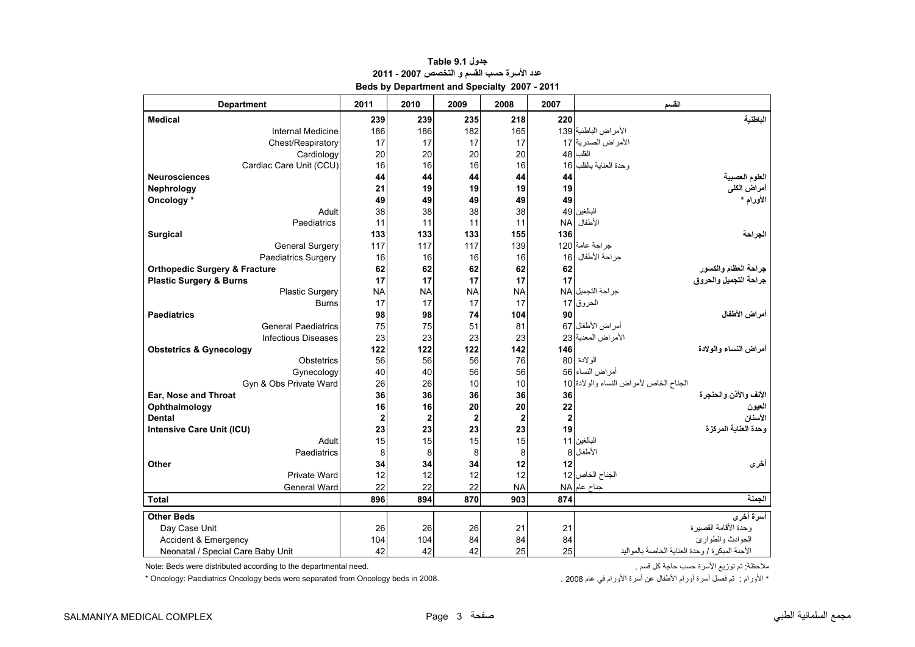# جدول Table 9.1

## عدد الأسرة حسب القسم و التخصص 2007 - 2011

## Beds by Department and Specialty 2007 - 2011

| Department | 2011 | 2010 | 2009 | 2008 | 2007 | القسم |
|---|---|---|---|---|---|---|
| **Medical** | **239** | **239** | **235** | **218** | **220** | **الباطنية** |
| Internal Medicine | 186 | 186 | 182 | 165 | 139 | الأمراض الباطنية |
| Chest/Respiratory | 17 | 17 | 17 | 17 | 17 | الأمراض الصدرية |
| Cardiology | 20 | 20 | 20 | 20 | 48 | القلب |
| Cardiac Care Unit (CCU) | 16 | 16 | 16 | 16 | 16 | وحدة العناية بالقلب |
| **Neurosciences** | **44** | **44** | **44** | **44** | **44** | **العلوم العصبية** |
| **Nephrology** | **21** | **19** | **19** | **19** | **19** | **أمراض الكلى** |
| **Oncology *** | **49** | **49** | **49** | **49** | **49** | **الأورام *** |
| Adult | 38 | 38 | 38 | 38 | 49 | البالغين |
| Paediatrics | 11 | 11 | 11 | 11 | NA | الأطفال |
| **Surgical** | **133** | **133** | **133** | **155** | **136** | **الجراحة** |
| General Surgery | 117 | 117 | 117 | 139 | 120 | جراحة عامة |
| Paediatrics Surgery | 16 | 16 | 16 | 16 | 16 | جراحة الأطفال |
| **Orthopedic Surgery & Fracture** | **62** | **62** | **62** | **62** | **62** | **جراحة العظام والكسور** |
| **Plastic Surgery & Burns** | **17** | **17** | **17** | **17** | **17** | **جراحة التجميل والحروق** |
| Plastic Surgery | NA | NA | NA | NA | NA | جراحة التجميل |
| Burns | 17 | 17 | 17 | 17 | 17 | الحروق |
| **Paediatrics** | **98** | **98** | **74** | **104** | **90** | **أمراض الأطفال** |
| General Paediatrics | 75 | 75 | 51 | 81 | 67 | أمراض الأطفال |
| Infectious Diseases | 23 | 23 | 23 | 23 | 23 | الأمراض المعدية |
| **Obstetrics & Gynecology** | **122** | **122** | **122** | **142** | **146** | **أمراض النساء والولادة** |
| Obstetrics | 56 | 56 | 56 | 76 | 80 | الولادة |
| Gynecology | 40 | 40 | 56 | 56 | 56 | أمراض النساء |
| Gyn & Obs Private Ward | 26 | 26 | 10 | 10 | 10 | الجناح الخاص لأمراض النساء والولادة |
| **Ear, Nose and Throat** | **36** | **36** | **36** | **36** | **36** | **الأنف والأذن والحنجرة** |
| **Ophthalmology** | **16** | **16** | **20** | **20** | **22** | **العيون** |
| **Dental** | **2** | **2** | **2** | **2** | **2** | **الأسنان** |
| **Intensive Care Unit (ICU)** | **23** | **23** | **23** | **23** | **19** | **وحدة العناية المركزة** |
| Adult | 15 | 15 | 15 | 15 | 11 | البالغين |
| Paediatrics | 8 | 8 | 8 | 8 | 8 | الأطفال |
| **Other** | **34** | **34** | **34** | **12** | **12** | **أخرى** |
| Private Ward | 12 | 12 | 12 | 12 | 12 | الجناح الخاص |
| General Ward | 22 | 22 | 22 | NA | NA | جناح عام |
| **Total** | **896** | **894** | **870** | **903** | **874** | **الجملة** |
| **Other Beds** | | | | | | **أسرة أخرى** |
| Day Case Unit | 26 | 26 | 26 | 21 | 21 | وحدة الأقامة القصيرة |
| Accident & Emergency | 104 | 104 | 84 | 84 | 84 | الحوادث والطوارئ |
| Neonatal / Special Care Baby Unit | 42 | 42 | 42 | 25 | 25 | الأجنة المبكرة / وحدة العناية الخاصة بالمواليد |

Note: Beds were distributed according to the departmental need.

ملاحظة: تم توزيع الأسرة حسب حاجة كل قسم .

* Oncology: Paediatrics Oncology beds were separated from Oncology beds in 2008.

* الأورام : تم فصل أسرة أورام الأطفال عن أسرة الأورام في عام 2008 .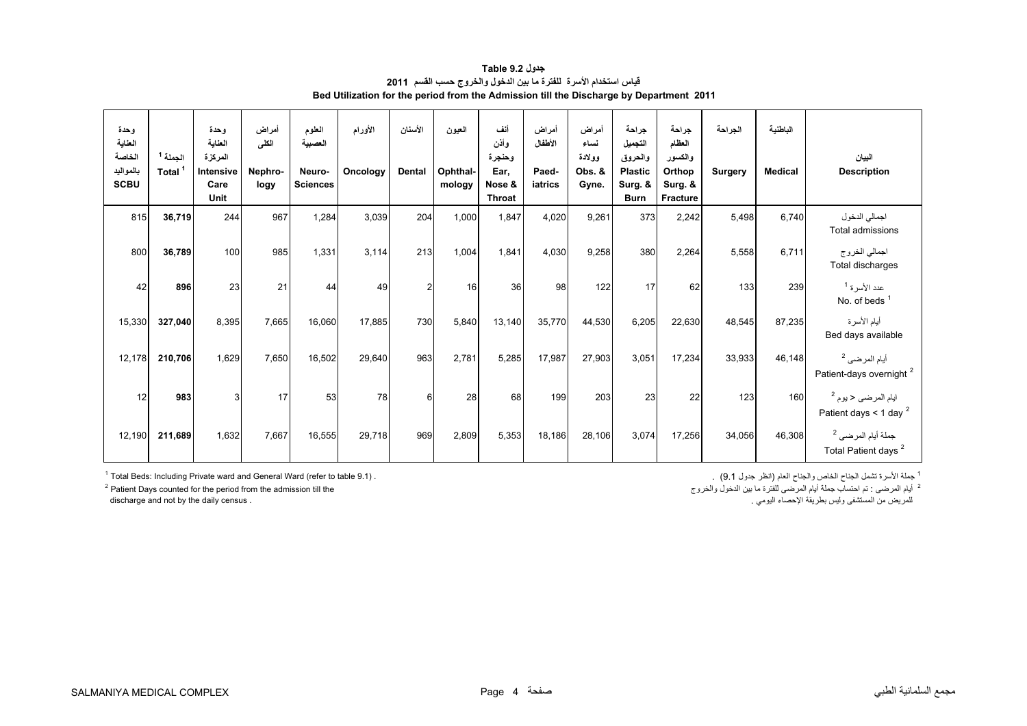**جدول Table 9.2**

**قياس استخدام الأسرة للفترة ما بين الدخول والخروج حسب القسم 2011**

**Bed Utilization for the period from the Admission till the Discharge by Department 2011**

| وحدة العناية الخاصة بالمواليد SCBU | الجملة [1] Total [1] | وحدة العناية المركزة Intensive Care Unit | أمراض الكلى Nephrology | العلوم العصبية Neuro-Sciences | الأورام Oncology | الأسنان Dental | العيون Ophthalmology | أنف وأذن وحنجرة Ear, Nose & Throat | أمراض الأطفال Paediatrics | أمراض نساء وولادة Obs. & Gyne. | جراحة التجميل والحروق Plastic Surg. & Burn | جراحة العظام والكسور Orthop Surg. & Fracture | الجراحة Surgery | الباطنية Medical | البيان Description |
|---|---|---|---|---|---|---|---|---|---|---|---|---|---|---|---|
| 815 | **36,719** | 244 | 967 | 1,284 | 3,039 | 204 | 1,000 | 1,847 | 4,020 | 9,261 | 373 | 2,242 | 5,498 | 6,740 | اجمالي الدخول Total admissions |
| 800 | **36,789** | 100 | 985 | 1,331 | 3,114 | 213 | 1,004 | 1,841 | 4,030 | 9,258 | 380 | 2,264 | 5,558 | 6,711 | اجمالي الخروج Total discharges |
| 42 | **896** | 23 | 21 | 44 | 49 | 2 | 16 | 36 | 98 | 122 | 17 | 62 | 133 | 239 | عدد الأسرة [1] No. of beds [1] |
| 15,330 | **327,040** | 8,395 | 7,665 | 16,060 | 17,885 | 730 | 5,840 | 13,140 | 35,770 | 44,530 | 6,205 | 22,630 | 48,545 | 87,235 | أيام الأسرة Bed days available |
| 12,178 | **210,706** | 1,629 | 7,650 | 16,502 | 29,640 | 963 | 2,781 | 5,285 | 17,987 | 27,903 | 3,051 | 17,234 | 33,933 | 46,148 | أيام المرضى [2] Patient-days overnight [2] |
| 12 | **983** | 3 | 17 | 53 | 78 | 6 | 28 | 68 | 199 | 203 | 23 | 22 | 123 | 160 | ايام المرضى < يوم [2] Patient days < 1 day [2] |
| 12,190 | **211,689** | 1,632 | 7,667 | 16,555 | 29,718 | 969 | 2,809 | 5,353 | 18,186 | 28,106 | 3,074 | 17,256 | 34,056 | 46,308 | جملة أيام المرضى [2] Total Patient days [2] |

[1] Total Beds: Including Private ward and General Ward (refer to table 9.1) .

[2] Patient Days counted for the period from the admission till the discharge and not by the daily census .

[1] جملة الأسرة تشمل الجناح الخاص والجناح العام (انظر جدول 9.1) .

[2] أيام المرضى : تم احتساب جملة أيام المرضى للفترة ما بين الدخول والخروج للمريض من المستشفى وليس بطريقة الإحصاء اليومي .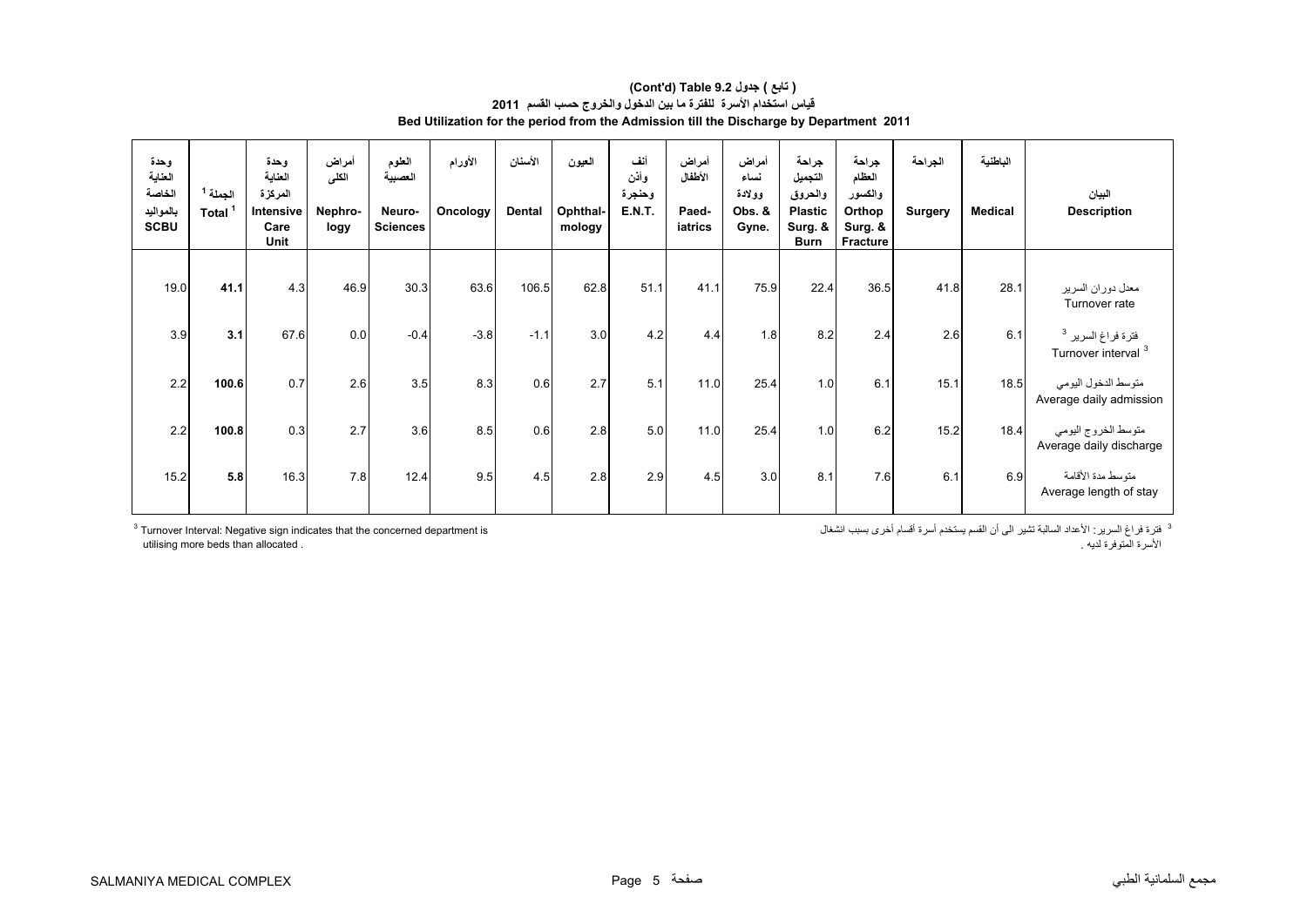# ( تابع ) جدول 9.2 (Cont'd) Table 9.2

## قياس استخدام الأسرة للفترة ما بين الدخول والخروج حسب القسم 2011

## Bed Utilization for the period from the Admission till the Discharge by Department 2011

| وحدة العناية الخاصة بالمواليد SCBU | الجملة [1] Total [1] | وحدة العناية المركزة Intensive Care Unit | أمراض الكلى Nephro-logy | العلوم العصبية Neuro-Sciences | الأورام Oncology | الأسنان Dental | العيون Ophthal-mology | أنف وأذن وحنجرة E.N.T. | أمراض الأطفال Paed-iatrics | أمراض نساء وولادة Obs. & Gyne. | جراحة التجميل والحروق Plastic Surg. & Burn | جراحة العظام والكسور Orthop Surg. & Fracture | الجراحة Surgery | الباطنية Medical | البيان Description |
|---|---|---|---|---|---|---|---|---|---|---|---|---|---|---|---|
| 19.0 | **41.1** | 4.3 | 46.9 | 30.3 | 63.6 | 106.5 | 62.8 | 51.1 | 41.1 | 75.9 | 22.4 | 36.5 | 41.8 | 28.1 | معدل دوران السرير Turnover rate |
| 3.9 | **3.1** | 67.6 | 0.0 | -0.4 | -3.8 | -1.1 | 3.0 | 4.2 | 4.4 | 1.8 | 8.2 | 2.4 | 2.6 | 6.1 | فترة فراغ السرير [3] Turnover interval [3] |
| 2.2 | **100.6** | 0.7 | 2.6 | 3.5 | 8.3 | 0.6 | 2.7 | 5.1 | 11.0 | 25.4 | 1.0 | 6.1 | 15.1 | 18.5 | متوسط الدخول اليومي Average daily admission |
| 2.2 | **100.8** | 0.3 | 2.7 | 3.6 | 8.5 | 0.6 | 2.8 | 5.0 | 11.0 | 25.4 | 1.0 | 6.2 | 15.2 | 18.4 | متوسط الخروج اليومي Average daily discharge |
| 15.2 | **5.8** | 16.3 | 7.8 | 12.4 | 9.5 | 4.5 | 2.8 | 2.9 | 4.5 | 3.0 | 8.1 | 7.6 | 6.1 | 6.9 | متوسط مدة الأقامة Average length of stay |

[3] Turnover Interval: Negative sign indicates that the concerned department is utilising more beds than allocated .

[3] فترة فراغ السرير: الأعداد السالبة تشير الى أن القسم يستخدم أسرة أقسام أخرى بسبب انشغال الأسرة المتوفرة لديه .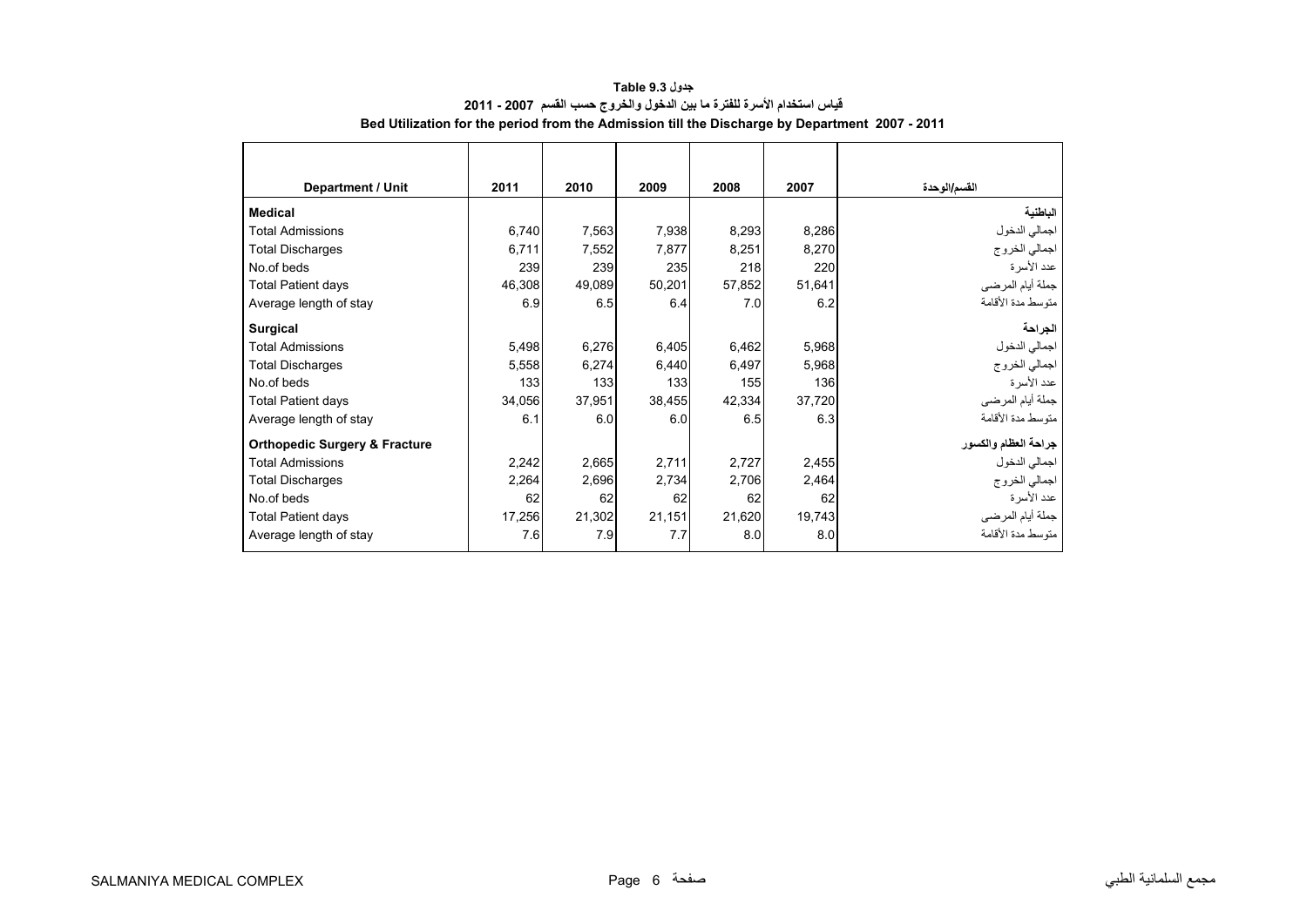**جدول 9.3 Table**

**قياس استخدام الأسرة للفترة ما بين الدخول والخروج حسب القسم 2007 - 2011**

**Bed Utilization for the period from the Admission till the Discharge by Department 2007 - 2011**

| Department / Unit | 2011 | 2010 | 2009 | 2008 | 2007 | القسم/الوحدة |
|---|---|---|---|---|---|---|
| **Medical** | | | | | | **الباطنية** |
| Total Admissions | 6,740 | 7,563 | 7,938 | 8,293 | 8,286 | اجمالي الدخول |
| Total Discharges | 6,711 | 7,552 | 7,877 | 8,251 | 8,270 | اجمالي الخروج |
| No.of beds | 239 | 239 | 235 | 218 | 220 | عدد الأسرة |
| Total Patient days | 46,308 | 49,089 | 50,201 | 57,852 | 51,641 | جملة أيام المرضى |
| Average length of stay | 6.9 | 6.5 | 6.4 | 7.0 | 6.2 | متوسط مدة الأقامة |
| **Surgical** | | | | | | **الجراحة** |
| Total Admissions | 5,498 | 6,276 | 6,405 | 6,462 | 5,968 | اجمالي الدخول |
| Total Discharges | 5,558 | 6,274 | 6,440 | 6,497 | 5,968 | اجمالي الخروج |
| No.of beds | 133 | 133 | 133 | 155 | 136 | عدد الأسرة |
| Total Patient days | 34,056 | 37,951 | 38,455 | 42,334 | 37,720 | جملة أيام المرضى |
| Average length of stay | 6.1 | 6.0 | 6.0 | 6.5 | 6.3 | متوسط مدة الأقامة |
| **Orthopedic Surgery & Fracture** | | | | | | **جراحة العظام والكسور** |
| Total Admissions | 2,242 | 2,665 | 2,711 | 2,727 | 2,455 | اجمالي الدخول |
| Total Discharges | 2,264 | 2,696 | 2,734 | 2,706 | 2,464 | اجمالي الخروج |
| No.of beds | 62 | 62 | 62 | 62 | 62 | عدد الأسرة |
| Total Patient days | 17,256 | 21,302 | 21,151 | 21,620 | 19,743 | جملة أيام المرضى |
| Average length of stay | 7.6 | 7.9 | 7.7 | 8.0 | 8.0 | متوسط مدة الأقامة |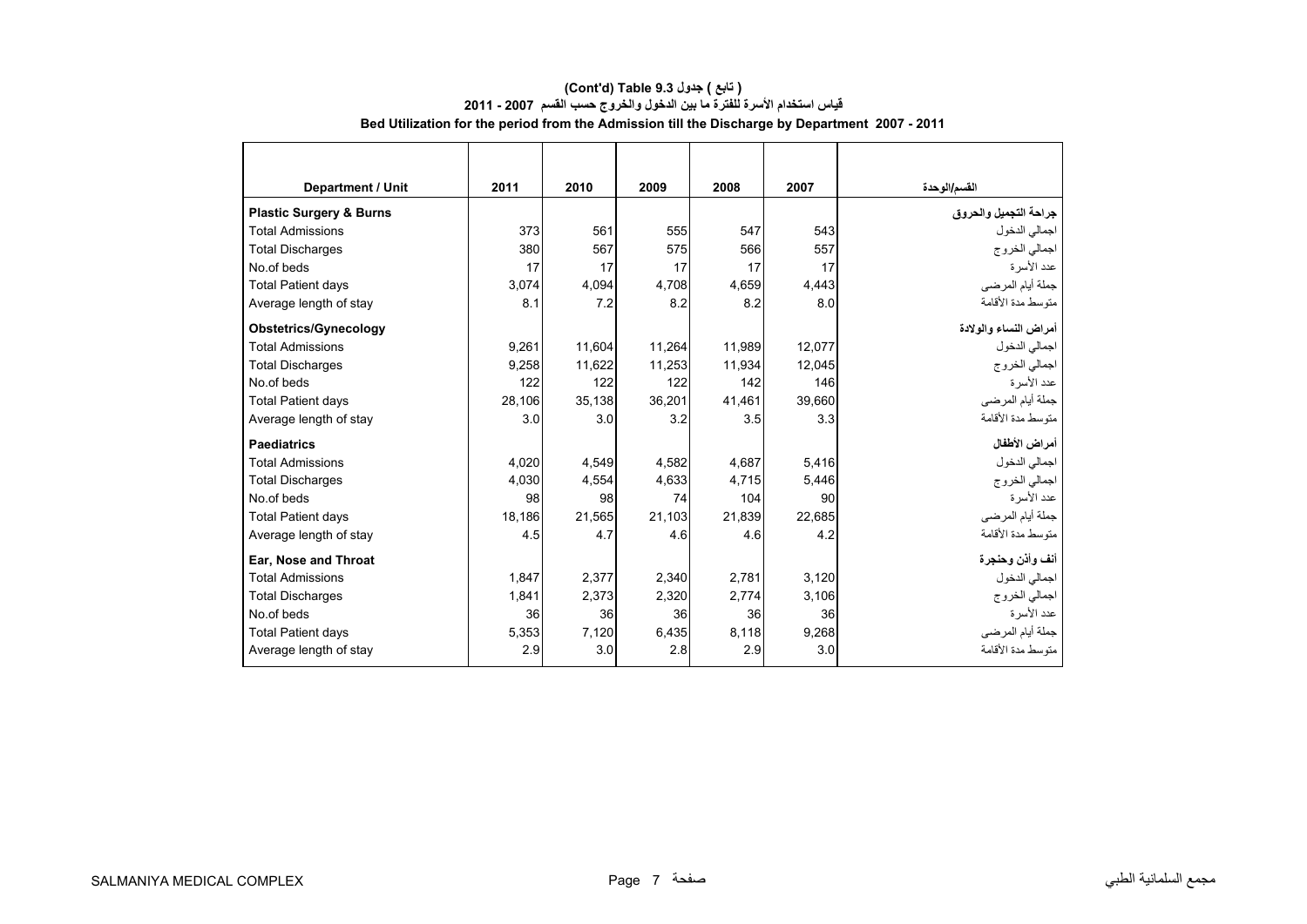# (Cont'd) Table 9.3 ( تابع ) جدول

## قياس استخدام الأسرة للفترة ما بين الدخول والخروج حسب القسم 2007 - 2011

## Bed Utilization for the period from the Admission till the Discharge by Department 2007 - 2011

| Department / Unit | 2011 | 2010 | 2009 | 2008 | 2007 | القسم/الوحدة |
|---|---|---|---|---|---|---|
| **Plastic Surgery & Burns** | | | | | | **جراحة التجميل والحروق** |
| Total Admissions | 373 | 561 | 555 | 547 | 543 | اجمالي الدخول |
| Total Discharges | 380 | 567 | 575 | 566 | 557 | اجمالي الخروج |
| No.of beds | 17 | 17 | 17 | 17 | 17 | عدد الأسرة |
| Total Patient days | 3,074 | 4,094 | 4,708 | 4,659 | 4,443 | جملة أيام المرضى |
| Average length of stay | 8.1 | 7.2 | 8.2 | 8.2 | 8.0 | متوسط مدة الأقامة |
| **Obstetrics/Gynecology** | | | | | | **أمراض النساء والولادة** |
| Total Admissions | 9,261 | 11,604 | 11,264 | 11,989 | 12,077 | اجمالي الدخول |
| Total Discharges | 9,258 | 11,622 | 11,253 | 11,934 | 12,045 | اجمالي الخروج |
| No.of beds | 122 | 122 | 122 | 142 | 146 | عدد الأسرة |
| Total Patient days | 28,106 | 35,138 | 36,201 | 41,461 | 39,660 | جملة أيام المرضى |
| Average length of stay | 3.0 | 3.0 | 3.2 | 3.5 | 3.3 | متوسط مدة الأقامة |
| **Paediatrics** | | | | | | **أمراض الأطفال** |
| Total Admissions | 4,020 | 4,549 | 4,582 | 4,687 | 5,416 | اجمالي الدخول |
| Total Discharges | 4,030 | 4,554 | 4,633 | 4,715 | 5,446 | اجمالي الخروج |
| No.of beds | 98 | 98 | 74 | 104 | 90 | عدد الأسرة |
| Total Patient days | 18,186 | 21,565 | 21,103 | 21,839 | 22,685 | جملة أيام المرضى |
| Average length of stay | 4.5 | 4.7 | 4.6 | 4.6 | 4.2 | متوسط مدة الأقامة |
| **Ear, Nose and Throat** | | | | | | **أنف وأذن وحنجرة** |
| Total Admissions | 1,847 | 2,377 | 2,340 | 2,781 | 3,120 | اجمالي الدخول |
| Total Discharges | 1,841 | 2,373 | 2,320 | 2,774 | 3,106 | اجمالي الخروج |
| No.of beds | 36 | 36 | 36 | 36 | 36 | عدد الأسرة |
| Total Patient days | 5,353 | 7,120 | 6,435 | 8,118 | 9,268 | جملة أيام المرضى |
| Average length of stay | 2.9 | 3.0 | 2.8 | 2.9 | 3.0 | متوسط مدة الأقامة |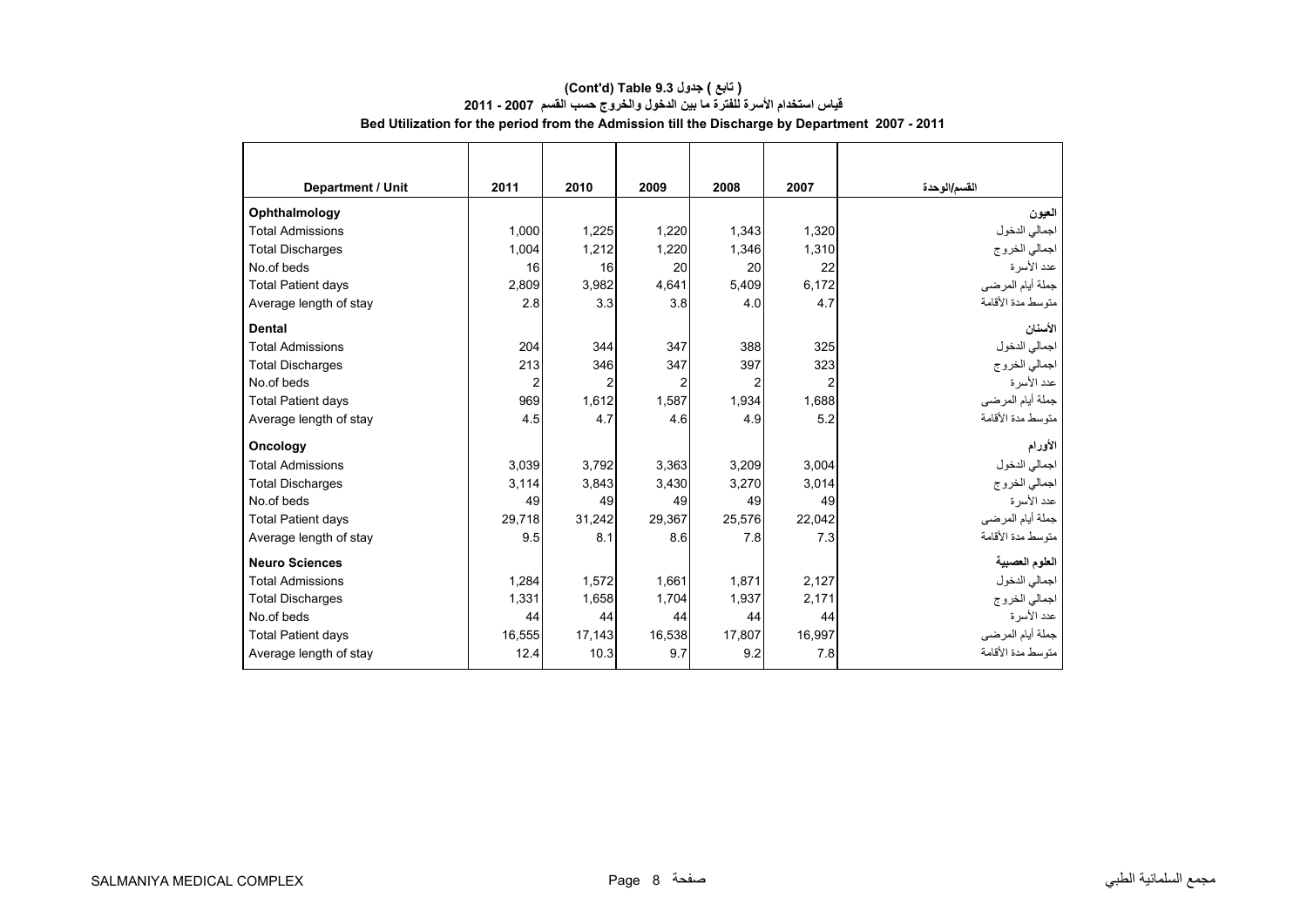**(Cont'd) Table 9.3 جدول ( تابع )**

**قياس استخدام الأسرة للفترة ما بين الدخول والخروج حسب القسم 2007 - 2011**

**Bed Utilization for the period from the Admission till the Discharge by Department 2007 - 2011**

| Department / Unit | 2011 | 2010 | 2009 | 2008 | 2007 | القسم/الوحدة |
|---|---|---|---|---|---|---|
| **Ophthalmology** | | | | | | **العيون** |
| Total Admissions | 1,000 | 1,225 | 1,220 | 1,343 | 1,320 | اجمالي الدخول |
| Total Discharges | 1,004 | 1,212 | 1,220 | 1,346 | 1,310 | اجمالي الخروج |
| No.of beds | 16 | 16 | 20 | 20 | 22 | عدد الأسرة |
| Total Patient days | 2,809 | 3,982 | 4,641 | 5,409 | 6,172 | جملة أيام المرضى |
| Average length of stay | 2.8 | 3.3 | 3.8 | 4.0 | 4.7 | متوسط مدة الأقامة |
| **Dental** | | | | | | **الأسنان** |
| Total Admissions | 204 | 344 | 347 | 388 | 325 | اجمالي الدخول |
| Total Discharges | 213 | 346 | 347 | 397 | 323 | اجمالي الخروج |
| No.of beds | 2 | 2 | 2 | 2 | 2 | عدد الأسرة |
| Total Patient days | 969 | 1,612 | 1,587 | 1,934 | 1,688 | جملة أيام المرضى |
| Average length of stay | 4.5 | 4.7 | 4.6 | 4.9 | 5.2 | متوسط مدة الأقامة |
| **Oncology** | | | | | | **الأورام** |
| Total Admissions | 3,039 | 3,792 | 3,363 | 3,209 | 3,004 | اجمالي الدخول |
| Total Discharges | 3,114 | 3,843 | 3,430 | 3,270 | 3,014 | اجمالي الخروج |
| No.of beds | 49 | 49 | 49 | 49 | 49 | عدد الأسرة |
| Total Patient days | 29,718 | 31,242 | 29,367 | 25,576 | 22,042 | جملة أيام المرضى |
| Average length of stay | 9.5 | 8.1 | 8.6 | 7.8 | 7.3 | متوسط مدة الأقامة |
| **Neuro Sciences** | | | | | | **العلوم العصبية** |
| Total Admissions | 1,284 | 1,572 | 1,661 | 1,871 | 2,127 | اجمالي الدخول |
| Total Discharges | 1,331 | 1,658 | 1,704 | 1,937 | 2,171 | اجمالي الخروج |
| No.of beds | 44 | 44 | 44 | 44 | 44 | عدد الأسرة |
| Total Patient days | 16,555 | 17,143 | 16,538 | 17,807 | 16,997 | جملة أيام المرضى |
| Average length of stay | 12.4 | 10.3 | 9.7 | 9.2 | 7.8 | متوسط مدة الأقامة |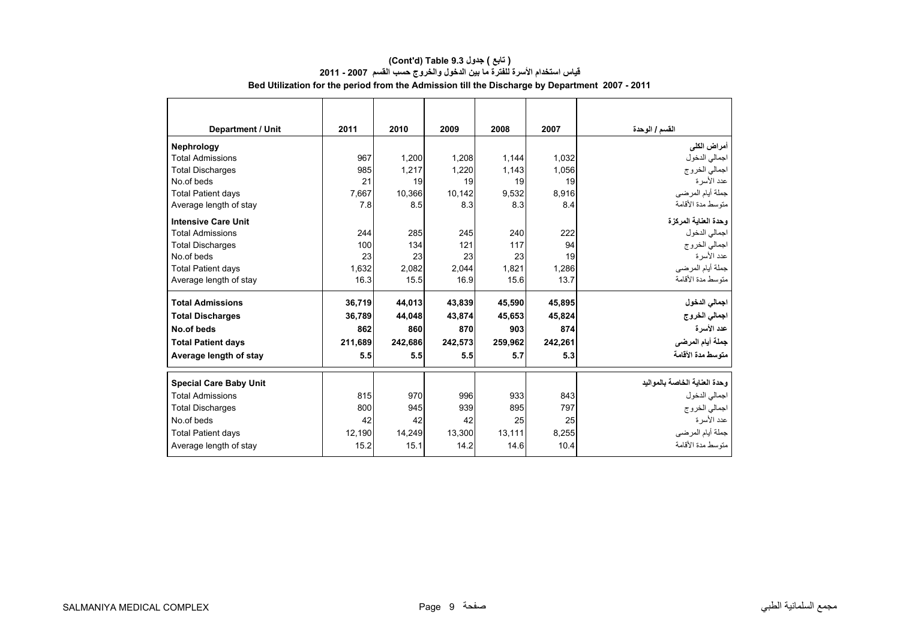# (Cont'd) Table 9.3 جدول ( تابع )

## قياس استخدام الأسرة للفترة ما بين الدخول والخروج حسب القسم 2007 - 2011

## Bed Utilization for the period from the Admission till the Discharge by Department 2007 - 2011

| Department / Unit | 2011 | 2010 | 2009 | 2008 | 2007 | القسم / الوحدة |
|---|---|---|---|---|---|---|
| **Nephrology** | | | | | | **أمراض الكلى** |
| Total Admissions | 967 | 1,200 | 1,208 | 1,144 | 1,032 | اجمالي الدخول |
| Total Discharges | 985 | 1,217 | 1,220 | 1,143 | 1,056 | اجمالي الخروج |
| No.of beds | 21 | 19 | 19 | 19 | 19 | عدد الأسرة |
| Total Patient days | 7,667 | 10,366 | 10,142 | 9,532 | 8,916 | جملة أيام المرضى |
| Average length of stay | 7.8 | 8.5 | 8.3 | 8.3 | 8.4 | متوسط مدة الأقامة |
| **Intensive Care Unit** | | | | | | **وحدة العناية المركزة** |
| Total Admissions | 244 | 285 | 245 | 240 | 222 | اجمالي الدخول |
| Total Discharges | 100 | 134 | 121 | 117 | 94 | اجمالي الخروج |
| No.of beds | 23 | 23 | 23 | 23 | 19 | عدد الأسرة |
| Total Patient days | 1,632 | 2,082 | 2,044 | 1,821 | 1,286 | جملة أيام المرضى |
| Average length of stay | 16.3 | 15.5 | 16.9 | 15.6 | 13.7 | متوسط مدة الأقامة |
| **Total Admissions** | **36,719** | **44,013** | **43,839** | **45,590** | **45,895** | **اجمالي الدخول** |
| **Total Discharges** | **36,789** | **44,048** | **43,874** | **45,653** | **45,824** | **اجمالي الخروج** |
| **No.of beds** | **862** | **860** | **870** | **903** | **874** | **عدد الأسرة** |
| **Total Patient days** | **211,689** | **242,686** | **242,573** | **259,962** | **242,261** | **جملة أيام المرضى** |
| **Average length of stay** | **5.5** | **5.5** | **5.5** | **5.7** | **5.3** | **متوسط مدة الأقامة** |
| **Special Care Baby Unit** | | | | | | **وحدة العناية الخاصة بالمواليد** |
| Total Admissions | 815 | 970 | 996 | 933 | 843 | اجمالي الدخول |
| Total Discharges | 800 | 945 | 939 | 895 | 797 | اجمالي الخروج |
| No.of beds | 42 | 42 | 42 | 25 | 25 | عدد الأسرة |
| Total Patient days | 12,190 | 14,249 | 13,300 | 13,111 | 8,255 | جملة أيام المرضى |
| Average length of stay | 15.2 | 15.1 | 14.2 | 14.6 | 10.4 | متوسط مدة الأقامة |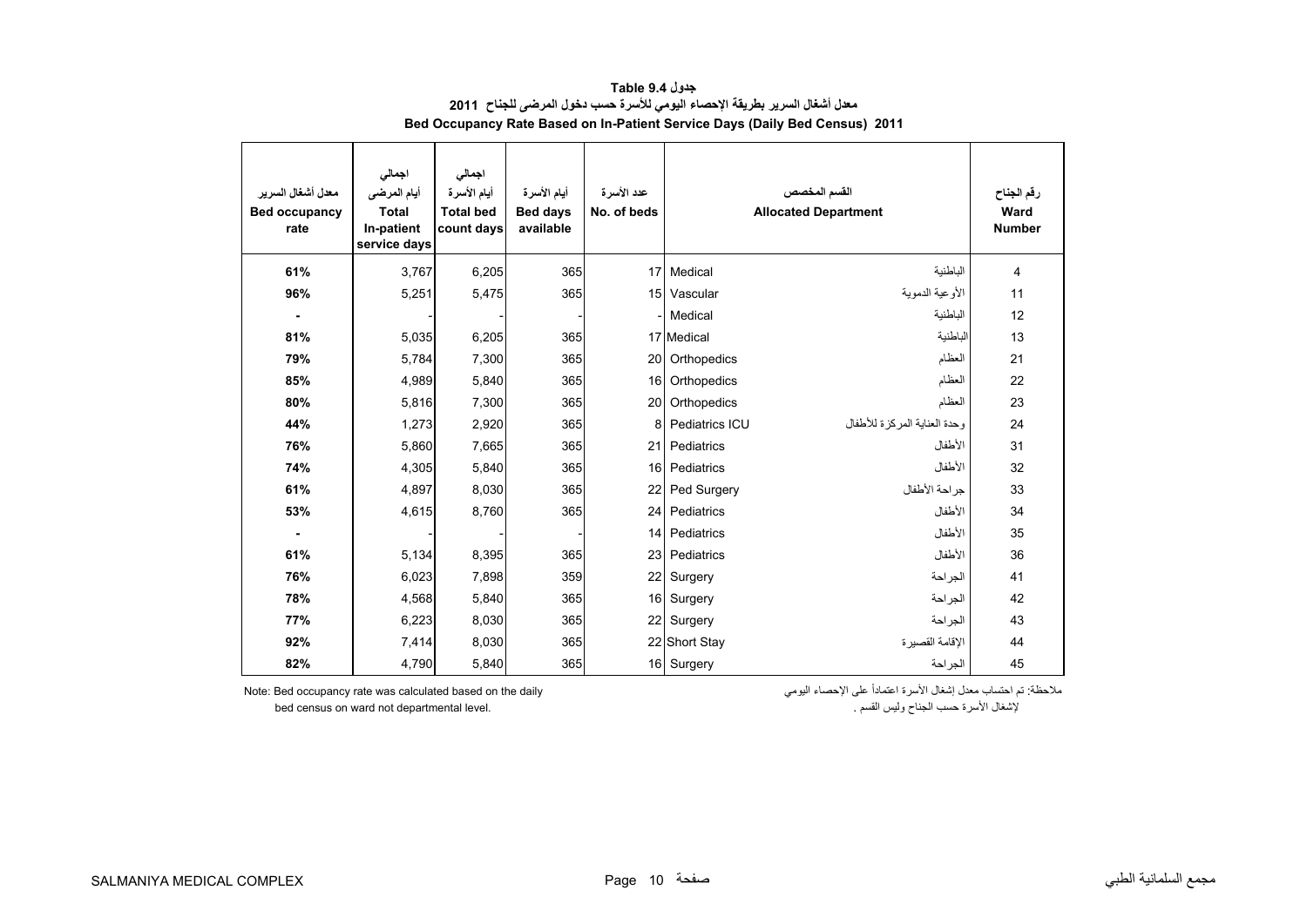# جدول Table 9.4

## معدل أشغال السرير بطريقة الإحصاء اليومي للأسرة حسب دخول المرضى للجناح 2011

## Bed Occupancy Rate Based on In-Patient Service Days (Daily Bed Census) 2011

| معدل أشغال السرير Bed occupancy rate | اجمالي أيام المرضى Total In-patient service days | اجمالي أيام الأسرة Total bed count days | أيام الأسرة Bed days available | عدد الأسرة No. of beds | Allocated Department | القسم المخصص | رقم الجناح Ward Number |
|---|---|---|---|---|---|---|---|
| **61%** | 3,767 | 6,205 | 365 | 17 | Medical | الباطنية | 4 |
| **96%** | 5,251 | 5,475 | 365 | 15 | Vascular | الأوعية الدموية | 11 |
| **-** | - | - | - | - | Medical | الباطنية | 12 |
| **81%** | 5,035 | 6,205 | 365 | 17 | Medical | الباطنية | 13 |
| **79%** | 5,784 | 7,300 | 365 | 20 | Orthopedics | العظام | 21 |
| **85%** | 4,989 | 5,840 | 365 | 16 | Orthopedics | العظام | 22 |
| **80%** | 5,816 | 7,300 | 365 | 20 | Orthopedics | العظام | 23 |
| **44%** | 1,273 | 2,920 | 365 | 8 | Pediatrics ICU | وحدة العناية المركزة للأطفال | 24 |
| **76%** | 5,860 | 7,665 | 365 | 21 | Pediatrics | الأطفال | 31 |
| **74%** | 4,305 | 5,840 | 365 | 16 | Pediatrics | الأطفال | 32 |
| **61%** | 4,897 | 8,030 | 365 | 22 | Ped Surgery | جراحة الأطفال | 33 |
| **53%** | 4,615 | 8,760 | 365 | 24 | Pediatrics | الأطفال | 34 |
| **-** | - | - | - | 14 | Pediatrics | الأطفال | 35 |
| **61%** | 5,134 | 8,395 | 365 | 23 | Pediatrics | الأطفال | 36 |
| **76%** | 6,023 | 7,898 | 359 | 22 | Surgery | الجراحة | 41 |
| **78%** | 4,568 | 5,840 | 365 | 16 | Surgery | الجراحة | 42 |
| **77%** | 6,223 | 8,030 | 365 | 22 | Surgery | الجراحة | 43 |
| **92%** | 7,414 | 8,030 | 365 | 22 | Short Stay | الإقامة القصيرة | 44 |
| **82%** | 4,790 | 5,840 | 365 | 16 | Surgery | الجراحة | 45 |

Note: Bed occupancy rate was calculated based on the daily bed census on ward not departmental level.

ملاحظة: تم احتساب معدل إشغال الأسرة اعتماداً على الإحصاء اليومي لإشغال الأسرة حسب الجناح وليس القسم .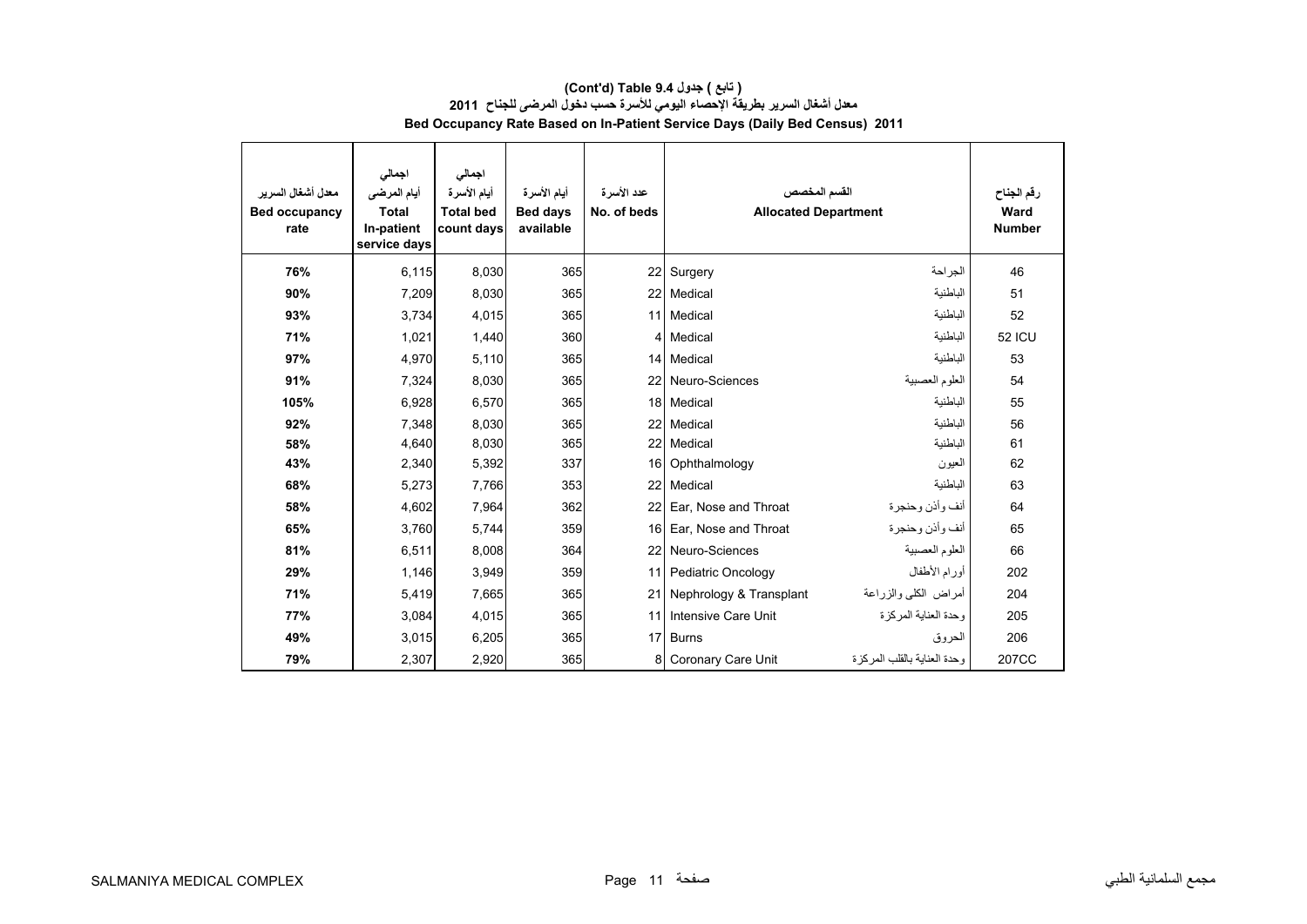**(Cont'd) Table 9.4 جدول ( تابع )**

**معدل أشغال السرير بطريقة الإحصاء اليومي للأسرة حسب دخول المرضى للجناح 2011**

**Bed Occupancy Rate Based on In-Patient Service Days (Daily Bed Census) 2011**

| معدل أشغال السرير<br>**Bed occupancy rate** | اجمالي<br>أيام المرضى<br>**Total In-patient service days** | اجمالي<br>أيام الأسرة<br>**Total bed count days** | أيام الأسرة<br>**Bed days available** | عدد الأسرة<br>**No. of beds** | **Allocated Department** | القسم المخصص | رقم الجناح<br>**Ward Number** |
|---|---|---|---|---|---|---|---|
| **76%** | 6,115 | 8,030 | 365 | 22 | Surgery | الجراحة | 46 |
| **90%** | 7,209 | 8,030 | 365 | 22 | Medical | الباطنية | 51 |
| **93%** | 3,734 | 4,015 | 365 | 11 | Medical | الباطنية | 52 |
| **71%** | 1,021 | 1,440 | 360 | 4 | Medical | الباطنية | 52 ICU |
| **97%** | 4,970 | 5,110 | 365 | 14 | Medical | الباطنية | 53 |
| **91%** | 7,324 | 8,030 | 365 | 22 | Neuro-Sciences | العلوم العصبية | 54 |
| **105%** | 6,928 | 6,570 | 365 | 18 | Medical | الباطنية | 55 |
| **92%** | 7,348 | 8,030 | 365 | 22 | Medical | الباطنية | 56 |
| **58%** | 4,640 | 8,030 | 365 | 22 | Medical | الباطنية | 61 |
| **43%** | 2,340 | 5,392 | 337 | 16 | Ophthalmology | العيون | 62 |
| **68%** | 5,273 | 7,766 | 353 | 22 | Medical | الباطنية | 63 |
| **58%** | 4,602 | 7,964 | 362 | 22 | Ear, Nose and Throat | أنف وأذن وحنجرة | 64 |
| **65%** | 3,760 | 5,744 | 359 | 16 | Ear, Nose and Throat | أنف وأذن وحنجرة | 65 |
| **81%** | 6,511 | 8,008 | 364 | 22 | Neuro-Sciences | العلوم العصبية | 66 |
| **29%** | 1,146 | 3,949 | 359 | 11 | Pediatric Oncology | أورام الأطفال | 202 |
| **71%** | 5,419 | 7,665 | 365 | 21 | Nephrology & Transplant | أمراض الكلى والزراعة | 204 |
| **77%** | 3,084 | 4,015 | 365 | 11 | Intensive Care Unit | وحدة العناية المركزة | 205 |
| **49%** | 3,015 | 6,205 | 365 | 17 | Burns | الحروق | 206 |
| **79%** | 2,307 | 2,920 | 365 | 8 | Coronary Care Unit | وحدة العناية بالقلب المركزة | 207CC |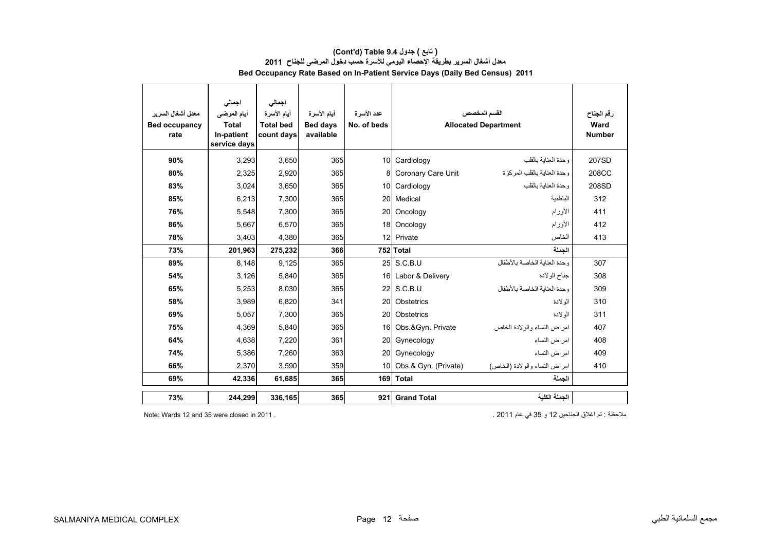**( تابع ) جدول 9.4 (Cont'd) Table**

**معدل أشغال السرير بطريقة الإحصاء اليومي للأسرة حسب دخول المرضى للجناح 2011**

**Bed Occupancy Rate Based on In-Patient Service Days (Daily Bed Census) 2011**

| معدل أشغال السرير<br>Bed occupancy rate | اجمالي أيام المرضى<br>Total In-patient service days | اجمالي أيام الأسرة<br>Total bed count days | أيام الأسرة<br>Bed days available | عدد الأسرة<br>No. of beds | Allocated Department | القسم المخصص | رقم الجناح<br>Ward Number |
|---|---|---|---|---|---|---|---|
| 90% | 3,293 | 3,650 | 365 | 10 | Cardiology | وحدة العناية بالقلب | 207SD |
| 80% | 2,325 | 2,920 | 365 | 8 | Coronary Care Unit | وحدة العناية بالقلب المركزة | 208CC |
| 83% | 3,024 | 3,650 | 365 | 10 | Cardiology | وحدة العناية بالقلب | 208SD |
| 85% | 6,213 | 7,300 | 365 | 20 | Medical | الباطنية | 312 |
| 76% | 5,548 | 7,300 | 365 | 20 | Oncology | الأورام | 411 |
| 86% | 5,667 | 6,570 | 365 | 18 | Oncology | الأورام | 412 |
| 78% | 3,403 | 4,380 | 365 | 12 | Private | الخاص | 413 |
| **73%** | **201,963** | **275,232** | **366** | **752** | **Total** | **الجملة** | |
| 89% | 8,148 | 9,125 | 365 | 25 | S.C.B.U | وحدة العناية الخاصة بالأطفال | 307 |
| 54% | 3,126 | 5,840 | 365 | 16 | Labor & Delivery | جناح الولادة | 308 |
| 65% | 5,253 | 8,030 | 365 | 22 | S.C.B.U | وحدة العناية الخاصة بالأطفال | 309 |
| 58% | 3,989 | 6,820 | 341 | 20 | Obstetrics | الولادة | 310 |
| 69% | 5,057 | 7,300 | 365 | 20 | Obstetrics | الولادة | 311 |
| 75% | 4,369 | 5,840 | 365 | 16 | Obs.&Gyn. Private | امراض النساء والولادة الخاص | 407 |
| 64% | 4,638 | 7,220 | 361 | 20 | Gynecology | امراض النساء | 408 |
| 74% | 5,386 | 7,260 | 363 | 20 | Gynecology | امراض النساء | 409 |
| 66% | 2,370 | 3,590 | 359 | 10 | Obs.& Gyn. (Private) | امراض النساء والولادة (الخاص) | 410 |
| **69%** | **42,336** | **61,685** | **365** | **169** | **Total** | **الجملة** | |
| **73%** | **244,299** | **336,165** | **365** | **921** | **Grand Total** | **الجملة الكلية** | |

Note: Wards 12 and 35 were closed in 2011 .

ملاحظة : تم اغلاق الجناحين 12 و 35 في عام 2011 .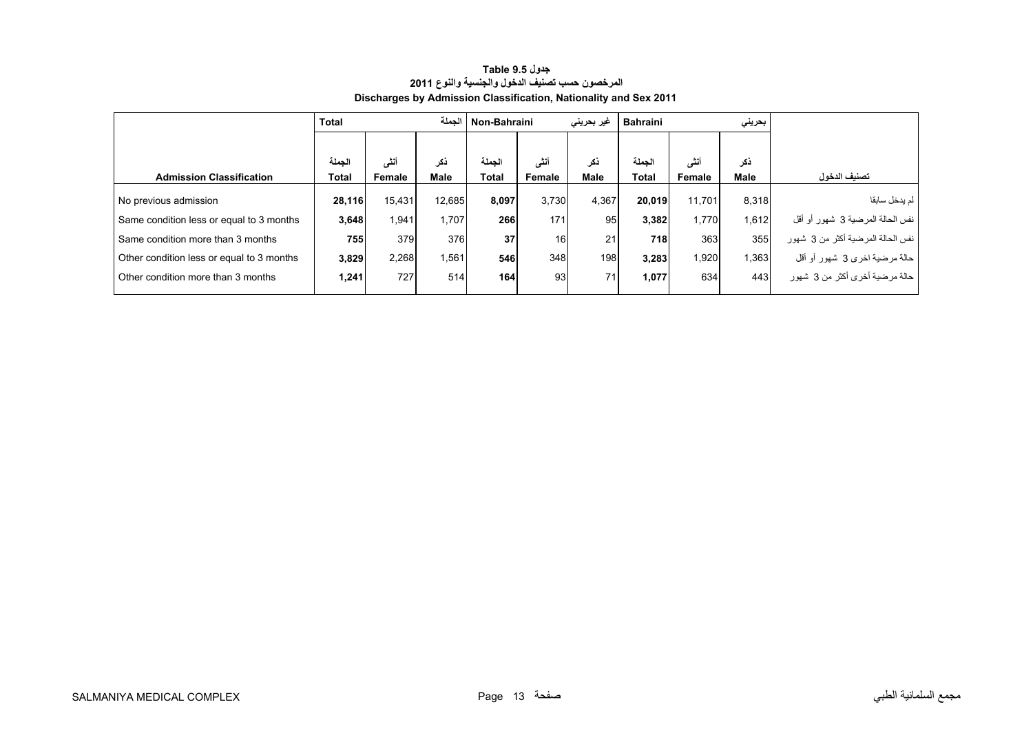**Table 9.5 جدول**

**المرخصون حسب تصنيف الدخول والجنسية والنوع 2011**

**Discharges by Admission Classification, Nationality and Sex 2011**

| | Total | | الجملة | Non-Bahraini | | غير بحريني | Bahraini | | بحريني | |
|---|---|---|---|---|---|---|---|---|---|---|
| **Admission Classification** | الجملة Total | أنثى Female | ذكر Male | الجملة Total | أنثى Female | ذكر Male | الجملة Total | أنثى Female | ذكر Male | تصنيف الدخول |
| No previous admission | **28,116** | 15,431 | 12,685 | **8,097** | 3,730 | 4,367 | **20,019** | 11,701 | 8,318 | لم يدخل سابقا |
| Same condition less or equal to 3 months | **3,648** | 1,941 | 1,707 | **266** | 171 | 95 | **3,382** | 1,770 | 1,612 | نفس الحالة المرضية 3 شهور أو أقل |
| Same condition more than 3 months | **755** | 379 | 376 | **37** | 16 | 21 | **718** | 363 | 355 | نفس الحالة المرضية أكثر من 3 شهور |
| Other condition less or equal to 3 months | **3,829** | 2,268 | 1,561 | **546** | 348 | 198 | **3,283** | 1,920 | 1,363 | حالة مرضية اخرى 3 شهور أو أقل |
| Other condition more than 3 months | **1,241** | 727 | 514 | **164** | 93 | 71 | **1,077** | 634 | 443 | حالة مرضية أخرى أكثر من 3 شهور |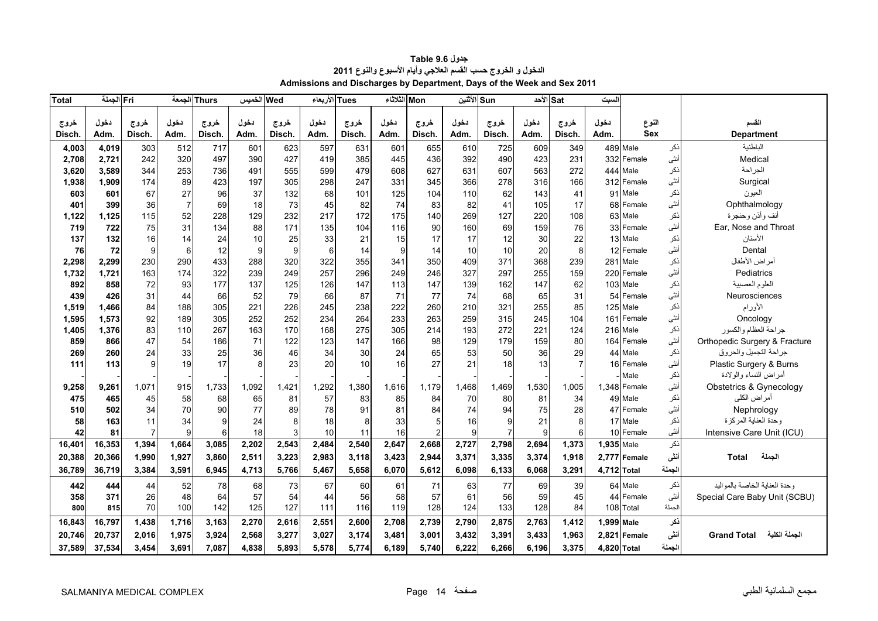**جدول Table 9.6**

**الدخول و الخروج حسب القسم العلاجي وأيام الأسبوع والنوع 2011**

**Admissions and Discharges by Department, Days of the Week and Sex 2011**

| Total الجملة | | Fri الجمعة | | Thurs الخميس | | Wed الأربعاء | | Tues الثلاثاء | | Mon الأثنين | | Sun الأحد | | Sat السبت | | | | |
|---|---|---|---|---|---|---|---|---|---|---|---|---|---|---|---|---|---|---|
| خروج Disch. | دخول Adm. | خروج Disch. | دخول Adm. | خروج Disch. | دخول Adm. | خروج Disch. | دخول Adm. | خروج Disch. | دخول Adm. | خروج Disch. | دخول Adm. | خروج Disch. | دخول Adm. | خروج Disch. | دخول Adm. | النوع Sex | | القسم Department |
| 4,003 | 4,019 | 303 | 512 | 717 | 601 | 623 | 597 | 631 | 601 | 655 | 610 | 725 | 609 | 349 | 489 | Male | ذكر | الباطنية |
| 2,708 | 2,721 | 242 | 320 | 497 | 390 | 427 | 419 | 385 | 445 | 436 | 392 | 490 | 423 | 231 | 332 | Female | أنثى | Medical |
| 3,620 | 3,589 | 344 | 253 | 736 | 491 | 555 | 599 | 479 | 608 | 627 | 631 | 607 | 563 | 272 | 444 | Male | ذكر | الجراحة |
| 1,938 | 1,909 | 174 | 89 | 423 | 197 | 305 | 298 | 247 | 331 | 345 | 366 | 278 | 316 | 166 | 312 | Female | أنثى | Surgical |
| 603 | 601 | 67 | 27 | 96 | 37 | 132 | 68 | 101 | 125 | 104 | 110 | 62 | 143 | 41 | 91 | Male | ذكر | العيون |
| 401 | 399 | 36 | 7 | 69 | 18 | 73 | 45 | 82 | 74 | 83 | 82 | 41 | 105 | 17 | 68 | Female | أنثى | Ophthalmology |
| 1,122 | 1,125 | 115 | 52 | 228 | 129 | 232 | 217 | 172 | 175 | 140 | 269 | 127 | 220 | 108 | 63 | Male | ذكر | أنف وأذن وحنجرة |
| 719 | 722 | 75 | 31 | 134 | 88 | 171 | 135 | 104 | 116 | 90 | 160 | 69 | 159 | 76 | 33 | Female | أنثى | Ear, Nose and Throat |
| 137 | 132 | 16 | 14 | 24 | 10 | 25 | 33 | 21 | 15 | 17 | 17 | 12 | 30 | 22 | 13 | Male | ذكر | الأسنان |
| 76 | 72 | 9 | 6 | 12 | 9 | 9 | 6 | 14 | 9 | 14 | 10 | 10 | 20 | 8 | 12 | Female | أنثى | Dental |
| 2,298 | 2,299 | 230 | 290 | 433 | 288 | 320 | 322 | 355 | 341 | 350 | 409 | 371 | 368 | 239 | 281 | Male | ذكر | أمراض الأطفال |
| 1,732 | 1,721 | 163 | 174 | 322 | 239 | 249 | 257 | 296 | 249 | 246 | 327 | 297 | 255 | 159 | 220 | Female | أنثى | Pediatrics |
| 892 | 858 | 72 | 93 | 177 | 137 | 125 | 126 | 147 | 113 | 147 | 139 | 162 | 147 | 62 | 103 | Male | ذكر | العلوم العصبية |
| 439 | 426 | 31 | 44 | 66 | 52 | 79 | 66 | 87 | 71 | 77 | 74 | 68 | 65 | 31 | 54 | Female | أنثى | Neurosciences |
| 1,519 | 1,466 | 84 | 188 | 305 | 221 | 226 | 245 | 238 | 222 | 260 | 210 | 321 | 255 | 85 | 125 | Male | ذكر | الأورام |
| 1,595 | 1,573 | 92 | 189 | 305 | 252 | 252 | 234 | 264 | 233 | 263 | 259 | 315 | 245 | 104 | 161 | Female | أنثى | Oncology |
| 1,405 | 1,376 | 83 | 110 | 267 | 163 | 170 | 168 | 275 | 305 | 214 | 193 | 272 | 221 | 124 | 216 | Male | ذكر | جراحة العظام والكسور |
| 859 | 866 | 47 | 54 | 186 | 71 | 122 | 123 | 147 | 166 | 98 | 129 | 179 | 159 | 80 | 164 | Female | أنثى | Orthopedic Surgery & Fracture |
| 269 | 260 | 24 | 33 | 25 | 36 | 46 | 34 | 30 | 24 | 65 | 53 | 50 | 36 | 29 | 44 | Male | ذكر | جراحة التجميل والحروق |
| 111 | 113 | 9 | 19 | 17 | 8 | 23 | 20 | 10 | 16 | 27 | 21 | 18 | 13 | 7 | 16 | Female | أنثى | Plastic Surgery & Burns |
| - | - | - | - | - | - | - | - | - | - | - | - | - | - | - | - | Male | ذكر | أمراض النساء والولادة |
| 9,258 | 9,261 | 1,071 | 915 | 1,733 | 1,092 | 1,421 | 1,292 | 1,380 | 1,616 | 1,179 | 1,468 | 1,469 | 1,530 | 1,005 | 1,348 | Female | أنثى | Obstetrics & Gynecology |
| 475 | 465 | 45 | 58 | 68 | 65 | 81 | 57 | 83 | 85 | 84 | 70 | 80 | 81 | 34 | 49 | Male | ذكر | أمراض الكلى |
| 510 | 502 | 34 | 70 | 90 | 77 | 89 | 78 | 91 | 81 | 84 | 74 | 94 | 75 | 28 | 47 | Female | أنثى | Nephrology |
| 58 | 163 | 11 | 34 | 9 | 24 | 8 | 18 | 8 | 33 | 5 | 16 | 9 | 21 | 8 | 17 | Male | ذكر | وحدة العناية المركزة |
| 42 | 81 | 7 | 9 | 6 | 18 | 3 | 10 | 11 | 16 | 2 | 9 | 7 | 9 | 6 | 10 | Female | أنثى | Intensive Care Unit (ICU) |
| **16,401** | **16,353** | **1,394** | **1,664** | **3,085** | **2,202** | **2,543** | **2,484** | **2,540** | **2,647** | **2,668** | **2,727** | **2,798** | **2,694** | **1,373** | **1,935** | Male | ذكر | |
| **20,388** | **20,366** | **1,990** | **1,927** | **3,860** | **2,511** | **3,223** | **2,983** | **3,118** | **3,423** | **2,944** | **3,371** | **3,335** | **3,374** | **1,918** | **2,777** | **Female** | **أنثى** | **Total الجملة** |
| **36,789** | **36,719** | **3,384** | **3,591** | **6,945** | **4,713** | **5,766** | **5,467** | **5,658** | **6,070** | **5,612** | **6,098** | **6,133** | **6,068** | **3,291** | **4,712** | **Total** | **الجملة** | |
| 442 | 444 | 44 | 52 | 78 | 68 | 73 | 67 | 60 | 61 | 71 | 63 | 77 | 69 | 39 | 64 | Male | ذكر | وحدة العناية الخاصة بالمواليد |
| 358 | 371 | 26 | 48 | 64 | 57 | 54 | 44 | 56 | 58 | 57 | 61 | 56 | 59 | 45 | 44 | Female | أنثى | Special Care Baby Unit (SCBU) |
| 800 | 815 | 70 | 100 | 142 | 125 | 127 | 111 | 116 | 119 | 128 | 124 | 133 | 128 | 84 | 108 | Total | الجملة | |
| **16,843** | **16,797** | **1,438** | **1,716** | **3,163** | **2,270** | **2,616** | **2,551** | **2,600** | **2,708** | **2,739** | **2,790** | **2,875** | **2,763** | **1,412** | **1,999** | **Male** | **ذكر** | |
| **20,746** | **20,737** | **2,016** | **1,975** | **3,924** | **2,568** | **3,277** | **3,027** | **3,174** | **3,481** | **3,001** | **3,432** | **3,391** | **3,433** | **1,963** | **2,821** | **Female** | **أنثى** | **Grand Total الجملة الكلية** |
| **37,589** | **37,534** | **3,454** | **3,691** | **7,087** | **4,838** | **5,893** | **5,578** | **5,774** | **6,189** | **5,740** | **6,222** | **6,266** | **6,196** | **3,375** | **4,820** | **Total** | **الجملة** | |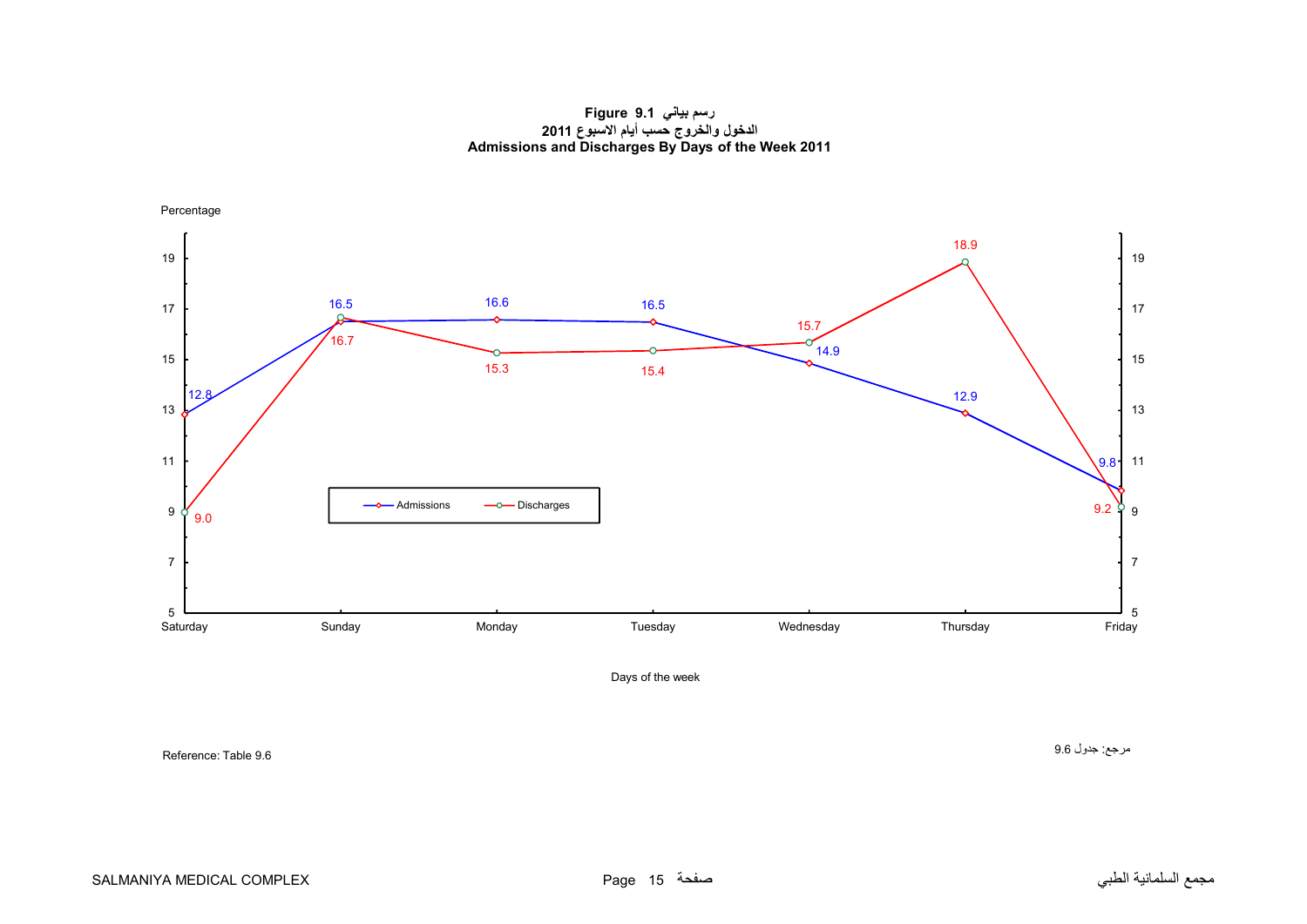**Figure 9.1 رسم بياني**

**الدخول والخروج حسب أيام الاسبوع 2011**

**Admissions and Discharges By Days of the Week 2011**

Percentage

| Day | Admissions | Discharges |
|---|---|---|
| Saturday | 12.8 | 9.0 |
| Sunday | 16.5 | 16.7 |
| Monday | 16.6 | 15.3 |
| Tuesday | 16.5 | 15.4 |
| Wednesday | 14.9 | 15.7 |
| Thursday | 12.9 | 18.9 |
| Friday | 9.8 | 9.2 |

Days of the week

Reference: Table 9.6

مرجع: جدول 9.6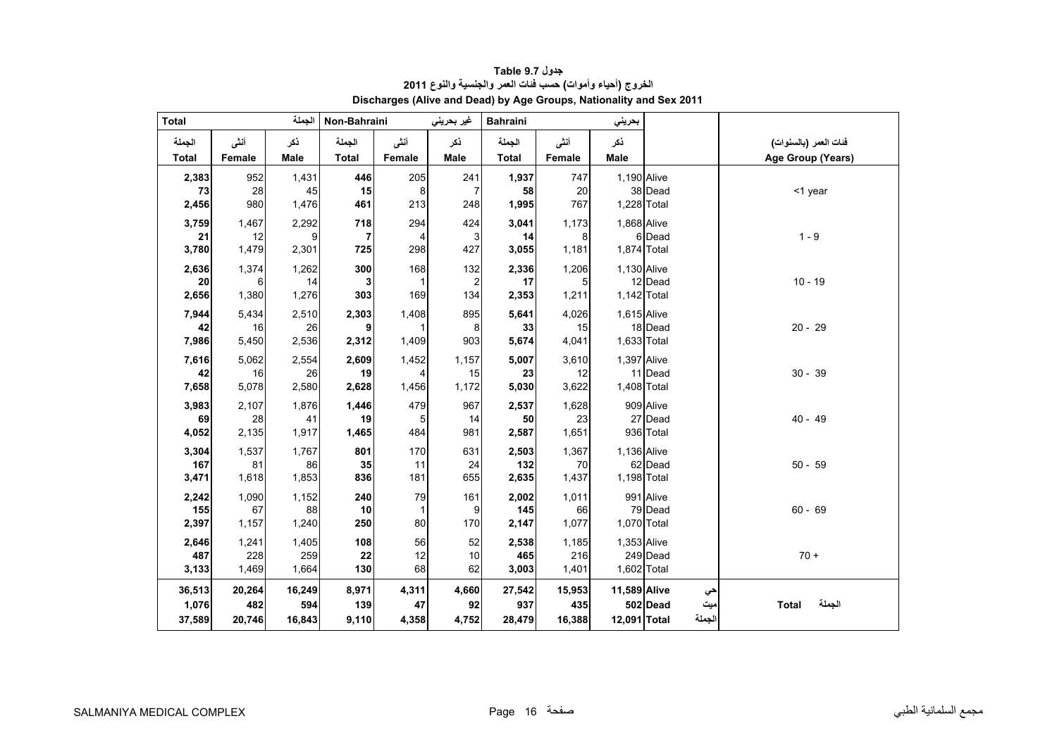**جدول Table 9.7**

**الخروج (أحياء وأموات) حسب فئات العمر والجنسية والنوع 2011**

**Discharges (Alive and Dead) by Age Groups, Nationality and Sex 2011**

| Total الجملة | | | Non-Bahraini غير بحريني | | | Bahraini بحريني | | | | |
|---|---|---|---|---|---|---|---|---|---|---|
| الجملة Total | أنثى Female | ذكر Male | الجملة Total | أنثى Female | ذكر Male | الجملة Total | أنثى Female | ذكر Male | | فئات العمر (بالسنوات) Age Group (Years) |
| **2,383** | 952 | 1,431 | **446** | 205 | 241 | **1,937** | 747 | 1,190 | Alive | <1 year |
| **73** | 28 | 45 | **15** | 8 | 7 | **58** | 20 | 38 | Dead | |
| **2,456** | 980 | 1,476 | **461** | 213 | 248 | **1,995** | 767 | 1,228 | Total | |
| **3,759** | 1,467 | 2,292 | **718** | 294 | 424 | **3,041** | 1,173 | 1,868 | Alive | 1 - 9 |
| **21** | 12 | 9 | **7** | 4 | 3 | **14** | 8 | 6 | Dead | |
| **3,780** | 1,479 | 2,301 | **725** | 298 | 427 | **3,055** | 1,181 | 1,874 | Total | |
| **2,636** | 1,374 | 1,262 | **300** | 168 | 132 | **2,336** | 1,206 | 1,130 | Alive | 10 - 19 |
| **20** | 6 | 14 | **3** | 1 | 2 | **17** | 5 | 12 | Dead | |
| **2,656** | 1,380 | 1,276 | **303** | 169 | 134 | **2,353** | 1,211 | 1,142 | Total | |
| **7,944** | 5,434 | 2,510 | **2,303** | 1,408 | 895 | **5,641** | 4,026 | 1,615 | Alive | 20 - 29 |
| **42** | 16 | 26 | **9** | 1 | 8 | **33** | 15 | 18 | Dead | |
| **7,986** | 5,450 | 2,536 | **2,312** | 1,409 | 903 | **5,674** | 4,041 | 1,633 | Total | |
| **7,616** | 5,062 | 2,554 | **2,609** | 1,452 | 1,157 | **5,007** | 3,610 | 1,397 | Alive | 30 - 39 |
| **42** | 16 | 26 | **19** | 4 | 15 | **23** | 12 | 11 | Dead | |
| **7,658** | 5,078 | 2,580 | **2,628** | 1,456 | 1,172 | **5,030** | 3,622 | 1,408 | Total | |
| **3,983** | 2,107 | 1,876 | **1,446** | 479 | 967 | **2,537** | 1,628 | 909 | Alive | 40 - 49 |
| **69** | 28 | 41 | **19** | 5 | 14 | **50** | 23 | 27 | Dead | |
| **4,052** | 2,135 | 1,917 | **1,465** | 484 | 981 | **2,587** | 1,651 | 936 | Total | |
| **3,304** | 1,537 | 1,767 | **801** | 170 | 631 | **2,503** | 1,367 | 1,136 | Alive | 50 - 59 |
| **167** | 81 | 86 | **35** | 11 | 24 | **132** | 70 | 62 | Dead | |
| **3,471** | 1,618 | 1,853 | **836** | 181 | 655 | **2,635** | 1,437 | 1,198 | Total | |
| **2,242** | 1,090 | 1,152 | **240** | 79 | 161 | **2,002** | 1,011 | 991 | Alive | 60 - 69 |
| **155** | 67 | 88 | **10** | 1 | 9 | **145** | 66 | 79 | Dead | |
| **2,397** | 1,157 | 1,240 | **250** | 80 | 170 | **2,147** | 1,077 | 1,070 | Total | |
| **2,646** | 1,241 | 1,405 | **108** | 56 | 52 | **2,538** | 1,185 | 1,353 | Alive | 70 + |
| **487** | 228 | 259 | **22** | 12 | 10 | **465** | 216 | 249 | Dead | |
| **3,133** | 1,469 | 1,664 | **130** | 68 | 62 | **3,003** | 1,401 | 1,602 | Total | |
| **36,513** | **20,264** | **16,249** | **8,971** | **4,311** | **4,660** | **27,542** | **15,953** | **11,589** | **Alive** حي | **Total** الجملة |
| **1,076** | **482** | **594** | **139** | **47** | **92** | **937** | **435** | **502** | **Dead** ميت | |
| **37,589** | **20,746** | **16,843** | **9,110** | **4,358** | **4,752** | **28,479** | **16,388** | **12,091** | **Total** الجملة | |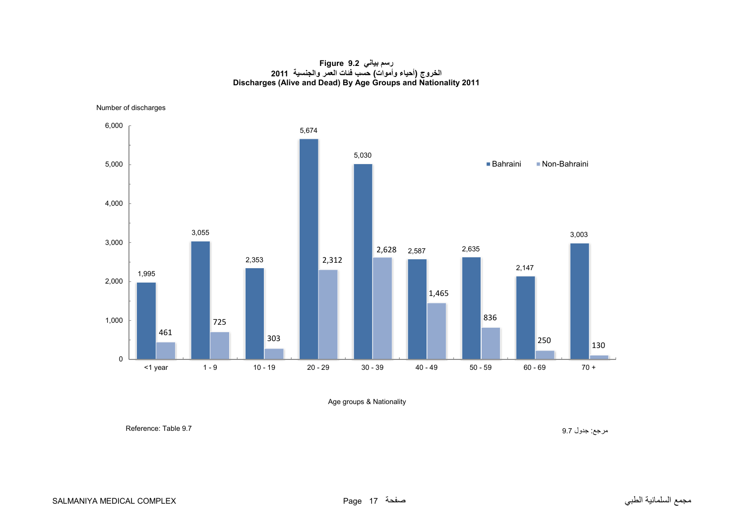**Figure 9.2 رسم بياني**

**الخروج (أحياء وأموات) حسب فئات العمر والجنسية 2011**

**Discharges (Alive and Dead) By Age Groups and Nationality 2011**

Number of discharges

| Age groups & Nationality | Bahraini | Non-Bahraini |
|---|---|---|
| <1 year | 1,995 | 461 |
| 1 - 9 | 3,055 | 725 |
| 10 - 19 | 2,353 | 303 |
| 20 - 29 | 5,674 | 2,312 |
| 30 - 39 | 5,030 | 2,628 |
| 40 - 49 | 2,587 | 1,465 |
| 50 - 59 | 2,635 | 836 |
| 60 - 69 | 2,147 | 250 |
| 70 + | 3,003 | 130 |

Reference: Table 9.7

مرجع: جدول 9.7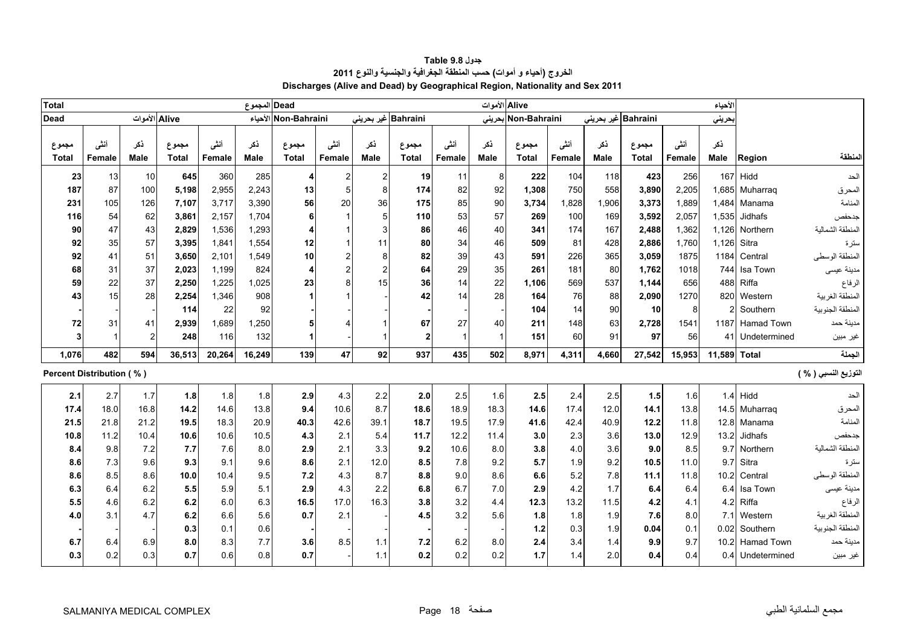# جدول Table 9.8

## الخروج (أحياء و أموات) حسب المنطقة الجغرافية والجنسية والنوع 2011

## Discharges (Alive and Dead) by Geographical Region, Nationality and Sex 2011

| Total المجموع | | | | | | Dead الأموات | | | | | | Alive الأحياء | | | | | | | |
|---|---|---|---|---|---|---|---|---|---|---|---|---|---|---|---|---|---|---|---|
| Dead الأموات | | | Alive الأحياء | | | Non-Bahraini غير بحريني | | | Bahraini بحريني | | | Non-Bahraini غير بحريني | | | Bahraini بحريني | | | | |
| مجموع Total | أنثى Female | ذكر Male | مجموع Total | أنثى Female | ذكر Male | مجموع Total | أنثى Female | ذكر Male | مجموع Total | أنثى Female | ذكر Male | مجموع Total | أنثى Female | ذكر Male | مجموع Total | أنثى Female | ذكر Male | Region | المنطقة |
| **23** | 13 | 10 | **645** | 360 | 285 | **4** | 2 | 2 | **19** | 11 | 8 | **222** | 104 | 118 | **423** | 256 | 167 | Hidd | الحد |
| **187** | 87 | 100 | **5,198** | 2,955 | 2,243 | **13** | 5 | 8 | **174** | 82 | 92 | **1,308** | 750 | 558 | **3,890** | 2,205 | 1,685 | Muharraq | المحرق |
| **231** | 105 | 126 | **7,107** | 3,717 | 3,390 | **56** | 20 | 36 | **175** | 85 | 90 | **3,734** | 1,828 | 1,906 | **3,373** | 1,889 | 1,484 | Manama | المنامة |
| **116** | 54 | 62 | **3,861** | 2,157 | 1,704 | **6** | 1 | 5 | **110** | 53 | 57 | **269** | 100 | 169 | **3,592** | 2,057 | 1,535 | Jidhafs | جدحفص |
| **90** | 47 | 43 | **2,829** | 1,536 | 1,293 | **4** | 1 | 3 | **86** | 46 | 40 | **341** | 174 | 167 | **2,488** | 1,362 | 1,126 | Northern | المنطقة الشمالية |
| **92** | 35 | 57 | **3,395** | 1,841 | 1,554 | **12** | 1 | 11 | **80** | 34 | 46 | **509** | 81 | 428 | **2,886** | 1,760 | 1,126 | Sitra | سترة |
| **92** | 41 | 51 | **3,650** | 2,101 | 1,549 | **10** | 2 | 8 | **82** | 39 | 43 | **591** | 226 | 365 | **3,059** | 1875 | 1184 | Central | المنطقة الوسطى |
| **68** | 31 | 37 | **2,023** | 1,199 | 824 | **4** | 2 | 2 | **64** | 29 | 35 | **261** | 181 | 80 | **1,762** | 1018 | 744 | Isa Town | مدينة عيسى |
| **59** | 22 | 37 | **2,250** | 1,225 | 1,025 | **23** | 8 | 15 | **36** | 14 | 22 | **1,106** | 569 | 537 | **1,144** | 656 | 488 | Riffa | الرفاع |
| **43** | 15 | 28 | **2,254** | 1,346 | 908 | **1** | 1 | - | **42** | 14 | 28 | **164** | 76 | 88 | **2,090** | 1270 | 820 | Western | المنطقة الغربية |
| **-** | - | - | **114** | 22 | 92 | **-** | - | - | **-** | - | - | **104** | 14 | 90 | **10** | 8 | 2 | Southern | المنطقة الجنوبية |
| **72** | 31 | 41 | **2,939** | 1,689 | 1,250 | **5** | 4 | 1 | **67** | 27 | 40 | **211** | 148 | 63 | **2,728** | 1541 | 1187 | Hamad Town | مدينة حمد |
| **3** | 1 | 2 | **248** | 116 | 132 | **1** | - | 1 | **2** | 1 | 1 | **151** | 60 | 91 | **97** | 56 | 41 | Undetermined | غير مبين |
| **1,076** | **482** | **594** | **36,513** | **20,264** | **16,249** | **139** | **47** | **92** | **937** | **435** | **502** | **8,971** | **4,311** | **4,660** | **27,542** | **15,953** | **11,589** | **Total** | **الجملة** |

**Percent Distribution ( % )** — **التوزيع النسبي ( % )**

| مجموع Total | أنثى Female | ذكر Male | مجموع Total | أنثى Female | ذكر Male | مجموع Total | أنثى Female | ذكر Male | مجموع Total | أنثى Female | ذكر Male | مجموع Total | أنثى Female | ذكر Male | مجموع Total | أنثى Female | ذكر Male | Region | المنطقة |
|---|---|---|---|---|---|---|---|---|---|---|---|---|---|---|---|---|---|---|---|
| **2.1** | 2.7 | 1.7 | **1.8** | 1.8 | 1.8 | **2.9** | 4.3 | 2.2 | **2.0** | 2.5 | 1.6 | **2.5** | 2.4 | 2.5 | **1.5** | 1.6 | 1.4 | Hidd | الحد |
| **17.4** | 18.0 | 16.8 | **14.2** | 14.6 | 13.8 | **9.4** | 10.6 | 8.7 | **18.6** | 18.9 | 18.3 | **14.6** | 17.4 | 12.0 | **14.1** | 13.8 | 14.5 | Muharraq | المحرق |
| **21.5** | 21.8 | 21.2 | **19.5** | 18.3 | 20.9 | **40.3** | 42.6 | 39.1 | **18.7** | 19.5 | 17.9 | **41.6** | 42.4 | 40.9 | **12.2** | 11.8 | 12.8 | Manama | المنامة |
| **10.8** | 11.2 | 10.4 | **10.6** | 10.6 | 10.5 | **4.3** | 2.1 | 5.4 | **11.7** | 12.2 | 11.4 | **3.0** | 2.3 | 3.6 | **13.0** | 12.9 | 13.2 | Jidhafs | جدحفص |
| **8.4** | 9.8 | 7.2 | **7.7** | 7.6 | 8.0 | **2.9** | 2.1 | 3.3 | **9.2** | 10.6 | 8.0 | **3.8** | 4.0 | 3.6 | **9.0** | 8.5 | 9.7 | Northern | المنطقة الشمالية |
| **8.6** | 7.3 | 9.6 | **9.3** | 9.1 | 9.6 | **8.6** | 2.1 | 12.0 | **8.5** | 7.8 | 9.2 | **5.7** | 1.9 | 9.2 | **10.5** | 11.0 | 9.7 | Sitra | سترة |
| **8.6** | 8.5 | 8.6 | **10.0** | 10.4 | 9.5 | **7.2** | 4.3 | 8.7 | **8.8** | 9.0 | 8.6 | **6.6** | 5.2 | 7.8 | **11.1** | 11.8 | 10.2 | Central | المنطقة الوسطى |
| **6.3** | 6.4 | 6.2 | **5.5** | 5.9 | 5.1 | **2.9** | 4.3 | 2.2 | **6.8** | 6.7 | 7.0 | **2.9** | 4.2 | 1.7 | **6.4** | 6.4 | 6.4 | Isa Town | مدينة عيسى |
| **5.5** | 4.6 | 6.2 | **6.2** | 6.0 | 6.3 | **16.5** | 17.0 | 16.3 | **3.8** | 3.2 | 4.4 | **12.3** | 13.2 | 11.5 | **4.2** | 4.1 | 4.2 | Riffa | الرفاع |
| **4.0** | 3.1 | 4.7 | **6.2** | 6.6 | 5.6 | **0.7** | 2.1 | - | **4.5** | 3.2 | 5.6 | **1.8** | 1.8 | 1.9 | **7.6** | 8.0 | 7.1 | Western | المنطقة الغربية |
| **-** | - | - | **0.3** | 0.1 | 0.6 | **-** | - | - | **-** | - | - | **1.2** | 0.3 | 1.9 | **0.04** | 0.1 | 0.02 | Southern | المنطقة الجنوبية |
| **6.7** | 6.4 | 6.9 | **8.0** | 8.3 | 7.7 | **3.6** | 8.5 | 1.1 | **7.2** | 6.2 | 8.0 | **2.4** | 3.4 | 1.4 | **9.9** | 9.7 | 10.2 | Hamad Town | مدينة حمد |
| **0.3** | 0.2 | 0.3 | **0.7** | 0.6 | 0.8 | **0.7** | - | 1.1 | **0.2** | 0.2 | 0.2 | **1.7** | 1.4 | 2.0 | **0.4** | 0.4 | 0.4 | Undetermined | غير مبين |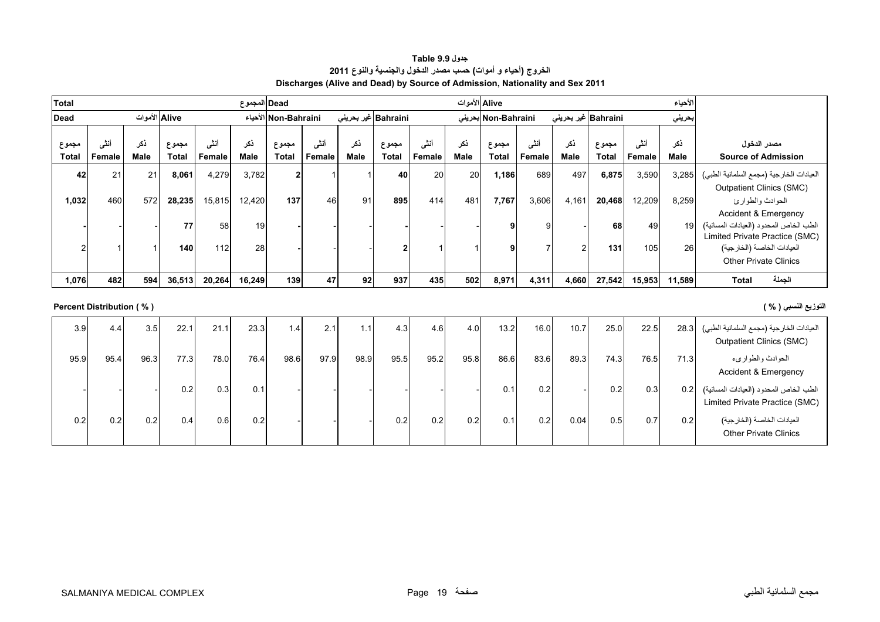**جدول Table 9.9**

**الخروج (أحياء و أموات) حسب مصدر الدخول والجنسية والنوع 2011**

**Discharges (Alive and Dead) by Source of Admission, Nationality and Sex 2011**

| Total المجموع | | | | | | Dead الأموات | | | | | | Alive الأحياء | | | | | | |
|---|---|---|---|---|---|---|---|---|---|---|---|---|---|---|---|---|---|---|
| Dead الأموات | | | Alive الأحياء | | | Non-Bahraini غير بحريني | | | Bahraini بحريني | | | Non-Bahraini غير بحريني | | | Bahraini بحريني | | | |
| مجموع Total | أنثى Female | ذكر Male | مجموع Total | أنثى Female | ذكر Male | مجموع Total | أنثى Female | ذكر Male | مجموع Total | أنثى Female | ذكر Male | مجموع Total | أنثى Female | ذكر Male | مجموع Total | أنثى Female | ذكر Male | مصدر الدخول Source of Admission |
| **42** | 21 | 21 | **8,061** | 4,279 | 3,782 | **2** | 1 | 1 | **40** | 20 | 20 | **1,186** | 689 | 497 | **6,875** | 3,590 | 3,285 | العيادات الخارجية (مجمع السلمانية الطبي) Outpatient Clinics (SMC) |
| **1,032** | 460 | 572 | **28,235** | 15,815 | 12,420 | **137** | 46 | 91 | **895** | 414 | 481 | **7,767** | 3,606 | 4,161 | **20,468** | 12,209 | 8,259 | الحوادث والطوارئ Accident & Emergency |
| **-** | - | - | **77** | 58 | 19 | **-** | - | - | **-** | - | - | **9** | 9 | - | **68** | 49 | 19 | الطب الخاص المحدود (العيادات المسائية) Limited Private Practice (SMC) |
| **2** | 1 | 1 | **140** | 112 | 28 | **-** | - | - | **2** | 1 | 1 | **9** | 7 | 2 | **131** | 105 | 26 | العيادات الخاصة (الخارجية) Other Private Clinics |
| **1,076** | **482** | **594** | **36,513** | **20,264** | **16,249** | **139** | **47** | **92** | **937** | **435** | **502** | **8,971** | **4,311** | **4,660** | **27,542** | **15,953** | **11,589** | **Total الجملة** |

**Percent Distribution ( % )** **التوزيع النسبي ( % )**

| مجموع Total | أنثى Female | ذكر Male | مجموع Total | أنثى Female | ذكر Male | مجموع Total | أنثى Female | ذكر Male | مجموع Total | أنثى Female | ذكر Male | مجموع Total | أنثى Female | ذكر Male | مجموع Total | أنثى Female | ذكر Male | مصدر الدخول Source of Admission |
|---|---|---|---|---|---|---|---|---|---|---|---|---|---|---|---|---|---|---|
| 3.9 | 4.4 | 3.5 | 22.1 | 21.1 | 23.3 | 1.4 | 2.1 | 1.1 | 4.3 | 4.6 | 4.0 | 13.2 | 16.0 | 10.7 | 25.0 | 22.5 | 28.3 | العيادات الخارجية (مجمع السلمانية الطبي) Outpatient Clinics (SMC) |
| 95.9 | 95.4 | 96.3 | 77.3 | 78.0 | 76.4 | 98.6 | 97.9 | 98.9 | 95.5 | 95.2 | 95.8 | 86.6 | 83.6 | 89.3 | 74.3 | 76.5 | 71.3 | الحوادث والطوارىء Accident & Emergency |
| - | - | - | 0.2 | 0.3 | 0.1 | - | - | - | - | - | - | 0.1 | 0.2 | - | 0.2 | 0.3 | 0.2 | الطب الخاص المحدود (العيادات المسائية) Limited Private Practice (SMC) |
| 0.2 | 0.2 | 0.2 | 0.4 | 0.6 | 0.2 | - | - | - | 0.2 | 0.2 | 0.2 | 0.1 | 0.2 | 0.04 | 0.5 | 0.7 | 0.2 | العيادات الخاصة (الخارجية) Other Private Clinics |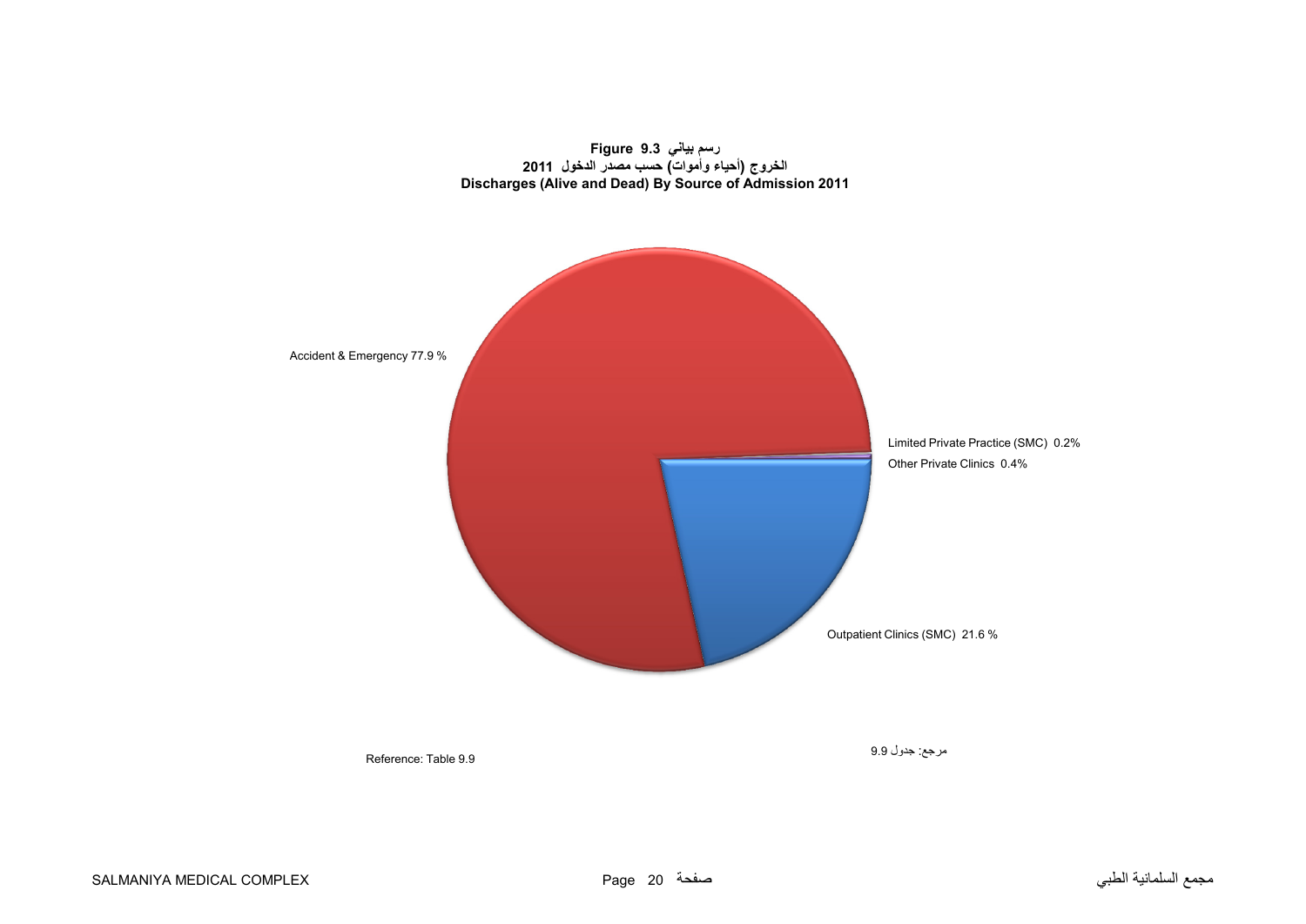**Figure 9.3 رسم بياني**

**الخروج (أحياء وأموات) حسب مصدر الدخول 2011**

**Discharges (Alive and Dead) By Source of Admission 2011**

Accident & Emergency 77.9 %

Limited Private Practice (SMC) 0.2%

Other Private Clinics 0.4%

Outpatient Clinics (SMC) 21.6 %

Reference: Table 9.9

مرجع: جدول 9.9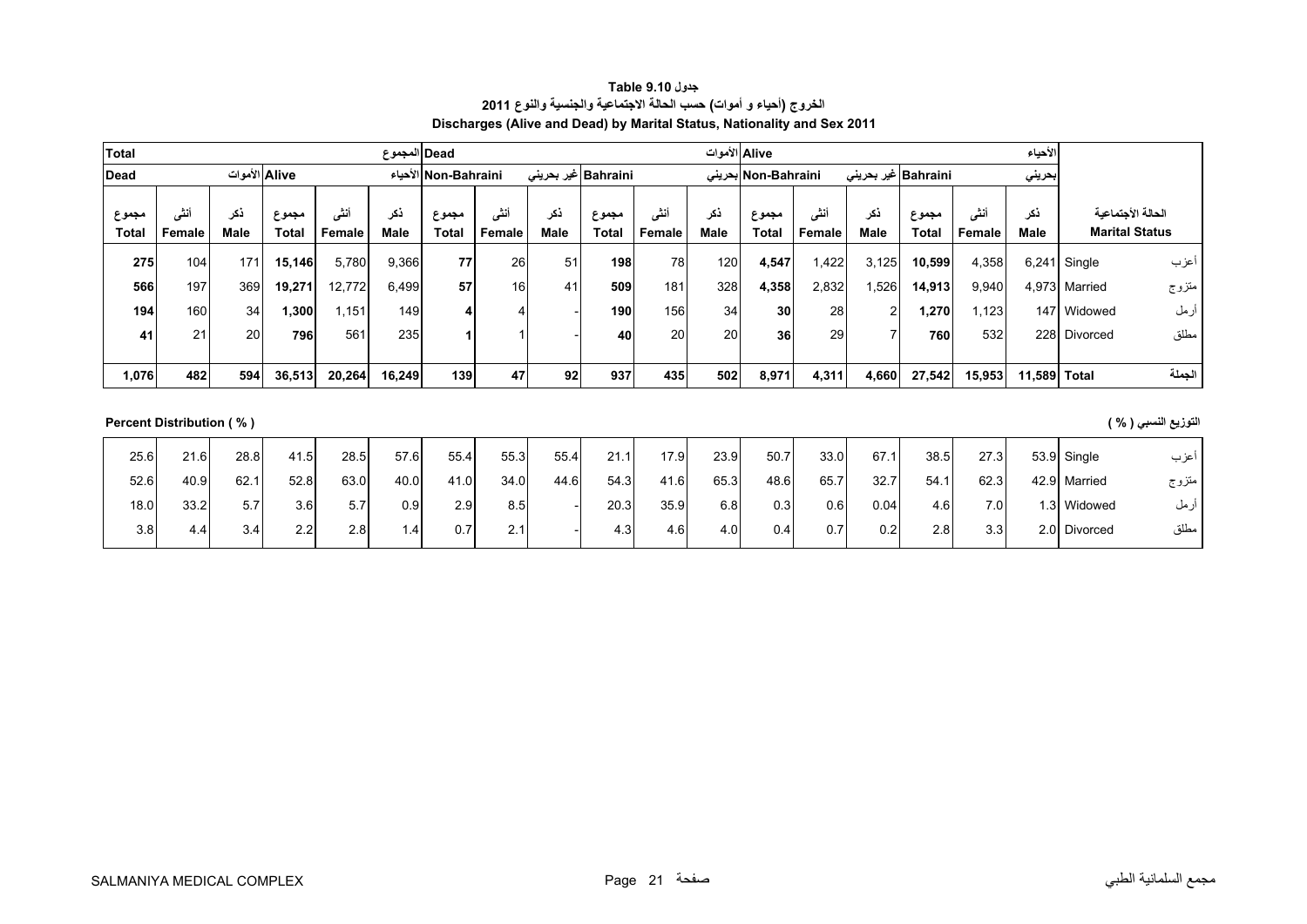# جدول Table 9.10

**الخروج (أحياء و أموات) حسب الحالة الاجتماعية والجنسية والنوع 2011**

**Discharges (Alive and Dead) by Marital Status, Nationality and Sex 2011**

| Total المجموع | | | | | | Dead الأموات | | | | | | Alive الأحياء | | | | | | | |
|---|---|---|---|---|---|---|---|---|---|---|---|---|---|---|---|---|---|---|---|
| Dead الأموات | | | Alive الأحياء | | | Non-Bahraini غير بحريني | | | Bahraini بحريني | | | Non-Bahraini غير بحريني | | | Bahraini بحريني | | | | |
| مجموع Total | أنثى Female | ذكر Male | مجموع Total | أنثى Female | ذكر Male | مجموع Total | أنثى Female | ذكر Male | مجموع Total | أنثى Female | ذكر Male | مجموع Total | أنثى Female | ذكر Male | مجموع Total | أنثى Female | ذكر Male | Marital Status | الحالة الأجتماعية |
| **275** | 104 | 171 | **15,146** | 5,780 | 9,366 | **77** | 26 | 51 | **198** | 78 | 120 | **4,547** | 1,422 | 3,125 | **10,599** | 4,358 | 6,241 | Single | أعزب |
| **566** | 197 | 369 | **19,271** | 12,772 | 6,499 | **57** | 16 | 41 | **509** | 181 | 328 | **4,358** | 2,832 | 1,526 | **14,913** | 9,940 | 4,973 | Married | متزوج |
| **194** | 160 | 34 | **1,300** | 1,151 | 149 | **4** | 4 | - | **190** | 156 | 34 | **30** | 28 | 2 | **1,270** | 1,123 | 147 | Widowed | أرمل |
| **41** | 21 | 20 | **796** | 561 | 235 | **1** | 1 | - | **40** | 20 | 20 | **36** | 29 | 7 | **760** | 532 | 228 | Divorced | مطلق |
| **1,076** | **482** | **594** | **36,513** | **20,264** | **16,249** | **139** | **47** | **92** | **937** | **435** | **502** | **8,971** | **4,311** | **4,660** | **27,542** | **15,953** | **11,589** | **Total** | **الجملة** |

**Percent Distribution ( % )** **التوزيع النسبي ( % )**

| مجموع Total | أنثى Female | ذكر Male | مجموع Total | أنثى Female | ذكر Male | مجموع Total | أنثى Female | ذكر Male | مجموع Total | أنثى Female | ذكر Male | مجموع Total | أنثى Female | ذكر Male | مجموع Total | أنثى Female | ذكر Male | Marital Status | الحالة الأجتماعية |
|---|---|---|---|---|---|---|---|---|---|---|---|---|---|---|---|---|---|---|---|
| 25.6 | 21.6 | 28.8 | 41.5 | 28.5 | 57.6 | 55.4 | 55.3 | 55.4 | 21.1 | 17.9 | 23.9 | 50.7 | 33.0 | 67.1 | 38.5 | 27.3 | 53.9 | Single | أعزب |
| 52.6 | 40.9 | 62.1 | 52.8 | 63.0 | 40.0 | 41.0 | 34.0 | 44.6 | 54.3 | 41.6 | 65.3 | 48.6 | 65.7 | 32.7 | 54.1 | 62.3 | 42.9 | Married | متزوج |
| 18.0 | 33.2 | 5.7 | 3.6 | 5.7 | 0.9 | 2.9 | 8.5 | - | 20.3 | 35.9 | 6.8 | 0.3 | 0.6 | 0.04 | 4.6 | 7.0 | 1.3 | Widowed | أرمل |
| 3.8 | 4.4 | 3.4 | 2.2 | 2.8 | 1.4 | 0.7 | 2.1 | - | 4.3 | 4.6 | 4.0 | 0.4 | 0.7 | 0.2 | 2.8 | 3.3 | 2.0 | Divorced | مطلق |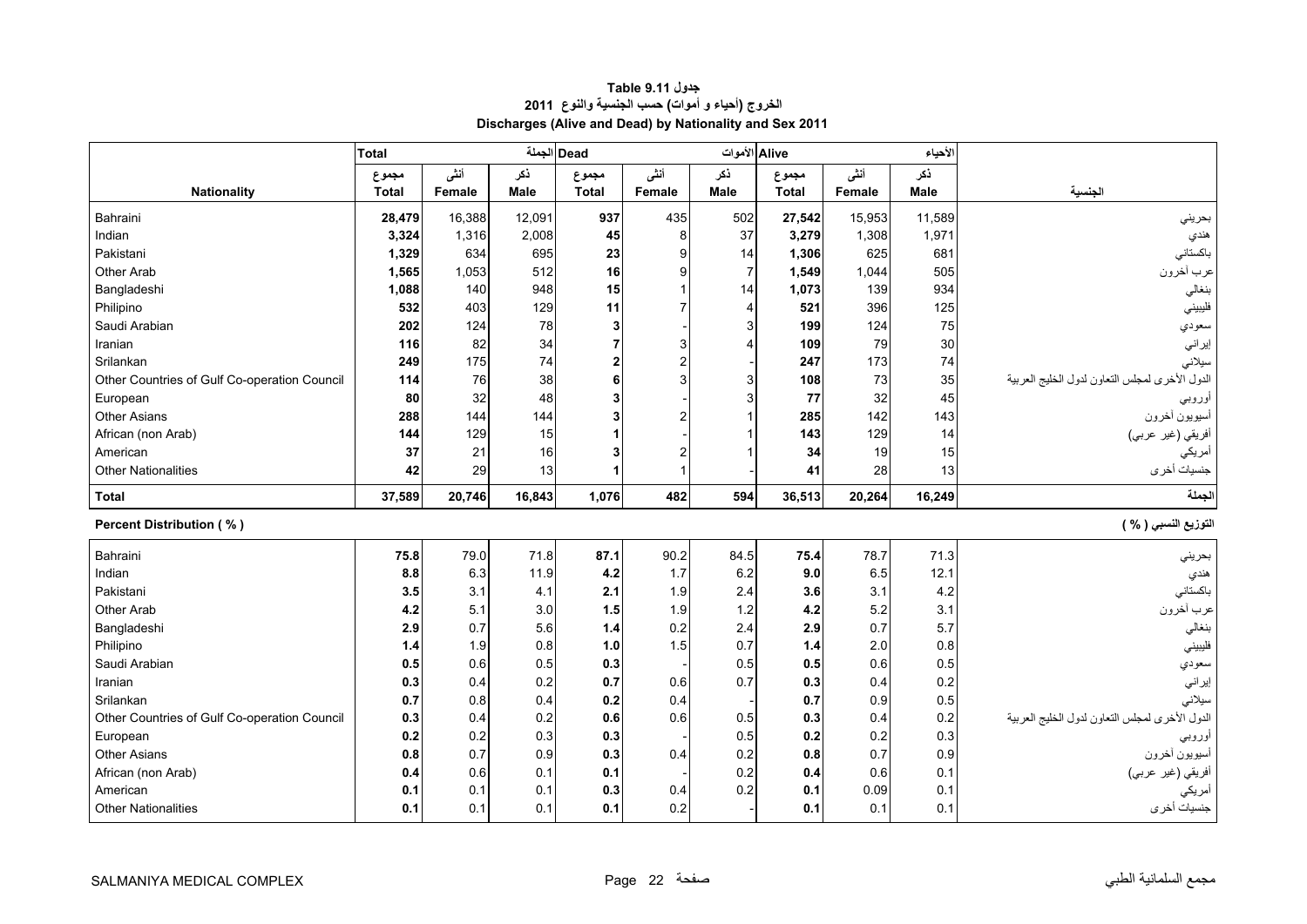# جدول Table 9.11

## الخروج (أحياء و أموات) حسب الجنسية والنوع 2011

## Discharges (Alive and Dead) by Nationality and Sex 2011

| Nationality | Total الجملة | | | Dead الأموات | | | Alive الأحياء | | | الجنسية |
|---|---|---|---|---|---|---|---|---|---|---|
| | مجموع Total | أنثى Female | ذكر Male | مجموع Total | أنثى Female | ذكر Male | مجموع Total | أنثى Female | ذكر Male | |
| Bahraini | **28,479** | 16,388 | 12,091 | **937** | 435 | 502 | **27,542** | 15,953 | 11,589 | بحريني |
| Indian | **3,324** | 1,316 | 2,008 | **45** | 8 | 37 | **3,279** | 1,308 | 1,971 | هندي |
| Pakistani | **1,329** | 634 | 695 | **23** | 9 | 14 | **1,306** | 625 | 681 | باكستاني |
| Other Arab | **1,565** | 1,053 | 512 | **16** | 9 | 7 | **1,549** | 1,044 | 505 | عرب آخرون |
| Bangladeshi | **1,088** | 140 | 948 | **15** | 1 | 14 | **1,073** | 139 | 934 | بنغالي |
| Philipino | **532** | 403 | 129 | **11** | 7 | 4 | **521** | 396 | 125 | فليبيني |
| Saudi Arabian | **202** | 124 | 78 | **3** | - | 3 | **199** | 124 | 75 | سعودي |
| Iranian | **116** | 82 | 34 | **7** | 3 | 4 | **109** | 79 | 30 | إيراني |
| Srilankan | **249** | 175 | 74 | **2** | 2 | - | **247** | 173 | 74 | سيلاني |
| Other Countries of Gulf Co-operation Council | **114** | 76 | 38 | **6** | 3 | 3 | **108** | 73 | 35 | الدول الأخرى لمجلس التعاون لدول الخليج العربية |
| European | **80** | 32 | 48 | **3** | - | 3 | **77** | 32 | 45 | أوروبي |
| Other Asians | **288** | 144 | 144 | **3** | 2 | 1 | **285** | 142 | 143 | أسيويون آخرون |
| African (non Arab) | **144** | 129 | 15 | **1** | - | 1 | **143** | 129 | 14 | أفريقي (غير عربي) |
| American | **37** | 21 | 16 | **3** | 2 | 1 | **34** | 19 | 15 | أمريكي |
| Other Nationalities | **42** | 29 | 13 | **1** | 1 | - | **41** | 28 | 13 | جنسيات أخرى |
| **Total** | **37,589** | **20,746** | **16,843** | **1,076** | **482** | **594** | **36,513** | **20,264** | **16,249** | **الجملة** |
| **Percent Distribution ( % )** | | | | | | | | | | **التوزيع النسبي ( % )** |
| Bahraini | **75.8** | 79.0 | 71.8 | **87.1** | 90.2 | 84.5 | **75.4** | 78.7 | 71.3 | بحريني |
| Indian | **8.8** | 6.3 | 11.9 | **4.2** | 1.7 | 6.2 | **9.0** | 6.5 | 12.1 | هندي |
| Pakistani | **3.5** | 3.1 | 4.1 | **2.1** | 1.9 | 2.4 | **3.6** | 3.1 | 4.2 | باكستاني |
| Other Arab | **4.2** | 5.1 | 3.0 | **1.5** | 1.9 | 1.2 | **4.2** | 5.2 | 3.1 | عرب آخرون |
| Bangladeshi | **2.9** | 0.7 | 5.6 | **1.4** | 0.2 | 2.4 | **2.9** | 0.7 | 5.7 | بنغالي |
| Philipino | **1.4** | 1.9 | 0.8 | **1.0** | 1.5 | 0.7 | **1.4** | 2.0 | 0.8 | فليبيني |
| Saudi Arabian | **0.5** | 0.6 | 0.5 | **0.3** | - | 0.5 | **0.5** | 0.6 | 0.5 | سعودي |
| Iranian | **0.3** | 0.4 | 0.2 | **0.7** | 0.6 | 0.7 | **0.3** | 0.4 | 0.2 | إيراني |
| Srilankan | **0.7** | 0.8 | 0.4 | **0.2** | 0.4 | - | **0.7** | 0.9 | 0.5 | سيلاني |
| Other Countries of Gulf Co-operation Council | **0.3** | 0.4 | 0.2 | **0.6** | 0.6 | 0.5 | **0.3** | 0.4 | 0.2 | الدول الأخرى لمجلس التعاون لدول الخليج العربية |
| European | **0.2** | 0.2 | 0.3 | **0.3** | - | 0.5 | **0.2** | 0.2 | 0.3 | أوروبي |
| Other Asians | **0.8** | 0.7 | 0.9 | **0.3** | 0.4 | 0.2 | **0.8** | 0.7 | 0.9 | أسيويون آخرون |
| African (non Arab) | **0.4** | 0.6 | 0.1 | **0.1** | - | 0.2 | **0.4** | 0.6 | 0.1 | أفريقي (غير عربي) |
| American | **0.1** | 0.1 | 0.1 | **0.3** | 0.4 | 0.2 | **0.1** | 0.09 | 0.1 | أمريكي |
| Other Nationalities | **0.1** | 0.1 | 0.1 | **0.1** | 0.2 | - | **0.1** | 0.1 | 0.1 | جنسيات أخرى |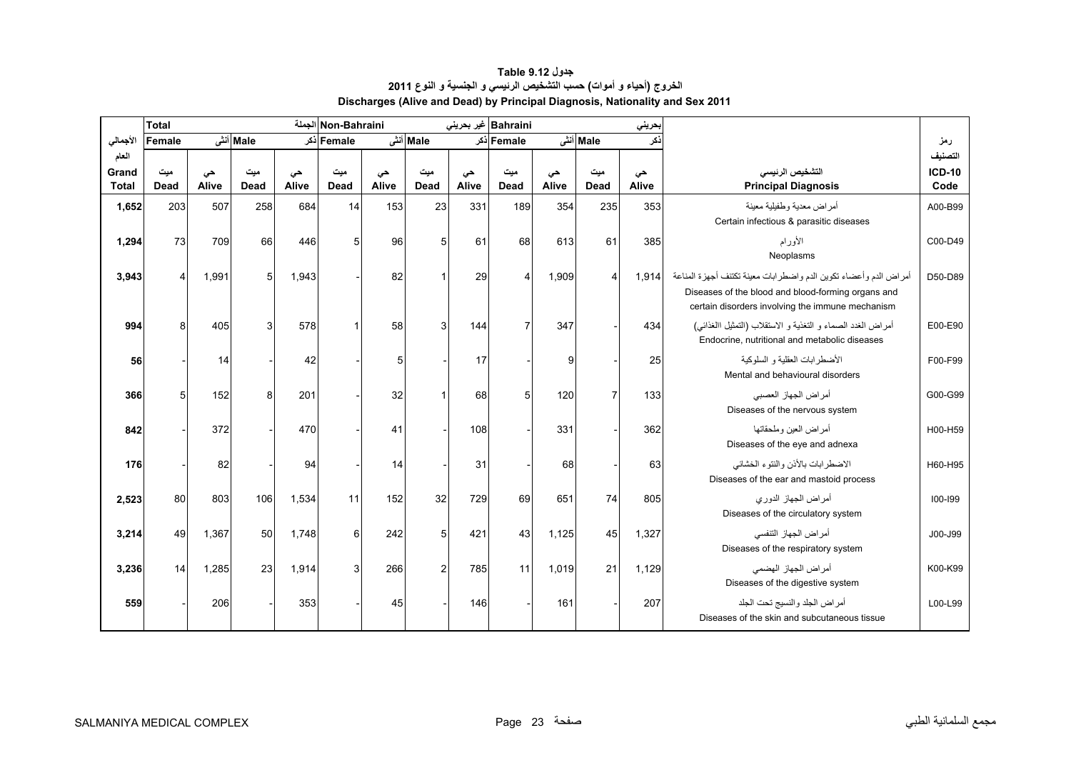## جدول 9.12 Table

## الخروج (أحياء و أموات) حسب التشخيص الرئيسي و الجنسية و النوع 2011

## Discharges (Alive and Dead) by Principal Diagnosis, Nationality and Sex 2011

| الأجمالي العام | Total الجملة | | | | Non-Bahraini غير بحريني | | | | Bahraini بحريني | | | | | |
|---|---|---|---|---|---|---|---|---|---|---|---|---|---|---|
| | Female أنثى | | Male ذكر | | Female أنثى | | Male ذكر | | Female أنثى | | Male ذكر | | | رمز التصنيف |
| Grand Total | ميت Dead | حي Alive | ميت Dead | حي Alive | ميت Dead | حي Alive | ميت Dead | حي Alive | ميت Dead | حي Alive | ميت Dead | حي Alive | التشخيص الرئيسي Principal Diagnosis | ICD-10 Code |
| 1,652 | 203 | 507 | 258 | 684 | 14 | 153 | 23 | 331 | 189 | 354 | 235 | 353 | أمراض معدية وطفيلية معينة Certain infectious & parasitic diseases | A00-B99 |
| 1,294 | 73 | 709 | 66 | 446 | 5 | 96 | 5 | 61 | 68 | 613 | 61 | 385 | الأورام Neoplasms | C00-D49 |
| 3,943 | 4 | 1,991 | 5 | 1,943 | - | 82 | 1 | 29 | 4 | 1,909 | 4 | 1,914 | أمراض الدم وأعضاء تكوين الدم واضطرابات معينة تكتنف أجهزة المناعة Diseases of the blood and blood-forming organs and certain disorders involving the immune mechanism | D50-D89 |
| 994 | 8 | 405 | 3 | 578 | 1 | 58 | 3 | 144 | 7 | 347 | - | 434 | أمراض الغدد الصماء و التغذية و الاستقلاب (التمثيل الغذائي) Endocrine, nutritional and metabolic diseases | E00-E90 |
| 56 | - | 14 | - | 42 | - | 5 | - | 17 | - | 9 | - | 25 | الأضطرابات العقلية و السلوكية Mental and behavioural disorders | F00-F99 |
| 366 | 5 | 152 | 8 | 201 | - | 32 | 1 | 68 | 5 | 120 | 7 | 133 | أمراض الجهاز العصبي Diseases of the nervous system | G00-G99 |
| 842 | - | 372 | - | 470 | - | 41 | - | 108 | - | 331 | - | 362 | أمراض العين وملحقاتها Diseases of the eye and adnexa | H00-H59 |
| 176 | - | 82 | - | 94 | - | 14 | - | 31 | - | 68 | - | 63 | الاضطرابات بالأذن والنتوء الخشائي Diseases of the ear and mastoid process | H60-H95 |
| 2,523 | 80 | 803 | 106 | 1,534 | 11 | 152 | 32 | 729 | 69 | 651 | 74 | 805 | أمراض الجهاز الدوري Diseases of the circulatory system | I00-I99 |
| 3,214 | 49 | 1,367 | 50 | 1,748 | 6 | 242 | 5 | 421 | 43 | 1,125 | 45 | 1,327 | أمراض الجهاز التنفسي Diseases of the respiratory system | J00-J99 |
| 3,236 | 14 | 1,285 | 23 | 1,914 | 3 | 266 | 2 | 785 | 11 | 1,019 | 21 | 1,129 | أمراض الجهاز الهضمي Diseases of the digestive system | K00-K99 |
| 559 | - | 206 | - | 353 | - | 45 | - | 146 | - | 161 | - | 207 | أمراض الجلد والنسيج تحت الجلد Diseases of the skin and subcutaneous tissue | L00-L99 |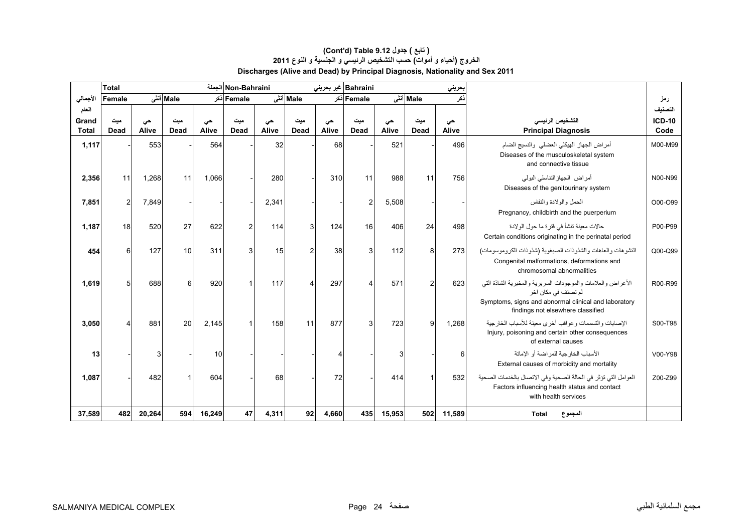# (Cont'd) Table 9.12 جدول ( تابع )

## الخروج (أحياء و أموات) حسب التشخيص الرئيسي و الجنسية و النوع 2011

## Discharges (Alive and Dead) by Principal Diagnosis, Nationality and Sex 2011

| Total الجملة | | | | | Non-Bahraini غير بحريني | | | | Bahraini بحريني | | | | | |
|---|---|---|---|---|---|---|---|---|---|---|---|---|---|---|
| الأجمالي العام | Female أنثى | | Male ذكر | | Female أنثى | | Male ذكر | | Female أنثى | | Male ذكر | | | رمز التصنيف |
| Grand Total | ميت Dead | حي Alive | ميت Dead | حي Alive | ميت Dead | حي Alive | ميت Dead | حي Alive | ميت Dead | حي Alive | ميت Dead | حي Alive | التشخيص الرئيسي Principal Diagnosis | ICD-10 Code |
| 1,117 | - | 553 | - | 564 | - | 32 | - | 68 | - | 521 | - | 496 | أمراض الجهاز الهيكلي العضلي والنسيج الضام Diseases of the musculoskeletal system and connective tissue | M00-M99 |
| 2,356 | 11 | 1,268 | 11 | 1,066 | - | 280 | - | 310 | 11 | 988 | 11 | 756 | أمراض الجهازالتناسلي البولي Diseases of the genitourinary system | N00-N99 |
| 7,851 | 2 | 7,849 | - | - | - | 2,341 | - | - | 2 | 5,508 | - | - | الحمل والولادة والنفاس Pregnancy, childbirth and the puerperium | O00-O99 |
| 1,187 | 18 | 520 | 27 | 622 | 2 | 114 | 3 | 124 | 16 | 406 | 24 | 498 | حالات معينة تنشأ في فترة ما حول الولادة Certain conditions originating in the perinatal period | P00-P99 |
| 454 | 6 | 127 | 10 | 311 | 3 | 15 | 2 | 38 | 3 | 112 | 8 | 273 | التشوهات والعاهات والشذوذات الصبغوية (شذوذات الكروموسومات) Congenital malformations, deformations and chromosomal abnormalities | Q00-Q99 |
| 1,619 | 5 | 688 | 6 | 920 | 1 | 117 | 4 | 297 | 4 | 571 | 2 | 623 | الأعراض والعلامات والموجودات السريرية والمخبرية الشاذة التي لم تصنف في مكان آخر Symptoms, signs and abnormal clinical and laboratory findings not elsewhere classified | R00-R99 |
| 3,050 | 4 | 881 | 20 | 2,145 | 1 | 158 | 11 | 877 | 3 | 723 | 9 | 1,268 | الإصابات والتسممات وعواقب أخرى معينة للأسباب الخارجية Injury, poisoning and certain other consequences of external causes | S00-T98 |
| 13 | - | 3 | - | 10 | - | - | - | 4 | - | 3 | - | 6 | الأسباب الخارجية للمراضة أو الإماتة External causes of morbidity and mortality | V00-Y98 |
| 1,087 | - | 482 | 1 | 604 | - | 68 | - | 72 | - | 414 | 1 | 532 | العوامل التي تؤثر في الحالة الصحية وفي الاتصال بالخدمات الصحية Factors influencing health status and contact with health services | Z00-Z99 |
| 37,589 | 482 | 20,264 | 594 | 16,249 | 47 | 4,311 | 92 | 4,660 | 435 | 15,953 | 502 | 11,589 | Total المجموع | |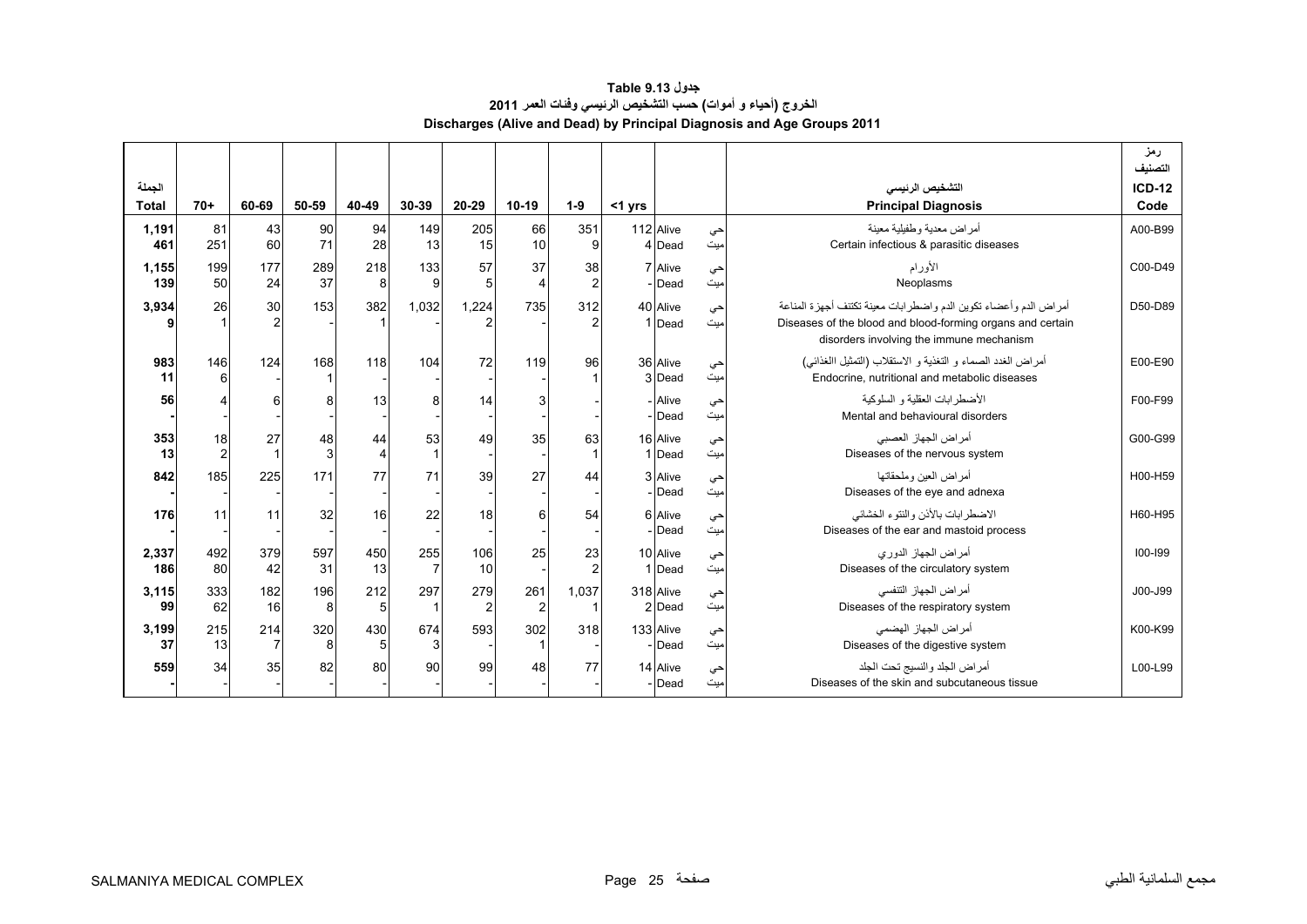# جدول Table 9.13

## الخروج (أحياء و أموات) حسب التشخيص الرئيسي وفئات العمر 2011

## Discharges (Alive and Dead) by Principal Diagnosis and Age Groups 2011

| الجملة Total | 70+ | 60-69 | 50-59 | 40-49 | 30-39 | 20-29 | 10-19 | 1-9 | <1 yrs | | | التشخيص الرئيسي Principal Diagnosis | رمز التصنيف ICD-12 Code |
|---|---|---|---|---|---|---|---|---|---|---|---|---|---|
| **1,191** | 81 | 43 | 90 | 94 | 149 | 205 | 66 | 351 | 112 | Alive | حي | أمراض معدية وطفيلية معينة Certain infectious & parasitic diseases | A00-B99 |
| **461** | 251 | 60 | 71 | 28 | 13 | 15 | 10 | 9 | 4 | Dead | ميت | | |
| **1,155** | 199 | 177 | 289 | 218 | 133 | 57 | 37 | 38 | 7 | Alive | حي | الأورام Neoplasms | C00-D49 |
| **139** | 50 | 24 | 37 | 8 | 9 | 5 | 4 | 2 | - | Dead | ميت | | |
| **3,934** | 26 | 30 | 153 | 382 | 1,032 | 1,224 | 735 | 312 | 40 | Alive | حي | أمراض الدم وأعضاء تكوين الدم واضطرابات معينة تكتنف أجهزة المناعة Diseases of the blood and blood-forming organs and certain disorders involving the immune mechanism | D50-D89 |
| **9** | 1 | 2 | - | 1 | - | 2 | - | 2 | 1 | Dead | ميت | | |
| **983** | 146 | 124 | 168 | 118 | 104 | 72 | 119 | 96 | 36 | Alive | حي | أمراض الغدد الصماء و التغذية و الاستقلاب (التمثيل الغذائي) Endocrine, nutritional and metabolic diseases | E00-E90 |
| **11** | 6 | - | 1 | - | - | - | - | 1 | 3 | Dead | ميت | | |
| **56** | 4 | 6 | 8 | 13 | 8 | 14 | 3 | - | - | Alive | حي | الأضطرابات العقلية و السلوكية Mental and behavioural disorders | F00-F99 |
| **-** | - | - | - | - | - | - | - | - | - | Dead | ميت | | |
| **353** | 18 | 27 | 48 | 44 | 53 | 49 | 35 | 63 | 16 | Alive | حي | أمراض الجهاز العصبي Diseases of the nervous system | G00-G99 |
| **13** | 2 | 1 | 3 | 4 | 1 | - | - | 1 | 1 | Dead | ميت | | |
| **842** | 185 | 225 | 171 | 77 | 71 | 39 | 27 | 44 | 3 | Alive | حي | أمراض العين وملحقاتها Diseases of the eye and adnexa | H00-H59 |
| **-** | - | - | - | - | - | - | - | - | - | Dead | ميت | | |
| **176** | 11 | 11 | 32 | 16 | 22 | 18 | 6 | 54 | 6 | Alive | حي | الاضطرابات بالأذن والنتوء الخشائي Diseases of the ear and mastoid process | H60-H95 |
| **-** | - | - | - | - | - | - | - | - | - | Dead | ميت | | |
| **2,337** | 492 | 379 | 597 | 450 | 255 | 106 | 25 | 23 | 10 | Alive | حي | أمراض الجهاز الدوري Diseases of the circulatory system | I00-I99 |
| **186** | 80 | 42 | 31 | 13 | 7 | 10 | - | 2 | 1 | Dead | ميت | | |
| **3,115** | 333 | 182 | 196 | 212 | 297 | 279 | 261 | 1,037 | 318 | Alive | حي | أمراض الجهاز التنفسي Diseases of the respiratory system | J00-J99 |
| **99** | 62 | 16 | 8 | 5 | 1 | 2 | 2 | 1 | 2 | Dead | ميت | | |
| **3,199** | 215 | 214 | 320 | 430 | 674 | 593 | 302 | 318 | 133 | Alive | حي | أمراض الجهاز الهضمي Diseases of the digestive system | K00-K99 |
| **37** | 13 | 7 | 8 | 5 | 3 | - | 1 | - | - | Dead | ميت | | |
| **559** | 34 | 35 | 82 | 80 | 90 | 99 | 48 | 77 | 14 | Alive | حي | أمراض الجلد والنسيج تحت الجلد Diseases of the skin and subcutaneous tissue | L00-L99 |
| **-** | - | - | - | - | - | - | - | - | - | Dead | ميت | | |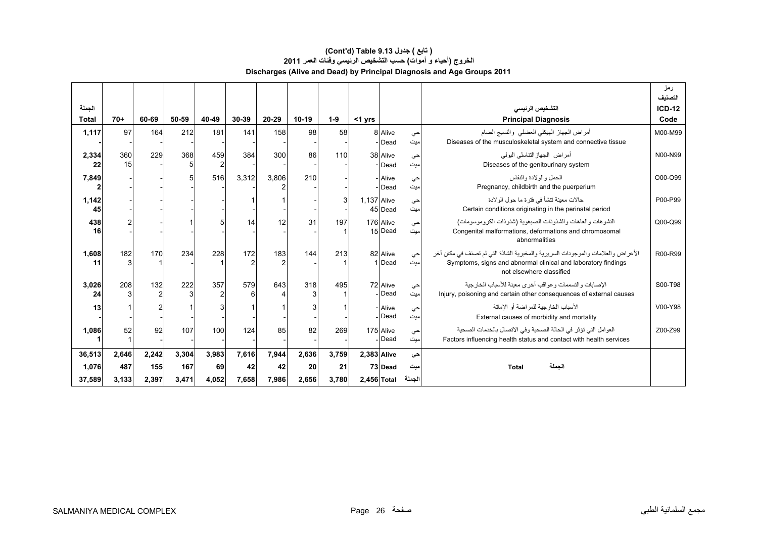# (Cont'd) Table 9.13 جدول ( تابع )

## الخروج (أحياء و أموات) حسب التشخيص الرئيسي وفئات العمر 2011

## Discharges (Alive and Dead) by Principal Diagnosis and Age Groups 2011

| الجملة Total | 70+ | 60-69 | 50-59 | 40-49 | 30-39 | 20-29 | 10-19 | 1-9 | <1 yrs | | | التشخيص الرئيسي Principal Diagnosis | رمز التصنيف ICD-12 Code |
|---|---|---|---|---|---|---|---|---|---|---|---|---|---|
| 1,117 | 97 | 164 | 212 | 181 | 141 | 158 | 98 | 58 | 8 | Alive | حي | أمراض الجهاز الهيكلي العضلي والنسيج الضام Diseases of the musculoskeletal system and connective tissue | M00-M99 |
| - | - | - | - | - | - | - | - | - | - | Dead | ميت | | |
| 2,334 | 360 | 229 | 368 | 459 | 384 | 300 | 86 | 110 | 38 | Alive | حي | أمراض الجهازالتناسلي البولي Diseases of the genitourinary system | N00-N99 |
| 22 | 15 | - | 5 | 2 | - | - | - | - | - | Dead | ميت | | |
| 7,849 | - | - | 5 | 516 | 3,312 | 3,806 | 210 | - | - | Alive | حي | الحمل والولادة والنفاس Pregnancy, childbirth and the puerperium | O00-O99 |
| 2 | - | - | - | - | - | 2 | - | - | - | Dead | ميت | | |
| 1,142 | - | - | - | - | 1 | 1 | - | 3 | 1,137 | Alive | حي | حالات معينة تنشأ في فترة ما حول الولادة Certain conditions originating in the perinatal period | P00-P99 |
| 45 | - | - | - | - | - | - | - | - | 45 | Dead | ميت | | |
| 438 | 2 | - | 1 | 5 | 14 | 12 | 31 | 197 | 176 | Alive | حي | التشوهات والعاهات والشذوذات الصبغوية (شذوذات الكروموسومات) Congenital malformations, deformations and chromosomal abnormalities | Q00-Q99 |
| 16 | - | - | - | - | - | - | - | 1 | 15 | Dead | ميت | | |
| 1,608 | 182 | 170 | 234 | 228 | 172 | 183 | 144 | 213 | 82 | Alive | حي | الأعراض والعلامات والموجودات السريرية والمخبرية الشاذة التي لم تصنف في مكان آخر Symptoms, signs and abnormal clinical and laboratory findings not elsewhere classified | R00-R99 |
| 11 | 3 | 1 | - | 1 | 2 | 2 | - | 1 | 1 | Dead | ميت | | |
| 3,026 | 208 | 132 | 222 | 357 | 579 | 643 | 318 | 495 | 72 | Alive | حي | الإصابات والتسممات وعواقب أخرى معينة للأسباب الخارجية Injury, poisoning and certain other consequences of external causes | S00-T98 |
| 24 | 3 | 2 | 3 | 2 | 6 | 4 | 3 | 1 | - | Dead | ميت | | |
| 13 | 1 | 2 | 1 | 3 | 1 | 1 | 3 | 1 | - | Alive | حي | الأسباب الخارجية للمراضة أو الإماتة External causes of morbidity and mortality | V00-Y98 |
| - | - | - | - | - | - | - | - | - | - | Dead | ميت | | |
| 1,086 | 52 | 92 | 107 | 100 | 124 | 85 | 82 | 269 | 175 | Alive | حي | العوامل التي تؤثر في الحالة الصحية وفي الاتصال بالخدمات الصحية Factors influencing health status and contact with health services | Z00-Z99 |
| 1 | 1 | - | - | - | - | - | - | - | - | Dead | ميت | | |
| **36,513** | **2,646** | **2,242** | **3,304** | **3,983** | **7,616** | **7,944** | **2,636** | **3,759** | **2,383** | **Alive** | **حي** | **Total الجملة** | |
| **1,076** | **487** | **155** | **167** | **69** | **42** | **42** | **20** | **21** | **73** | **Dead** | **ميت** | | |
| **37,589** | **3,133** | **2,397** | **3,471** | **4,052** | **7,658** | **7,986** | **2,656** | **3,780** | **2,456** | **Total** | **الجملة** | | |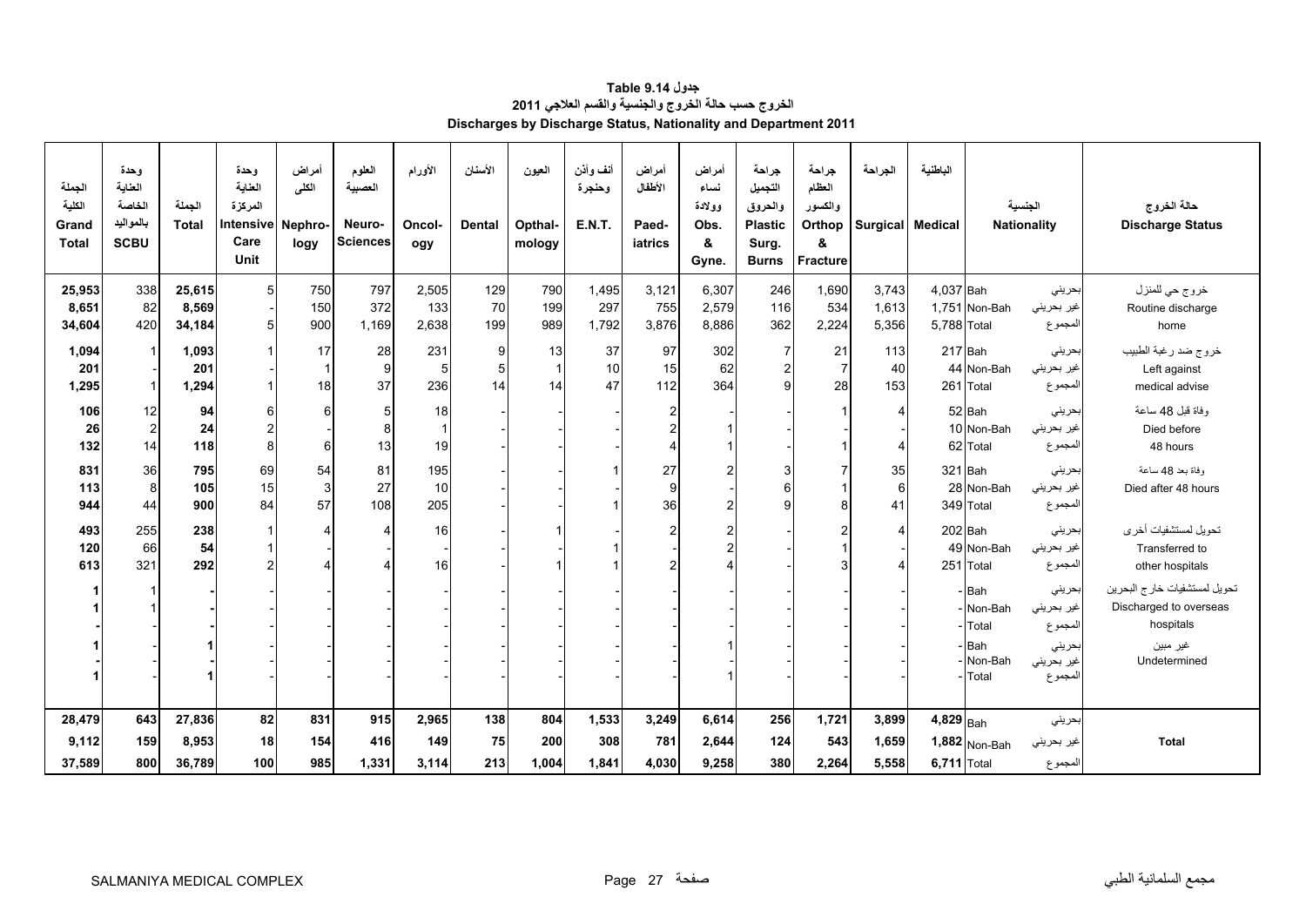# جدول 9.14 Table
## الخروج حسب حالة الخروج والجنسية والقسم العلاجي 2011
## Discharges by Discharge Status, Nationality and Department 2011

| الجملة الكلية Grand Total | وحدة العناية الخاصة بالمواليد SCBU | الجملة Total | وحدة العناية المركزة Intensive Care Unit | أمراض الكلى Nephro-logy | العلوم العصبية Neuro-Sciences | الأورام Oncol-ogy | الأسنان Dental | العيون Opthal-mology | أنف وأذن وحنجرة E.N.T. | أمراض الأطفال Paed-iatrics | أمراض نساء وولادة Obs. & Gyne. | جراحة التجميل والحروق Plastic Surg. Burns | جراحة العظام والكسور Orthop & Fracture | الجراحة Surgical | الباطنية Medical | الجنسية Nationality | | حالة الخروج Discharge Status |
|---|---|---|---|---|---|---|---|---|---|---|---|---|---|---|---|---|---|---|
| 25,953 | 338 | 25,615 | 5 | 750 | 797 | 2,505 | 129 | 790 | 1,495 | 3,121 | 6,307 | 246 | 1,690 | 3,743 | 4,037 | Bah | بحريني | خروج حي للمنزل |
| 8,651 | 82 | 8,569 | - | 150 | 372 | 133 | 70 | 199 | 297 | 755 | 2,579 | 116 | 534 | 1,613 | 1,751 | Non-Bah | غير بحريني | Routine discharge |
| 34,604 | 420 | 34,184 | 5 | 900 | 1,169 | 2,638 | 199 | 989 | 1,792 | 3,876 | 8,886 | 362 | 2,224 | 5,356 | 5,788 | Total | المجموع | home |
| 1,094 | 1 | 1,093 | 1 | 17 | 28 | 231 | 9 | 13 | 37 | 97 | 302 | 7 | 21 | 113 | 217 | Bah | بحريني | خروج ضد رغبة الطبيب |
| 201 | - | 201 | - | 1 | 9 | 5 | 5 | 1 | 10 | 15 | 62 | 2 | 7 | 40 | 44 | Non-Bah | غير بحريني | Left against |
| 1,295 | 1 | 1,294 | 1 | 18 | 37 | 236 | 14 | 14 | 47 | 112 | 364 | 9 | 28 | 153 | 261 | Total | المجموع | medical advise |
| 106 | 12 | 94 | 6 | 6 | 5 | 18 | - | - | - | 2 | - | - | 1 | 4 | 52 | Bah | بحريني | وفاة قبل 48 ساعة |
| 26 | 2 | 24 | 2 | - | 8 | 1 | - | - | - | 2 | 1 | - | - | - | 10 | Non-Bah | غير بحريني | Died before |
| 132 | 14 | 118 | 8 | 6 | 13 | 19 | - | - | - | 4 | 1 | - | 1 | 4 | 62 | Total | المجموع | 48 hours |
| 831 | 36 | 795 | 69 | 54 | 81 | 195 | - | - | 1 | 27 | 2 | 3 | 7 | 35 | 321 | Bah | بحريني | وفاة بعد 48 ساعة |
| 113 | 8 | 105 | 15 | 3 | 27 | 10 | - | - | - | 9 | - | 6 | 1 | 6 | 28 | Non-Bah | غير بحريني | Died after 48 hours |
| 944 | 44 | 900 | 84 | 57 | 108 | 205 | - | - | 1 | 36 | 2 | 9 | 8 | 41 | 349 | Total | المجموع | |
| 493 | 255 | 238 | 1 | 4 | 4 | 16 | - | 1 | - | 2 | 2 | - | 2 | 4 | 202 | Bah | بحريني | تحويل لمستشفيات أخرى |
| 120 | 66 | 54 | 1 | - | - | - | - | - | 1 | - | 2 | - | 1 | - | 49 | Non-Bah | غير بحريني | Transferred to |
| 613 | 321 | 292 | 2 | 4 | 4 | 16 | - | 1 | 1 | 2 | 4 | - | 3 | 4 | 251 | Total | المجموع | other hospitals |
| 1 | 1 | - | - | - | - | - | - | - | - | - | - | - | - | - | - | Bah | بحريني | تحويل لمستشفيات خارج البحرين |
| 1 | 1 | - | - | - | - | - | - | - | - | - | - | - | - | - | - | Non-Bah | غير بحريني | Discharged to overseas |
| - | - | - | - | - | - | - | - | - | - | - | - | - | - | - | - | Total | المجموع | hospitals |
| 1 | - | 1 | - | - | - | - | - | - | - | - | 1 | - | - | - | - | Bah | بحريني | غير مبين |
| - | - | - | - | - | - | - | - | - | - | - | - | - | - | - | - | Non-Bah | غير بحريني | Undetermined |
| 1 | - | 1 | - | - | - | - | - | - | - | - | 1 | - | - | - | - | Total | المجموع | |
| **28,479** | **643** | **27,836** | **82** | **831** | **915** | **2,965** | **138** | **804** | **1,533** | **3,249** | **6,614** | **256** | **1,721** | **3,899** | **4,829** | Bah | بحريني | |
| **9,112** | **159** | **8,953** | **18** | **154** | **416** | **149** | **75** | **200** | **308** | **781** | **2,644** | **124** | **543** | **1,659** | **1,882** | Non-Bah | غير بحريني | **Total** |
| **37,589** | **800** | **36,789** | **100** | **985** | **1,331** | **3,114** | **213** | **1,004** | **1,841** | **4,030** | **9,258** | **380** | **2,264** | **5,558** | **6,711** | Total | المجموع | |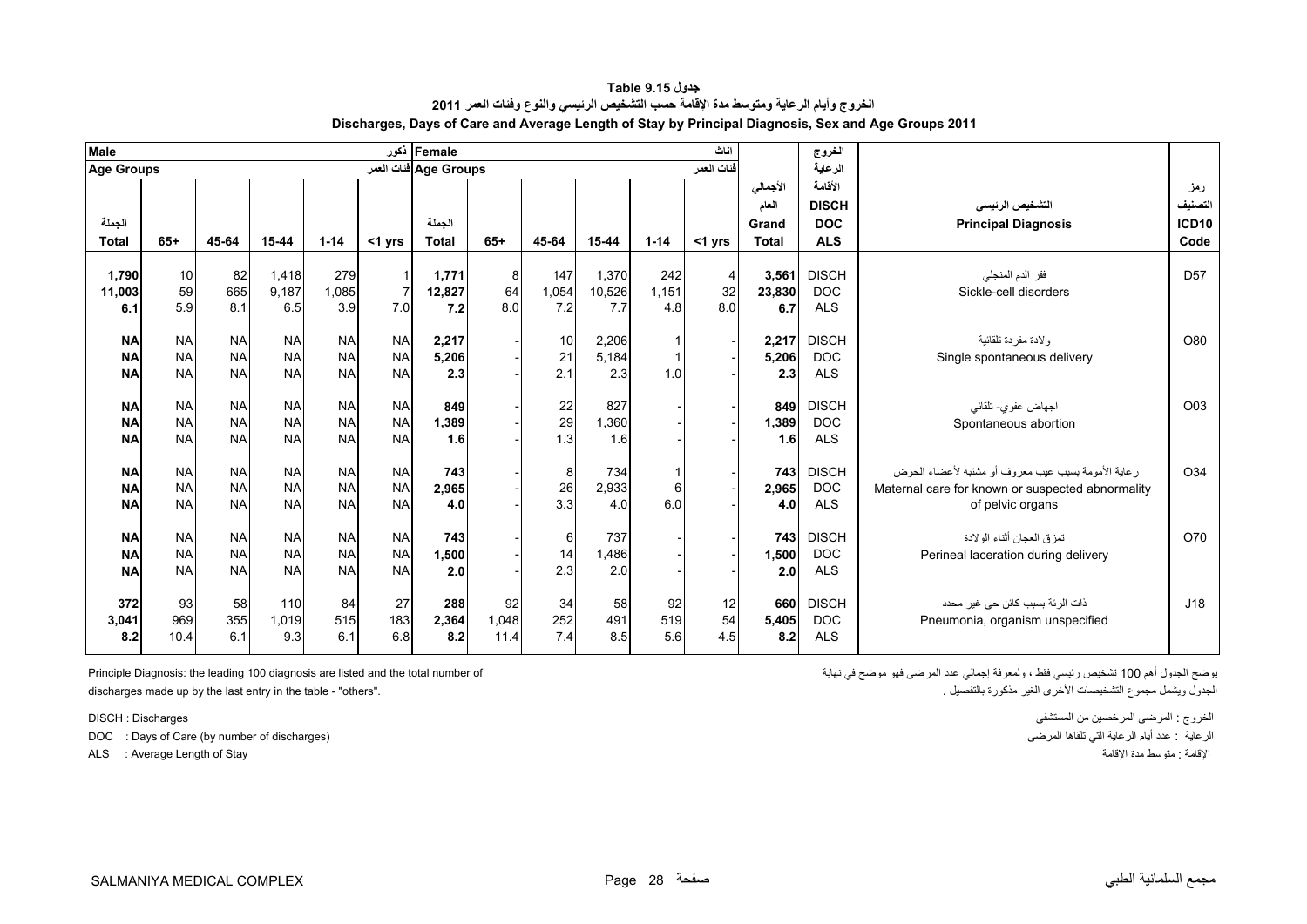# جدول Table 9.15

## الخروج وأيام الرعاية ومتوسط مدة الإقامة حسب التشخيص الرئيسي والنوع وفئات العمر 2011

## Discharges, Days of Care and Average Length of Stay by Principal Diagnosis, Sex and Age Groups 2011

| Male ذكور | | | | | | Female اناث | | | | | | | | | |
|---|---|---|---|---|---|---|---|---|---|---|---|---|---|---|---|
| Age Groups فئات العمر | | | | | | Age Groups فئات العمر | | | | | | | | | |
| الجملة Total | 65+ | 45-64 | 15-44 | 1-14 | <1 yrs | الجملة Total | 65+ | 45-64 | 15-44 | 1-14 | <1 yrs | الأجمالي العام Grand Total | الخروج الرعاية الأقامة DISCH DOC ALS | التشخيص الرئيسي Principal Diagnosis | رمز التصنيف ICD10 Code |
| **1,790** | 10 | 82 | 1,418 | 279 | 1 | **1,771** | 8 | 147 | 1,370 | 242 | 4 | **3,561** | DISCH | فقر الدم المنجلي Sickle-cell disorders | D57 |
| **11,003** | 59 | 665 | 9,187 | 1,085 | 7 | **12,827** | 64 | 1,054 | 10,526 | 1,151 | 32 | **23,830** | DOC | | |
| **6.1** | 5.9 | 8.1 | 6.5 | 3.9 | 7.0 | **7.2** | 8.0 | 7.2 | 7.7 | 4.8 | 8.0 | **6.7** | ALS | | |
| **NA** | NA | NA | NA | NA | NA | **2,217** | - | 10 | 2,206 | 1 | - | **2,217** | DISCH | ولادة مفردة تلقائية Single spontaneous delivery | O80 |
| **NA** | NA | NA | NA | NA | NA | **5,206** | - | 21 | 5,184 | 1 | - | **5,206** | DOC | | |
| **NA** | NA | NA | NA | NA | NA | **2.3** | - | 2.1 | 2.3 | 1.0 | - | **2.3** | ALS | | |
| **NA** | NA | NA | NA | NA | NA | **849** | - | 22 | 827 | - | - | **849** | DISCH | اجهاض عفوي- تلقائي Spontaneous abortion | O03 |
| **NA** | NA | NA | NA | NA | NA | **1,389** | - | 29 | 1,360 | - | - | **1,389** | DOC | | |
| **NA** | NA | NA | NA | NA | NA | **1.6** | - | 1.3 | 1.6 | - | - | **1.6** | ALS | | |
| **NA** | NA | NA | NA | NA | NA | **743** | - | 8 | 734 | 1 | - | **743** | DISCH | رعاية الأمومة بسبب عيب معروف أو مشتبه لأعضاء الحوض Maternal care for known or suspected abnormality of pelvic organs | O34 |
| **NA** | NA | NA | NA | NA | NA | **2,965** | - | 26 | 2,933 | 6 | - | **2,965** | DOC | | |
| **NA** | NA | NA | NA | NA | NA | **4.0** | - | 3.3 | 4.0 | 6.0 | - | **4.0** | ALS | | |
| **NA** | NA | NA | NA | NA | NA | **743** | - | 6 | 737 | - | - | **743** | DISCH | تمزق العجان أثناء الولادة Perineal laceration during delivery | O70 |
| **NA** | NA | NA | NA | NA | NA | **1,500** | - | 14 | 1,486 | - | - | **1,500** | DOC | | |
| **NA** | NA | NA | NA | NA | NA | **2.0** | - | 2.3 | 2.0 | - | - | **2.0** | ALS | | |
| **372** | 93 | 58 | 110 | 84 | 27 | **288** | 92 | 34 | 58 | 92 | 12 | **660** | DISCH | ذات الرئة بسبب كائن حي غير محدد Pneumonia, organism unspecified | J18 |
| **3,041** | 969 | 355 | 1,019 | 515 | 183 | **2,364** | 1,048 | 252 | 491 | 519 | 54 | **5,405** | DOC | | |
| **8.2** | 10.4 | 6.1 | 9.3 | 6.1 | 6.8 | **8.2** | 11.4 | 7.4 | 8.5 | 5.6 | 4.5 | **8.2** | ALS | | |

Principle Diagnosis: the leading 100 diagnosis are listed and the total number of discharges made up by the last entry in the table - "others".

يوضح الجدول أهم 100 تشخيص رئيسي فقط ، ولمعرفة إجمالي عدد المرضى فهو موضح في نهاية الجدول ويشمل مجموع التشخيصات الأخرى الغير مذكورة بالتفصيل .

DISCH : Discharges — الخروج : المرضى المرخصين من المستشفى

DOC : Days of Care (by number of discharges) — الرعاية : عدد أيام الرعاية التي تلقاها المرضى

ALS : Average Length of Stay — الإقامة : متوسط مدة الإقامة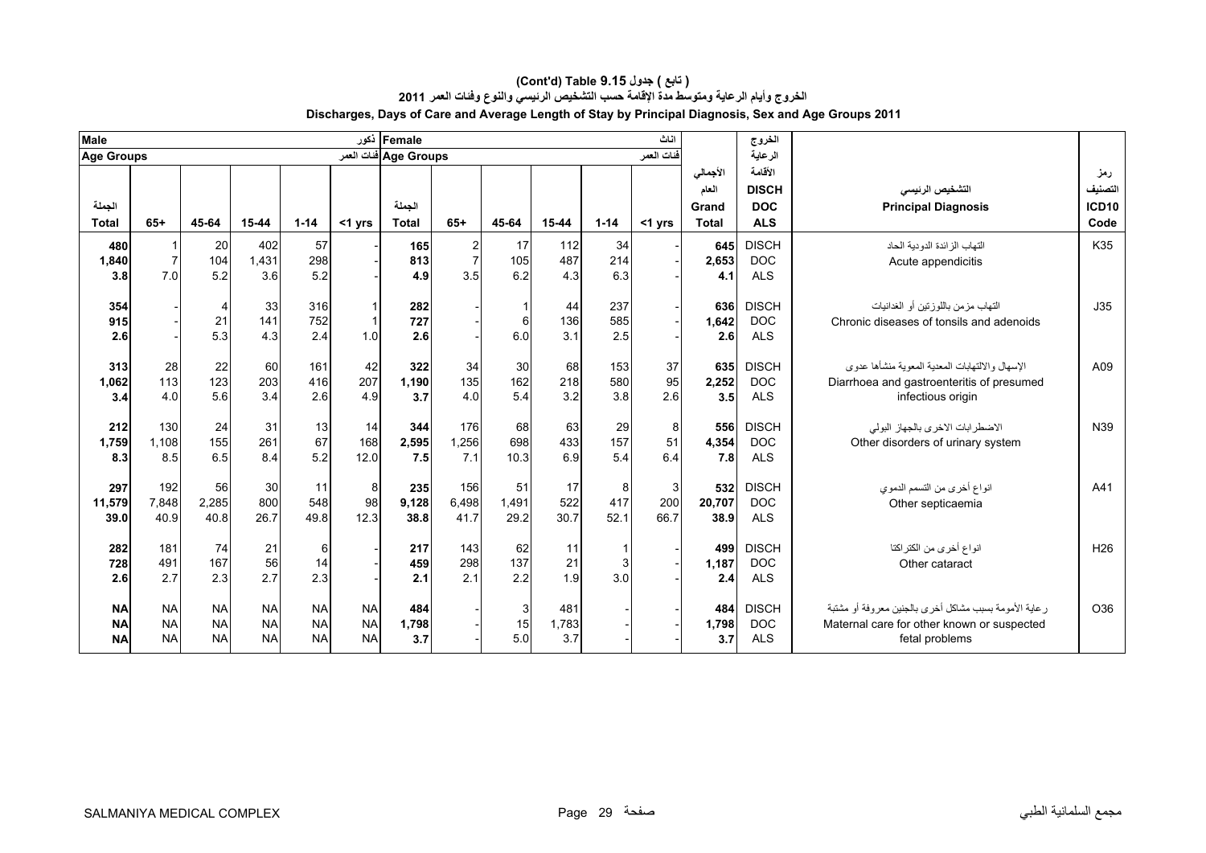# (Cont'd) Table 9.15 جدول ( تابع )

## الخروج وأيام الرعاية ومتوسط مدة الإقامة حسب التشخيص الرئيسي والنوع وفئات العمر 2011

## Discharges, Days of Care and Average Length of Stay by Principal Diagnosis, Sex and Age Groups 2011

| Male ذكور | | | | | | Female اناث | | | | | | | الخروج الرعاية الأقامة | | |
|---|---|---|---|---|---|---|---|---|---|---|---|---|---|---|---|
| Age Groups فئات العمر | | | | | | Age Groups فئات العمر | | | | | | | | | |
| الجملة Total | 65+ | 45-64 | 15-44 | 1-14 | <1 yrs | الجملة Total | 65+ | 45-64 | 15-44 | 1-14 | <1 yrs | الأجمالي العام Grand Total | DISCH DOC ALS | التشخيص الرئيسي Principal Diagnosis | رمز التصنيف ICD10 Code |
| 480 | 1 | 20 | 402 | 57 | - | 165 | 2 | 17 | 112 | 34 | - | 645 | DISCH | التهاب الزائدة الدودية الحاد | K35 |
| 1,840 | 7 | 104 | 1,431 | 298 | - | 813 | 7 | 105 | 487 | 214 | - | 2,653 | DOC | Acute appendicitis | |
| 3.8 | 7.0 | 5.2 | 3.6 | 5.2 | - | 4.9 | 3.5 | 6.2 | 4.3 | 6.3 | - | 4.1 | ALS | | |
| 354 | - | 4 | 33 | 316 | 1 | 282 | - | 1 | 44 | 237 | - | 636 | DISCH | التهاب مزمن باللوزتين أو الغدانيات | J35 |
| 915 | - | 21 | 141 | 752 | 1 | 727 | - | 6 | 136 | 585 | - | 1,642 | DOC | Chronic diseases of tonsils and adenoids | |
| 2.6 | - | 5.3 | 4.3 | 2.4 | 1.0 | 2.6 | - | 6.0 | 3.1 | 2.5 | - | 2.6 | ALS | | |
| 313 | 28 | 22 | 60 | 161 | 42 | 322 | 34 | 30 | 68 | 153 | 37 | 635 | DISCH | الإسهال والالتهابات المعدية المعوية منشأها عدوى | A09 |
| 1,062 | 113 | 123 | 203 | 416 | 207 | 1,190 | 135 | 162 | 218 | 580 | 95 | 2,252 | DOC | Diarrhoea and gastroenteritis of presumed | |
| 3.4 | 4.0 | 5.6 | 3.4 | 2.6 | 4.9 | 3.7 | 4.0 | 5.4 | 3.2 | 3.8 | 2.6 | 3.5 | ALS | infectious origin | |
| 212 | 130 | 24 | 31 | 13 | 14 | 344 | 176 | 68 | 63 | 29 | 8 | 556 | DISCH | الاضطرابات الاخرى بالجهاز البولي | N39 |
| 1,759 | 1,108 | 155 | 261 | 67 | 168 | 2,595 | 1,256 | 698 | 433 | 157 | 51 | 4,354 | DOC | Other disorders of urinary system | |
| 8.3 | 8.5 | 6.5 | 8.4 | 5.2 | 12.0 | 7.5 | 7.1 | 10.3 | 6.9 | 5.4 | 6.4 | 7.8 | ALS | | |
| 297 | 192 | 56 | 30 | 11 | 8 | 235 | 156 | 51 | 17 | 8 | 3 | 532 | DISCH | انواع أخرى من التسمم الدموي | A41 |
| 11,579 | 7,848 | 2,285 | 800 | 548 | 98 | 9,128 | 6,498 | 1,491 | 522 | 417 | 200 | 20,707 | DOC | Other septicaemia | |
| 39.0 | 40.9 | 40.8 | 26.7 | 49.8 | 12.3 | 38.8 | 41.7 | 29.2 | 30.7 | 52.1 | 66.7 | 38.9 | ALS | | |
| 282 | 181 | 74 | 21 | 6 | - | 217 | 143 | 62 | 11 | 1 | - | 499 | DISCH | انواع أخرى من الكتراكتا | H26 |
| 728 | 491 | 167 | 56 | 14 | - | 459 | 298 | 137 | 21 | 3 | - | 1,187 | DOC | Other cataract | |
| 2.6 | 2.7 | 2.3 | 2.7 | 2.3 | - | 2.1 | 2.1 | 2.2 | 1.9 | 3.0 | - | 2.4 | ALS | | |
| NA | NA | NA | NA | NA | NA | 484 | - | 3 | 481 | - | - | 484 | DISCH | رعاية الأمومة بسبب مشاكل أخرى بالجنين معروفة أو مشتبة | O36 |
| NA | NA | NA | NA | NA | NA | 1,798 | - | 15 | 1,783 | - | - | 1,798 | DOC | Maternal care for other known or suspected | |
| NA | NA | NA | NA | NA | NA | 3.7 | - | 5.0 | 3.7 | - | - | 3.7 | ALS | fetal problems | |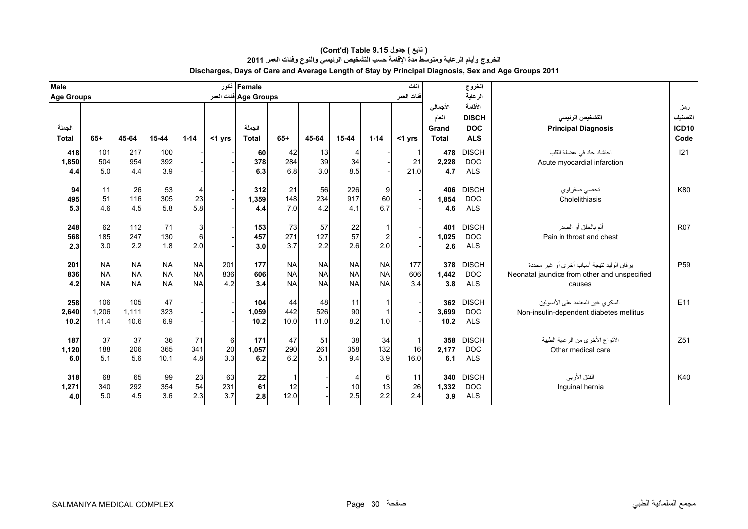**(Cont'd) Table 9.15 جدول ( تابع )**

**الخروج وأيام الرعاية ومتوسط مدة الإقامة حسب التشخيص الرئيسي والنوع وفئات العمر 2011**

**Discharges, Days of Care and Average Length of Stay by Principal Diagnosis, Sex and Age Groups 2011**

| Male ذكور | | | | | | Female اناث | | | | | | | الخروج الرعاية الأقامة | | |
|---|---|---|---|---|---|---|---|---|---|---|---|---|---|---|---|
| Age Groups فئات العمر | | | | | | Age Groups فئات العمر | | | | | | | | | |
| الجملة Total | 65+ | 45-64 | 15-44 | 1-14 | <1 yrs | الجملة Total | 65+ | 45-64 | 15-44 | 1-14 | <1 yrs | الأجمالي العام Grand Total | DISCH DOC ALS | التشخيص الرئيسي Principal Diagnosis | رمز التصنيف ICD10 Code |
| 418 | 101 | 217 | 100 | - | - | 60 | 42 | 13 | 4 | - | 1 | 478 | DISCH | احتشاد حاد في عضلة القلب Acute myocardial infarction | I21 |
| 1,850 | 504 | 954 | 392 | - | - | 378 | 284 | 39 | 34 | - | 21 | 2,228 | DOC | | |
| 4.4 | 5.0 | 4.4 | 3.9 | - | - | 6.3 | 6.8 | 3.0 | 8.5 | - | 21.0 | 4.7 | ALS | | |
| 94 | 11 | 26 | 53 | 4 | - | 312 | 21 | 56 | 226 | 9 | - | 406 | DISCH | تحصي صفراوي Cholelithiasis | K80 |
| 495 | 51 | 116 | 305 | 23 | - | 1,359 | 148 | 234 | 917 | 60 | - | 1,854 | DOC | | |
| 5.3 | 4.6 | 4.5 | 5.8 | 5.8 | - | 4.4 | 7.0 | 4.2 | 4.1 | 6.7 | - | 4.6 | ALS | | |
| 248 | 62 | 112 | 71 | 3 | - | 153 | 73 | 57 | 22 | 1 | - | 401 | DISCH | ألم بالحلق أو الصدر Pain in throat and chest | R07 |
| 568 | 185 | 247 | 130 | 6 | - | 457 | 271 | 127 | 57 | 2 | - | 1,025 | DOC | | |
| 2.3 | 3.0 | 2.2 | 1.8 | 2.0 | - | 3.0 | 3.7 | 2.2 | 2.6 | 2.0 | - | 2.6 | ALS | | |
| 201 | NA | NA | NA | NA | 201 | 177 | NA | NA | NA | NA | 177 | 378 | DISCH | يرقان الوليد نتيجة أسباب أخرى أو غير محددة Neonatal jaundice from other and unspecified causes | P59 |
| 836 | NA | NA | NA | NA | 836 | 606 | NA | NA | NA | NA | 606 | 1,442 | DOC | | |
| 4.2 | NA | NA | NA | NA | 4.2 | 3.4 | NA | NA | NA | NA | 3.4 | 3.8 | ALS | | |
| 258 | 106 | 105 | 47 | - | - | 104 | 44 | 48 | 11 | 1 | - | 362 | DISCH | السكري غير المعتمد على الأنسولين Non-insulin-dependent diabetes mellitus | E11 |
| 2,640 | 1,206 | 1,111 | 323 | - | - | 1,059 | 442 | 526 | 90 | 1 | - | 3,699 | DOC | | |
| 10.2 | 11.4 | 10.6 | 6.9 | - | - | 10.2 | 10.0 | 11.0 | 8.2 | 1.0 | - | 10.2 | ALS | | |
| 187 | 37 | 37 | 36 | 71 | 6 | 171 | 47 | 51 | 38 | 34 | 1 | 358 | DISCH | الأنواع الأخرى من الرعاية الطبية Other medical care | Z51 |
| 1,120 | 188 | 206 | 365 | 341 | 20 | 1,057 | 290 | 261 | 358 | 132 | 16 | 2,177 | DOC | | |
| 6.0 | 5.1 | 5.6 | 10.1 | 4.8 | 3.3 | 6.2 | 6.2 | 5.1 | 9.4 | 3.9 | 16.0 | 6.1 | ALS | | |
| 318 | 68 | 65 | 99 | 23 | 63 | 22 | 1 | - | 4 | 6 | 11 | 340 | DISCH | الفتق الأربي Inguinal hernia | K40 |
| 1,271 | 340 | 292 | 354 | 54 | 231 | 61 | 12 | - | 10 | 13 | 26 | 1,332 | DOC | | |
| 4.0 | 5.0 | 4.5 | 3.6 | 2.3 | 3.7 | 2.8 | 12.0 | - | 2.5 | 2.2 | 2.4 | 3.9 | ALS | | |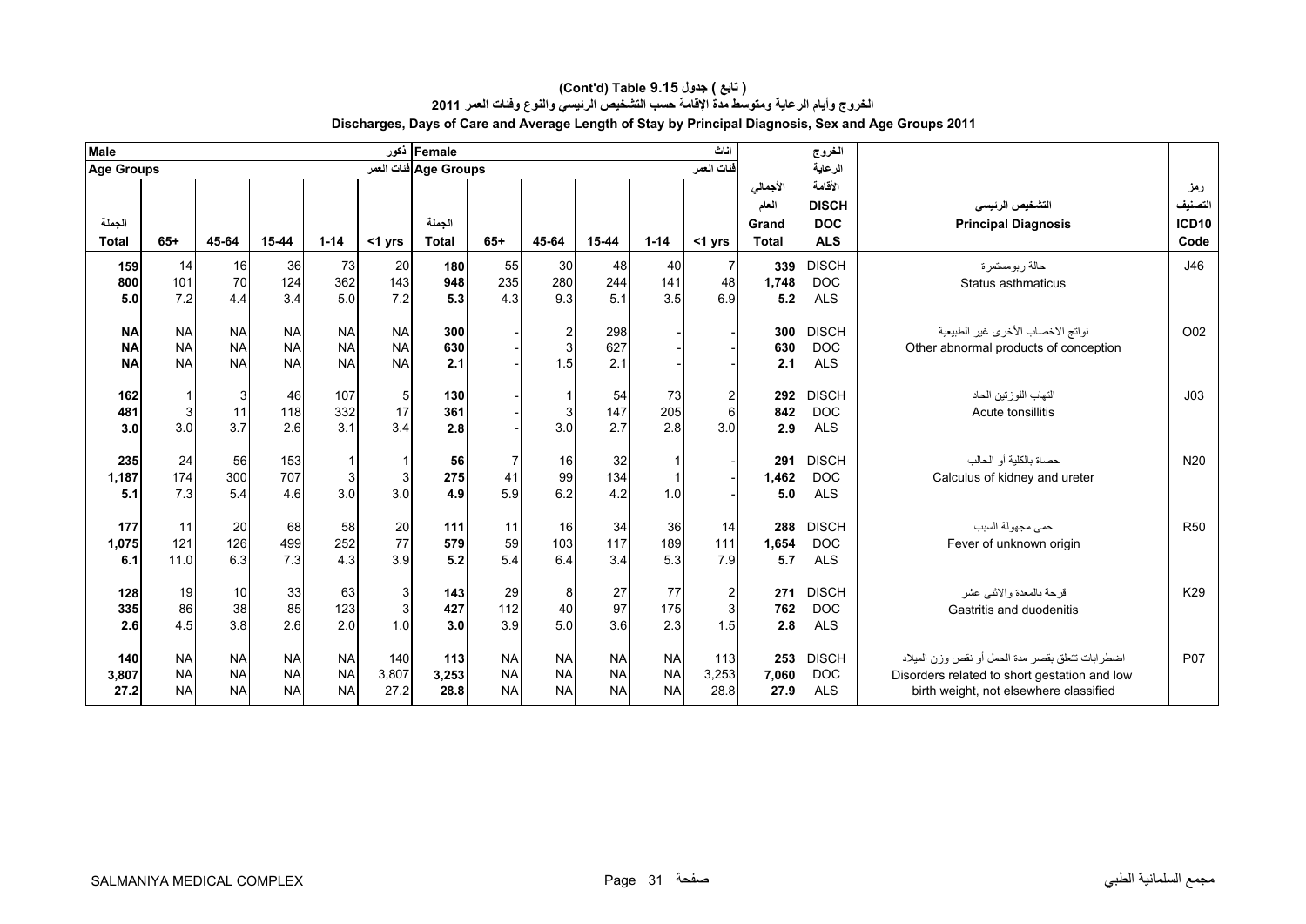# (Cont'd) Table 9.15 جدول ( تابع )

## الخروج وأيام الرعاية ومتوسط مدة الإقامة حسب التشخيص الرئيسي والنوع وفئات العمر 2011

## Discharges, Days of Care and Average Length of Stay by Principal Diagnosis, Sex and Age Groups 2011

| Male ذكور | | | | | | Female اناث | | | | | | | الخروج الرعاية الأقامة | | |
|---|---|---|---|---|---|---|---|---|---|---|---|---|---|---|---|
| Age Groups فئات العمر | | | | | | Age Groups فئات العمر | | | | | | | | | |
| الجملة Total | 65+ | 45-64 | 15-44 | 1-14 | <1 yrs | الجملة Total | 65+ | 45-64 | 15-44 | 1-14 | <1 yrs | الأجمالي العام Grand Total | DISCH DOC ALS | التشخيص الرئيسي Principal Diagnosis | رمز التصنيف ICD10 Code |
| 159 | 14 | 16 | 36 | 73 | 20 | 180 | 55 | 30 | 48 | 40 | 7 | 339 | DISCH | حالة ربومستمرة | J46 |
| 800 | 101 | 70 | 124 | 362 | 143 | 948 | 235 | 280 | 244 | 141 | 48 | 1,748 | DOC | Status asthmaticus | |
| 5.0 | 7.2 | 4.4 | 3.4 | 5.0 | 7.2 | 5.3 | 4.3 | 9.3 | 5.1 | 3.5 | 6.9 | 5.2 | ALS | | |
| NA | NA | NA | NA | NA | NA | 300 | - | 2 | 298 | - | - | 300 | DISCH | نواتج الاخصاب الأخرى غير الطبيعية | O02 |
| NA | NA | NA | NA | NA | NA | 630 | - | 3 | 627 | - | - | 630 | DOC | Other abnormal products of conception | |
| NA | NA | NA | NA | NA | NA | 2.1 | - | 1.5 | 2.1 | - | - | 2.1 | ALS | | |
| 162 | 1 | 3 | 46 | 107 | 5 | 130 | - | 1 | 54 | 73 | 2 | 292 | DISCH | التهاب اللوزتين الحاد | J03 |
| 481 | 3 | 11 | 118 | 332 | 17 | 361 | - | 3 | 147 | 205 | 6 | 842 | DOC | Acute tonsillitis | |
| 3.0 | 3.0 | 3.7 | 2.6 | 3.1 | 3.4 | 2.8 | - | 3.0 | 2.7 | 2.8 | 3.0 | 2.9 | ALS | | |
| 235 | 24 | 56 | 153 | 1 | 1 | 56 | 7 | 16 | 32 | 1 | - | 291 | DISCH | حصاة بالكلية أو الحالب | N20 |
| 1,187 | 174 | 300 | 707 | 3 | 3 | 275 | 41 | 99 | 134 | 1 | - | 1,462 | DOC | Calculus of kidney and ureter | |
| 5.1 | 7.3 | 5.4 | 4.6 | 3.0 | 3.0 | 4.9 | 5.9 | 6.2 | 4.2 | 1.0 | - | 5.0 | ALS | | |
| 177 | 11 | 20 | 68 | 58 | 20 | 111 | 11 | 16 | 34 | 36 | 14 | 288 | DISCH | حمى مجهولة السبب | R50 |
| 1,075 | 121 | 126 | 499 | 252 | 77 | 579 | 59 | 103 | 117 | 189 | 111 | 1,654 | DOC | Fever of unknown origin | |
| 6.1 | 11.0 | 6.3 | 7.3 | 4.3 | 3.9 | 5.2 | 5.4 | 6.4 | 3.4 | 5.3 | 7.9 | 5.7 | ALS | | |
| 128 | 19 | 10 | 33 | 63 | 3 | 143 | 29 | 8 | 27 | 77 | 2 | 271 | DISCH | قرحة بالمعدة والاثنى عشر | K29 |
| 335 | 86 | 38 | 85 | 123 | 3 | 427 | 112 | 40 | 97 | 175 | 3 | 762 | DOC | Gastritis and duodenitis | |
| 2.6 | 4.5 | 3.8 | 2.6 | 2.0 | 1.0 | 3.0 | 3.9 | 5.0 | 3.6 | 2.3 | 1.5 | 2.8 | ALS | | |
| 140 | NA | NA | NA | NA | 140 | 113 | NA | NA | NA | NA | 113 | 253 | DISCH | اضطرابات تتعلق بقصر مدة الحمل أو نقص وزن الميلاد | P07 |
| 3,807 | NA | NA | NA | NA | 3,807 | 3,253 | NA | NA | NA | NA | 3,253 | 7,060 | DOC | Disorders related to short gestation and low | |
| 27.2 | NA | NA | NA | NA | 27.2 | 28.8 | NA | NA | NA | NA | 28.8 | 27.9 | ALS | birth weight, not elsewhere classified | |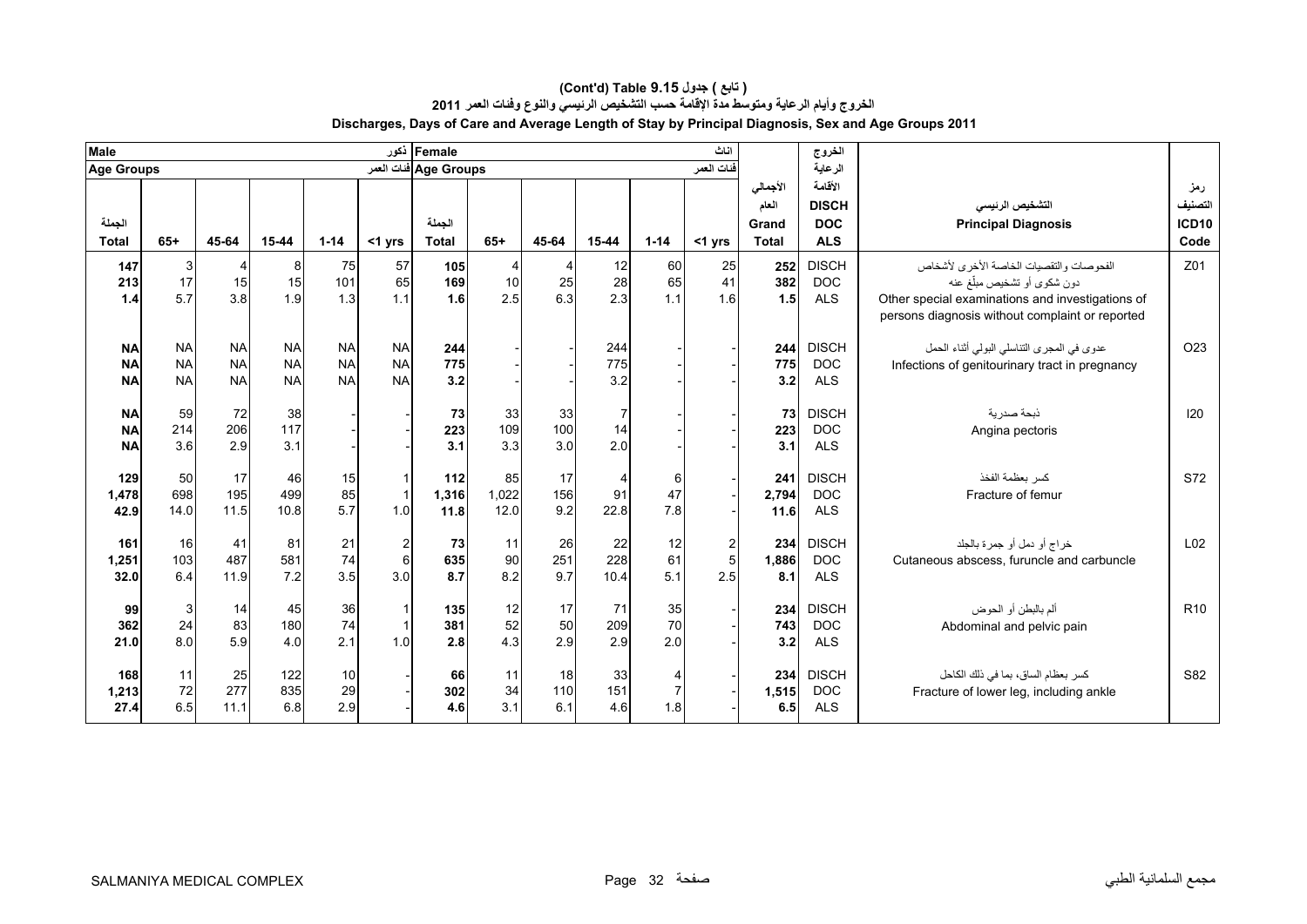# (Cont'd) Table 9.15 جدول ( تابع )

## الخروج وأيام الرعاية ومتوسط مدة الإقامة حسب التشخيص الرئيسي والنوع وفئات العمر 2011

## Discharges, Days of Care and Average Length of Stay by Principal Diagnosis, Sex and Age Groups 2011

| Male ذكور | | | | | | Female اناث | | | | | | | الخروج الرعاية الأقامة | | |
|---|---|---|---|---|---|---|---|---|---|---|---|---|---|---|---|
| Age Groups فئات العمر | | | | | | Age Groups فئات العمر | | | | | | | | | |
| الجملة Total | 65+ | 45-64 | 15-44 | 1-14 | <1 yrs | الجملة Total | 65+ | 45-64 | 15-44 | 1-14 | <1 yrs | الأجمالي العام Grand Total | DISCH DOC ALS | التشخيص الرئيسي Principal Diagnosis | رمز التصنيف ICD10 Code |
| **147** | 3 | 4 | 8 | 75 | 57 | **105** | 4 | 4 | 12 | 60 | 25 | **252** | DISCH | الفحوصات والتقصيات الخاصة الأخرى لأشخاص دون شكوى أو تشخيص مبلّغ عنه | Z01 |
| **213** | 17 | 15 | 15 | 101 | 65 | **169** | 10 | 25 | 28 | 65 | 41 | **382** | DOC | Other special examinations and investigations of persons diagnosis without complaint or reported | |
| **1.4** | 5.7 | 3.8 | 1.9 | 1.3 | 1.1 | **1.6** | 2.5 | 6.3 | 2.3 | 1.1 | 1.6 | **1.5** | ALS | | |
| **NA** | NA | NA | NA | NA | NA | **244** | - | - | 244 | - | - | **244** | DISCH | عدوى في المجرى التناسلي البولي أثناء الحمل | O23 |
| **NA** | NA | NA | NA | NA | NA | **775** | - | - | 775 | - | - | **775** | DOC | Infections of genitourinary tract in pregnancy | |
| **NA** | NA | NA | NA | NA | NA | **3.2** | - | - | 3.2 | - | - | **3.2** | ALS | | |
| **NA** | 59 | 72 | 38 | - | - | **73** | 33 | 33 | 7 | - | - | **73** | DISCH | ذبحة صدرية | I20 |
| **NA** | 214 | 206 | 117 | - | - | **223** | 109 | 100 | 14 | - | - | **223** | DOC | Angina pectoris | |
| **NA** | 3.6 | 2.9 | 3.1 | - | - | **3.1** | 3.3 | 3.0 | 2.0 | - | - | **3.1** | ALS | | |
| **129** | 50 | 17 | 46 | 15 | 1 | **112** | 85 | 17 | 4 | 6 | - | **241** | DISCH | كسر بعظمة الفخذ | S72 |
| **1,478** | 698 | 195 | 499 | 85 | 1 | **1,316** | 1,022 | 156 | 91 | 47 | - | **2,794** | DOC | Fracture of femur | |
| **42.9** | 14.0 | 11.5 | 10.8 | 5.7 | 1.0 | **11.8** | 12.0 | 9.2 | 22.8 | 7.8 | - | **11.6** | ALS | | |
| **161** | 16 | 41 | 81 | 21 | 2 | **73** | 11 | 26 | 22 | 12 | 2 | **234** | DISCH | خراج أو دمل أو جمرة بالجلد | L02 |
| **1,251** | 103 | 487 | 581 | 74 | 6 | **635** | 90 | 251 | 228 | 61 | 5 | **1,886** | DOC | Cutaneous abscess, furuncle and carbuncle | |
| **32.0** | 6.4 | 11.9 | 7.2 | 3.5 | 3.0 | **8.7** | 8.2 | 9.7 | 10.4 | 5.1 | 2.5 | **8.1** | ALS | | |
| **99** | 3 | 14 | 45 | 36 | 1 | **135** | 12 | 17 | 71 | 35 | - | **234** | DISCH | ألم بالبطن أو الحوض | R10 |
| **362** | 24 | 83 | 180 | 74 | 1 | **381** | 52 | 50 | 209 | 70 | - | **743** | DOC | Abdominal and pelvic pain | |
| **21.0** | 8.0 | 5.9 | 4.0 | 2.1 | 1.0 | **2.8** | 4.3 | 2.9 | 2.9 | 2.0 | - | **3.2** | ALS | | |
| **168** | 11 | 25 | 122 | 10 | - | **66** | 11 | 18 | 33 | 4 | - | **234** | DISCH | كسر بعظام الساق، بما في ذلك الكاحل | S82 |
| **1,213** | 72 | 277 | 835 | 29 | - | **302** | 34 | 110 | 151 | 7 | - | **1,515** | DOC | Fracture of lower leg, including ankle | |
| **27.4** | 6.5 | 11.1 | 6.8 | 2.9 | - | **4.6** | 3.1 | 6.1 | 4.6 | 1.8 | - | **6.5** | ALS | | |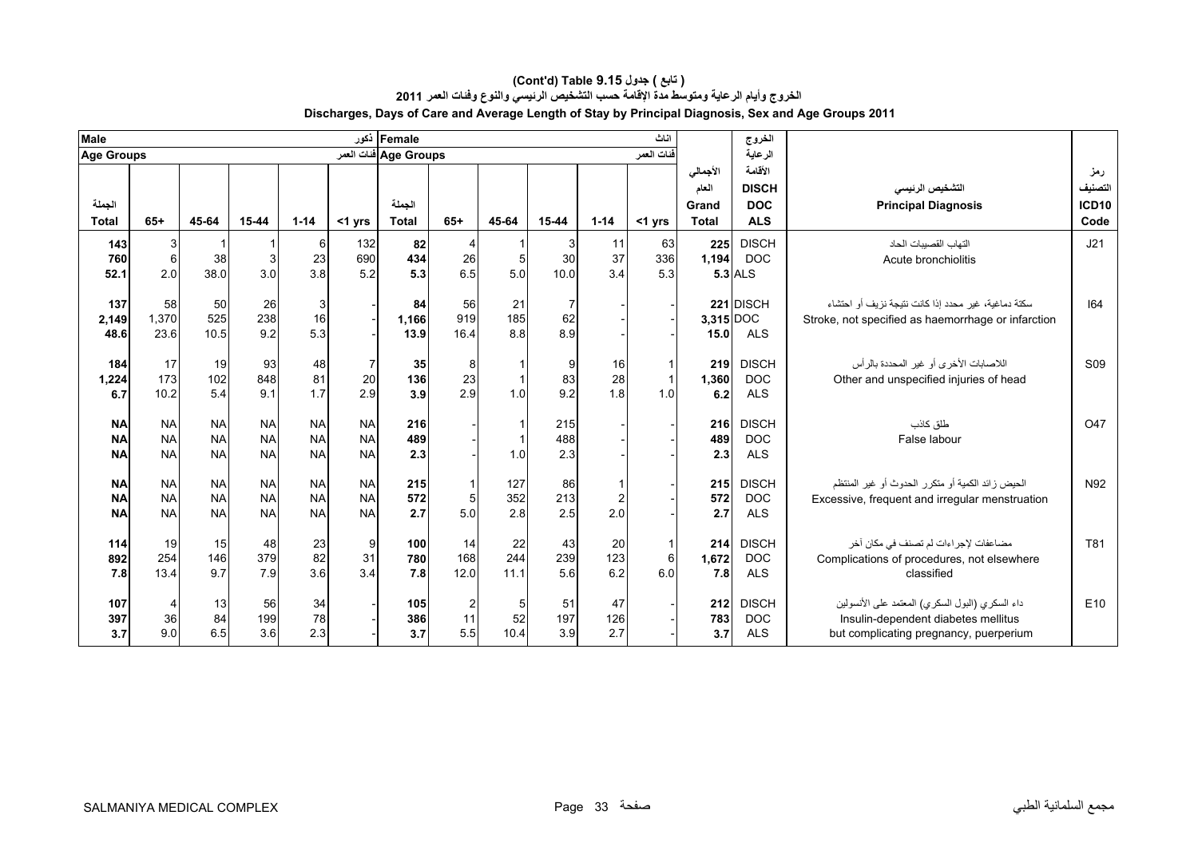# (Cont'd) Table 9.15 جدول ( تابع )

## الخروج وأيام الرعاية ومتوسط مدة الإقامة حسب التشخيص الرئيسي والنوع وفئات العمر 2011

## Discharges, Days of Care and Average Length of Stay by Principal Diagnosis, Sex and Age Groups 2011

| Male ذكور | | | | | | Female اناث | | | | | | | الخروج الرعاية الأقامة | | |
|---|---|---|---|---|---|---|---|---|---|---|---|---|---|---|---|
| Age Groups فئات العمر | | | | | | Age Groups فئات العمر | | | | | | | | | |
| الجملة Total | 65+ | 45-64 | 15-44 | 1-14 | <1 yrs | الجملة Total | 65+ | 45-64 | 15-44 | 1-14 | <1 yrs | الأجمالي العام Grand Total | DISCH DOC ALS | التشخيص الرئيسي Principal Diagnosis | رمز التصنيف ICD10 Code |
| 143 | 3 | 1 | 1 | 6 | 132 | 82 | 4 | 1 | 3 | 11 | 63 | 225 | DISCH | التهاب القصيبات الحاد<br>Acute bronchiolitis | J21 |
| 760 | 6 | 38 | 3 | 23 | 690 | 434 | 26 | 5 | 30 | 37 | 336 | 1,194 | DOC | | |
| 52.1 | 2.0 | 38.0 | 3.0 | 3.8 | 5.2 | 5.3 | 6.5 | 5.0 | 10.0 | 3.4 | 5.3 | 5.3 | ALS | | |
| 137 | 58 | 50 | 26 | 3 | - | 84 | 56 | 21 | 7 | - | - | 221 | DISCH | سكتة دماغية، غير محدد إذا كانت نتيجة نزيف أو احتشاء<br>Stroke, not specified as haemorrhage or infarction | I64 |
| 2,149 | 1,370 | 525 | 238 | 16 | - | 1,166 | 919 | 185 | 62 | - | - | 3,315 | DOC | | |
| 48.6 | 23.6 | 10.5 | 9.2 | 5.3 | - | 13.9 | 16.4 | 8.8 | 8.9 | - | - | 15.0 | ALS | | |
| 184 | 17 | 19 | 93 | 48 | 7 | 35 | 8 | 1 | 9 | 16 | 1 | 219 | DISCH | اللاصابات الأخرى أو غير المحددة بالرأس<br>Other and unspecified injuries of head | S09 |
| 1,224 | 173 | 102 | 848 | 81 | 20 | 136 | 23 | 1 | 83 | 28 | 1 | 1,360 | DOC | | |
| 6.7 | 10.2 | 5.4 | 9.1 | 1.7 | 2.9 | 3.9 | 2.9 | 1.0 | 9.2 | 1.8 | 1.0 | 6.2 | ALS | | |
| NA | NA | NA | NA | NA | NA | 216 | - | 1 | 215 | - | - | 216 | DISCH | طلق كاذب<br>False labour | O47 |
| NA | NA | NA | NA | NA | NA | 489 | - | 1 | 488 | - | - | 489 | DOC | | |
| NA | NA | NA | NA | NA | NA | 2.3 | - | 1.0 | 2.3 | - | - | 2.3 | ALS | | |
| NA | NA | NA | NA | NA | NA | 215 | 1 | 127 | 86 | 1 | - | 215 | DISCH | الحيض زائد الكمية أو متكرر الحدوث أو غير المنتظم<br>Excessive, frequent and irregular menstruation | N92 |
| NA | NA | NA | NA | NA | NA | 572 | 5 | 352 | 213 | 2 | - | 572 | DOC | | |
| NA | NA | NA | NA | NA | NA | 2.7 | 5.0 | 2.8 | 2.5 | 2.0 | - | 2.7 | ALS | | |
| 114 | 19 | 15 | 48 | 23 | 9 | 100 | 14 | 22 | 43 | 20 | 1 | 214 | DISCH | مضاعفات لإجراءات لم تصنف في مكان آخر<br>Complications of procedures, not elsewhere classified | T81 |
| 892 | 254 | 146 | 379 | 82 | 31 | 780 | 168 | 244 | 239 | 123 | 6 | 1,672 | DOC | | |
| 7.8 | 13.4 | 9.7 | 7.9 | 3.6 | 3.4 | 7.8 | 12.0 | 11.1 | 5.6 | 6.2 | 6.0 | 7.8 | ALS | | |
| 107 | 4 | 13 | 56 | 34 | - | 105 | 2 | 5 | 51 | 47 | - | 212 | DISCH | داء السكري (البول السكري) المعتمد على الأنسولين<br>Insulin-dependent diabetes mellitus but complicating pregnancy, puerperium | E10 |
| 397 | 36 | 84 | 199 | 78 | - | 386 | 11 | 52 | 197 | 126 | - | 783 | DOC | | |
| 3.7 | 9.0 | 6.5 | 3.6 | 2.3 | - | 3.7 | 5.5 | 10.4 | 3.9 | 2.7 | - | 3.7 | ALS | | |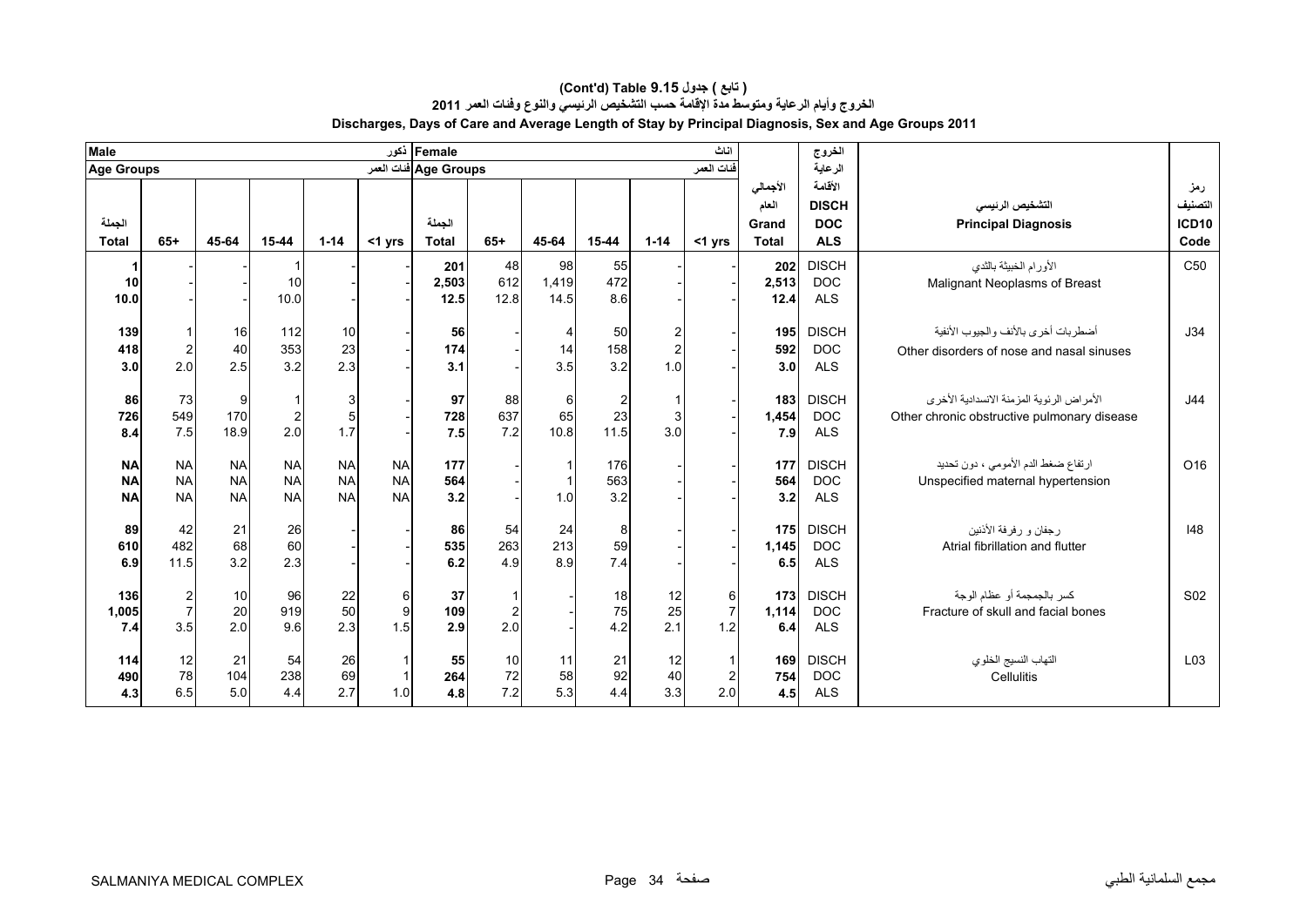# (Cont'd) Table 9.15 ( تابع ) جدول

## الخروج وأيام الرعاية ومتوسط مدة الإقامة حسب التشخيص الرئيسي والنوع وفئات العمر 2011

## Discharges, Days of Care and Average Length of Stay by Principal Diagnosis, Sex and Age Groups 2011

| Male ذكور | | | | | | Female اناث | | | | | | | الخروج الرعاية | | |
|---|---|---|---|---|---|---|---|---|---|---|---|---|---|---|---|
| Age Groups فئات العمر | | | | | | Age Groups فئات العمر | | | | | | | | | |
| الجملة Total | 65+ | 45-64 | 15-44 | 1-14 | <1 yrs | الجملة Total | 65+ | 45-64 | 15-44 | 1-14 | <1 yrs | الأجمالي العام Grand Total | الأقامة DISCH DOC ALS | التشخيص الرئيسي Principal Diagnosis | رمز التصنيف ICD10 Code |
| 1 | - | - | 1 | - | - | 201 | 48 | 98 | 55 | - | - | 202 | DISCH | الأورام الخبيثة بالثدي | C50 |
| 10 | - | - | 10 | - | - | 2,503 | 612 | 1,419 | 472 | - | - | 2,513 | DOC | Malignant Neoplasms of Breast | |
| 10.0 | - | - | 10.0 | - | - | 12.5 | 12.8 | 14.5 | 8.6 | - | - | 12.4 | ALS | | |
| 139 | 1 | 16 | 112 | 10 | - | 56 | - | 4 | 50 | 2 | - | 195 | DISCH | أضطربات أخرى بالأنف والجيوب الأنفية | J34 |
| 418 | 2 | 40 | 353 | 23 | - | 174 | - | 14 | 158 | 2 | - | 592 | DOC | Other disorders of nose and nasal sinuses | |
| 3.0 | 2.0 | 2.5 | 3.2 | 2.3 | - | 3.1 | - | 3.5 | 3.2 | 1.0 | - | 3.0 | ALS | | |
| 86 | 73 | 9 | 1 | 3 | - | 97 | 88 | 6 | 2 | 1 | - | 183 | DISCH | الأمراض الرئوية المزمنة الانسدادية الأخرى | J44 |
| 726 | 549 | 170 | 2 | 5 | - | 728 | 637 | 65 | 23 | 3 | - | 1,454 | DOC | Other chronic obstructive pulmonary disease | |
| 8.4 | 7.5 | 18.9 | 2.0 | 1.7 | - | 7.5 | 7.2 | 10.8 | 11.5 | 3.0 | - | 7.9 | ALS | | |
| NA | NA | NA | NA | NA | NA | 177 | - | 1 | 176 | - | - | 177 | DISCH | ارتفاع ضغط الدم الأمومي ، دون تحديد | O16 |
| NA | NA | NA | NA | NA | NA | 564 | - | 1 | 563 | - | - | 564 | DOC | Unspecified maternal hypertension | |
| NA | NA | NA | NA | NA | NA | 3.2 | - | 1.0 | 3.2 | - | - | 3.2 | ALS | | |
| 89 | 42 | 21 | 26 | - | - | 86 | 54 | 24 | 8 | - | - | 175 | DISCH | رجفان و رفرفة الأذنين | I48 |
| 610 | 482 | 68 | 60 | - | - | 535 | 263 | 213 | 59 | - | - | 1,145 | DOC | Atrial fibrillation and flutter | |
| 6.9 | 11.5 | 3.2 | 2.3 | - | - | 6.2 | 4.9 | 8.9 | 7.4 | - | - | 6.5 | ALS | | |
| 136 | 2 | 10 | 96 | 22 | 6 | 37 | 1 | - | 18 | 12 | 6 | 173 | DISCH | كسر بالجمجمة أو عظام الوجة | S02 |
| 1,005 | 7 | 20 | 919 | 50 | 9 | 109 | 2 | - | 75 | 25 | 7 | 1,114 | DOC | Fracture of skull and facial bones | |
| 7.4 | 3.5 | 2.0 | 9.6 | 2.3 | 1.5 | 2.9 | 2.0 | - | 4.2 | 2.1 | 1.2 | 6.4 | ALS | | |
| 114 | 12 | 21 | 54 | 26 | 1 | 55 | 10 | 11 | 21 | 12 | 1 | 169 | DISCH | التهاب النسيج الخلوي | L03 |
| 490 | 78 | 104 | 238 | 69 | 1 | 264 | 72 | 58 | 92 | 40 | 2 | 754 | DOC | Cellulitis | |
| 4.3 | 6.5 | 5.0 | 4.4 | 2.7 | 1.0 | 4.8 | 7.2 | 5.3 | 4.4 | 3.3 | 2.0 | 4.5 | ALS | | |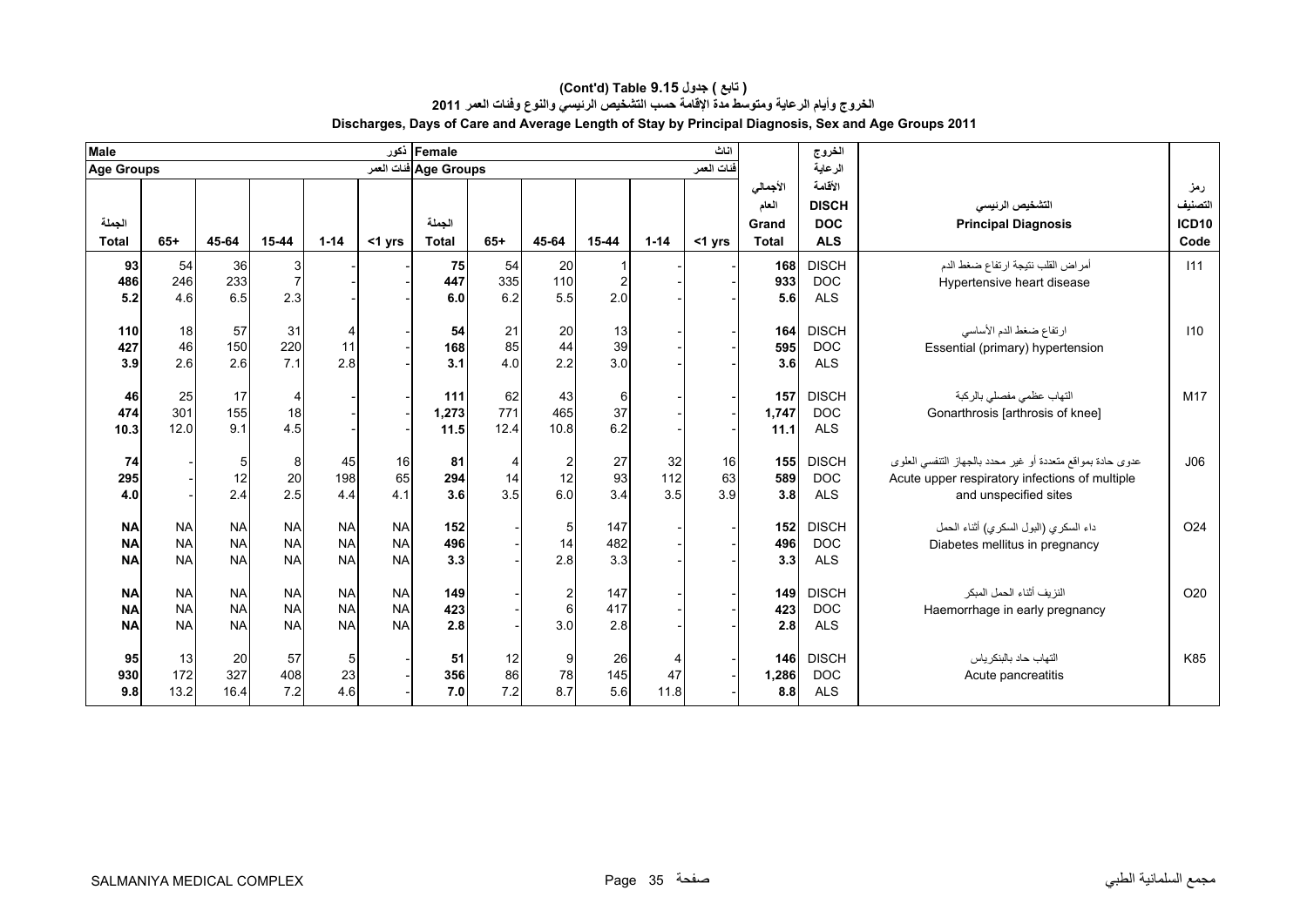# (Cont'd) Table 9.15 جدول ( تابع )

## الخروج وأيام الرعاية ومتوسط مدة الإقامة حسب التشخيص الرئيسي والنوع وفئات العمر 2011

## Discharges, Days of Care and Average Length of Stay by Principal Diagnosis, Sex and Age Groups 2011

| Male ذكور | | | | | | Female اناث | | | | | | | الخروج الرعاية | | |
|---|---|---|---|---|---|---|---|---|---|---|---|---|---|---|---|
| Age Groups فئات العمر | | | | | | Age Groups فئات العمر | | | | | | | | | |
| الجملة Total | 65+ | 45-64 | 15-44 | 1-14 | <1 yrs | الجملة Total | 65+ | 45-64 | 15-44 | 1-14 | <1 yrs | الأجمالي العام Grand Total | الأقامة DISCH DOC ALS | التشخيص الرئيسي Principal Diagnosis | رمز التصنيف ICD10 Code |
| 93 | 54 | 36 | 3 | - | - | 75 | 54 | 20 | 1 | - | - | 168 | DISCH | أمراض القلب نتيجة ارتفاع ضغط الدم Hypertensive heart disease | I11 |
| 486 | 246 | 233 | 7 | - | - | 447 | 335 | 110 | 2 | - | - | 933 | DOC | | |
| 5.2 | 4.6 | 6.5 | 2.3 | - | - | 6.0 | 6.2 | 5.5 | 2.0 | - | - | 5.6 | ALS | | |
| 110 | 18 | 57 | 31 | 4 | - | 54 | 21 | 20 | 13 | - | - | 164 | DISCH | ارتفاع ضغط الدم الأساسي Essential (primary) hypertension | I10 |
| 427 | 46 | 150 | 220 | 11 | - | 168 | 85 | 44 | 39 | - | - | 595 | DOC | | |
| 3.9 | 2.6 | 2.6 | 7.1 | 2.8 | - | 3.1 | 4.0 | 2.2 | 3.0 | - | - | 3.6 | ALS | | |
| 46 | 25 | 17 | 4 | - | - | 111 | 62 | 43 | 6 | - | - | 157 | DISCH | التهاب عظمي مفصلي بالركبة Gonarthrosis [arthrosis of knee] | M17 |
| 474 | 301 | 155 | 18 | - | - | 1,273 | 771 | 465 | 37 | - | - | 1,747 | DOC | | |
| 10.3 | 12.0 | 9.1 | 4.5 | - | - | 11.5 | 12.4 | 10.8 | 6.2 | - | - | 11.1 | ALS | | |
| 74 | - | 5 | 8 | 45 | 16 | 81 | 4 | 2 | 27 | 32 | 16 | 155 | DISCH | عدوى حادة بمواقع متعددة أو غير محدد بالجهاز التنفسي العلوى Acute upper respiratory infections of multiple and unspecified sites | J06 |
| 295 | - | 12 | 20 | 198 | 65 | 294 | 14 | 12 | 93 | 112 | 63 | 589 | DOC | | |
| 4.0 | - | 2.4 | 2.5 | 4.4 | 4.1 | 3.6 | 3.5 | 6.0 | 3.4 | 3.5 | 3.9 | 3.8 | ALS | | |
| NA | NA | NA | NA | NA | NA | 152 | - | 5 | 147 | - | - | 152 | DISCH | داء السكري (البول السكري) أثناء الحمل Diabetes mellitus in pregnancy | O24 |
| NA | NA | NA | NA | NA | NA | 496 | - | 14 | 482 | - | - | 496 | DOC | | |
| NA | NA | NA | NA | NA | NA | 3.3 | - | 2.8 | 3.3 | - | - | 3.3 | ALS | | |
| NA | NA | NA | NA | NA | NA | 149 | - | 2 | 147 | - | - | 149 | DISCH | النزيف أثناء الحمل المبكر Haemorrhage in early pregnancy | O20 |
| NA | NA | NA | NA | NA | NA | 423 | - | 6 | 417 | - | - | 423 | DOC | | |
| NA | NA | NA | NA | NA | NA | 2.8 | - | 3.0 | 2.8 | - | - | 2.8 | ALS | | |
| 95 | 13 | 20 | 57 | 5 | - | 51 | 12 | 9 | 26 | 4 | - | 146 | DISCH | التهاب حاد بالبنكرياس Acute pancreatitis | K85 |
| 930 | 172 | 327 | 408 | 23 | - | 356 | 86 | 78 | 145 | 47 | - | 1,286 | DOC | | |
| 9.8 | 13.2 | 16.4 | 7.2 | 4.6 | - | 7.0 | 7.2 | 8.7 | 5.6 | 11.8 | - | 8.8 | ALS | | |

SALMANIYA MEDICAL COMPLEX مجمع السلمانية الطبي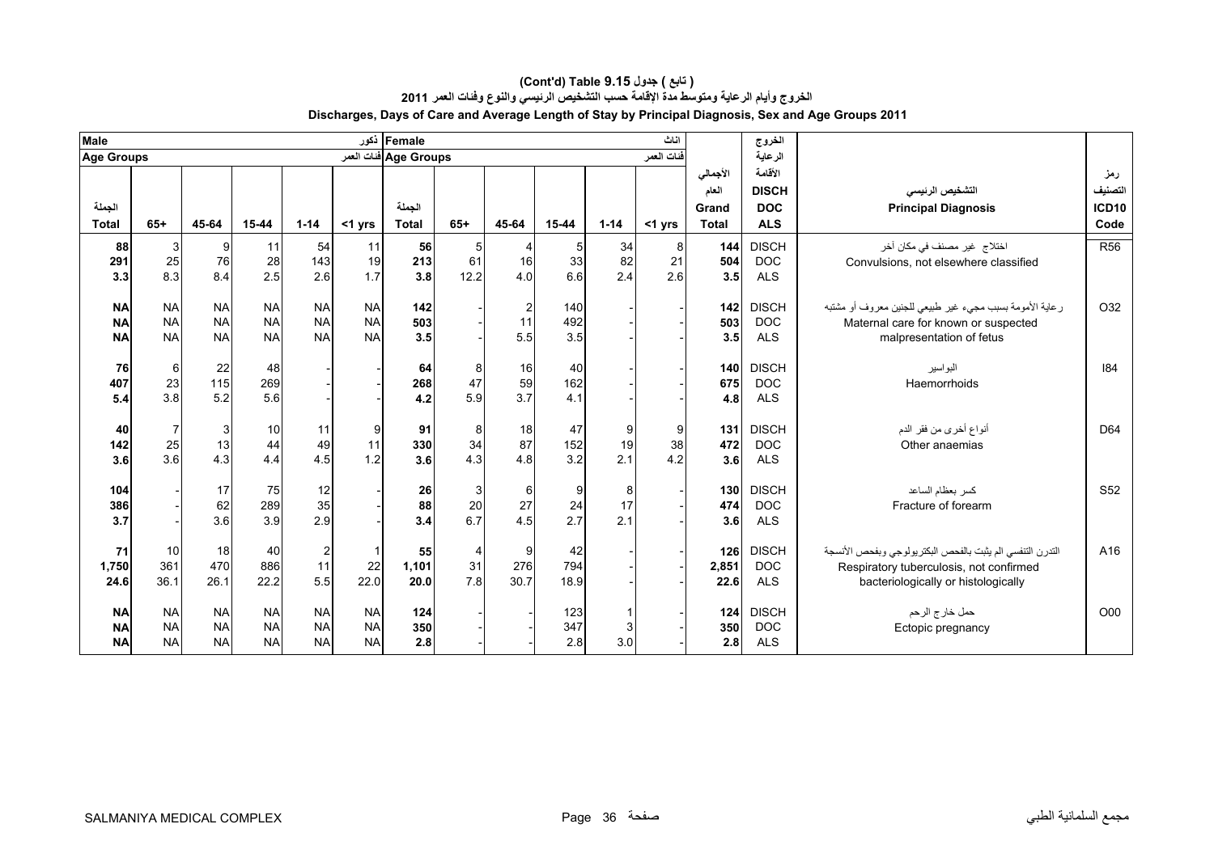# (Cont'd) Table 9.15 جدول ( تابع )

## الخروج وأيام الرعاية ومتوسط مدة الإقامة حسب التشخيص الرئيسي والنوع وفئات العمر 2011

## Discharges, Days of Care and Average Length of Stay by Principal Diagnosis, Sex and Age Groups 2011

| Male ذكور | | | | | | Female اناث | | | | | | | | | |
|---|---|---|---|---|---|---|---|---|---|---|---|---|---|---|---|
| Age Groups فئات العمر | | | | | | Age Groups فئات العمر | | | | | | | | | |
| الجملة Total | 65+ | 45-64 | 15-44 | 1-14 | <1 yrs | الجملة Total | 65+ | 45-64 | 15-44 | 1-14 | <1 yrs | الأجمالي العام Grand Total | الخروج الرعاية الأقامة DISCH DOC ALS | التشخيص الرئيسي Principal Diagnosis | رمز التصنيف ICD10 Code |
| 88 | 3 | 9 | 11 | 54 | 11 | 56 | 5 | 4 | 5 | 34 | 8 | 144 | DISCH | اختلاج غير مصنف في مكان آخر | R56 |
| 291 | 25 | 76 | 28 | 143 | 19 | 213 | 61 | 16 | 33 | 82 | 21 | 504 | DOC | Convulsions, not elsewhere classified | |
| 3.3 | 8.3 | 8.4 | 2.5 | 2.6 | 1.7 | 3.8 | 12.2 | 4.0 | 6.6 | 2.4 | 2.6 | 3.5 | ALS | | |
| NA | NA | NA | NA | NA | NA | 142 | - | 2 | 140 | - | - | 142 | DISCH | رعاية الأمومة بسبب مجيء غير طبيعي للجنين معروف أو مشتبه | O32 |
| NA | NA | NA | NA | NA | NA | 503 | - | 11 | 492 | - | - | 503 | DOC | Maternal care for known or suspected | |
| NA | NA | NA | NA | NA | NA | 3.5 | - | 5.5 | 3.5 | - | - | 3.5 | ALS | malpresentation of fetus | |
| 76 | 6 | 22 | 48 | - | - | 64 | 8 | 16 | 40 | - | - | 140 | DISCH | البواسير | I84 |
| 407 | 23 | 115 | 269 | - | - | 268 | 47 | 59 | 162 | - | - | 675 | DOC | Haemorrhoids | |
| 5.4 | 3.8 | 5.2 | 5.6 | - | - | 4.2 | 5.9 | 3.7 | 4.1 | - | - | 4.8 | ALS | | |
| 40 | 7 | 3 | 10 | 11 | 9 | 91 | 8 | 18 | 47 | 9 | 9 | 131 | DISCH | أنواع أخرى من فقر الدم | D64 |
| 142 | 25 | 13 | 44 | 49 | 11 | 330 | 34 | 87 | 152 | 19 | 38 | 472 | DOC | Other anaemias | |
| 3.6 | 3.6 | 4.3 | 4.4 | 4.5 | 1.2 | 3.6 | 4.3 | 4.8 | 3.2 | 2.1 | 4.2 | 3.6 | ALS | | |
| 104 | - | 17 | 75 | 12 | - | 26 | 3 | 6 | 9 | 8 | - | 130 | DISCH | كسر بعظام الساعد | S52 |
| 386 | - | 62 | 289 | 35 | - | 88 | 20 | 27 | 24 | 17 | - | 474 | DOC | Fracture of forearm | |
| 3.7 | - | 3.6 | 3.9 | 2.9 | - | 3.4 | 6.7 | 4.5 | 2.7 | 2.1 | - | 3.6 | ALS | | |
| 71 | 10 | 18 | 40 | 2 | 1 | 55 | 4 | 9 | 42 | - | - | 126 | DISCH | التدرن التنفسي الم يثبت بالفحص البكتريولوجي وبفحص الأنسجة | A16 |
| 1,750 | 361 | 470 | 886 | 11 | 22 | 1,101 | 31 | 276 | 794 | - | - | 2,851 | DOC | Respiratory tuberculosis, not confirmed | |
| 24.6 | 36.1 | 26.1 | 22.2 | 5.5 | 22.0 | 20.0 | 7.8 | 30.7 | 18.9 | - | - | 22.6 | ALS | bacteriologically or histologically | |
| NA | NA | NA | NA | NA | NA | 124 | - | - | 123 | 1 | - | 124 | DISCH | حمل خارج الرحم | O00 |
| NA | NA | NA | NA | NA | NA | 350 | - | - | 347 | 3 | - | 350 | DOC | Ectopic pregnancy | |
| NA | NA | NA | NA | NA | NA | 2.8 | - | - | 2.8 | 3.0 | - | 2.8 | ALS | | |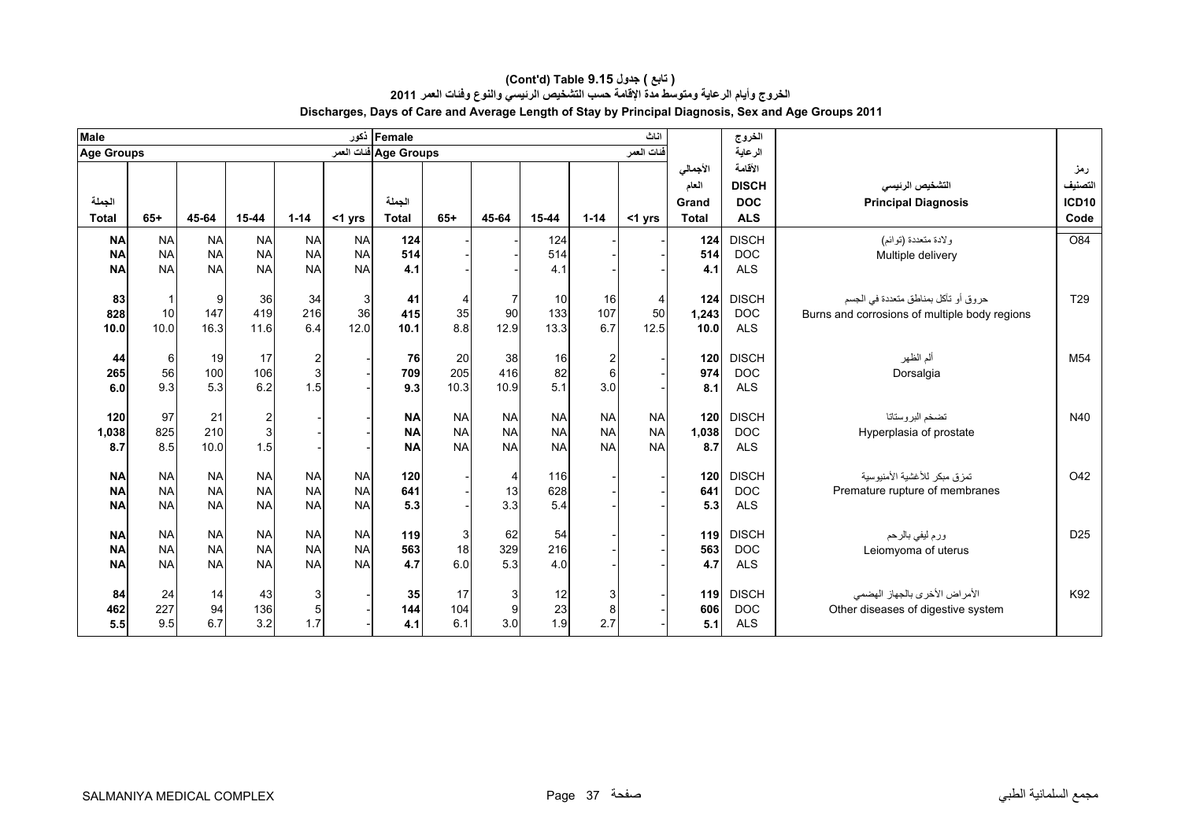# (Cont'd) Table 9.15 جدول ( تابع )

## الخروج وأيام الرعاية ومتوسط مدة الإقامة حسب التشخيص الرئيسي والنوع وفئات العمر 2011

## Discharges, Days of Care and Average Length of Stay by Principal Diagnosis, Sex and Age Groups 2011

| Male ذكور | | | | | | Female اناث | | | | | | | الخروج | | |
|---|---|---|---|---|---|---|---|---|---|---|---|---|---|---|---|
| Age Groups فئات العمر | | | | | | Age Groups فئات العمر | | | | | | | الرعاية | | |
| الجملة Total | 65+ | 45-64 | 15-44 | 1-14 | <1 yrs | الجملة Total | 65+ | 45-64 | 15-44 | 1-14 | <1 yrs | الأجمالي العام Grand Total | الأقامة DISCH DOC ALS | التشخيص الرئيسي Principal Diagnosis | رمز التصنيف ICD10 Code |
| NA | NA | NA | NA | NA | NA | 124 | - | - | 124 | - | - | 124 | DISCH | ولادة متعددة (توائم) | O84 |
| NA | NA | NA | NA | NA | NA | 514 | - | - | 514 | - | - | 514 | DOC | Multiple delivery | |
| NA | NA | NA | NA | NA | NA | 4.1 | - | - | 4.1 | - | - | 4.1 | ALS | | |
| 83 | 1 | 9 | 36 | 34 | 3 | 41 | 4 | 7 | 10 | 16 | 4 | 124 | DISCH | حروق أو تآكل بمناطق متعددة في الجسم | T29 |
| 828 | 10 | 147 | 419 | 216 | 36 | 415 | 35 | 90 | 133 | 107 | 50 | 1,243 | DOC | Burns and corrosions of multiple body regions | |
| 10.0 | 10.0 | 16.3 | 11.6 | 6.4 | 12.0 | 10.1 | 8.8 | 12.9 | 13.3 | 6.7 | 12.5 | 10.0 | ALS | | |
| 44 | 6 | 19 | 17 | 2 | - | 76 | 20 | 38 | 16 | 2 | - | 120 | DISCH | ألم الظهر | M54 |
| 265 | 56 | 100 | 106 | 3 | - | 709 | 205 | 416 | 82 | 6 | - | 974 | DOC | Dorsalgia | |
| 6.0 | 9.3 | 5.3 | 6.2 | 1.5 | - | 9.3 | 10.3 | 10.9 | 5.1 | 3.0 | - | 8.1 | ALS | | |
| 120 | 97 | 21 | 2 | - | - | NA | NA | NA | NA | NA | NA | 120 | DISCH | تضخم البروستاتا | N40 |
| 1,038 | 825 | 210 | 3 | - | - | NA | NA | NA | NA | NA | NA | 1,038 | DOC | Hyperplasia of prostate | |
| 8.7 | 8.5 | 10.0 | 1.5 | - | - | NA | NA | NA | NA | NA | NA | 8.7 | ALS | | |
| NA | NA | NA | NA | NA | NA | 120 | - | 4 | 116 | - | - | 120 | DISCH | تمزق مبكر للأغشية الأمنيوسية | O42 |
| NA | NA | NA | NA | NA | NA | 641 | - | 13 | 628 | - | - | 641 | DOC | Premature rupture of membranes | |
| NA | NA | NA | NA | NA | NA | 5.3 | - | 3.3 | 5.4 | - | - | 5.3 | ALS | | |
| NA | NA | NA | NA | NA | NA | 119 | 3 | 62 | 54 | - | - | 119 | DISCH | ورم ليفي بالرحم | D25 |
| NA | NA | NA | NA | NA | NA | 563 | 18 | 329 | 216 | - | - | 563 | DOC | Leiomyoma of uterus | |
| NA | NA | NA | NA | NA | NA | 4.7 | 6.0 | 5.3 | 4.0 | - | - | 4.7 | ALS | | |
| 84 | 24 | 14 | 43 | 3 | - | 35 | 17 | 3 | 12 | 3 | - | 119 | DISCH | الأمراض الأخرى بالجهاز الهضمي | K92 |
| 462 | 227 | 94 | 136 | 5 | - | 144 | 104 | 9 | 23 | 8 | - | 606 | DOC | Other diseases of digestive system | |
| 5.5 | 9.5 | 6.7 | 3.2 | 1.7 | - | 4.1 | 6.1 | 3.0 | 1.9 | 2.7 | - | 5.1 | ALS | | |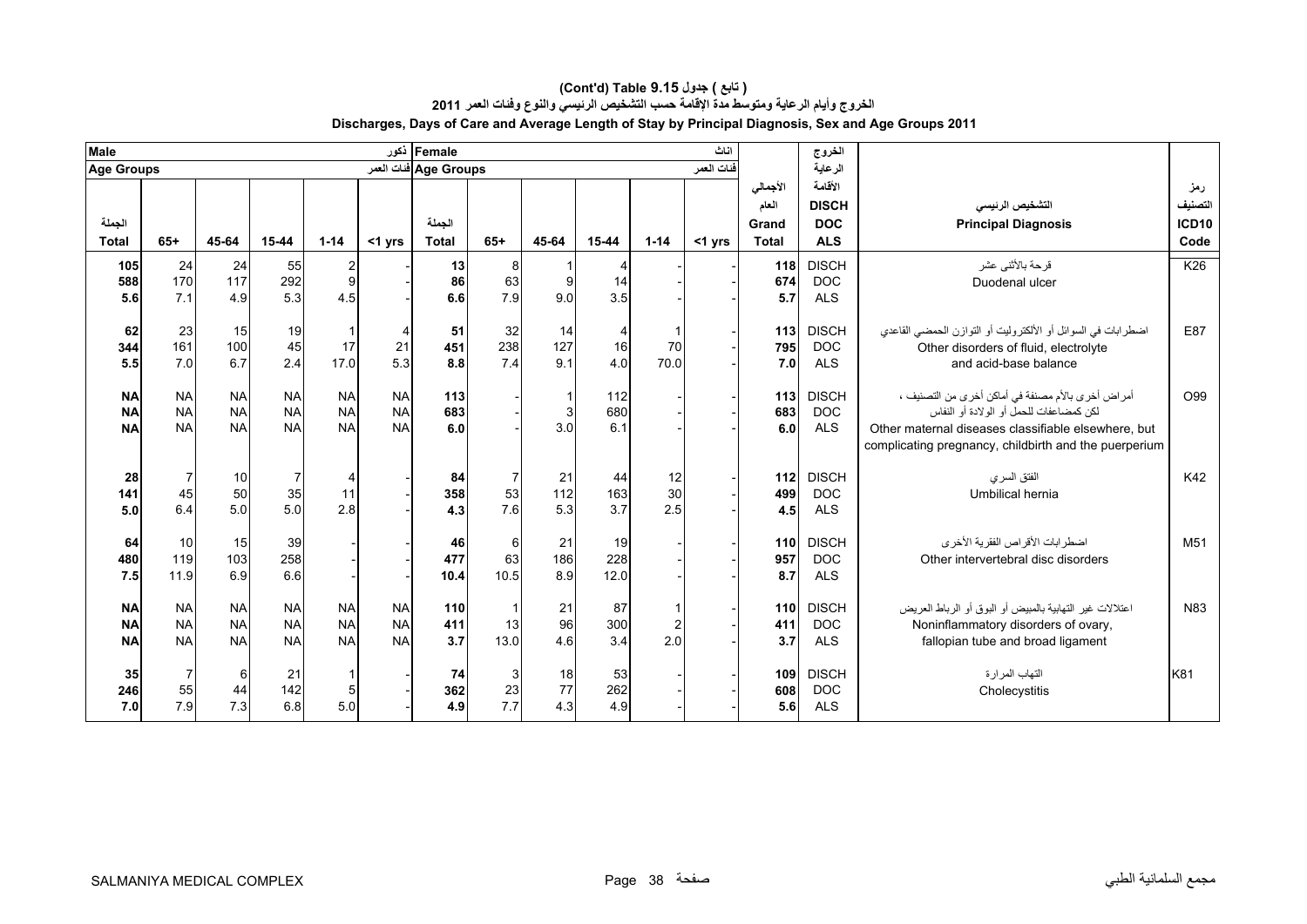# (Cont'd) Table 9.15 ( تابع ) جدول

## الخروج وأيام الرعاية ومتوسط مدة الإقامة حسب التشخيص الرئيسي والنوع وفئات العمر 2011

## Discharges, Days of Care and Average Length of Stay by Principal Diagnosis, Sex and Age Groups 2011

| Male ذكور | | | | | | Female اناث | | | | | | | | | |
|---|---|---|---|---|---|---|---|---|---|---|---|---|---|---|---|
| Age Groups فئات العمر | | | | | | Age Groups فئات العمر | | | | | | | | | |
| الجملة Total | 65+ | 45-64 | 15-44 | 1-14 | <1 yrs | الجملة Total | 65+ | 45-64 | 15-44 | 1-14 | <1 yrs | الأجمالي العام Grand Total | الخروج الرعاية الأقامة DISCH DOC ALS | التشخيص الرئيسي Principal Diagnosis | رمز التصنيف ICD10 Code |
| 105 | 24 | 24 | 55 | 2 | - | 13 | 8 | 1 | 4 | - | - | 118 | DISCH | قرحة بالأثنى عشر Duodenal ulcer | K26 |
| 588 | 170 | 117 | 292 | 9 | - | 86 | 63 | 9 | 14 | - | - | 674 | DOC | | |
| 5.6 | 7.1 | 4.9 | 5.3 | 4.5 | - | 6.6 | 7.9 | 9.0 | 3.5 | - | - | 5.7 | ALS | | |
| 62 | 23 | 15 | 19 | 1 | 4 | 51 | 32 | 14 | 4 | 1 | - | 113 | DISCH | اضطرابات في السوائل أو الألكتروليت أو التوازن الحمضي القاعدي Other disorders of fluid, electrolyte and acid-base balance | E87 |
| 344 | 161 | 100 | 45 | 17 | 21 | 451 | 238 | 127 | 16 | 70 | - | 795 | DOC | | |
| 5.5 | 7.0 | 6.7 | 2.4 | 17.0 | 5.3 | 8.8 | 7.4 | 9.1 | 4.0 | 70.0 | - | 7.0 | ALS | | |
| NA | NA | NA | NA | NA | NA | 113 | - | 1 | 112 | - | - | 113 | DISCH | أمراض أخرى بالأم مصنفة في أماكن أخرى من التصنيف ، لكن كمضاعفات للحمل أو الولادة أو النفاس Other maternal diseases classifiable elsewhere, but complicating pregnancy, childbirth and the puerperium | O99 |
| NA | NA | NA | NA | NA | NA | 683 | - | 3 | 680 | - | - | 683 | DOC | | |
| NA | NA | NA | NA | NA | NA | 6.0 | - | 3.0 | 6.1 | - | - | 6.0 | ALS | | |
| 28 | 7 | 10 | 7 | 4 | - | 84 | 7 | 21 | 44 | 12 | - | 112 | DISCH | الفتق السري Umbilical hernia | K42 |
| 141 | 45 | 50 | 35 | 11 | - | 358 | 53 | 112 | 163 | 30 | - | 499 | DOC | | |
| 5.0 | 6.4 | 5.0 | 5.0 | 2.8 | - | 4.3 | 7.6 | 5.3 | 3.7 | 2.5 | - | 4.5 | ALS | | |
| 64 | 10 | 15 | 39 | - | - | 46 | 6 | 21 | 19 | - | - | 110 | DISCH | اضطرابات الأقراص الفقرية الأخرى Other intervertebral disc disorders | M51 |
| 480 | 119 | 103 | 258 | - | - | 477 | 63 | 186 | 228 | - | - | 957 | DOC | | |
| 7.5 | 11.9 | 6.9 | 6.6 | - | - | 10.4 | 10.5 | 8.9 | 12.0 | - | - | 8.7 | ALS | | |
| NA | NA | NA | NA | NA | NA | 110 | 1 | 21 | 87 | 1 | - | 110 | DISCH | اعتلالات غير التهابية بالمبيض أو البوق أو الرباط العريض Noninflammatory disorders of ovary, fallopian tube and broad ligament | N83 |
| NA | NA | NA | NA | NA | NA | 411 | 13 | 96 | 300 | 2 | - | 411 | DOC | | |
| NA | NA | NA | NA | NA | NA | 3.7 | 13.0 | 4.6 | 3.4 | 2.0 | - | 3.7 | ALS | | |
| 35 | 7 | 6 | 21 | 1 | - | 74 | 3 | 18 | 53 | - | - | 109 | DISCH | التهاب المرارة Cholecystitis | K81 |
| 246 | 55 | 44 | 142 | 5 | - | 362 | 23 | 77 | 262 | - | - | 608 | DOC | | |
| 7.0 | 7.9 | 7.3 | 6.8 | 5.0 | - | 4.9 | 7.7 | 4.3 | 4.9 | - | - | 5.6 | ALS | | |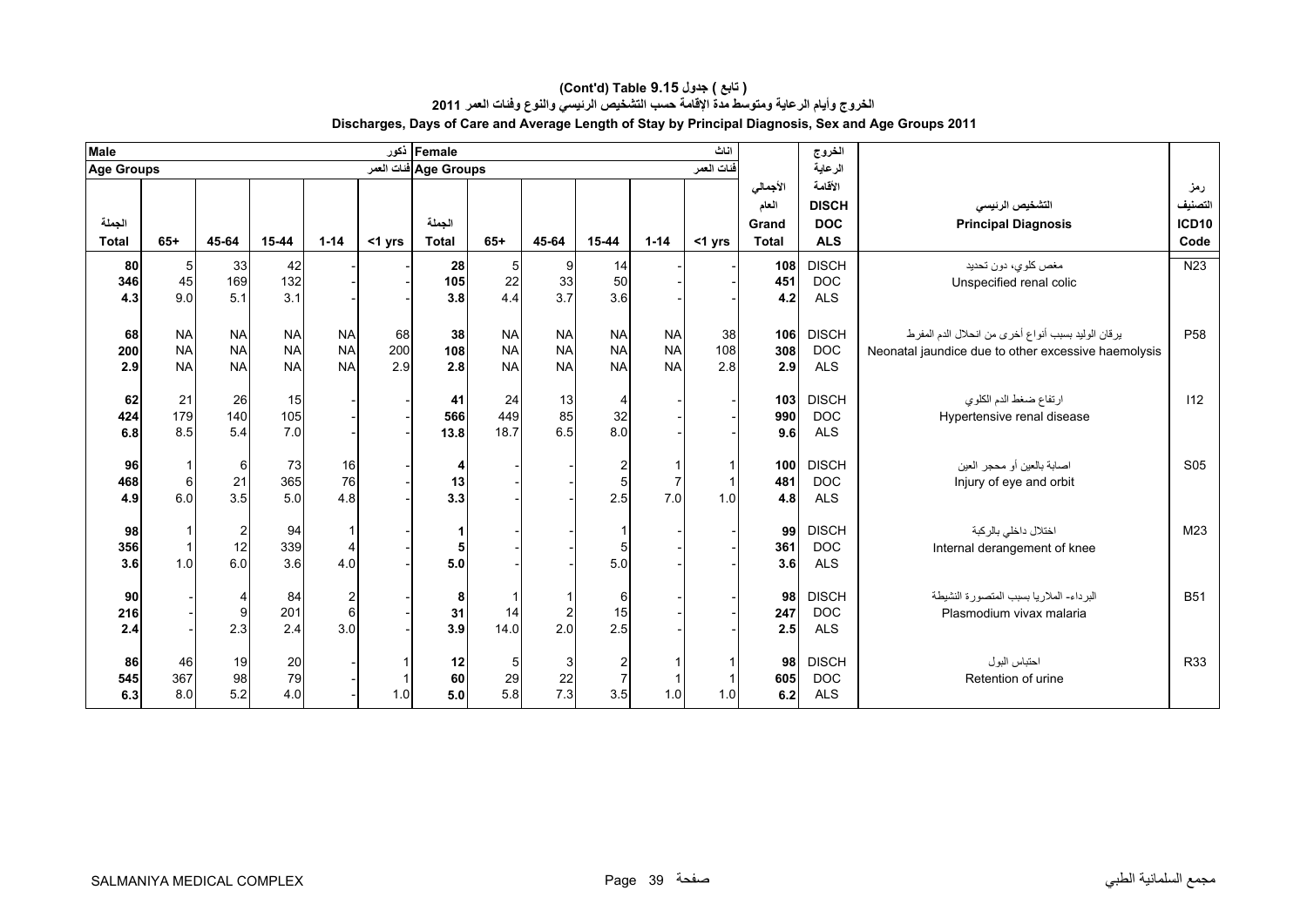## (Cont'd) Table 9.15 جدول ( تابع )

### الخروج وأيام الرعاية ومتوسط مدة الإقامة حسب التشخيص الرئيسي والنوع وفئات العمر 2011

### Discharges, Days of Care and Average Length of Stay by Principal Diagnosis, Sex and Age Groups 2011

| Male ذكور | | | | | | Female اناث | | | | | | | الخروج | | |
|---|---|---|---|---|---|---|---|---|---|---|---|---|---|---|---|
| Age Groups فئات العمر | | | | | | Age Groups فئات العمر | | | | | | | الرعاية | | |
| الجملة Total | 65+ | 45-64 | 15-44 | 1-14 | <1 yrs | الجملة Total | 65+ | 45-64 | 15-44 | 1-14 | <1 yrs | الأجمالي العام Grand Total | الأقامة DISCH DOC ALS | التشخيص الرئيسي Principal Diagnosis | رمز التصنيف ICD10 Code |
| **80** | 5 | 33 | 42 | - | - | **28** | 5 | 9 | 14 | - | - | **108** | DISCH | مغص كلوي، دون تحديد Unspecified renal colic | N23 |
| **346** | 45 | 169 | 132 | - | - | **105** | 22 | 33 | 50 | - | - | **451** | DOC | | |
| **4.3** | 9.0 | 5.1 | 3.1 | - | - | **3.8** | 4.4 | 3.7 | 3.6 | - | - | **4.2** | ALS | | |
| **68** | NA | NA | NA | NA | 68 | **38** | NA | NA | NA | NA | 38 | **106** | DISCH | يرقان الوليد بسبب أنواع أخرى من انحلال الدم المفرط Neonatal jaundice due to other excessive haemolysis | P58 |
| **200** | NA | NA | NA | NA | 200 | **108** | NA | NA | NA | NA | 108 | **308** | DOC | | |
| **2.9** | NA | NA | NA | NA | 2.9 | **2.8** | NA | NA | NA | NA | 2.8 | **2.9** | ALS | | |
| **62** | 21 | 26 | 15 | - | - | **41** | 24 | 13 | 4 | - | - | **103** | DISCH | ارتفاع ضغط الدم الكلوي Hypertensive renal disease | I12 |
| **424** | 179 | 140 | 105 | - | - | **566** | 449 | 85 | 32 | - | - | **990** | DOC | | |
| **6.8** | 8.5 | 5.4 | 7.0 | - | - | **13.8** | 18.7 | 6.5 | 8.0 | - | - | **9.6** | ALS | | |
| **96** | 1 | 6 | 73 | 16 | - | **4** | - | - | 2 | 1 | 1 | **100** | DISCH | اصابة بالعين أو محجر العين Injury of eye and orbit | S05 |
| **468** | 6 | 21 | 365 | 76 | - | **13** | - | - | 5 | 7 | 1 | **481** | DOC | | |
| **4.9** | 6.0 | 3.5 | 5.0 | 4.8 | - | **3.3** | - | - | 2.5 | 7.0 | 1.0 | **4.8** | ALS | | |
| **98** | 1 | 2 | 94 | 1 | - | **1** | - | - | 1 | - | - | **99** | DISCH | اختلال داخلي بالركبة Internal derangement of knee | M23 |
| **356** | 1 | 12 | 339 | 4 | - | **5** | - | - | 5 | - | - | **361** | DOC | | |
| **3.6** | 1.0 | 6.0 | 3.6 | 4.0 | - | **5.0** | - | - | 5.0 | - | - | **3.6** | ALS | | |
| **90** | - | 4 | 84 | 2 | - | **8** | 1 | 1 | 6 | - | - | **98** | DISCH | البرداء- الملاريا بسبب المتصورة النشيطة Plasmodium vivax malaria | B51 |
| **216** | - | 9 | 201 | 6 | - | **31** | 14 | 2 | 15 | - | - | **247** | DOC | | |
| **2.4** | - | 2.3 | 2.4 | 3.0 | - | **3.9** | 14.0 | 2.0 | 2.5 | - | - | **2.5** | ALS | | |
| **86** | 46 | 19 | 20 | - | 1 | **12** | 5 | 3 | 2 | 1 | 1 | **98** | DISCH | احتباس البول Retention of urine | R33 |
| **545** | 367 | 98 | 79 | - | 1 | **60** | 29 | 22 | 7 | 1 | 1 | **605** | DOC | | |
| **6.3** | 8.0 | 5.2 | 4.0 | - | 1.0 | **5.0** | 5.8 | 7.3 | 3.5 | 1.0 | 1.0 | **6.2** | ALS | | |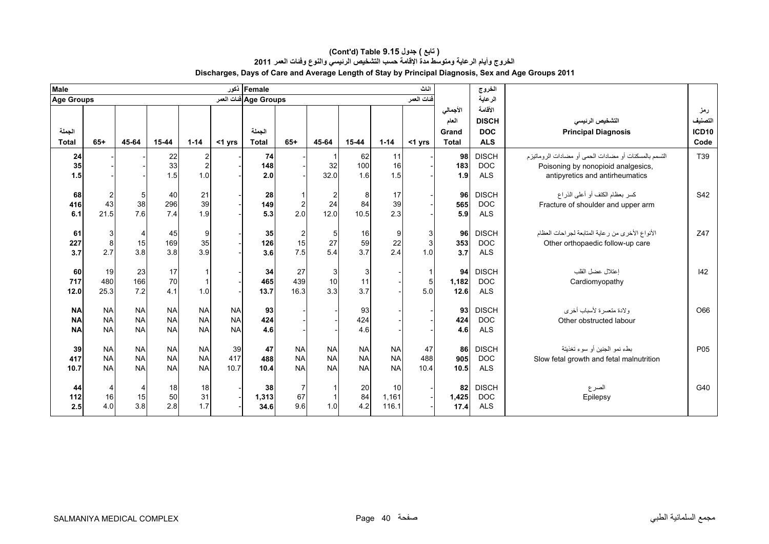# (Cont'd) Table 9.15 جدول ( تابع )

## الخروج وأيام الرعاية ومتوسط مدة الإقامة حسب التشخيص الرئيسي والنوع وفئات العمر 2011

## Discharges, Days of Care and Average Length of Stay by Principal Diagnosis, Sex and Age Groups 2011

| Male ذكور | | | | | | Female اناث | | | | | | | الخروج الرعاية الأقامة | | |
|---|---|---|---|---|---|---|---|---|---|---|---|---|---|---|---|
| Age Groups فئات العمر | | | | | | Age Groups فئات العمر | | | | | | | | | |
| الجملة Total | 65+ | 45-64 | 15-44 | 1-14 | <1 yrs | الجملة Total | 65+ | 45-64 | 15-44 | 1-14 | <1 yrs | الأجمالي العام Grand Total | DISCH DOC ALS | التشخيص الرئيسي Principal Diagnosis | رمز التصنيف ICD10 Code |
| 24 | - | - | 22 | 2 | - | 74 | - | 1 | 62 | 11 | - | 98 | DISCH | التسمم بالمسكنات أو مضادات الحمى أو مضادات الروماتيزم Poisoning by nonopioid analgesics, antipyretics and antirheumatics | T39 |
| 35 | - | - | 33 | 2 | - | 148 | - | 32 | 100 | 16 | - | 183 | DOC | | |
| 1.5 | - | - | 1.5 | 1.0 | - | 2.0 | - | 32.0 | 1.6 | 1.5 | - | 1.9 | ALS | | |
| 68 | 2 | 5 | 40 | 21 | - | 28 | 1 | 2 | 8 | 17 | - | 96 | DISCH | كسر بعظام الكتف أو أعلى الذراع Fracture of shoulder and upper arm | S42 |
| 416 | 43 | 38 | 296 | 39 | - | 149 | 2 | 24 | 84 | 39 | - | 565 | DOC | | |
| 6.1 | 21.5 | 7.6 | 7.4 | 1.9 | - | 5.3 | 2.0 | 12.0 | 10.5 | 2.3 | - | 5.9 | ALS | | |
| 61 | 3 | 4 | 45 | 9 | - | 35 | 2 | 5 | 16 | 9 | 3 | 96 | DISCH | الأنواع الأخرى من رعاية المتابعة لجراحات العظام Other orthopaedic follow-up care | Z47 |
| 227 | 8 | 15 | 169 | 35 | - | 126 | 15 | 27 | 59 | 22 | 3 | 353 | DOC | | |
| 3.7 | 2.7 | 3.8 | 3.8 | 3.9 | - | 3.6 | 7.5 | 5.4 | 3.7 | 2.4 | 1.0 | 3.7 | ALS | | |
| 60 | 19 | 23 | 17 | 1 | - | 34 | 27 | 3 | 3 | - | 1 | 94 | DISCH | إعتلال عضل القلب Cardiomyopathy | I42 |
| 717 | 480 | 166 | 70 | 1 | - | 465 | 439 | 10 | 11 | - | 5 | 1,182 | DOC | | |
| 12.0 | 25.3 | 7.2 | 4.1 | 1.0 | - | 13.7 | 16.3 | 3.3 | 3.7 | - | 5.0 | 12.6 | ALS | | |
| NA | NA | NA | NA | NA | NA | 93 | - | - | 93 | - | - | 93 | DISCH | ولادة متعسرة لأسباب أخرى Other obstructed labour | O66 |
| NA | NA | NA | NA | NA | NA | 424 | - | - | 424 | - | - | 424 | DOC | | |
| NA | NA | NA | NA | NA | NA | 4.6 | - | - | 4.6 | - | - | 4.6 | ALS | | |
| 39 | NA | NA | NA | NA | 39 | 47 | NA | NA | NA | NA | 47 | 86 | DISCH | بطء نمو الجنين أو سوء تغذيته Slow fetal growth and fetal malnutrition | P05 |
| 417 | NA | NA | NA | NA | 417 | 488 | NA | NA | NA | NA | 488 | 905 | DOC | | |
| 10.7 | NA | NA | NA | NA | 10.7 | 10.4 | NA | NA | NA | NA | 10.4 | 10.5 | ALS | | |
| 44 | 4 | 4 | 18 | 18 | - | 38 | 7 | 1 | 20 | 10 | - | 82 | DISCH | الصرع Epilepsy | G40 |
| 112 | 16 | 15 | 50 | 31 | - | 1,313 | 67 | 1 | 84 | 1,161 | - | 1,425 | DOC | | |
| 2.5 | 4.0 | 3.8 | 2.8 | 1.7 | - | 34.6 | 9.6 | 1.0 | 4.2 | 116.1 | - | 17.4 | ALS | | |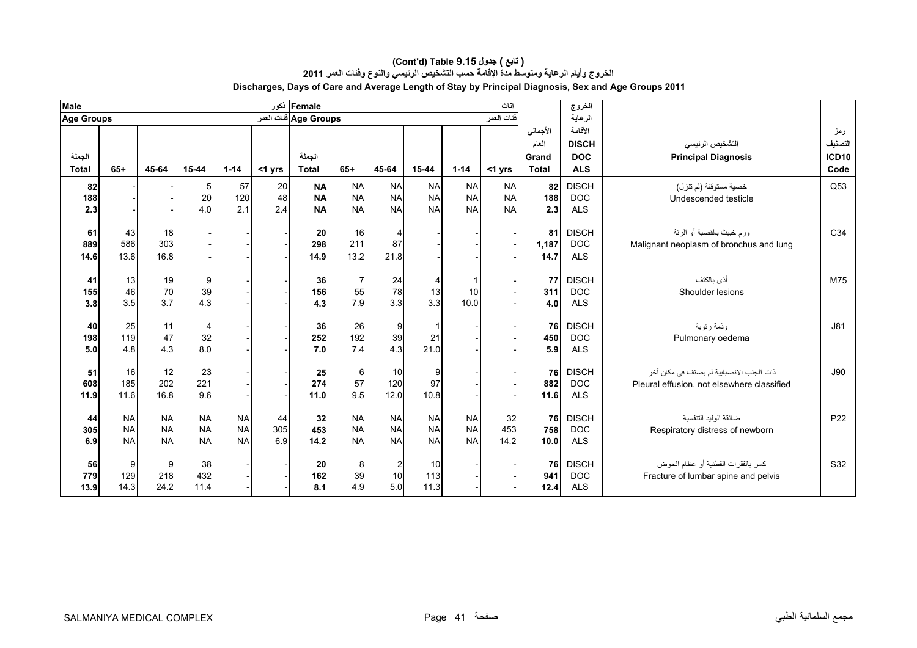# (Cont'd) Table 9.15 تابع ( جدول

**الخروج وأيام الرعاية ومتوسط مدة الإقامة حسب التشخيص الرئيسي والنوع وفئات العمر 2011**

**Discharges, Days of Care and Average Length of Stay by Principal Diagnosis, Sex and Age Groups 2011**

| Male ذكور | | | | | | Female اناث | | | | | | | | | |
|---|---|---|---|---|---|---|---|---|---|---|---|---|---|---|---|
| Age Groups فئات العمر | | | | | | Age Groups فئات العمر | | | | | | | | | |
| الجملة Total | 65+ | 45-64 | 15-44 | 1-14 | <1 yrs | الجملة Total | 65+ | 45-64 | 15-44 | 1-14 | <1 yrs | الأجمالي العام Grand Total | الخروج الرعاية الأقامة DISCH DOC ALS | التشخيص الرئيسي Principal Diagnosis | رمز التصنيف ICD10 Code |
| 82 | - | - | 5 | 57 | 20 | NA | NA | NA | NA | NA | NA | 82 | DISCH | خصية مستوقفة (لم تنزل) | Q53 |
| 188 | - | - | 20 | 120 | 48 | NA | NA | NA | NA | NA | NA | 188 | DOC | Undescended testicle | |
| 2.3 | - | - | 4.0 | 2.1 | 2.4 | NA | NA | NA | NA | NA | NA | 2.3 | ALS | | |
| 61 | 43 | 18 | - | - | - | 20 | 16 | 4 | - | - | - | 81 | DISCH | ورم خبيث بالقصبة أو الرئة | C34 |
| 889 | 586 | 303 | - | - | - | 298 | 211 | 87 | - | - | - | 1,187 | DOC | Malignant neoplasm of bronchus and lung | |
| 14.6 | 13.6 | 16.8 | - | - | - | 14.9 | 13.2 | 21.8 | - | - | - | 14.7 | ALS | | |
| 41 | 13 | 19 | 9 | - | - | 36 | 7 | 24 | 4 | 1 | - | 77 | DISCH | أذى بالكتف | M75 |
| 155 | 46 | 70 | 39 | - | - | 156 | 55 | 78 | 13 | 10 | - | 311 | DOC | Shoulder lesions | |
| 3.8 | 3.5 | 3.7 | 4.3 | - | - | 4.3 | 7.9 | 3.3 | 3.3 | 10.0 | - | 4.0 | ALS | | |
| 40 | 25 | 11 | 4 | - | - | 36 | 26 | 9 | 1 | - | - | 76 | DISCH | وذمة رئوية | J81 |
| 198 | 119 | 47 | 32 | - | - | 252 | 192 | 39 | 21 | - | - | 450 | DOC | Pulmonary oedema | |
| 5.0 | 4.8 | 4.3 | 8.0 | - | - | 7.0 | 7.4 | 4.3 | 21.0 | - | - | 5.9 | ALS | | |
| 51 | 16 | 12 | 23 | - | - | 25 | 6 | 10 | 9 | - | - | 76 | DISCH | ذات الجنب الانصبابية لم يصنف في مكان آخر | J90 |
| 608 | 185 | 202 | 221 | - | - | 274 | 57 | 120 | 97 | - | - | 882 | DOC | Pleural effusion, not elsewhere classified | |
| 11.9 | 11.6 | 16.8 | 9.6 | - | - | 11.0 | 9.5 | 12.0 | 10.8 | - | - | 11.6 | ALS | | |
| 44 | NA | NA | NA | NA | 44 | 32 | NA | NA | NA | NA | 32 | 76 | DISCH | ضائقة الوليد التنفسية | P22 |
| 305 | NA | NA | NA | NA | 305 | 453 | NA | NA | NA | NA | 453 | 758 | DOC | Respiratory distress of newborn | |
| 6.9 | NA | NA | NA | NA | 6.9 | 14.2 | NA | NA | NA | NA | 14.2 | 10.0 | ALS | | |
| 56 | 9 | 9 | 38 | - | - | 20 | 8 | 2 | 10 | - | - | 76 | DISCH | كسر بالفقرات القطنية أو عظام الحوض | S32 |
| 779 | 129 | 218 | 432 | - | - | 162 | 39 | 10 | 113 | - | - | 941 | DOC | Fracture of lumbar spine and pelvis | |
| 13.9 | 14.3 | 24.2 | 11.4 | - | - | 8.1 | 4.9 | 5.0 | 11.3 | - | - | 12.4 | ALS | | |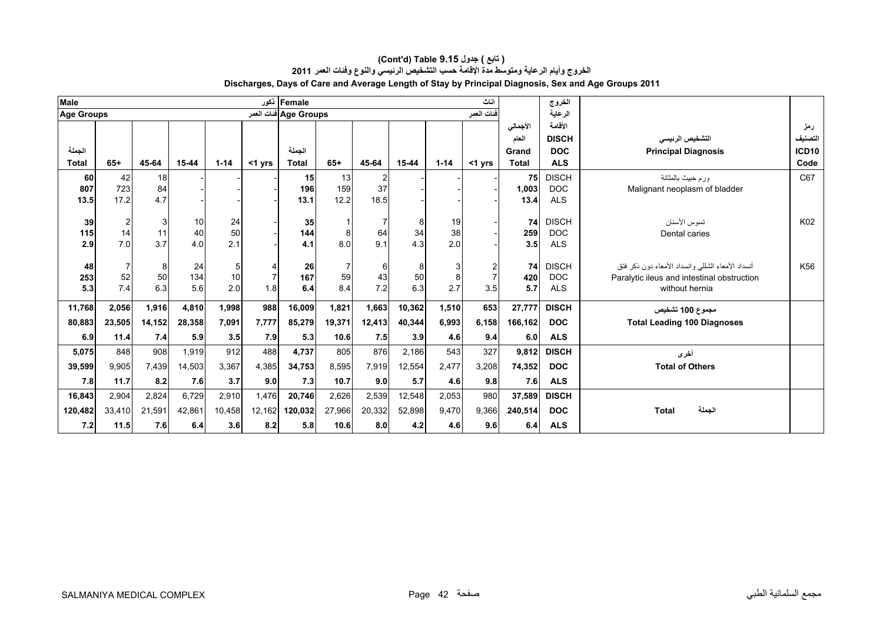# (Cont'd) Table 9.15 ( تابع ) جدول

## الخروج وأيام الرعاية ومتوسط مدة الإقامة حسب التشخيص الرئيسي والنوع وفئات العمر 2011

## Discharges, Days of Care and Average Length of Stay by Principal Diagnosis, Sex and Age Groups 2011

| Male ذكور | | | | | | Female اناث | | | | | | | الخروج | | |
|---|---|---|---|---|---|---|---|---|---|---|---|---|---|---|---|
| Age Groups فئات العمر | | | | | | Age Groups فئات العمر | | | | | | | الرعاية | | |
| الجملة Total | 65+ | 45-64 | 15-44 | 1-14 | <1 yrs | الجملة Total | 65+ | 45-64 | 15-44 | 1-14 | <1 yrs | الأجمالي العام Grand Total | الأقامة DISCH DOC ALS | التشخيص الرئيسي Principal Diagnosis | رمز التصنيف ICD10 Code |
| 60 | 42 | 18 | - | - | - | 15 | 13 | 2 | - | - | - | 75 | DISCH | ورم خبيث بالمثانة | C67 |
| 807 | 723 | 84 | - | - | - | 196 | 159 | 37 | - | - | - | 1,003 | DOC | Malignant neoplasm of bladder | |
| 13.5 | 17.2 | 4.7 | - | - | - | 13.1 | 12.2 | 18.5 | - | - | - | 13.4 | ALS | | |
| 39 | 2 | 3 | 10 | 24 | - | 35 | 1 | 7 | 8 | 19 | - | 74 | DISCH | تسوس الأسنان | K02 |
| 115 | 14 | 11 | 40 | 50 | - | 144 | 8 | 64 | 34 | 38 | - | 259 | DOC | Dental caries | |
| 2.9 | 7.0 | 3.7 | 4.0 | 2.1 | - | 4.1 | 8.0 | 9.1 | 4.3 | 2.0 | - | 3.5 | ALS | | |
| 48 | 7 | 8 | 24 | 5 | 4 | 26 | 7 | 6 | 8 | 3 | 2 | 74 | DISCH | أنسداد الأمعاء الشللي وانسداد الأمعاء دون ذكر فتق | K56 |
| 253 | 52 | 50 | 134 | 10 | 7 | 167 | 59 | 43 | 50 | 8 | 7 | 420 | DOC | Paralytic ileus and intestinal obstruction without hernia | |
| 5.3 | 7.4 | 6.3 | 5.6 | 2.0 | 1.8 | 6.4 | 8.4 | 7.2 | 6.3 | 2.7 | 3.5 | 5.7 | ALS | | |
| **11,768** | **2,056** | **1,916** | **4,810** | **1,998** | **988** | **16,009** | **1,821** | **1,663** | **10,362** | **1,510** | **653** | **27,777** | **DISCH** | **مجموع 100 تشخيص** | |
| **80,883** | **23,505** | **14,152** | **28,358** | **7,091** | **7,777** | **85,279** | **19,371** | **12,413** | **40,344** | **6,993** | **6,158** | **166,162** | **DOC** | **Total Leading 100 Diagnoses** | |
| **6.9** | **11.4** | **7.4** | **5.9** | **3.5** | **7.9** | **5.3** | **10.6** | **7.5** | **3.9** | **4.6** | **9.4** | **6.0** | **ALS** | | |
| **5,075** | 848 | 908 | 1,919 | 912 | 488 | **4,737** | 805 | 876 | 2,186 | 543 | 327 | **9,812** | **DISCH** | **أخرى** | |
| **39,599** | 9,905 | 7,439 | 14,503 | 3,367 | 4,385 | **34,753** | 8,595 | 7,919 | 12,554 | 2,477 | 3,208 | **74,352** | **DOC** | **Total of Others** | |
| **7.8** | **11.7** | **8.2** | **7.6** | **3.7** | **9.0** | **7.3** | **10.7** | **9.0** | **5.7** | **4.6** | **9.8** | **7.6** | **ALS** | | |
| **16,843** | 2,904 | 2,824 | 6,729 | 2,910 | 1,476 | **20,746** | 2,626 | 2,539 | 12,548 | 2,053 | 980 | **37,589** | **DISCH** | | |
| **120,482** | 33,410 | 21,591 | 42,861 | 10,458 | 12,162 | **120,032** | 27,966 | 20,332 | 52,898 | 9,470 | 9,366 | **240,514** | **DOC** | **Total الجملة** | |
| **7.2** | **11.5** | **7.6** | **6.4** | **3.6** | **8.2** | **5.8** | **10.6** | **8.0** | **4.2** | **4.6** | **9.6** | **6.4** | **ALS** | | |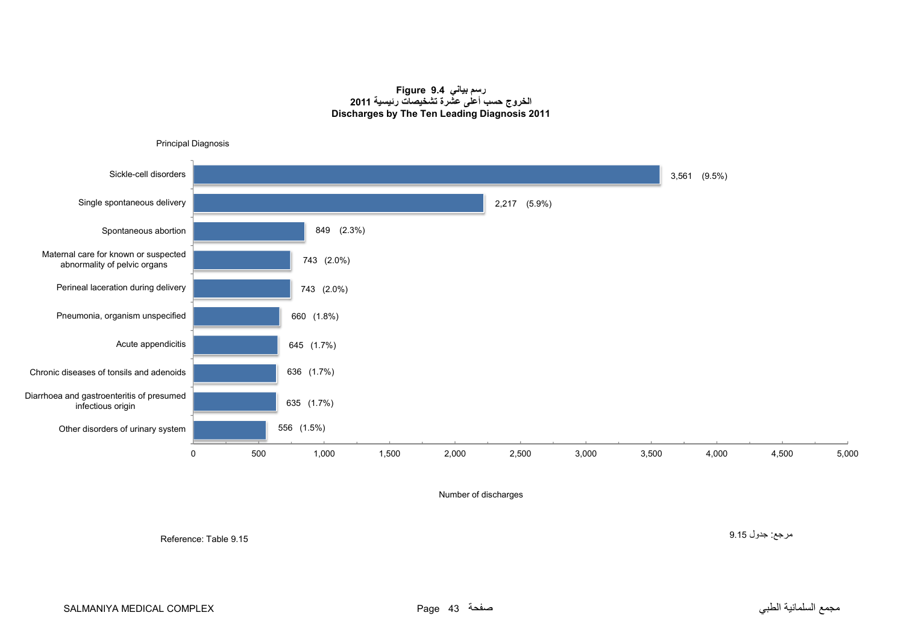**Figure 9.4 رسم بياني**

**الخروج حسب أعلى عشرة تشخيصات رئيسية 2011**

**Discharges by The Ten Leading Diagnosis 2011**

| Principal Diagnosis | Number of discharges | % |
|---|---|---|
| Sickle-cell disorders | 3,561 | (9.5%) |
| Single spontaneous delivery | 2,217 | (5.9%) |
| Spontaneous abortion | 849 | (2.3%) |
| Maternal care for known or suspected abnormality of pelvic organs | 743 | (2.0%) |
| Perineal laceration during delivery | 743 | (2.0%) |
| Pneumonia, organism unspecified | 660 | (1.8%) |
| Acute appendicitis | 645 | (1.7%) |
| Chronic diseases of tonsils and adenoids | 636 | (1.7%) |
| Diarrhoea and gastroenteritis of presumed infectious origin | 635 | (1.7%) |
| Other disorders of urinary system | 556 | (1.5%) |

Reference: Table 9.15

مرجع: جدول 9.15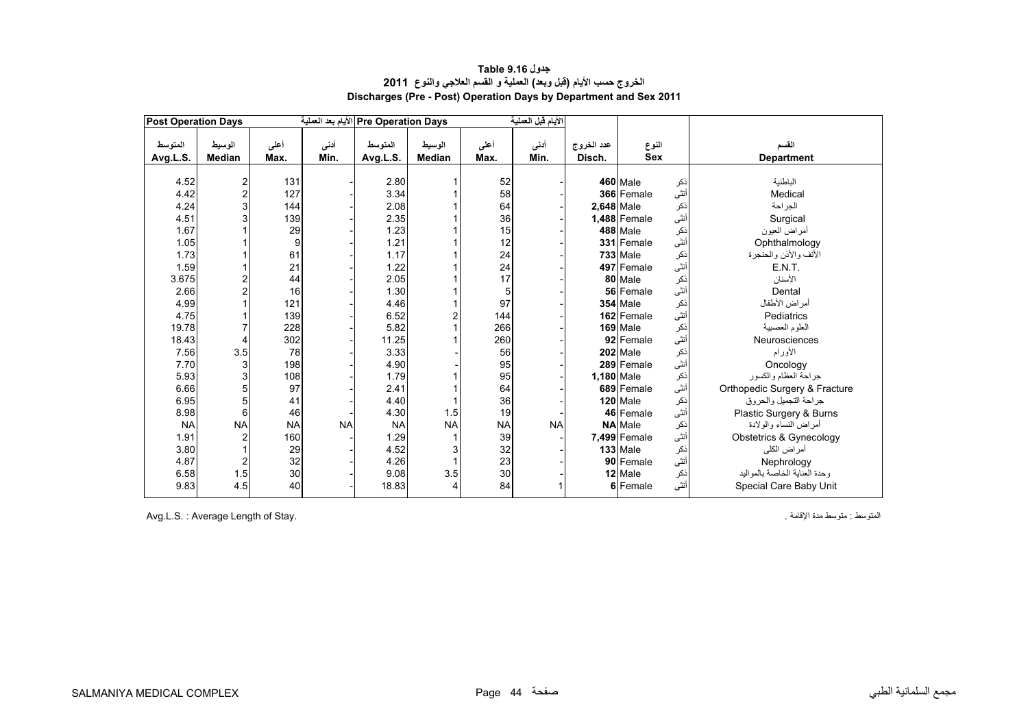# جدول 9.16 Table

## الخروج حسب الأيام (قبل وبعد) العملية و القسم العلاجي والنوع 2011

## Discharges (Pre - Post) Operation Days by Department and Sex 2011

| Post Operation Days | | | الأيام بعد العملية | Pre Operation Days | | | الأيام قبل العملية | | | | |
|---|---|---|---|---|---|---|---|---|---|---|---|
| المتوسط Avg.L.S. | الوسيط Median | أعلى Max. | أدنى Min. | المتوسط Avg.L.S. | الوسيط Median | أعلى Max. | أدنى Min. | عدد الخروج Disch. | النوع Sex | | القسم Department |
| 4.52 | 2 | 131 | - | 2.80 | 1 | 52 | - | **460** | Male | ذكر | الباطنية |
| 4.42 | 2 | 127 | - | 3.34 | 1 | 58 | - | **366** | Female | أنثى | Medical |
| 4.24 | 3 | 144 | - | 2.08 | 1 | 64 | - | **2,648** | Male | ذكر | الجراحة |
| 4.51 | 3 | 139 | - | 2.35 | 1 | 36 | - | **1,488** | Female | أنثى | Surgical |
| 1.67 | 1 | 29 | - | 1.23 | 1 | 15 | - | **488** | Male | ذكر | أمراض العيون |
| 1.05 | 1 | 9 | - | 1.21 | 1 | 12 | - | **331** | Female | أنثى | Ophthalmology |
| 1.73 | 1 | 61 | - | 1.17 | 1 | 24 | - | **733** | Male | ذكر | الأنف والأذن والحنجرة |
| 1.59 | 1 | 21 | - | 1.22 | 1 | 24 | - | **497** | Female | أنثى | E.N.T. |
| 3.675 | 2 | 44 | - | 2.05 | 1 | 17 | - | **80** | Male | ذكر | الأسنان |
| 2.66 | 2 | 16 | - | 1.30 | 1 | 5 | - | **56** | Female | أنثى | Dental |
| 4.99 | 1 | 121 | - | 4.46 | 1 | 97 | - | **354** | Male | ذكر | أمراض الأطفال |
| 4.75 | 1 | 139 | - | 6.52 | 2 | 144 | - | **162** | Female | أنثى | Pediatrics |
| 19.78 | 7 | 228 | - | 5.82 | 1 | 266 | - | **169** | Male | ذكر | العلوم العصبية |
| 18.43 | 4 | 302 | - | 11.25 | 1 | 260 | - | **92** | Female | أنثى | Neurosciences |
| 7.56 | 3.5 | 78 | - | 3.33 | - | 56 | - | **202** | Male | ذكر | الأورام |
| 7.70 | 3 | 198 | - | 4.90 | - | 95 | - | **289** | Female | أنثى | Oncology |
| 5.93 | 3 | 108 | - | 1.79 | 1 | 95 | - | **1,180** | Male | ذكر | جراحة العظام والكسور |
| 6.66 | 5 | 97 | - | 2.41 | 1 | 64 | - | **689** | Female | أنثى | Orthopedic Surgery & Fracture |
| 6.95 | 5 | 41 | - | 4.40 | 1 | 36 | - | **120** | Male | ذكر | جراحة التجميل والحروق |
| 8.98 | 6 | 46 | - | 4.30 | 1.5 | 19 | - | **46** | Female | أنثى | Plastic Surgery & Burns |
| NA | NA | NA | NA | NA | NA | NA | NA | **NA** | Male | ذكر | أمراض النساء والولادة |
| 1.91 | 2 | 160 | - | 1.29 | 1 | 39 | - | **7,499** | Female | أنثى | Obstetrics & Gynecology |
| 3.80 | 1 | 29 | - | 4.52 | 3 | 32 | - | **133** | Male | ذكر | أمراض الكلى |
| 4.87 | 2 | 32 | - | 4.26 | 1 | 23 | - | **90** | Female | أنثى | Nephrology |
| 6.58 | 1.5 | 30 | - | 9.08 | 3.5 | 30 | - | **12** | Male | ذكر | وحدة العناية الخاصة بالمواليد |
| 9.83 | 4.5 | 40 | - | 18.83 | 4 | 84 | 1 | **6** | Female | أنثى | Special Care Baby Unit |

Avg.L.S. : Average Length of Stay.

المتوسط : متوسط مدة الإقامة .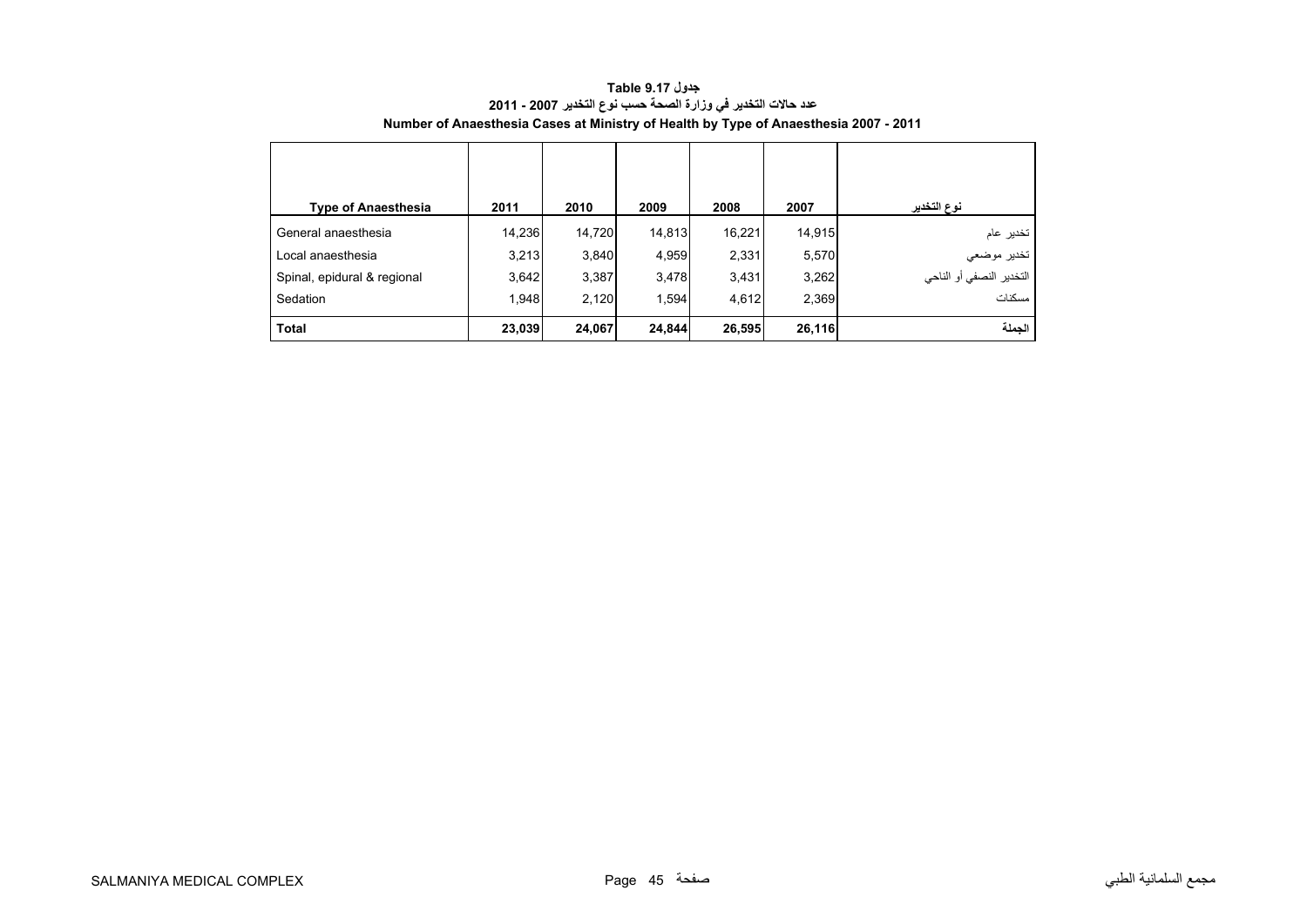**جدول Table 9.17**

**عدد حالات التخدير في وزارة الصحة حسب نوع التخدير 2007 - 2011**

**Number of Anaesthesia Cases at Ministry of Health by Type of Anaesthesia 2007 - 2011**

| Type of Anaesthesia | 2011 | 2010 | 2009 | 2008 | 2007 | نوع التخدير |
|---|---|---|---|---|---|---|
| General anaesthesia | 14,236 | 14,720 | 14,813 | 16,221 | 14,915 | تخدير عام |
| Local anaesthesia | 3,213 | 3,840 | 4,959 | 2,331 | 5,570 | تخدير موضعي |
| Spinal, epidural & regional | 3,642 | 3,387 | 3,478 | 3,431 | 3,262 | التخدير النصفي أو الناحي |
| Sedation | 1,948 | 2,120 | 1,594 | 4,612 | 2,369 | مسكنات |
| **Total** | **23,039** | **24,067** | **24,844** | **26,595** | **26,116** | **الجملة** |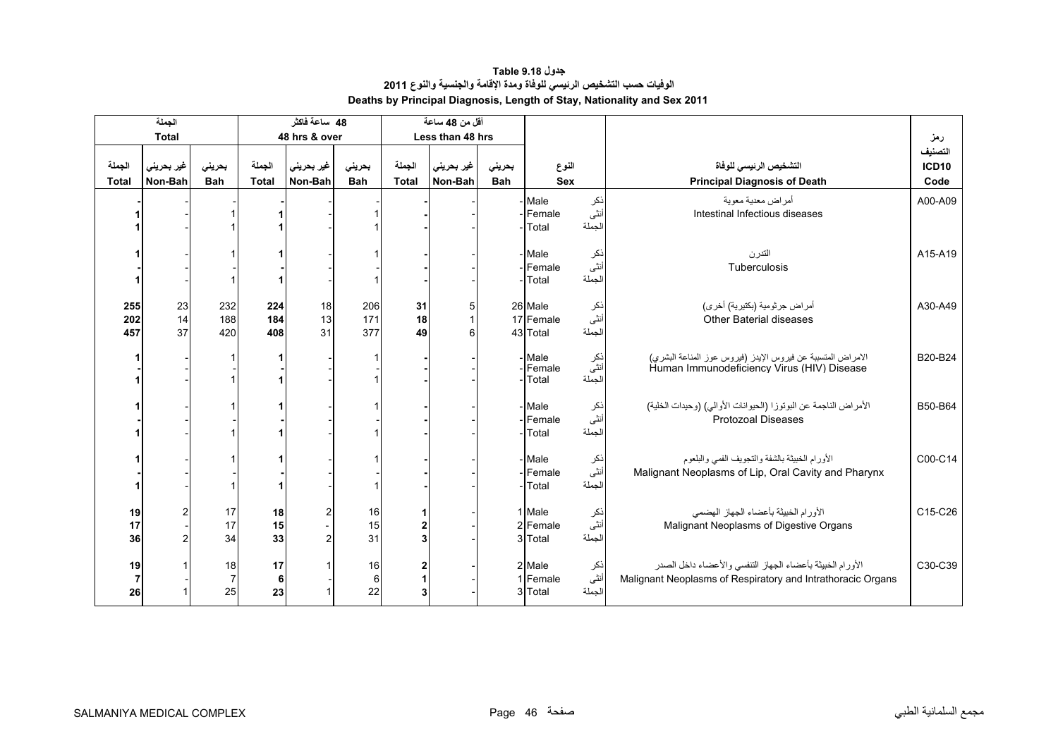# جدول Table 9.18

## الوفيات حسب التشخيص الرئيسي للوفاة ومدة الإقامة والجنسية والنوع 2011

## Deaths by Principal Diagnosis, Length of Stay, Nationality and Sex 2011

| الجملة Total | | | 48 ساعة فاكثر 48 hrs & over | | | أقل من 48 ساعة Less than 48 hrs | | | | | | |
|---|---|---|---|---|---|---|---|---|---|---|---|---|
| الجملة Total | غير بحريني Non-Bah | بحريني Bah | الجملة Total | غير بحريني Non-Bah | بحريني Bah | الجملة Total | غير بحريني Non-Bah | بحريني Bah | النوع Sex | | التشخيص الرئيسي للوفاة Principal Diagnosis of Death | رمز التصنيف ICD10 Code |
| - | - | - | - | - | - | - | - | - | Male | ذكر | أمراض معدية معوية Intestinal Infectious diseases | A00-A09 |
| 1 | - | 1 | 1 | - | 1 | - | - | - | Female | أنثى | | |
| 1 | - | 1 | 1 | - | 1 | - | - | - | Total | الجملة | | |
| 1 | - | 1 | 1 | - | 1 | - | - | - | Male | ذكر | التدرن Tuberculosis | A15-A19 |
| - | - | - | - | - | - | - | - | - | Female | أنثى | | |
| 1 | - | 1 | 1 | - | 1 | - | - | - | Total | الجملة | | |
| 255 | 23 | 232 | 224 | 18 | 206 | 31 | 5 | 26 | Male | ذكر | أمراض جرثومية (بكتيرية) أخرى Other Baterial diseases | A30-A49 |
| 202 | 14 | 188 | 184 | 13 | 171 | 18 | 1 | 17 | Female | أنثى | | |
| 457 | 37 | 420 | 408 | 31 | 377 | 49 | 6 | 43 | Total | الجملة | | |
| 1 | - | 1 | 1 | - | 1 | - | - | - | Male | ذكر | الامراض المتسببة عن فيروس الإيدز (فيروس عوز المناعة البشري) Human Immunodeficiency Virus (HIV) Disease | B20-B24 |
| - | - | - | - | - | - | - | - | - | Female | أنثى | | |
| 1 | - | 1 | 1 | - | 1 | - | - | - | Total | الجملة | | |
| 1 | - | 1 | 1 | - | 1 | - | - | - | Male | ذكر | الأمراض الناجمة عن البوتوزا (الحيوانات الأوالي) (وحيدات الخلية) Protozoal Diseases | B50-B64 |
| - | - | - | - | - | - | - | - | - | Female | أنثى | | |
| 1 | - | 1 | 1 | - | 1 | - | - | - | Total | الجملة | | |
| 1 | - | 1 | 1 | - | 1 | - | - | - | Male | ذكر | الأورام الخبيثة بالشفة والتجويف الفمي والبلعوم Malignant Neoplasms of Lip, Oral Cavity and Pharynx | C00-C14 |
| - | - | - | - | - | - | - | - | - | Female | أنثى | | |
| 1 | - | 1 | 1 | - | 1 | - | - | - | Total | الجملة | | |
| 19 | 2 | 17 | 18 | 2 | 16 | 1 | - | 1 | Male | ذكر | الأورام الخبيثة بأعضاء الجهاز الهضمي Malignant Neoplasms of Digestive Organs | C15-C26 |
| 17 | - | 17 | 15 | - | 15 | 2 | - | 2 | Female | أنثى | | |
| 36 | 2 | 34 | 33 | 2 | 31 | 3 | - | 3 | Total | الجملة | | |
| 19 | 1 | 18 | 17 | 1 | 16 | 2 | - | 2 | Male | ذكر | الأورام الخبيثة بأعضاء الجهاز التنفسي والأعضاء داخل الصدر Malignant Neoplasms of Respiratory and Intrathoracic Organs | C30-C39 |
| 7 | - | 7 | 6 | - | 6 | 1 | - | 1 | Female | أنثى | | |
| 26 | 1 | 25 | 23 | 1 | 22 | 3 | - | 3 | Total | الجملة | | |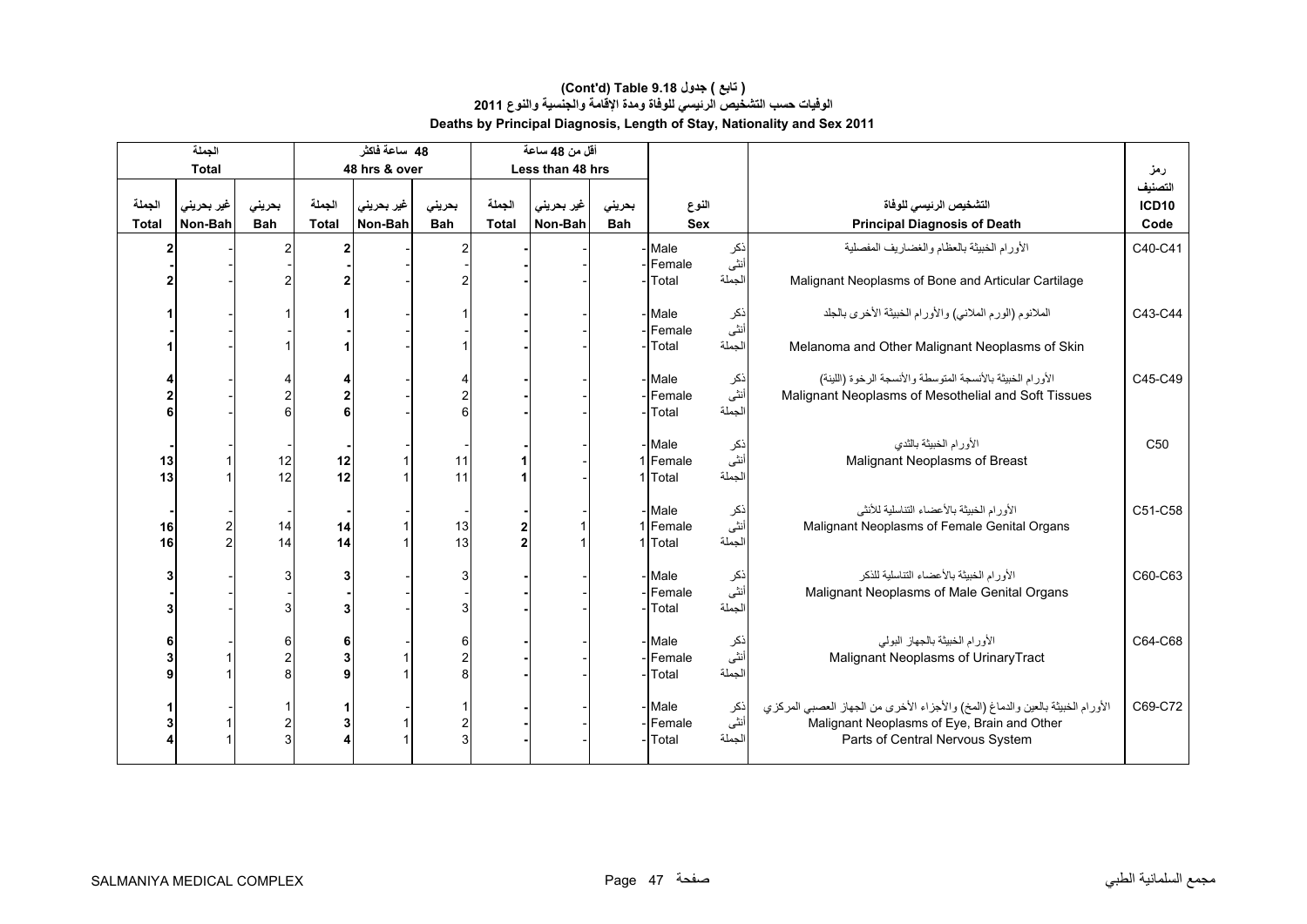# ( تابع ) جدول 9.18 (Cont'd) Table
## الوفيات حسب التشخيص الرئيسي للوفاة ومدة الإقامة والجنسية والنوع 2011
## Deaths by Principal Diagnosis, Length of Stay, Nationality and Sex 2011

| الجملة Total | | | 48 ساعة فاكثر 48 hrs & over | | | أقل من 48 ساعة Less than 48 hrs | | | | | | |
|---|---|---|---|---|---|---|---|---|---|---|---|---|
| الجملة Total | غير بحريني Non-Bah | بحريني Bah | الجملة Total | غير بحريني Non-Bah | بحريني Bah | الجملة Total | غير بحريني Non-Bah | بحريني Bah | النوع Sex | | التشخيص الرئيسي للوفاة Principal Diagnosis of Death | رمز التصنيف ICD10 Code |
| 2 | - | 2 | 2 | - | 2 | - | - | - | Male | ذكر | الأورام الخبيثة بالعظام والغضاريف المفصلية | C40-C41 |
| - | - | - | - | - | - | - | - | - | Female | أنثى | | |
| 2 | - | 2 | 2 | - | 2 | - | - | - | Total | الجملة | Malignant Neoplasms of Bone and Articular Cartilage | |
| 1 | - | 1 | 1 | - | 1 | - | - | - | Male | ذكر | الملانوم (الورم الملاني) والأورام الخبيثة الأخرى بالجلد | C43-C44 |
| - | - | - | - | - | - | - | - | - | Female | أنثى | | |
| 1 | - | 1 | 1 | - | 1 | - | - | - | Total | الجملة | Melanoma and Other Malignant Neoplasms of Skin | |
| 4 | - | 4 | 4 | - | 4 | - | - | - | Male | ذكر | الأورام الخبيثة بالأنسجة المتوسطة والأنسجة الرخوة (اللينة) | C45-C49 |
| 2 | - | 2 | 2 | - | 2 | - | - | - | Female | أنثى | Malignant Neoplasms of Mesothelial and Soft Tissues | |
| 6 | - | 6 | 6 | - | 6 | - | - | - | Total | الجملة | | |
| - | - | - | - | - | - | - | - | - | Male | ذكر | الأورام الخبيثة بالثدي | C50 |
| 13 | 1 | 12 | 12 | 1 | 11 | 1 | - | 1 | Female | أنثى | Malignant Neoplasms of Breast | |
| 13 | 1 | 12 | 12 | 1 | 11 | 1 | - | 1 | Total | الجملة | | |
| - | - | - | - | - | - | - | - | - | Male | ذكر | الأورام الخبيثة بالأعضاء التناسلية للأنثى | C51-C58 |
| 16 | 2 | 14 | 14 | 1 | 13 | 2 | 1 | 1 | Female | أنثى | Malignant Neoplasms of Female Genital Organs | |
| 16 | 2 | 14 | 14 | 1 | 13 | 2 | 1 | 1 | Total | الجملة | | |
| 3 | - | 3 | 3 | - | 3 | - | - | - | Male | ذكر | الأورام الخبيثة بالأعضاء التناسلية للذكر | C60-C63 |
| - | - | - | - | - | - | - | - | - | Female | أنثى | Malignant Neoplasms of Male Genital Organs | |
| 3 | - | 3 | 3 | - | 3 | - | - | - | Total | الجملة | | |
| 6 | - | 6 | 6 | - | 6 | - | - | - | Male | ذكر | الأورام الخبيثة بالجهاز البولي | C64-C68 |
| 3 | 1 | 2 | 3 | 1 | 2 | - | - | - | Female | أنثى | Malignant Neoplasms of UrinaryTract | |
| 9 | 1 | 8 | 9 | 1 | 8 | - | - | - | Total | الجملة | | |
| 1 | - | 1 | 1 | - | 1 | - | - | - | Male | ذكر | الأورام الخبيثة بالعين والدماغ (المخ) والأجزاء الأخرى من الجهاز العصبي المركزي | C69-C72 |
| 3 | 1 | 2 | 3 | 1 | 2 | - | - | - | Female | أنثى | Malignant Neoplasms of Eye, Brain and Other | |
| 4 | 1 | 3 | 4 | 1 | 3 | - | - | - | Total | الجملة | Parts of Central Nervous System | |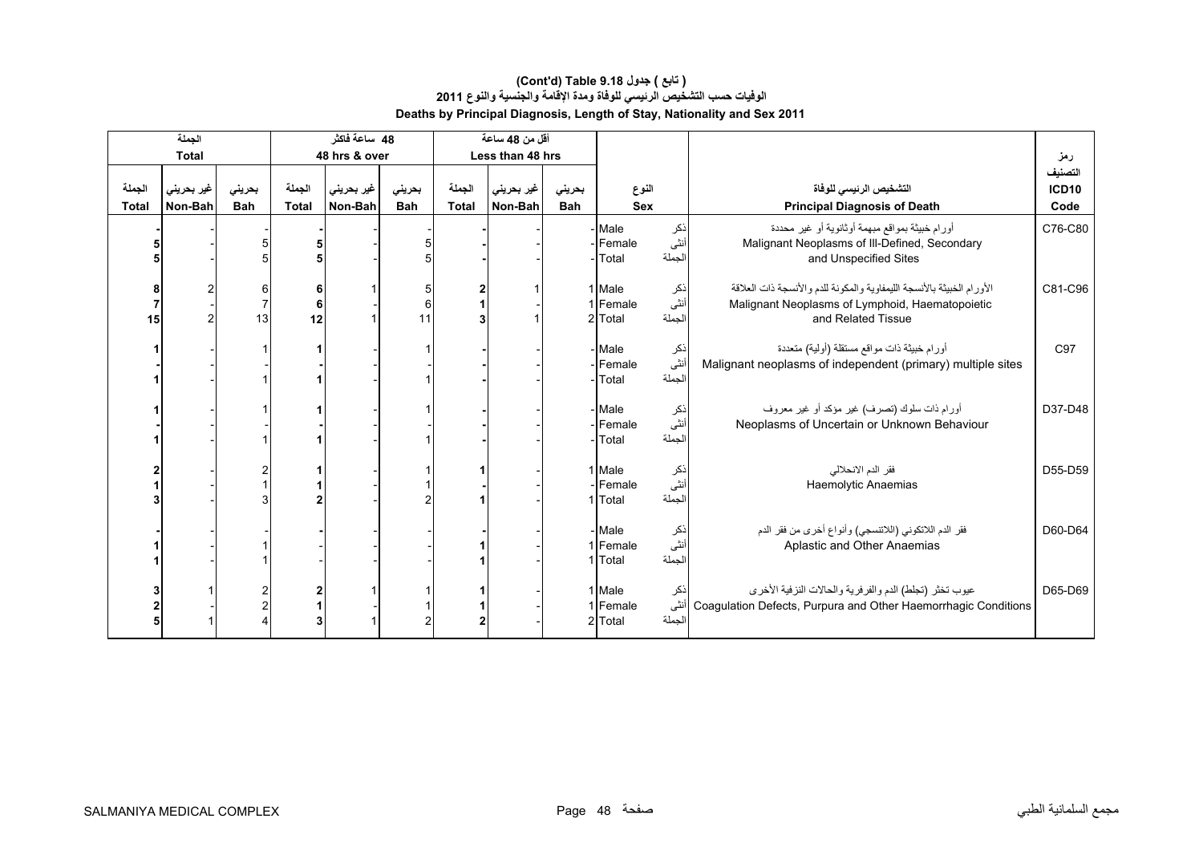# (Cont'd) Table 9.18 جدول ( تابع )

## الوفيات حسب التشخيص الرئيسي للوفاة ومدة الإقامة والجنسية والنوع 2011

## Deaths by Principal Diagnosis, Length of Stay, Nationality and Sex 2011

| الجملة Total | | | 48 ساعة فاكثر 48 hrs & over | | | أقل من 48 ساعة Less than 48 hrs | | | | | | |
|---|---|---|---|---|---|---|---|---|---|---|---|---|
| الجملة Total | غير بحريني Non-Bah | بحريني Bah | الجملة Total | غير بحريني Non-Bah | بحريني Bah | الجملة Total | غير بحريني Non-Bah | بحريني Bah | النوع Sex | | التشخيص الرئيسي للوفاة Principal Diagnosis of Death | رمز التصنيف ICD10 Code |
| - | - | - | - | - | - | - | - | - | Male | ذكر | أورام خبيثة بمواقع مبهمة أوثانوية أو غير محددة Malignant Neoplasms of Ill-Defined, Secondary and Unspecified Sites | C76-C80 |
| 5 | - | 5 | 5 | - | 5 | - | - | - | Female | أنثى | | |
| 5 | - | 5 | 5 | - | 5 | - | - | - | Total | الجملة | | |
| 8 | 2 | 6 | 6 | 1 | 5 | 2 | 1 | 1 | Male | ذكر | الأورام الخبيثة بالأنسجة الليمفاوية والمكونة للدم والأنسجة ذات العلاقة Malignant Neoplasms of Lymphoid, Haematopoietic and Related Tissue | C81-C96 |
| 7 | - | 7 | 6 | - | 6 | 1 | - | 1 | Female | أنثى | | |
| 15 | 2 | 13 | 12 | 1 | 11 | 3 | 1 | 2 | Total | الجملة | | |
| 1 | - | 1 | 1 | - | 1 | - | - | - | Male | ذكر | أورام خبيثة ذات مواقع مستقلة (أولية) متعددة Malignant neoplasms of independent (primary) multiple sites | C97 |
| - | - | - | - | - | - | - | - | - | Female | أنثى | | |
| 1 | - | 1 | 1 | - | 1 | - | - | - | Total | الجملة | | |
| 1 | - | 1 | 1 | - | 1 | - | - | - | Male | ذكر | أورام ذات سلوك (تصرف) غير مؤكد أو غير معروف Neoplasms of Uncertain or Unknown Behaviour | D37-D48 |
| - | - | - | - | - | - | - | - | - | Female | أنثى | | |
| 1 | - | 1 | 1 | - | 1 | - | - | - | Total | الجملة | | |
| 2 | - | 2 | 1 | - | 1 | 1 | - | 1 | Male | ذكر | فقر الدم الانحلالي Haemolytic Anaemias | D55-D59 |
| 1 | - | 1 | 1 | - | 1 | - | - | - | Female | أنثى | | |
| 3 | - | 3 | 2 | - | 2 | 1 | - | 1 | Total | الجملة | | |
| - | - | - | - | - | - | - | - | - | Male | ذكر | فقر الدم اللاتكوني (اللاتنسجي) وأنواع أخرى من فقر الدم Aplastic and Other Anaemias | D60-D64 |
| 1 | - | 1 | - | - | - | 1 | - | 1 | Female | أنثى | | |
| 1 | - | 1 | - | - | - | 1 | - | 1 | Total | الجملة | | |
| 3 | 1 | 2 | 2 | 1 | 1 | 1 | - | 1 | Male | ذكر | عيوب تخثر (تجلط) الدم والفرفرية والحالات النزفية الأخرى Coagulation Defects, Purpura and Other Haemorrhagic Conditions | D65-D69 |
| 2 | - | 2 | 1 | - | 1 | 1 | - | 1 | Female | أنثى | | |
| 5 | 1 | 4 | 3 | 1 | 2 | 2 | - | 2 | Total | الجملة | | |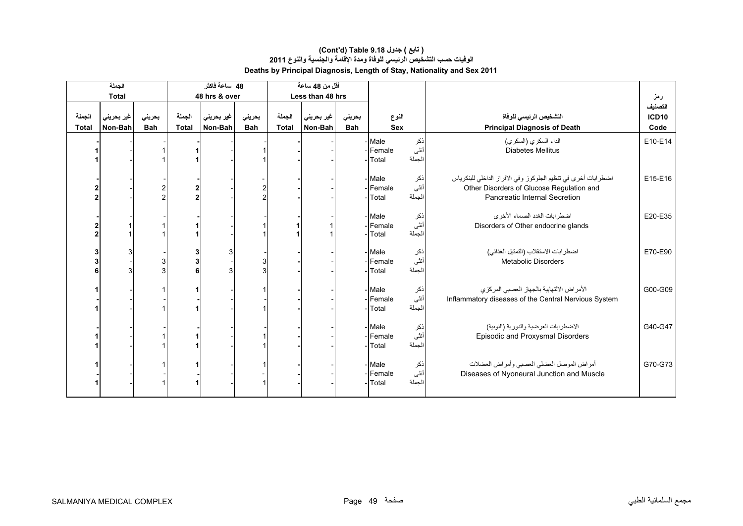**(Cont'd) Table 9.18 ( تابع ) جدول**

**الوفيات حسب التشخيص الرئيسي للوفاة ومدة الإقامة والجنسية والنوع 2011**

**Deaths by Principal Diagnosis, Length of Stay, Nationality and Sex 2011**

| الجملة Total | | | 48 ساعة فاكثر 48 hrs & over | | | أقل من 48 ساعة Less than 48 hrs | | | | | | |
|---|---|---|---|---|---|---|---|---|---|---|---|---|
| الجملة Total | غير بحريني Non-Bah | بحريني Bah | الجملة Total | غير بحريني Non-Bah | بحريني Bah | الجملة Total | غير بحريني Non-Bah | بحريني Bah | النوع Sex | | التشخيص الرئيسي للوفاة Principal Diagnosis of Death | رمز التصنيف ICD10 Code |
| - | - | - | - | - | - | - | - | - | Male | ذكر | الداء السكري (السكري) Diabetes Mellitus | E10-E14 |
| 1 | - | 1 | 1 | - | 1 | - | - | - | Female | أنثى | | |
| 1 | - | 1 | 1 | - | 1 | - | - | - | Total | الجملة | | |
| - | - | - | - | - | - | - | - | - | Male | ذكر | اضطرابات أخرى في تنظيم الجلوكوز وفي الافراز الداخلي للبنكرياس Other Disorders of Glucose Regulation and Pancreatic Internal Secretion | E15-E16 |
| 2 | - | 2 | 2 | - | 2 | - | - | - | Female | أنثى | | |
| 2 | - | 2 | 2 | - | 2 | - | - | - | Total | الجملة | | |
| - | - | - | - | - | - | - | - | - | Male | ذكر | اضطرابات الغدد الصماء الأخرى Disorders of Other endocrine glands | E20-E35 |
| 2 | 1 | 1 | 1 | - | 1 | 1 | 1 | - | Female | أنثى | | |
| 2 | 1 | 1 | 1 | - | 1 | 1 | 1 | - | Total | الجملة | | |
| 3 | 3 | - | 3 | 3 | - | - | - | - | Male | ذكر | اضطرابات الاستقلاب (التمثيل الغذائي) Metabolic Disorders | E70-E90 |
| 3 | - | 3 | 3 | - | 3 | - | - | - | Female | أنثى | | |
| 6 | 3 | 3 | 6 | 3 | 3 | - | - | - | Total | الجملة | | |
| 1 | - | 1 | 1 | - | 1 | - | - | - | Male | ذكر | الأمراض الالتهابية بالجهاز العصبي المركزي Inflammatory diseases of the Central Nervous System | G00-G09 |
| - | - | - | - | - | - | - | - | - | Female | أنثى | | |
| 1 | - | 1 | 1 | - | 1 | - | - | - | Total | الجملة | | |
| - | - | - | - | - | - | - | - | - | Male | ذكر | الاضطرابات العرضية والدورية (النوبية) Episodic and Proxysmal Disorders | G40-G47 |
| 1 | - | 1 | 1 | - | 1 | - | - | - | Female | أنثى | | |
| 1 | - | 1 | 1 | - | 1 | - | - | - | Total | الجملة | | |
| 1 | - | 1 | 1 | - | 1 | - | - | - | Male | ذكر | أمراض الموصل العضلي العصبي وأمراض العضلات Diseases of Nyoneural Junction and Muscle | G70-G73 |
| - | - | - | - | - | - | - | - | - | Female | أنثى | | |
| 1 | - | 1 | 1 | - | 1 | - | - | - | Total | الجملة | | |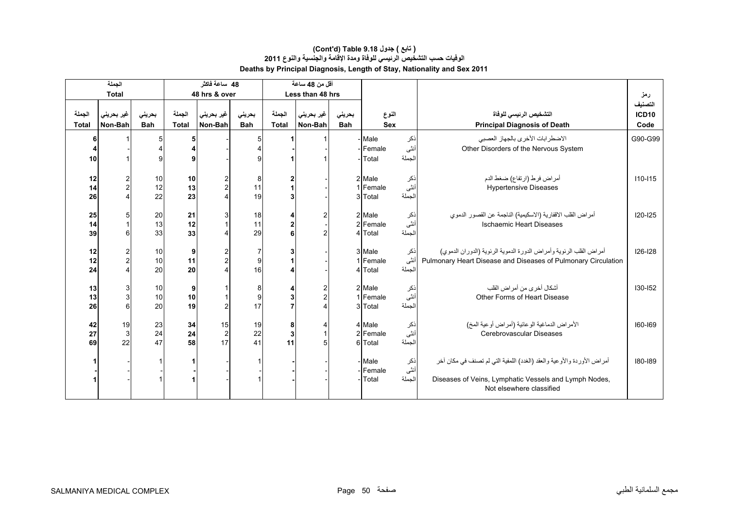**(Cont'd) Table 9.18 ( تابع ) جدول**

**الوفيات حسب التشخيص الرئيسي للوفاة ومدة الإقامة والجنسية والنوع 2011**

**Deaths by Principal Diagnosis, Length of Stay, Nationality and Sex 2011**

| الجملة Total | | | 48 ساعة فاكثر 48 hrs & over | | | أقل من 48 ساعة Less than 48 hrs | | | | | | رمز التصنيف |
|---|---|---|---|---|---|---|---|---|---|---|---|---|
| الجملة Total | غير بحريني Non-Bah | بحريني Bah | الجملة Total | غير بحريني Non-Bah | بحريني Bah | الجملة Total | غير بحريني Non-Bah | بحريني Bah | النوع Sex | | التشخيص الرئيسي للوفاة Principal Diagnosis of Death | ICD10 Code |
| 6 | 1 | 5 | 5 | - | 5 | 1 | 1 | - | Male | ذكر | الاضطرابات الأخرى بالجهاز العصبي Other Disorders of the Nervous System | G90-G99 |
| 4 | - | 4 | 4 | - | 4 | - | - | - | Female | أنثى | | |
| 10 | 1 | 9 | 9 | - | 9 | 1 | 1 | - | Total | الجملة | | |
| 12 | 2 | 10 | 10 | 2 | 8 | 2 | - | 2 | Male | ذكر | أمراض فرط (ارتفاع) ضغط الدم Hypertensive Diseases | I10-I15 |
| 14 | 2 | 12 | 13 | 2 | 11 | 1 | - | 1 | Female | أنثى | | |
| 26 | 4 | 22 | 23 | 4 | 19 | 3 | - | 3 | Total | الجملة | | |
| 25 | 5 | 20 | 21 | 3 | 18 | 4 | 2 | 2 | Male | ذكر | أمراض القلب الاقفارية (الاسكيمية) الناجمة عن القصور الدموي Ischaemic Heart Diseases | I20-I25 |
| 14 | 1 | 13 | 12 | 1 | 11 | 2 | - | 2 | Female | أنثى | | |
| 39 | 6 | 33 | 33 | 4 | 29 | 6 | 2 | 4 | Total | الجملة | | |
| 12 | 2 | 10 | 9 | 2 | 7 | 3 | - | 3 | Male | ذكر | أمراض القلب الرئوية وأمراض الدورة الدموية الرئوية (الدوران الدموي) Pulmonary Heart Disease and Diseases of Pulmonary Circulation | I26-I28 |
| 12 | 2 | 10 | 11 | 2 | 9 | 1 | - | 1 | Female | أنثى | | |
| 24 | 4 | 20 | 20 | 4 | 16 | 4 | - | 4 | Total | الجملة | | |
| 13 | 3 | 10 | 9 | 1 | 8 | 4 | 2 | 2 | Male | ذكر | أشكال أخرى من أمراض القلب Other Forms of Heart Disease | I30-I52 |
| 13 | 3 | 10 | 10 | 1 | 9 | 3 | 2 | 1 | Female | أنثى | | |
| 26 | 6 | 20 | 19 | 2 | 17 | 7 | 4 | 3 | Total | الجملة | | |
| 42 | 19 | 23 | 34 | 15 | 19 | 8 | 4 | 4 | Male | ذكر | الأمراض الدماغية الوعائية (أمراض أوعية المخ) Cerebrovascular Diseases | I60-I69 |
| 27 | 3 | 24 | 24 | 2 | 22 | 3 | 1 | 2 | Female | أنثى | | |
| 69 | 22 | 47 | 58 | 17 | 41 | 11 | 5 | 6 | Total | الجملة | | |
| 1 | - | 1 | 1 | - | 1 | - | - | - | Male | ذكر | أمراض الأوردة والأوعية والعقد (الغدد) اللمفية التي لم تصنف في مكان آخر Diseases of Veins, Lymphatic Vessels and Lymph Nodes, Not elsewhere classified | I80-I89 |
| - | - | - | - | - | - | - | - | - | Female | أنثى | | |
| 1 | - | 1 | 1 | - | 1 | - | - | - | Total | الجملة | | |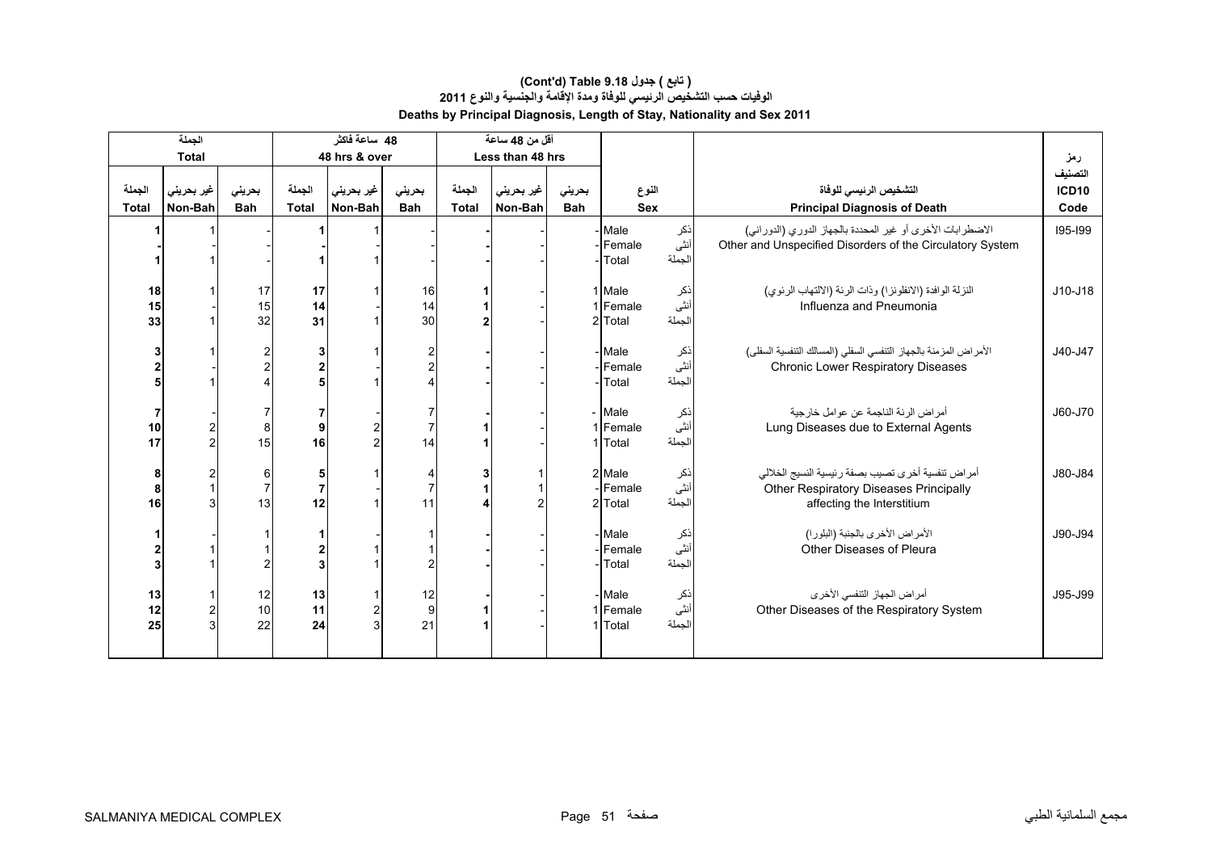# (تابع ) جدول 9.18 (Cont'd) Table

## الوفيات حسب التشخيص الرئيسي للوفاة ومدة الإقامة والجنسية والنوع 2011

## Deaths by Principal Diagnosis, Length of Stay, Nationality and Sex 2011

| الجملة Total | | | 48 ساعة فاكثر 48 hrs & over | | | أقل من 48 ساعة Less than 48 hrs | | | | | |
|---|---|---|---|---|---|---|---|---|---|---|---|
| الجملة Total | غير بحريني Non-Bah | بحريني Bah | الجملة Total | غير بحريني Non-Bah | بحريني Bah | الجملة Total | غير بحريني Non-Bah | بحريني Bah | النوع Sex | التشخيص الرئيسي للوفاة Principal Diagnosis of Death | رمز التصنيف ICD10 Code |
| 1 | 1 | - | 1 | 1 | - | - | - | - | Male ذكر | الاضطرابات الأخرى أو غير المحددة بالجهاز الدوري (الدوراني) Other and Unspecified Disorders of the Circulatory System | I95-I99 |
| - | - | - | - | - | - | - | - | - | Female أنثى | | |
| 1 | 1 | - | 1 | 1 | - | - | - | - | Total الجملة | | |
| 18 | 1 | 17 | 17 | 1 | 16 | 1 | - | 1 | Male ذكر | النزلة الوافدة (الانفلونزا) وذات الرئة (الالتهاب الرئوي) Influenza and Pneumonia | J10-J18 |
| 15 | - | 15 | 14 | - | 14 | 1 | - | 1 | Female أنثى | | |
| 33 | 1 | 32 | 31 | 1 | 30 | 2 | - | 2 | Total الجملة | | |
| 3 | 1 | 2 | 3 | 1 | 2 | - | - | - | Male ذكر | الأمراض المزمنة بالجهاز التنفسي السفلي (المسالك التنفسية السفلى) Chronic Lower Respiratory Diseases | J40-J47 |
| 2 | - | 2 | 2 | - | 2 | - | - | - | Female أنثى | | |
| 5 | 1 | 4 | 5 | 1 | 4 | - | - | - | Total الجملة | | |
| 7 | - | 7 | 7 | - | 7 | - | - | - | Male ذكر | أمراض الرئة الناجمة عن عوامل خارجية Lung Diseases due to External Agents | J60-J70 |
| 10 | 2 | 8 | 9 | 2 | 7 | 1 | - | 1 | Female أنثى | | |
| 17 | 2 | 15 | 16 | 2 | 14 | 1 | - | 1 | Total الجملة | | |
| 8 | 2 | 6 | 5 | 1 | 4 | 3 | 1 | 2 | Male ذكر | أمراض تنفسية أخرى تصيب بصفة رئيسية النسيج الخلالي Other Respiratory Diseases Principally affecting the Interstitium | J80-J84 |
| 8 | 1 | 7 | 7 | - | 7 | 1 | 1 | - | Female أنثى | | |
| 16 | 3 | 13 | 12 | 1 | 11 | 4 | 2 | 2 | Total الجملة | | |
| 1 | - | 1 | 1 | - | 1 | - | - | - | Male ذكر | الأمراض الأخرى بالجنبة (البلورا) Other Diseases of Pleura | J90-J94 |
| 2 | 1 | 1 | 2 | 1 | 1 | - | - | - | Female أنثى | | |
| 3 | 1 | 2 | 3 | 1 | 2 | - | - | - | Total الجملة | | |
| 13 | 1 | 12 | 13 | 1 | 12 | - | - | - | Male ذكر | أمراض الجهاز التنفسي الأخرى Other Diseases of the Respiratory System | J95-J99 |
| 12 | 2 | 10 | 11 | 2 | 9 | 1 | - | 1 | Female أنثى | | |
| 25 | 3 | 22 | 24 | 3 | 21 | 1 | - | 1 | Total الجملة | | |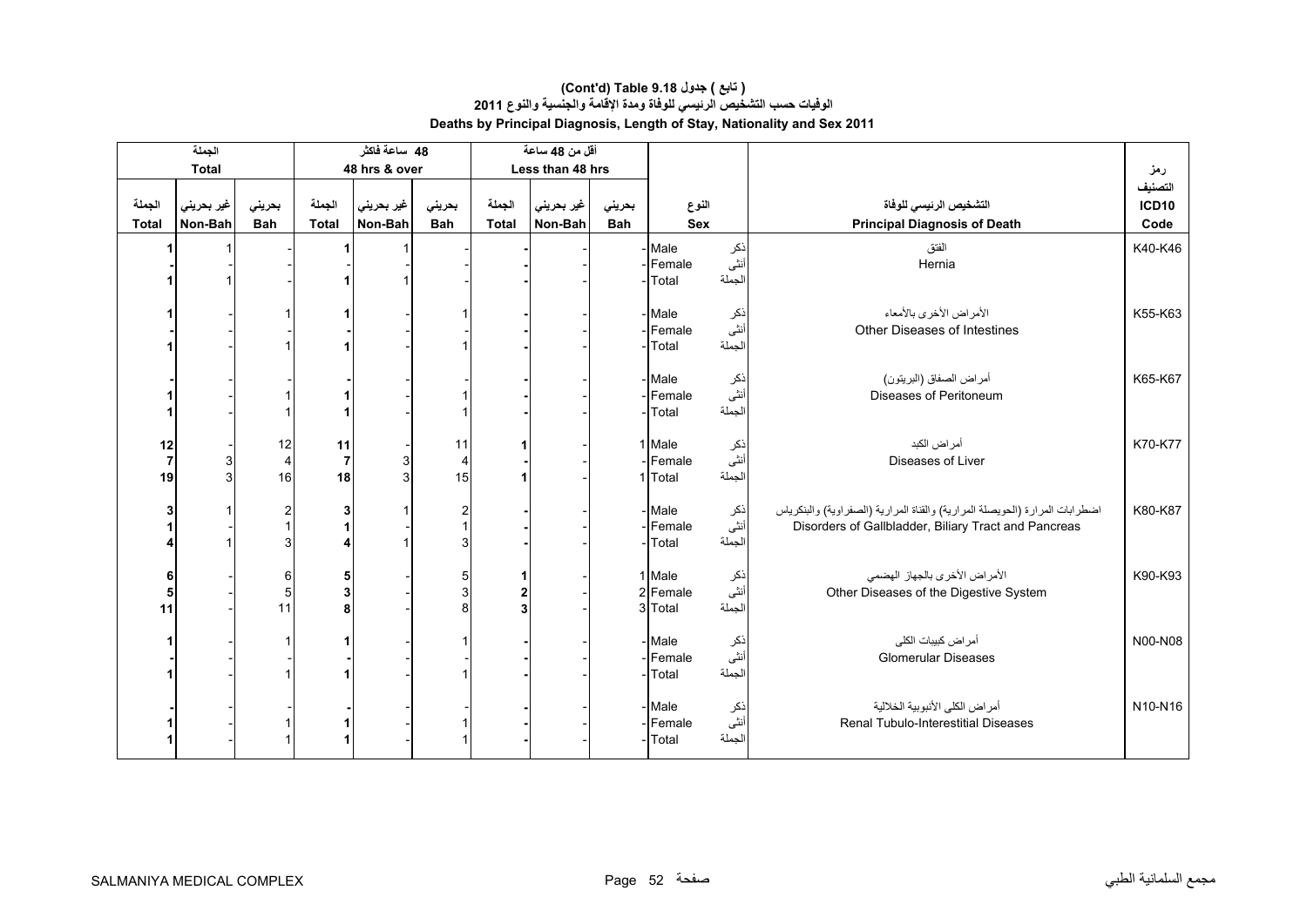# (Cont'd) Table 9.18 جدول ( تابع )

## الوفيات حسب التشخيص الرئيسي للوفاة ومدة الإقامة والجنسية والنوع 2011

## Deaths by Principal Diagnosis, Length of Stay, Nationality and Sex 2011

| الجملة Total | | | 48 ساعة فاكثر 48 hrs & over | | | أقل من 48 ساعة Less than 48 hrs | | | | | | |
|---|---|---|---|---|---|---|---|---|---|---|---|---|
| الجملة Total | غير بحريني Non-Bah | بحريني Bah | الجملة Total | غير بحريني Non-Bah | بحريني Bah | الجملة Total | غير بحريني Non-Bah | بحريني Bah | النوع Sex | | التشخيص الرئيسي للوفاة Principal Diagnosis of Death | رمز التصنيف ICD10 Code |
| 1 | 1 | - | 1 | 1 | - | - | - | - | Male | ذكر | الفتق Hernia | K40-K46 |
| - | - | - | - | - | - | - | - | - | Female | أنثى | | |
| 1 | 1 | - | 1 | 1 | - | - | - | - | Total | الجملة | | |
| 1 | - | 1 | 1 | - | 1 | - | - | - | Male | ذكر | الأمراض الأخرى بالأمعاء Other Diseases of Intestines | K55-K63 |
| - | - | - | - | - | - | - | - | - | Female | أنثى | | |
| 1 | - | 1 | 1 | - | 1 | - | - | - | Total | الجملة | | |
| - | - | - | - | - | - | - | - | - | Male | ذكر | أمراض الصفاق (البريتون) Diseases of Peritoneum | K65-K67 |
| 1 | - | 1 | 1 | - | 1 | - | - | - | Female | أنثى | | |
| 1 | - | 1 | 1 | - | 1 | - | - | - | Total | الجملة | | |
| 12 | - | 12 | 11 | - | 11 | 1 | - | 1 | Male | ذكر | أمراض الكبد Diseases of Liver | K70-K77 |
| 7 | 3 | 4 | 7 | 3 | 4 | - | - | - | Female | أنثى | | |
| 19 | 3 | 16 | 18 | 3 | 15 | 1 | - | 1 | Total | الجملة | | |
| 3 | 1 | 2 | 3 | 1 | 2 | - | - | - | Male | ذكر | اضطرابات المرارة (الحويصلة المرارية) والقناة المرارية (الصفراوية) والبنكرياس Disorders of Gallbladder, Biliary Tract and Pancreas | K80-K87 |
| 1 | - | 1 | 1 | - | 1 | - | - | - | Female | أنثى | | |
| 4 | 1 | 3 | 4 | 1 | 3 | - | - | - | Total | الجملة | | |
| 6 | - | 6 | 5 | - | 5 | 1 | - | 1 | Male | ذكر | الأمراض الأخرى بالجهاز الهضمي Other Diseases of the Digestive System | K90-K93 |
| 5 | - | 5 | 3 | - | 3 | 2 | - | 2 | Female | أنثى | | |
| 11 | - | 11 | 8 | - | 8 | 3 | - | 3 | Total | الجملة | | |
| 1 | - | 1 | 1 | - | 1 | - | - | - | Male | ذكر | أمراض كبيبات الكلى Glomerular Diseases | N00-N08 |
| - | - | - | - | - | - | - | - | - | Female | أنثى | | |
| 1 | - | 1 | 1 | - | 1 | - | - | - | Total | الجملة | | |
| - | - | - | - | - | - | - | - | - | Male | ذكر | أمراض الكلى الأنبوبية الخلالية Renal Tubulo-Interestitial Diseases | N10-N16 |
| 1 | - | 1 | 1 | - | 1 | - | - | - | Female | أنثى | | |
| 1 | - | 1 | 1 | - | 1 | - | - | - | Total | الجملة | | |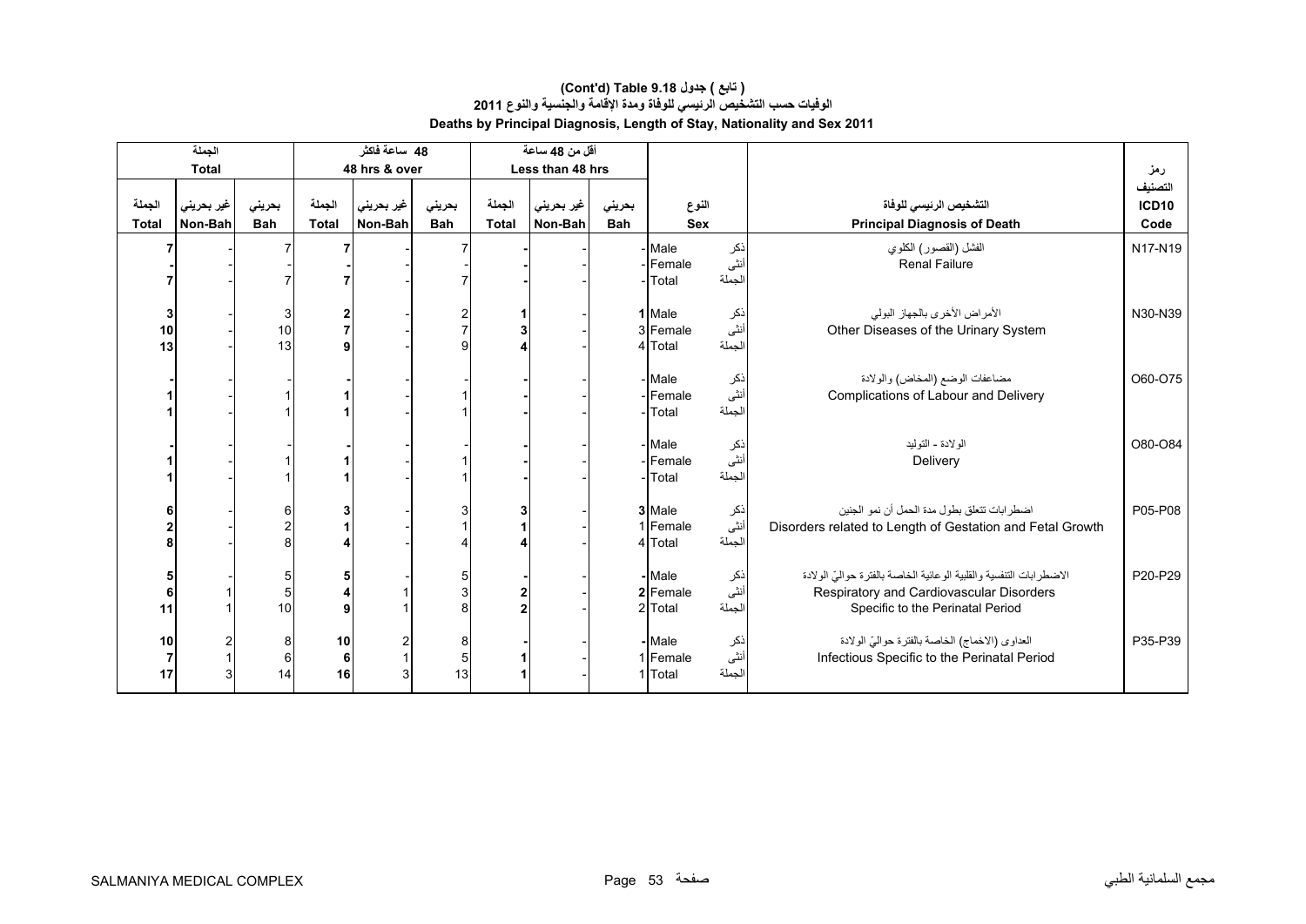**( تابع ) جدول 9.18 (Cont'd) Table**

**الوفيات حسب التشخيص الرئيسي للوفاة ومدة الإقامة والجنسية والنوع 2011**

**Deaths by Principal Diagnosis, Length of Stay, Nationality and Sex 2011**

| الجملة Total | | | 48 ساعة فاكثر 48 hrs & over | | | أقل من 48 ساعة Less than 48 hrs | | | | | | |
|---|---|---|---|---|---|---|---|---|---|---|---|---|
| الجملة Total | غير بحريني Non-Bah | بحريني Bah | الجملة Total | غير بحريني Non-Bah | بحريني Bah | الجملة Total | غير بحريني Non-Bah | بحريني Bah | النوع Sex | | التشخيص الرئيسي للوفاة Principal Diagnosis of Death | رمز التصنيف ICD10 Code |
| 7 | - | 7 | 7 | - | 7 | - | - | - | Male | ذكر | الفشل (القصور) الكلوي Renal Failure | N17-N19 |
| - | - | - | - | - | - | - | - | - | Female | أنثى | | |
| 7 | - | 7 | 7 | - | 7 | - | - | - | Total | الجملة | | |
| 3 | - | 3 | 2 | - | 2 | 1 | - | 1 | Male | ذكر | الأمراض الأخرى بالجهاز البولي Other Diseases of the Urinary System | N30-N39 |
| 10 | - | 10 | 7 | - | 7 | 3 | - | 3 | Female | أنثى | | |
| 13 | - | 13 | 9 | - | 9 | 4 | - | 4 | Total | الجملة | | |
| - | - | - | - | - | - | - | - | - | Male | ذكر | مضاعفات الوضع (المخاض) والولادة Complications of Labour and Delivery | O60-O75 |
| 1 | - | 1 | 1 | - | 1 | - | - | - | Female | أنثى | | |
| 1 | - | 1 | 1 | - | 1 | - | - | - | Total | الجملة | | |
| - | - | - | - | - | - | - | - | - | Male | ذكر | الولادة - التوليد Delivery | O80-O84 |
| 1 | - | 1 | 1 | - | 1 | - | - | - | Female | أنثى | | |
| 1 | - | 1 | 1 | - | 1 | - | - | - | Total | الجملة | | |
| 6 | - | 6 | 3 | - | 3 | 3 | - | 3 | Male | ذكر | اضطرابات تتعلق بطول مدة الحمل أن نمو الجنين Disorders related to Length of Gestation and Fetal Growth | P05-P08 |
| 2 | - | 2 | 1 | - | 1 | 1 | - | 1 | Female | أنثى | | |
| 8 | - | 8 | 4 | - | 4 | 4 | - | 4 | Total | الجملة | | |
| 5 | - | 5 | 5 | - | 5 | - | - | - | Male | ذكر | الاضطرابات التنفسية والقلبية الوعائية الخاصة بالفترة حواليّ الولادة Respiratory and Cardiovascular Disorders Specific to the Perinatal Period | P20-P29 |
| 6 | 1 | 5 | 4 | 1 | 3 | 2 | - | 2 | Female | أنثى | | |
| 11 | 1 | 10 | 9 | 1 | 8 | 2 | - | 2 | Total | الجملة | | |
| 10 | 2 | 8 | 10 | 2 | 8 | - | - | - | Male | ذكر | العداوى (الاخماج) الخاصة بالفترة حواليّ الولادة Infectious Specific to the Perinatal Period | P35-P39 |
| 7 | 1 | 6 | 6 | 1 | 5 | 1 | - | 1 | Female | أنثى | | |
| 17 | 3 | 14 | 16 | 3 | 13 | 1 | - | 1 | Total | الجملة | | |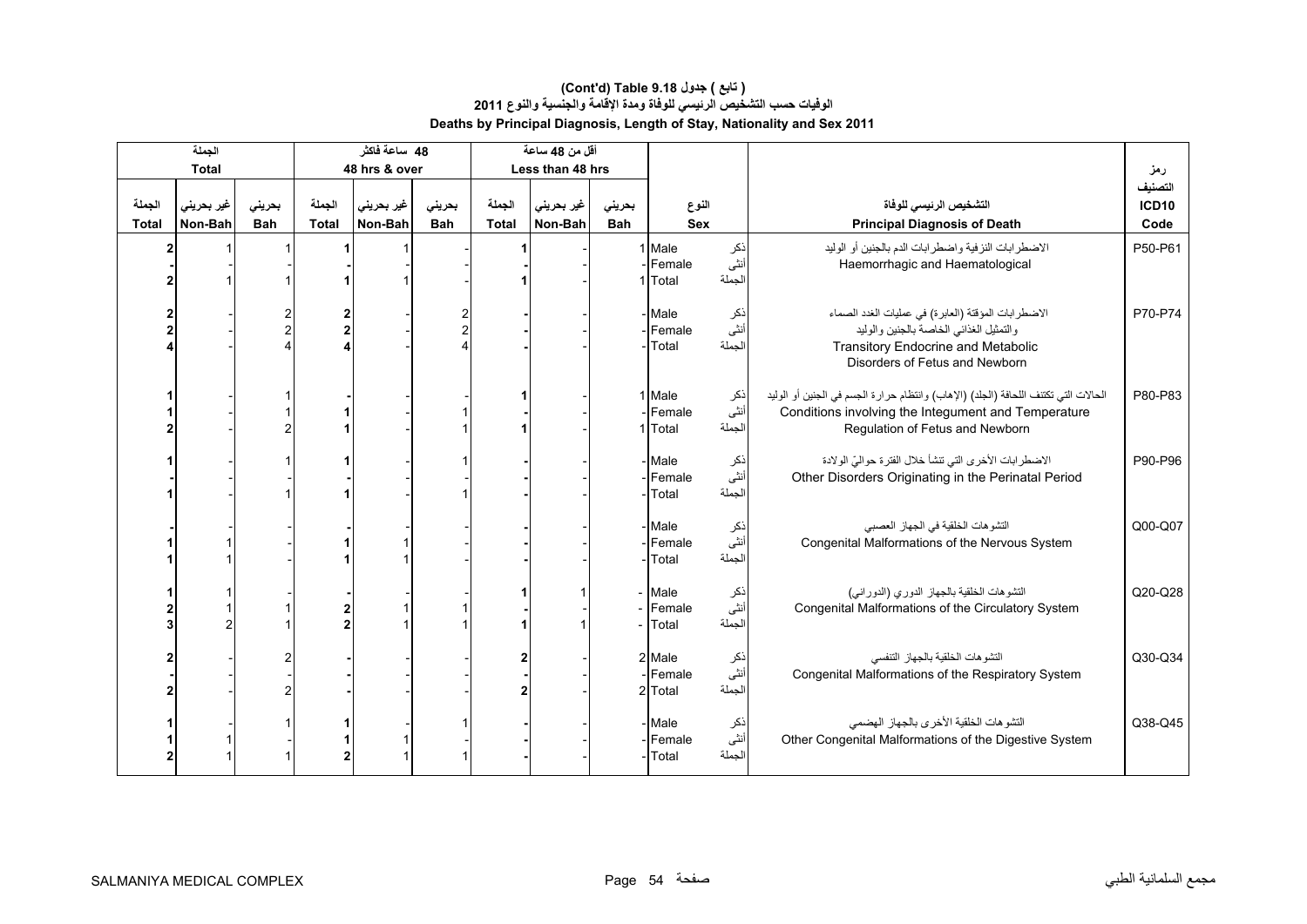# (تابع ) جدول 9.18 (Cont'd) Table

## الوفيات حسب التشخيص الرئيسي للوفاة ومدة الإقامة والجنسية والنوع 2011

## Deaths by Principal Diagnosis, Length of Stay, Nationality and Sex 2011

| الجملة Total | | | 48 ساعة فاكثر 48 hrs & over | | | أقل من 48 ساعة Less than 48 hrs | | | | | | |
|---|---|---|---|---|---|---|---|---|---|---|---|---|
| الجملة Total | غير بحريني Non-Bah | بحريني Bah | الجملة Total | غير بحريني Non-Bah | بحريني Bah | الجملة Total | غير بحريني Non-Bah | بحريني Bah | النوع Sex | | التشخيص الرئيسي للوفاة Principal Diagnosis of Death | رمز التصنيف ICD10 Code |
| 2 | 1 | 1 | 1 | 1 | - | 1 | - | 1 | Male | ذكر | الاضطرابات النزفية واضطرابات الدم بالجنين أو الوليد Haemorrhagic and Haematological | P50-P61 |
| - | - | - | - | - | - | - | - | - | Female | أنثى | | |
| 2 | 1 | 1 | 1 | 1 | - | 1 | - | 1 | Total | الجملة | | |
| 2 | - | 2 | 2 | - | 2 | - | - | - | Male | ذكر | الاضطرابات المؤقتة (العابرة) في عمليات الغدد الصماء والتمثيل الغذائي الخاصة بالجنين والوليد Transitory Endocrine and Metabolic Disorders of Fetus and Newborn | P70-P74 |
| 2 | - | 2 | 2 | - | 2 | - | - | - | Female | أنثى | | |
| 4 | - | 4 | 4 | - | 4 | - | - | - | Total | الجملة | | |
| 1 | - | 1 | - | - | - | 1 | - | 1 | Male | ذكر | الحالات التي تكتنف اللحافة (الجلد) (الإهاب) وانتظام حرارة الجسم في الجنين أو الوليد Conditions involving the Integument and Temperature Regulation of Fetus and Newborn | P80-P83 |
| 1 | - | 1 | 1 | - | 1 | - | - | - | Female | أنثى | | |
| 2 | - | 2 | 1 | - | 1 | 1 | - | 1 | Total | الجملة | | |
| 1 | - | 1 | 1 | - | 1 | - | - | - | Male | ذكر | الاضطرابات الأخرى التي تنشأ خلال الفترة حواليّ الولادة Other Disorders Originating in the Perinatal Period | P90-P96 |
| - | - | - | - | - | - | - | - | - | Female | أنثى | | |
| 1 | - | 1 | 1 | - | 1 | - | - | - | Total | الجملة | | |
| - | - | - | - | - | - | - | - | - | Male | ذكر | التشوهات الخلقية في الجهاز العصبي Congenital Malformations of the Nervous System | Q00-Q07 |
| 1 | 1 | - | 1 | 1 | - | - | - | - | Female | أنثى | | |
| 1 | 1 | - | 1 | 1 | - | - | - | - | Total | الجملة | | |
| 1 | 1 | - | - | - | - | 1 | 1 | - | Male | ذكر | التشوهات الخلقية بالجهاز الدوري (الدوراني) Congenital Malformations of the Circulatory System | Q20-Q28 |
| 2 | 1 | 1 | 2 | 1 | 1 | - | - | - | Female | أنثى | | |
| 3 | 2 | 1 | 2 | 1 | 1 | 1 | 1 | - | Total | الجملة | | |
| 2 | - | 2 | - | - | - | 2 | - | 2 | Male | ذكر | التشوهات الخلقية بالجهاز التنفسي Congenital Malformations of the Respiratory System | Q30-Q34 |
| - | - | - | - | - | - | - | - | - | Female | أنثى | | |
| 2 | - | 2 | - | - | - | 2 | - | 2 | Total | الجملة | | |
| 1 | - | 1 | 1 | - | 1 | - | - | - | Male | ذكر | التشوهات الخلقية الأخرى بالجهاز الهضمي Other Congenital Malformations of the Digestive System | Q38-Q45 |
| 1 | 1 | - | 1 | 1 | - | - | - | - | Female | أنثى | | |
| 2 | 1 | 1 | 2 | 1 | 1 | - | - | - | Total | الجملة | | |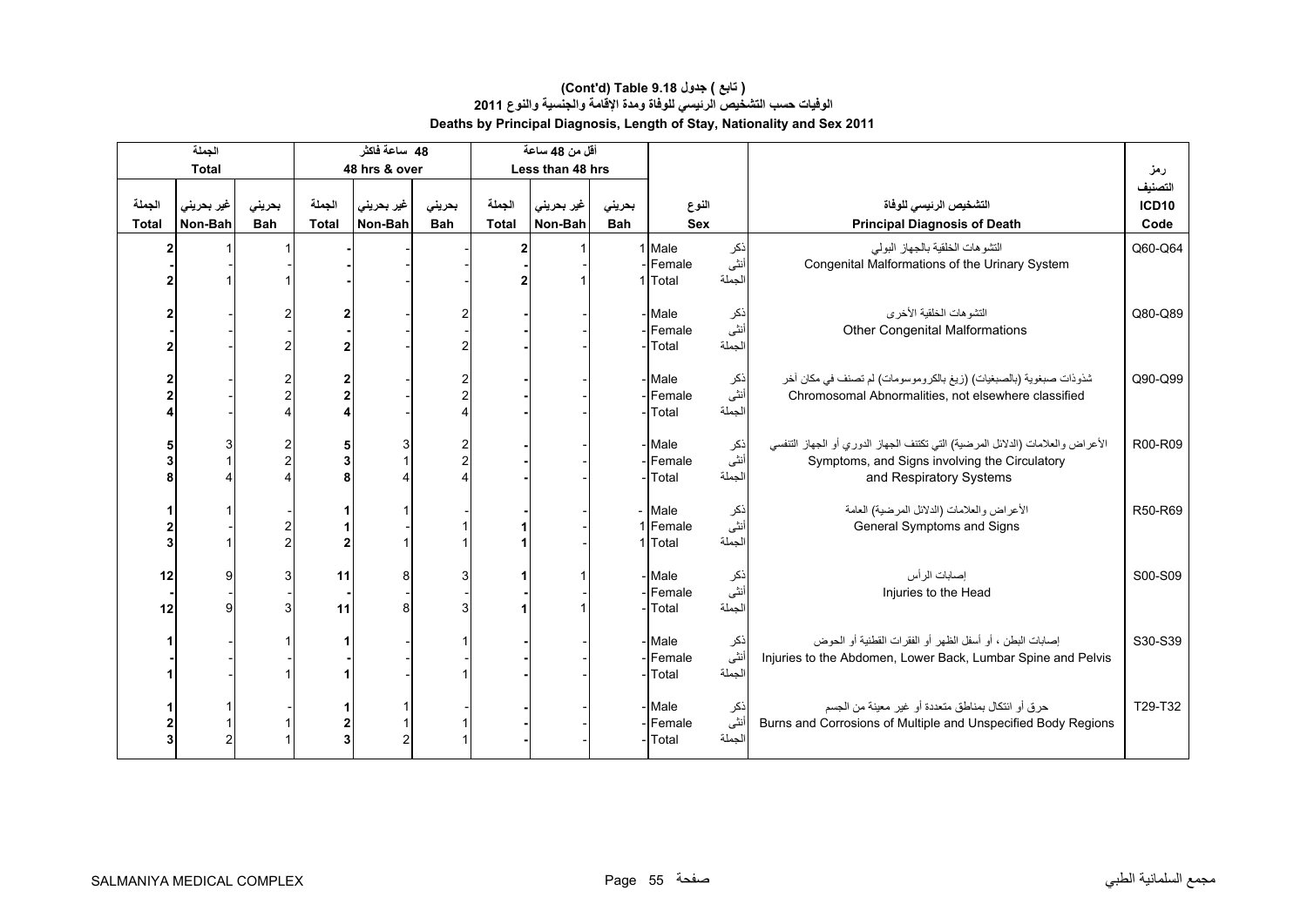# ( تابع ) جدول 9.18 (Cont'd) Table

## الوفيات حسب التشخيص الرئيسي للوفاة ومدة الإقامة والجنسية والنوع 2011

## Deaths by Principal Diagnosis, Length of Stay, Nationality and Sex 2011

| الجملة Total | | | 48 ساعة فاكثر 48 hrs & over | | | أقل من 48 ساعة Less than 48 hrs | | | | | | |
|---|---|---|---|---|---|---|---|---|---|---|---|---|
| الجملة Total | غير بحريني Non-Bah | بحريني Bah | الجملة Total | غير بحريني Non-Bah | بحريني Bah | الجملة Total | غير بحريني Non-Bah | بحريني Bah | النوع Sex | | التشخيص الرئيسي للوفاة Principal Diagnosis of Death | رمز التصنيف ICD10 Code |
| 2 | 1 | 1 | - | - | - | 2 | 1 | 1 | Male | ذكر | التشوهات الخلقية بالجهاز البولي Congenital Malformations of the Urinary System | Q60-Q64 |
| - | - | - | - | - | - | - | - | - | Female | أنثى | | |
| 2 | 1 | 1 | - | - | - | 2 | 1 | 1 | Total | الجملة | | |
| 2 | - | 2 | 2 | - | 2 | - | - | - | Male | ذكر | التشوهات الخلقية الأخرى Other Congenital Malformations | Q80-Q89 |
| - | - | - | - | - | - | - | - | - | Female | أنثى | | |
| 2 | - | 2 | 2 | - | 2 | - | - | - | Total | الجملة | | |
| 2 | - | 2 | 2 | - | 2 | - | - | - | Male | ذكر | شذوذات صبغوية (بالصبغيات) (زيغ بالكروموسومات) لم تصنف في مكان آخر Chromosomal Abnormalities, not elsewhere classified | Q90-Q99 |
| 2 | - | 2 | 2 | - | 2 | - | - | - | Female | أنثى | | |
| 4 | - | 4 | 4 | - | 4 | - | - | - | Total | الجملة | | |
| 5 | 3 | 2 | 5 | 3 | 2 | - | - | - | Male | ذكر | الأعراض والعلامات (الدلائل المرضية) التي تكتنف الجهاز الدوري أو الجهاز التنفسي Symptoms, and Signs involving the Circulatory and Respiratory Systems | R00-R09 |
| 3 | 1 | 2 | 3 | 1 | 2 | - | - | - | Female | أنثى | | |
| 8 | 4 | 4 | 8 | 4 | 4 | - | - | - | Total | الجملة | | |
| 1 | 1 | - | 1 | 1 | - | - | - | - | Male | ذكر | الأعراض والعلامات (الدلائل المرضية) العامة General Symptoms and Signs | R50-R69 |
| 2 | - | 2 | 1 | - | 1 | 1 | - | 1 | Female | أنثى | | |
| 3 | 1 | 2 | 2 | 1 | 1 | 1 | - | 1 | Total | الجملة | | |
| 12 | 9 | 3 | 11 | 8 | 3 | 1 | 1 | - | Male | ذكر | إصابات الرأس Injuries to the Head | S00-S09 |
| - | - | - | - | - | - | - | - | - | Female | أنثى | | |
| 12 | 9 | 3 | 11 | 8 | 3 | 1 | 1 | - | Total | الجملة | | |
| 1 | - | 1 | 1 | - | 1 | - | - | - | Male | ذكر | إصابات البطن ، أو أسفل الظهر أو الفقرات القطنية أو الحوض Injuries to the Abdomen, Lower Back, Lumbar Spine and Pelvis | S30-S39 |
| - | - | - | - | - | - | - | - | - | Female | أنثى | | |
| 1 | - | 1 | 1 | - | 1 | - | - | - | Total | الجملة | | |
| 1 | 1 | - | 1 | 1 | - | - | - | - | Male | ذكر | حرق أو انتكال بمناطق متعددة أو غير معينة من الجسم Burns and Corrosions of Multiple and Unspecified Body Regions | T29-T32 |
| 2 | 1 | 1 | 2 | 1 | 1 | - | - | - | Female | أنثى | | |
| 3 | 2 | 1 | 3 | 2 | 1 | - | - | - | Total | الجملة | | |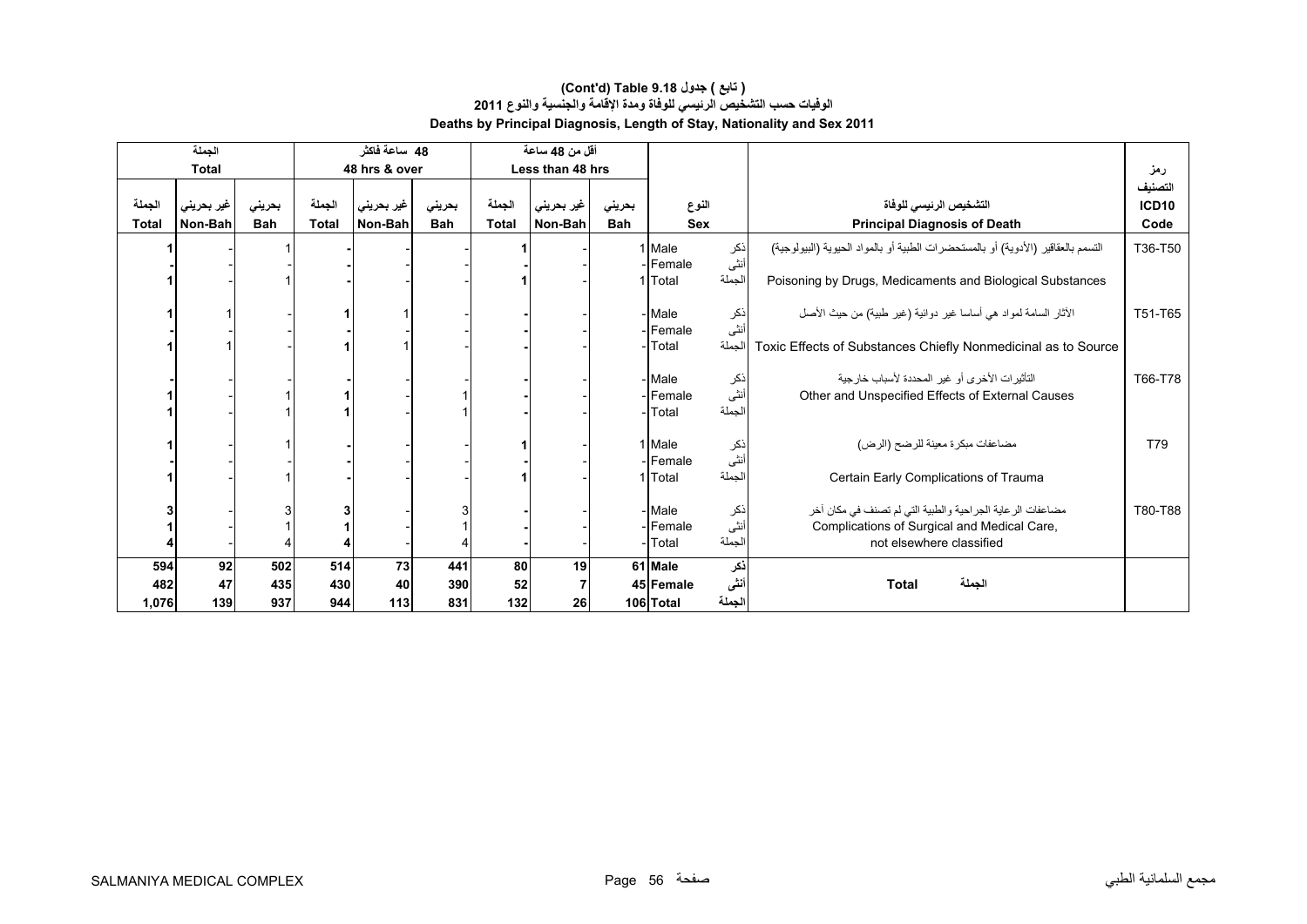**(Cont'd) Table 9.18 جدول ( تابع )**

**الوفيات حسب التشخيص الرئيسي للوفاة ومدة الإقامة والجنسية والنوع 2011**

**Deaths by Principal Diagnosis, Length of Stay, Nationality and Sex 2011**

| الجملة Total | | | 48 ساعة فاكثر 48 hrs & over | | | أقل من 48 ساعة Less than 48 hrs | | | | | | |
|---|---|---|---|---|---|---|---|---|---|---|---|---|
| الجملة Total | غير بحريني Non-Bah | بحريني Bah | الجملة Total | غير بحريني Non-Bah | بحريني Bah | الجملة Total | غير بحريني Non-Bah | بحريني Bah | النوع Sex | | التشخيص الرئيسي للوفاة Principal Diagnosis of Death | رمز التصنيف ICD10 Code |
| 1 | - | 1 | - | - | - | 1 | - | 1 | Male | ذكر | التسمم بالعقاقير (الأدوية) أو بالمستحضرات الطبية أو بالمواد الحيوية (البيولوجية) | T36-T50 |
| - | - | - | - | - | - | - | - | - | Female | أنثى | | |
| 1 | - | 1 | - | - | - | 1 | - | 1 | Total | الجملة | Poisoning by Drugs, Medicaments and Biological Substances | |
| 1 | 1 | - | 1 | 1 | - | - | - | - | Male | ذكر | الآثار السامة لمواد هي أساسا غير دوائية (غير طبية) من حيث الأصل | T51-T65 |
| - | - | - | - | - | - | - | - | - | Female | أنثى | | |
| 1 | 1 | - | 1 | 1 | - | - | - | - | Total | الجملة | Toxic Effects of Substances Chiefly Nonmedicinal as to Source | |
| - | - | - | - | - | - | - | - | - | Male | ذكر | التأثيرات الأخرى أو غير المحددة لأسباب خارجية | T66-T78 |
| 1 | - | 1 | 1 | - | 1 | - | - | - | Female | أنثى | Other and Unspecified Effects of External Causes | |
| 1 | - | 1 | 1 | - | 1 | - | - | - | Total | الجملة | | |
| 1 | - | 1 | - | - | - | 1 | - | 1 | Male | ذكر | مضاعفات مبكرة معينة للرضح (الرض) | T79 |
| - | - | - | - | - | - | - | - | - | Female | أنثى | | |
| 1 | - | 1 | - | - | - | 1 | - | 1 | Total | الجملة | Certain Early Complications of Trauma | |
| 3 | - | 3 | 3 | - | 3 | - | - | - | Male | ذكر | مضاعفات الرعاية الجراحية والطبية التي لم تصنف في مكان آخر | T80-T88 |
| 1 | - | 1 | 1 | - | 1 | - | - | - | Female | أنثى | Complications of Surgical and Medical Care, | |
| 4 | - | 4 | 4 | - | 4 | - | - | - | Total | الجملة | not elsewhere classified | |
| **594** | **92** | **502** | **514** | **73** | **441** | **80** | **19** | **61** | **Male** | **ذكر** | | |
| **482** | **47** | **435** | **430** | **40** | **390** | **52** | **7** | **45** | **Female** | **أنثى** | **Total الجملة** | |
| **1,076** | **139** | **937** | **944** | **113** | **831** | **132** | **26** | **106** | **Total** | **الجملة** | | |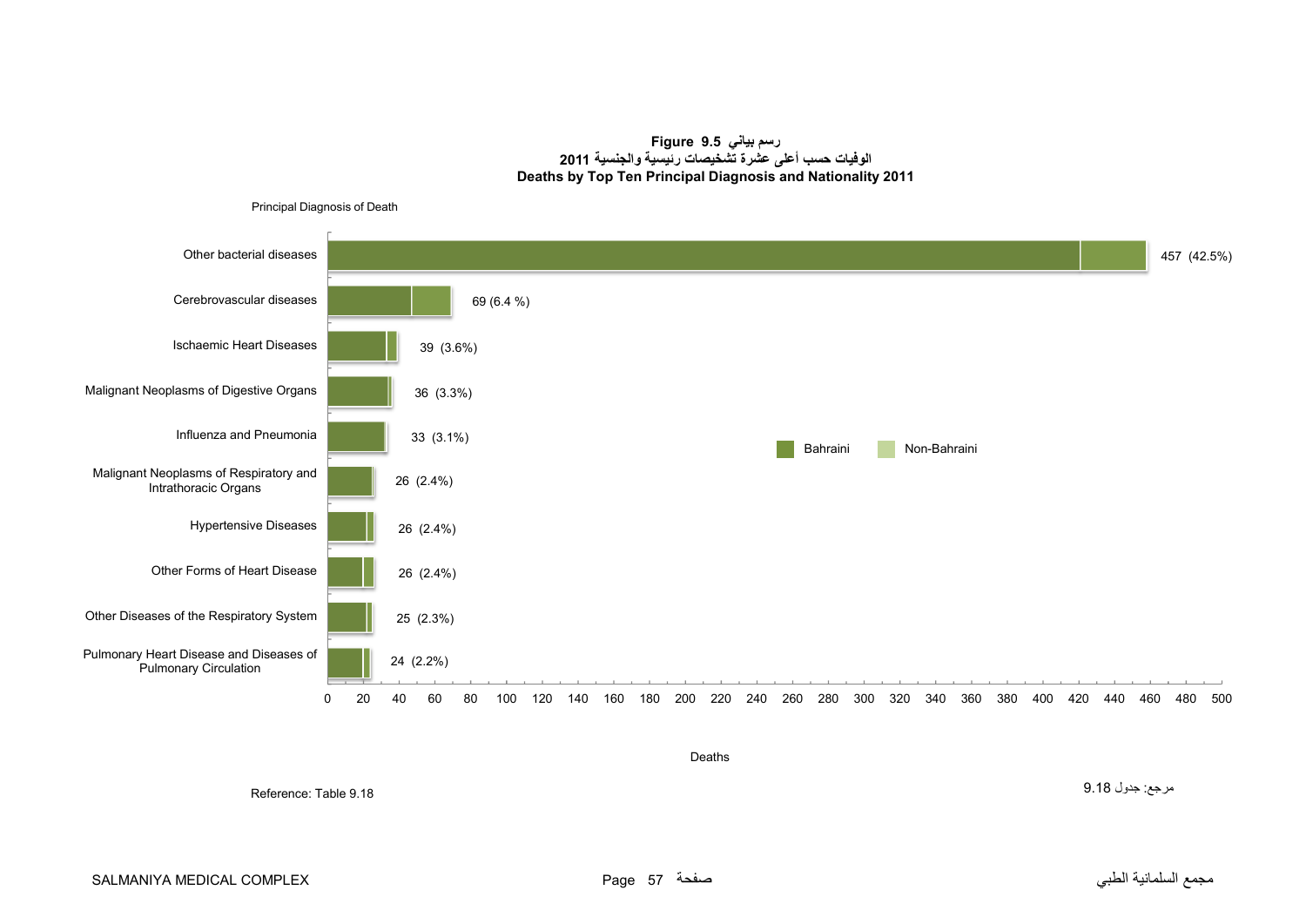**Figure 9.5 رسم بياني**

**الوفيات حسب أعلى عشرة تشخيصات رئيسية والجنسية 2011**

**Deaths by Top Ten Principal Diagnosis and Nationality 2011**

Principal Diagnosis of Death

| Principal Diagnosis of Death | Deaths |
|---|---|
| Other bacterial diseases | 457 (42.5%) |
| Cerebrovascular diseases | 69 (6.4 %) |
| Ischaemic Heart Diseases | 39 (3.6%) |
| Malignant Neoplasms of Digestive Organs | 36 (3.3%) |
| Influenza and Pneumonia | 33 (3.1%) |
| Malignant Neoplasms of Respiratory and Intrathoracic Organs | 26 (2.4%) |
| Hypertensive Diseases | 26 (2.4%) |
| Other Forms of Heart Disease | 26 (2.4%) |
| Other Diseases of the Respiratory System | 25 (2.3%) |
| Pulmonary Heart Disease and Diseases of Pulmonary Circulation | 24 (2.2%) |

Bahraini | Non-Bahraini

Deaths

Reference: Table 9.18

مرجع: جدول 9.18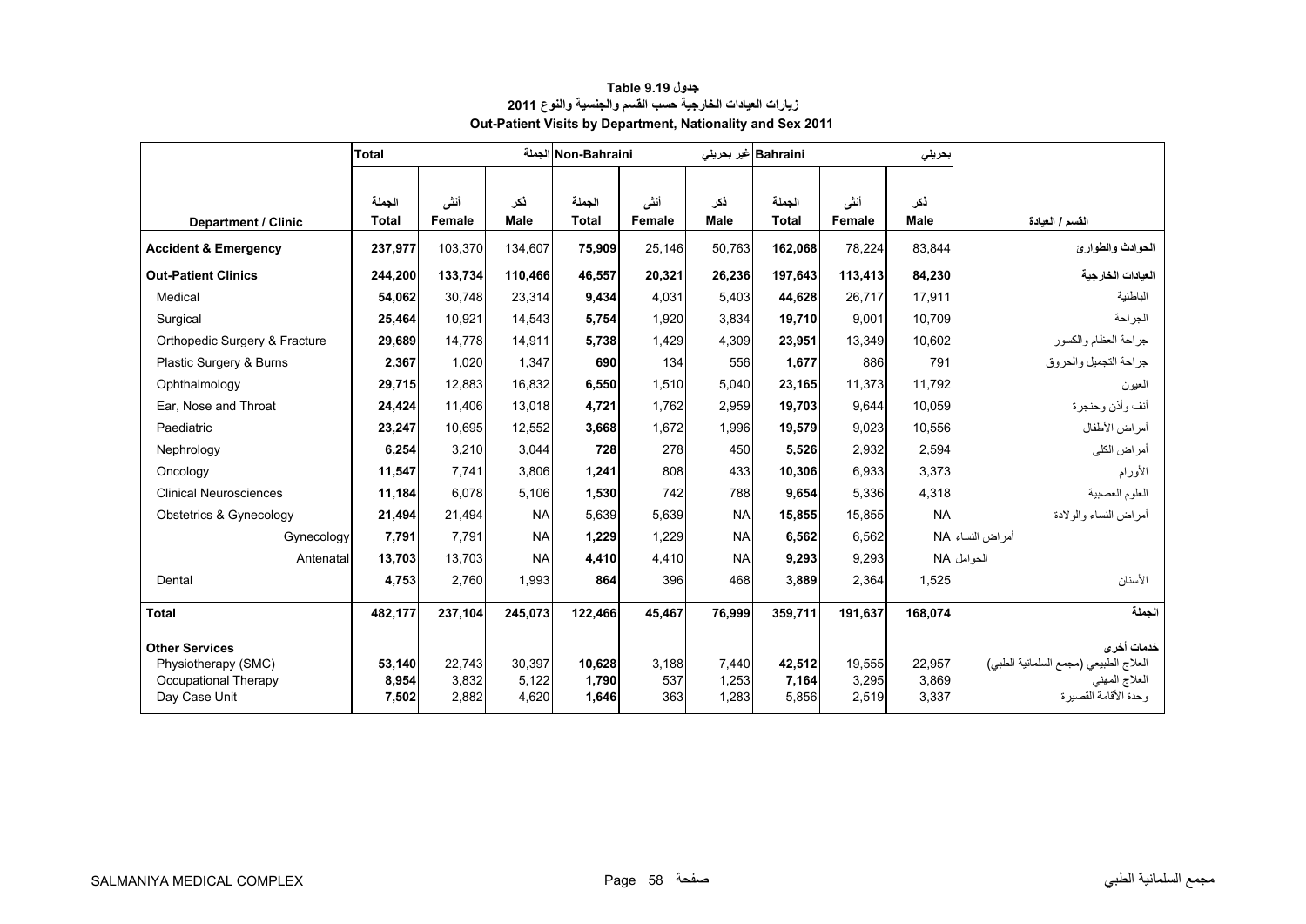**جدول Table 9.19**

**زيارات العيادات الخارجية حسب القسم والجنسية والنوع 2011**

**Out-Patient Visits by Department, Nationality and Sex 2011**

| | Total | | الجملة | Non-Bahraini | | غير بحريني | Bahraini | | بحريني | |
|---|---|---|---|---|---|---|---|---|---|---|
| **Department / Clinic** | الجملة **Total** | أنثى **Female** | ذكر **Male** | الجملة **Total** | أنثى **Female** | ذكر **Male** | الجملة **Total** | أنثى **Female** | ذكر **Male** | **القسم / العيادة** |
| **Accident & Emergency** | **237,977** | 103,370 | 134,607 | **75,909** | 25,146 | 50,763 | **162,068** | 78,224 | 83,844 | **الحوادث والطوارئ** |
| **Out-Patient Clinics** | **244,200** | **133,734** | **110,466** | **46,557** | **20,321** | **26,236** | **197,643** | **113,413** | **84,230** | **العيادات الخارجية** |
| Medical | **54,062** | 30,748 | 23,314 | **9,434** | 4,031 | 5,403 | **44,628** | 26,717 | 17,911 | الباطنية |
| Surgical | **25,464** | 10,921 | 14,543 | **5,754** | 1,920 | 3,834 | **19,710** | 9,001 | 10,709 | الجراحة |
| Orthopedic Surgery & Fracture | **29,689** | 14,778 | 14,911 | **5,738** | 1,429 | 4,309 | **23,951** | 13,349 | 10,602 | جراحة العظام والكسور |
| Plastic Surgery & Burns | **2,367** | 1,020 | 1,347 | **690** | 134 | 556 | **1,677** | 886 | 791 | جراحة التجميل والحروق |
| Ophthalmology | **29,715** | 12,883 | 16,832 | **6,550** | 1,510 | 5,040 | **23,165** | 11,373 | 11,792 | العيون |
| Ear, Nose and Throat | **24,424** | 11,406 | 13,018 | **4,721** | 1,762 | 2,959 | **19,703** | 9,644 | 10,059 | أنف وأذن وحنجرة |
| Paediatric | **23,247** | 10,695 | 12,552 | **3,668** | 1,672 | 1,996 | **19,579** | 9,023 | 10,556 | أمراض الأطفال |
| Nephrology | **6,254** | 3,210 | 3,044 | **728** | 278 | 450 | **5,526** | 2,932 | 2,594 | أمراض الكلى |
| Oncology | **11,547** | 7,741 | 3,806 | **1,241** | 808 | 433 | **10,306** | 6,933 | 3,373 | الأورام |
| Clinical Neurosciences | **11,184** | 6,078 | 5,106 | **1,530** | 742 | 788 | **9,654** | 5,336 | 4,318 | العلوم العصبية |
| Obstetrics & Gynecology | **21,494** | 21,494 | NA | 5,639 | 5,639 | NA | **15,855** | 15,855 | NA | أمراض النساء والولادة |
| Gynecology | **7,791** | 7,791 | NA | **1,229** | 1,229 | NA | **6,562** | 6,562 | NA | أمراض النساء |
| Antenatal | **13,703** | 13,703 | NA | **4,410** | 4,410 | NA | **9,293** | 9,293 | NA | الحوامل |
| Dental | **4,753** | 2,760 | 1,993 | **864** | 396 | 468 | **3,889** | 2,364 | 1,525 | الأسنان |
| **Total** | **482,177** | **237,104** | **245,073** | **122,466** | **45,467** | **76,999** | **359,711** | **191,637** | **168,074** | **الجملة** |
| **Other Services** | | | | | | | | | | **خدمات أخرى** |
| Physiotherapy (SMC) | **53,140** | 22,743 | 30,397 | **10,628** | 3,188 | 7,440 | **42,512** | 19,555 | 22,957 | العلاج الطبيعي (مجمع السلمانية الطبي) |
| Occupational Therapy | **8,954** | 3,832 | 5,122 | **1,790** | 537 | 1,253 | **7,164** | 3,295 | 3,869 | العلاج المهني |
| Day Case Unit | **7,502** | 2,882 | 4,620 | **1,646** | 363 | 1,283 | 5,856 | 2,519 | 3,337 | وحدة الأقامة القصيرة |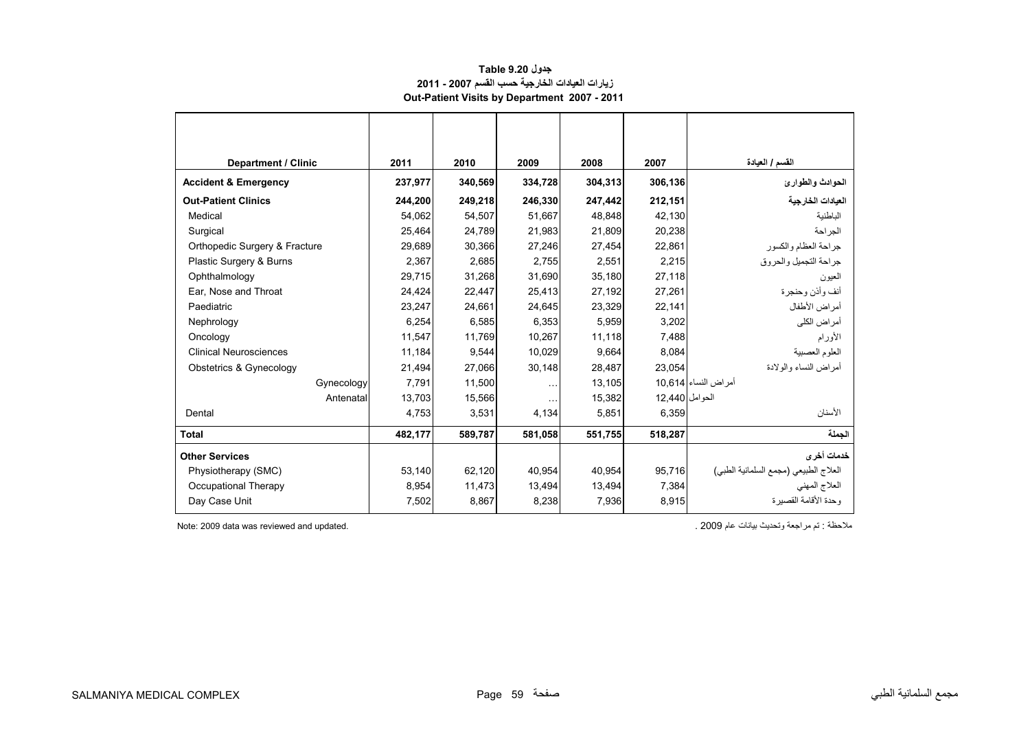**جدول 9.20 Table**

**زيارات العيادات الخارجية حسب القسم 2007 - 2011**

**Out-Patient Visits by Department 2007 - 2011**

| Department / Clinic | 2011 | 2010 | 2009 | 2008 | 2007 | القسم / العيادة |
|---|---|---|---|---|---|---|
| **Accident & Emergency** | **237,977** | **340,569** | **334,728** | **304,313** | **306,136** | **الحوادث والطوارئ** |
| **Out-Patient Clinics** | **244,200** | **249,218** | **246,330** | **247,442** | **212,151** | **العيادات الخارجية** |
| Medical | 54,062 | 54,507 | 51,667 | 48,848 | 42,130 | الباطنية |
| Surgical | 25,464 | 24,789 | 21,983 | 21,809 | 20,238 | الجراحة |
| Orthopedic Surgery & Fracture | 29,689 | 30,366 | 27,246 | 27,454 | 22,861 | جراحة العظام والكسور |
| Plastic Surgery & Burns | 2,367 | 2,685 | 2,755 | 2,551 | 2,215 | جراحة التجميل والحروق |
| Ophthalmology | 29,715 | 31,268 | 31,690 | 35,180 | 27,118 | العيون |
| Ear, Nose and Throat | 24,424 | 22,447 | 25,413 | 27,192 | 27,261 | أنف وأذن وحنجرة |
| Paediatric | 23,247 | 24,661 | 24,645 | 23,329 | 22,141 | أمراض الأطفال |
| Nephrology | 6,254 | 6,585 | 6,353 | 5,959 | 3,202 | أمراض الكلى |
| Oncology | 11,547 | 11,769 | 10,267 | 11,118 | 7,488 | الأورام |
| Clinical Neurosciences | 11,184 | 9,544 | 10,029 | 9,664 | 8,084 | العلوم العصبية |
| Obstetrics & Gynecology | 21,494 | 27,066 | 30,148 | 28,487 | 23,054 | أمراض النساء والولادة |
| Gynecology | 7,791 | 11,500 | … | 13,105 | 10,614 | أمراض النساء |
| Antenatal | 13,703 | 15,566 | … | 15,382 | 12,440 | الحوامل |
| Dental | 4,753 | 3,531 | 4,134 | 5,851 | 6,359 | الأسنان |
| **Total** | **482,177** | **589,787** | **581,058** | **551,755** | **518,287** | **الجملة** |
| **Other Services** | | | | | | **خدمات أخرى** |
| Physiotherapy (SMC) | 53,140 | 62,120 | 40,954 | 40,954 | 95,716 | العلاج الطبيعي (مجمع السلمانية الطبي) |
| Occupational Therapy | 8,954 | 11,473 | 13,494 | 13,494 | 7,384 | العلاج المهني |
| Day Case Unit | 7,502 | 8,867 | 8,238 | 7,936 | 8,915 | وحدة الأقامة القصيرة |

Note: 2009 data was reviewed and updated.

ملاحظة : تم مراجعة وتحديث بيانات عام 2009 .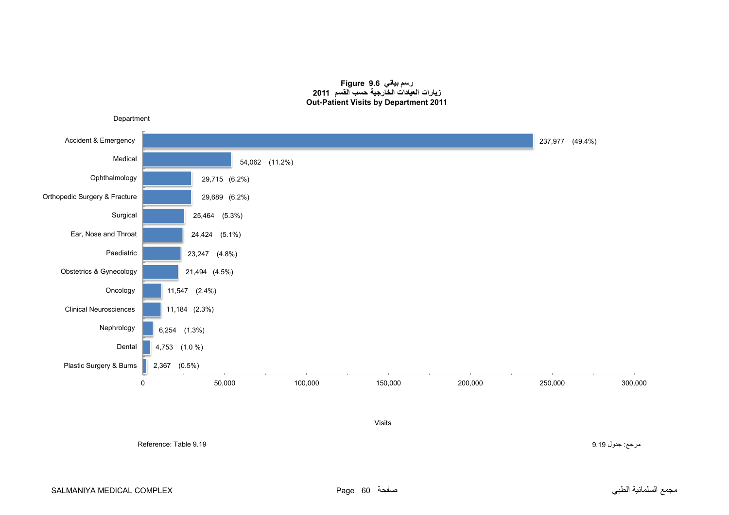**Figure 9.6 رسم بياني**

**زيارات العيادات الخارجية حسب القسم 2011**

**Out-Patient Visits by Department 2011**

| Department | Visits | % |
|---|---|---|
| Accident & Emergency | 237,977 | (49.4%) |
| Medical | 54,062 | (11.2%) |
| Ophthalmology | 29,715 | (6.2%) |
| Orthopedic Surgery & Fracture | 29,689 | (6.2%) |
| Surgical | 25,464 | (5.3%) |
| Ear, Nose and Throat | 24,424 | (5.1%) |
| Paediatric | 23,247 | (4.8%) |
| Obstetrics & Gynecology | 21,494 | (4.5%) |
| Oncology | 11,547 | (2.4%) |
| Clinical Neurosciences | 11,184 | (2.3%) |
| Nephrology | 6,254 | (1.3%) |
| Dental | 4,753 | (1.0 %) |
| Plastic Surgery & Burns | 2,367 | (0.5%) |

Reference: Table 9.19

مرجع: جدول 9.19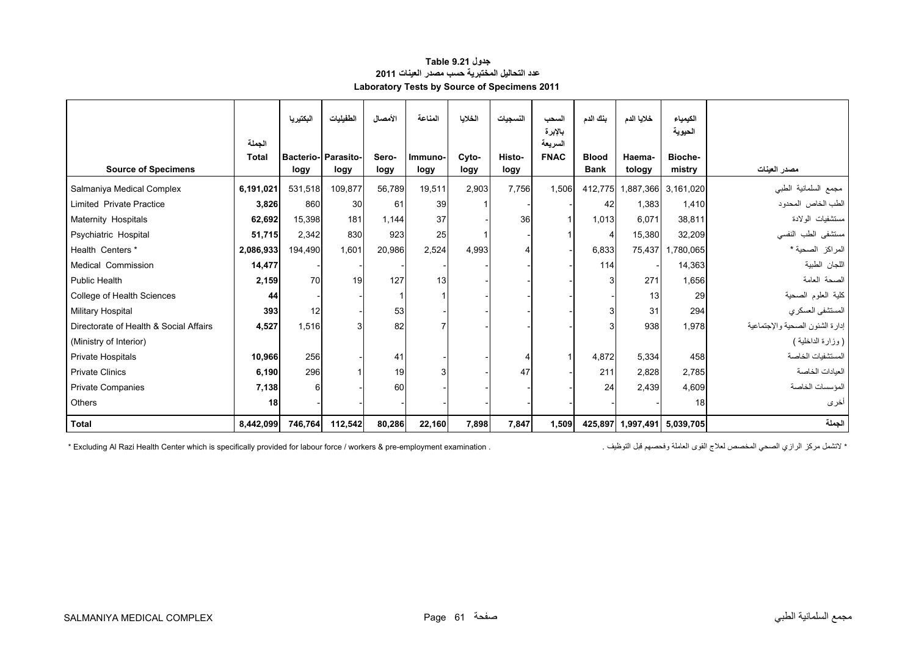**جدول Table 9.21**

**عدد التحاليل المختبرية حسب مصدر العينات 2011**

**Laboratory Tests by Source of Specimens 2011**

| Source of Specimens | الجملة Total | البكتيريا Bacterio-logy | الطفيليات Parasito-logy | الأمصال Sero-logy | المناعة Immuno-logy | الخلايا Cyto-logy | النسجيات Histo-logy | السحب بالإبرة السريعة FNAC | بنك الدم Blood Bank | خلايا الدم Haema-tology | الكيمياء الحيوية Bioche-mistry | مصدر العينات |
|---|---|---|---|---|---|---|---|---|---|---|---|---|
| Salmaniya Medical Complex | **6,191,021** | 531,518 | 109,877 | 56,789 | 19,511 | 2,903 | 7,756 | 1,506 | 412,775 | 1,887,366 | 3,161,020 | مجمع السلمانية الطبي |
| Limited Private Practice | **3,826** | 860 | 30 | 61 | 39 | 1 | - | - | 42 | 1,383 | 1,410 | الطب الخاص المحدود |
| Maternity Hospitals | **62,692** | 15,398 | 181 | 1,144 | 37 | - | 36 | 1 | 1,013 | 6,071 | 38,811 | مستشفيات الولادة |
| Psychiatric Hospital | **51,715** | 2,342 | 830 | 923 | 25 | 1 | - | 1 | 4 | 15,380 | 32,209 | مستشفى الطب النفسي |
| Health Centers * | **2,086,933** | 194,490 | 1,601 | 20,986 | 2,524 | 4,993 | 4 | - | 6,833 | 75,437 | 1,780,065 | المراكز الصحية * |
| Medical Commission | **14,477** | - | - | - | - | - | - | - | 114 | - | 14,363 | اللجان الطبية |
| Public Health | **2,159** | 70 | 19 | 127 | 13 | - | - | - | 3 | 271 | 1,656 | الصحة العامة |
| College of Health Sciences | **44** | - | - | 1 | 1 | - | - | - | - | 13 | 29 | كلية العلوم الصحية |
| Military Hospital | **393** | 12 | - | 53 | - | - | - | - | 3 | 31 | 294 | المستشفى العسكري |
| Directorate of Health & Social Affairs (Ministry of Interior) | **4,527** | 1,516 | 3 | 82 | 7 | - | - | - | 3 | 938 | 1,978 | إدارة الشئون الصحية والإجتماعية ( وزارة الداخلية ) |
| Private Hospitals | **10,966** | 256 | - | 41 | - | - | 4 | 1 | 4,872 | 5,334 | 458 | المستشفيات الخاصة |
| Private Clinics | **6,190** | 296 | 1 | 19 | 3 | - | 47 | - | 211 | 2,828 | 2,785 | العيادات الخاصة |
| Private Companies | **7,138** | 6 | - | 60 | - | - | - | - | 24 | 2,439 | 4,609 | المؤسسات الخاصة |
| Others | **18** | - | - | - | - | - | - | - | - | - | 18 | أخرى |
| **Total** | **8,442,099** | **746,764** | **112,542** | **80,286** | **22,160** | **7,898** | **7,847** | **1,509** | **425,897** | **1,997,491** | **5,039,705** | **الجملة** |

* Excluding Al Razi Health Center which is specifically provided for labour force / workers & pre-employment examination .

* لاتشمل مركز الرازي الصحي المخصص لعلاج القوى العاملة وفحصهم قبل التوظيف .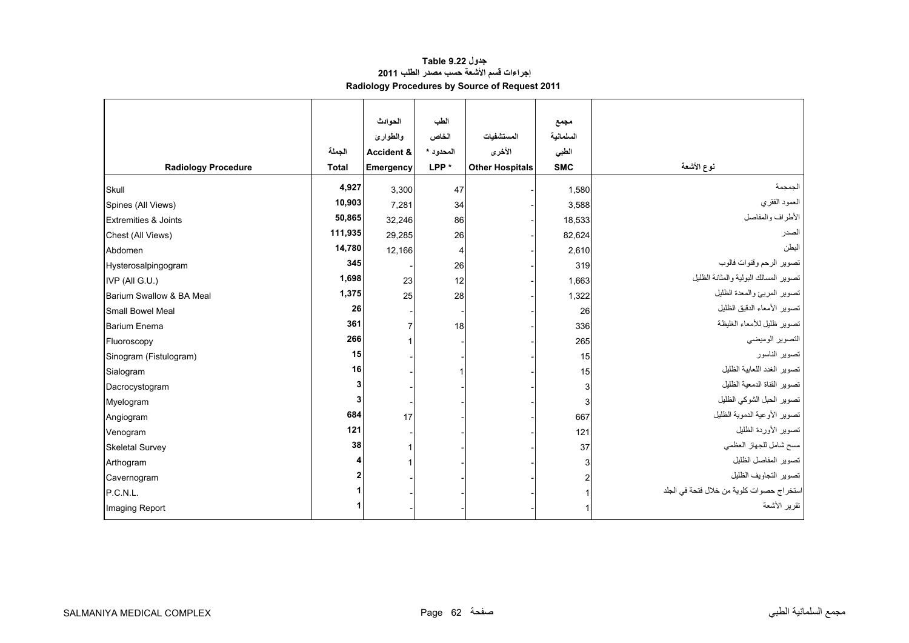**جدول 9.22 Table**

**إجراءات قسم الأشعة حسب مصدر الطلب 2011**

**Radiology Procedures by Source of Request 2011**

| Radiology Procedure | الجملة Total | الحوادث والطوارئ Accident & Emergency | الطب الخاص المحدود * LPP * | المستشفيات الأخرى Other Hospitals | مجمع السلمانية الطبي SMC | نوع الأشعة |
|---|---|---|---|---|---|---|
| Skull | **4,927** | 3,300 | 47 | - | 1,580 | الجمجمة |
| Spines (All Views) | **10,903** | 7,281 | 34 | - | 3,588 | العمود الفقري |
| Extremities & Joints | **50,865** | 32,246 | 86 | - | 18,533 | الأطراف والمفاصل |
| Chest (All Views) | **111,935** | 29,285 | 26 | - | 82,624 | الصدر |
| Abdomen | **14,780** | 12,166 | 4 | - | 2,610 | البطن |
| Hysterosalpingogram | **345** | - | 26 | - | 319 | تصوير الرحم وقنوات فالوب |
| IVP (All G.U.) | **1,698** | 23 | 12 | - | 1,663 | تصوير المسالك البولية والمثانة الظليل |
| Barium Swallow & BA Meal | **1,375** | 25 | 28 | - | 1,322 | تصوير المريئ والمعدة الظليل |
| Small Bowel Meal | **26** | - | - | - | 26 | تصوير الأمعاء الدقيق الظليل |
| Barium Enema | **361** | 7 | 18 | - | 336 | تصوير ظليل للأمعاء الغليظة |
| Fluoroscopy | **266** | 1 | - | - | 265 | التصوير الوميضي |
| Sinogram (Fistulogram) | **15** | - | - | - | 15 | تصوير الناسور |
| Sialogram | **16** | - | 1 | - | 15 | تصوير الغدد اللعابية الظليل |
| Dacrocystogram | **3** | - | - | - | 3 | تصوير القناة الدمعية الظليل |
| Myelogram | **3** | - | - | - | 3 | تصوير الحبل الشوكي الظليل |
| Angiogram | **684** | 17 | - | - | 667 | تصوير الأوعية الدموية الظليل |
| Venogram | **121** | - | - | - | 121 | تصوير الأوردة الظليل |
| Skeletal Survey | **38** | 1 | - | - | 37 | مسح شامل للجهاز العظمي |
| Arthogram | **4** | 1 | - | - | 3 | تصوير المفاصل الظليل |
| Cavernogram | **2** | - | - | - | 2 | تصوير التجاويف الظليل |
| P.C.N.L. | **1** | - | - | - | 1 | استخراج حصوات كلوية من خلال فتحة في الجلد |
| Imaging Report | **1** | - | - | - | 1 | تقرير الأشعة |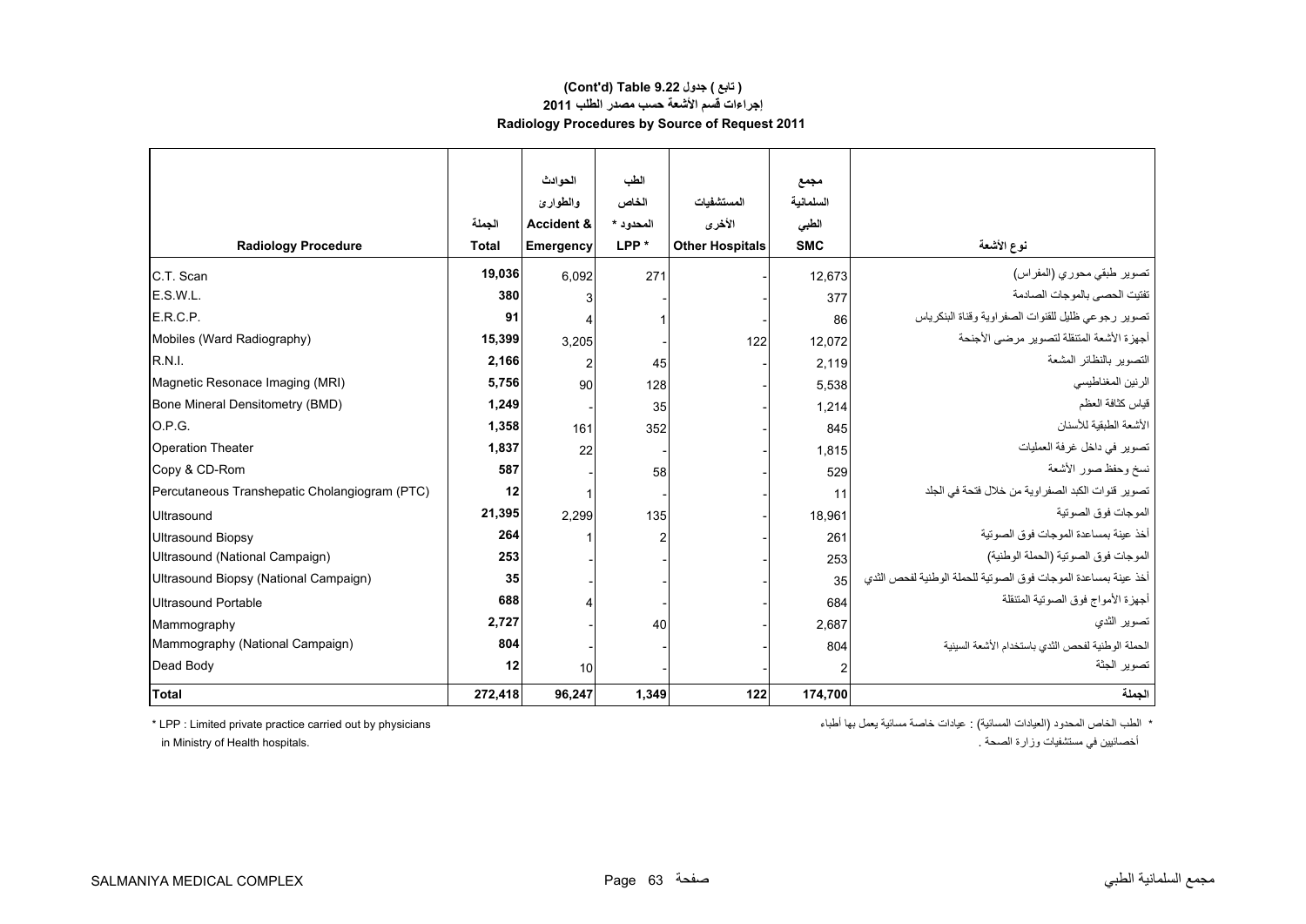# (Cont'd) Table 9.22 جدول ( تابع )

## إجراءات قسم الأشعة حسب مصدر الطلب 2011

## Radiology Procedures by Source of Request 2011

| Radiology Procedure | الجملة Total | الحوادث والطوارئ Accident & Emergency | الطب الخاص المحدود * LPP * | المستشفيات الأخرى Other Hospitals | مجمع السلمانية الطبي SMC | نوع الأشعة |
|---|---|---|---|---|---|---|
| C.T. Scan | **19,036** | 6,092 | 271 | - | 12,673 | تصوير طبقي محوري (المفراس) |
| E.S.W.L. | **380** | 3 | - | - | 377 | تفتيت الحصى بالموجات الصادمة |
| E.R.C.P. | **91** | 4 | 1 | - | 86 | تصوير رجوعي ظليل للقنوات الصفراوية وقناة البنكرياس |
| Mobiles (Ward Radiography) | **15,399** | 3,205 | - | 122 | 12,072 | أجهزة الأشعة المتنقلة لتصوير مرضى الأجنحة |
| R.N.I. | **2,166** | 2 | 45 | - | 2,119 | التصوير بالنظائر المشعة |
| Magnetic Resonace Imaging (MRI) | **5,756** | 90 | 128 | - | 5,538 | الرنين المغناطيسي |
| Bone Mineral Densitometry (BMD) | **1,249** | - | 35 | - | 1,214 | قياس كثافة العظم |
| O.P.G. | **1,358** | 161 | 352 | - | 845 | الأشعة الطبقية للأسنان |
| Operation Theater | **1,837** | 22 | - | - | 1,815 | تصوير في داخل غرفة العمليات |
| Copy & CD-Rom | **587** | - | 58 | - | 529 | نسخ وحفظ صور الأشعة |
| Percutaneous Transhepatic Cholangiogram (PTC) | **12** | 1 | - | - | 11 | تصوير قنوات الكبد الصفراوية من خلال فتحة في الجلد |
| Ultrasound | **21,395** | 2,299 | 135 | - | 18,961 | الموجات فوق الصوتية |
| Ultrasound Biopsy | **264** | 1 | 2 | - | 261 | أخذ عينة بمساعدة الموجات فوق الصوتية |
| Ultrasound (National Campaign) | **253** | - | - | - | 253 | الموجات فوق الصوتية (الحملة الوطنية) |
| Ultrasound Biopsy (National Campaign) | **35** | - | - | - | 35 | أخذ عينة بمساعدة الموجات فوق الصوتية للحملة الوطنية لفحص الثدي |
| Ultrasound Portable | **688** | 4 | - | - | 684 | أجهزة الأمواج فوق الصوتية المتنقلة |
| Mammography | **2,727** | - | 40 | - | 2,687 | تصوير الثدي |
| Mammography (National Campaign) | **804** | - | - | - | 804 | الحملة الوطنية لفحص الثدي باستخدام الأشعة السينية |
| Dead Body | **12** | 10 | - | - | 2 | تصوير الجثة |
| **Total** | **272,418** | **96,247** | **1,349** | **122** | **174,700** | **الجملة** |

* LPP : Limited private practice carried out by physicians in Ministry of Health hospitals.

* الطب الخاص المحدود (العيادات المسائية) : عيادات خاصة مسائية يعمل بها أطباء أخصائيين في مستشفيات وزارة الصحة .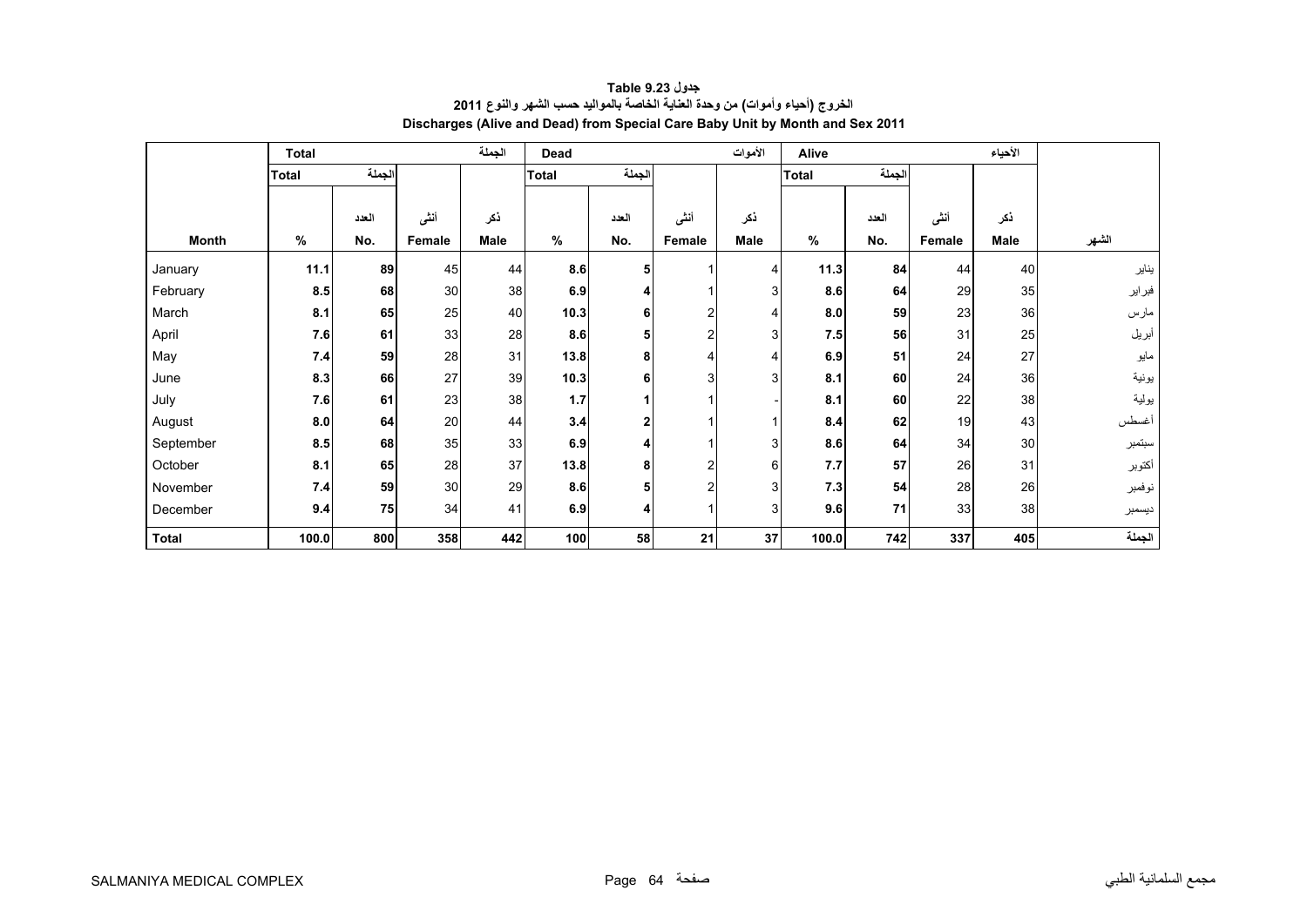**جدول Table 9.23**

**الخروج (أحياء وأموات) من وحدة العناية الخاصة بالمواليد حسب الشهر والنوع 2011**

**Discharges (Alive and Dead) from Special Care Baby Unit by Month and Sex 2011**

| | Total | | | الجملة | Dead | | | الأموات | Alive | | | الأحياء | |
|---|---|---|---|---|---|---|---|---|---|---|---|---|---|
| | Total | الجملة | | | Total | الجملة | | | Total | الجملة | | | |
| | | العدد | أنثى | ذكر | | العدد | أنثى | ذكر | | العدد | أنثى | ذكر | |
| **Month** | **%** | **No.** | **Female** | **Male** | **%** | **No.** | **Female** | **Male** | **%** | **No.** | **Female** | **Male** | **الشهر** |
| January | **11.1** | **89** | 45 | 44 | **8.6** | **5** | 1 | 4 | **11.3** | **84** | 44 | 40 | يناير |
| February | **8.5** | **68** | 30 | 38 | **6.9** | **4** | 1 | 3 | **8.6** | **64** | 29 | 35 | فبراير |
| March | **8.1** | **65** | 25 | 40 | **10.3** | **6** | 2 | 4 | **8.0** | **59** | 23 | 36 | مارس |
| April | **7.6** | **61** | 33 | 28 | **8.6** | **5** | 2 | 3 | **7.5** | **56** | 31 | 25 | أبريل |
| May | **7.4** | **59** | 28 | 31 | **13.8** | **8** | 4 | 4 | **6.9** | **51** | 24 | 27 | مايو |
| June | **8.3** | **66** | 27 | 39 | **10.3** | **6** | 3 | 3 | **8.1** | **60** | 24 | 36 | يونية |
| July | **7.6** | **61** | 23 | 38 | **1.7** | **1** | 1 | - | **8.1** | **60** | 22 | 38 | يولية |
| August | **8.0** | **64** | 20 | 44 | **3.4** | **2** | 1 | 1 | **8.4** | **62** | 19 | 43 | أغسطس |
| September | **8.5** | **68** | 35 | 33 | **6.9** | **4** | 1 | 3 | **8.6** | **64** | 34 | 30 | سبتمبر |
| October | **8.1** | **65** | 28 | 37 | **13.8** | **8** | 2 | 6 | **7.7** | **57** | 26 | 31 | أكتوبر |
| November | **7.4** | **59** | 30 | 29 | **8.6** | **5** | 2 | 3 | **7.3** | **54** | 28 | 26 | نوفمبر |
| December | **9.4** | **75** | 34 | 41 | **6.9** | **4** | 1 | 3 | **9.6** | **71** | 33 | 38 | ديسمبر |
| **Total** | **100.0** | **800** | **358** | **442** | **100** | **58** | **21** | **37** | **100.0** | **742** | **337** | **405** | **الجملة** |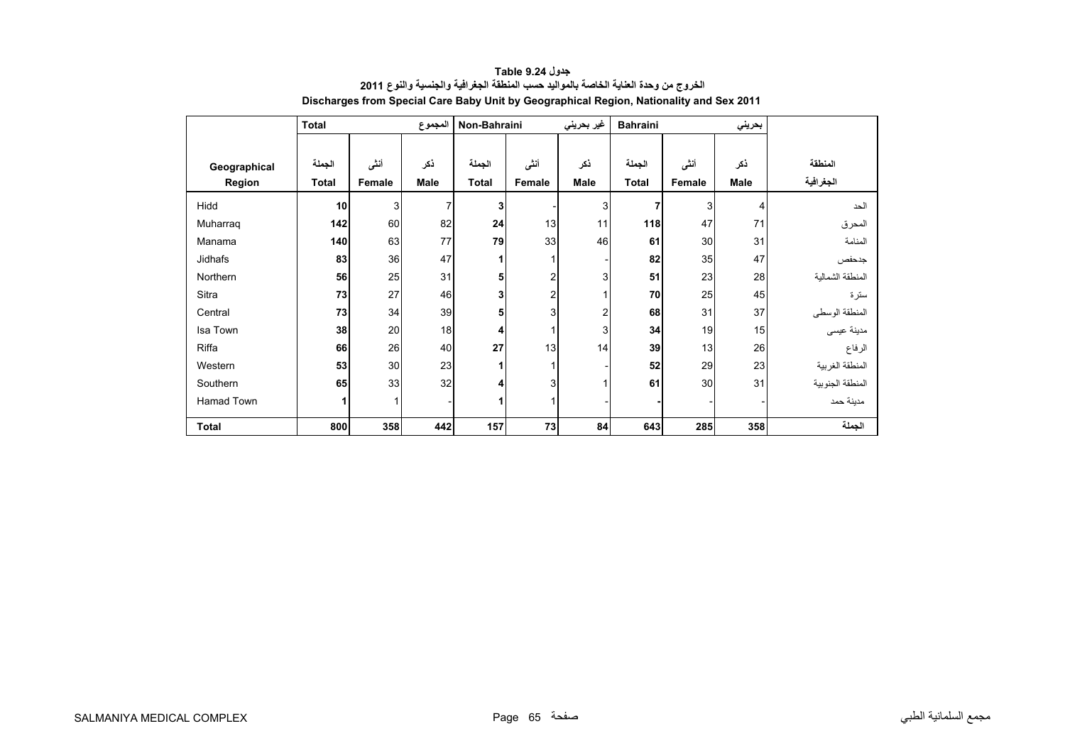**جدول Table 9.24**

**الخروج من وحدة العناية الخاصة بالمواليد حسب المنطقة الجغرافية والجنسية والنوع 2011**

**Discharges from Special Care Baby Unit by Geographical Region, Nationality and Sex 2011**

| | Total | | المجموع | Non-Bahraini | | غير بحريني | Bahraini | | بحريني | |
|---|---|---|---|---|---|---|---|---|---|---|
| Geographical Region | الجملة Total | أنثى Female | ذكر Male | الجملة Total | أنثى Female | ذكر Male | الجملة Total | أنثى Female | ذكر Male | المنطقة الجغرافية |
| Hidd | **10** | 3 | 7 | **3** | - | 3 | **7** | 3 | 4 | الحد |
| Muharraq | **142** | 60 | 82 | **24** | 13 | 11 | **118** | 47 | 71 | المحرق |
| Manama | **140** | 63 | 77 | **79** | 33 | 46 | **61** | 30 | 31 | المنامة |
| Jidhafs | **83** | 36 | 47 | **1** | 1 | - | **82** | 35 | 47 | جدحفص |
| Northern | **56** | 25 | 31 | **5** | 2 | 3 | **51** | 23 | 28 | المنطقة الشمالية |
| Sitra | **73** | 27 | 46 | **3** | 2 | 1 | **70** | 25 | 45 | سترة |
| Central | **73** | 34 | 39 | **5** | 3 | 2 | **68** | 31 | 37 | المنطقة الوسطى |
| Isa Town | **38** | 20 | 18 | **4** | 1 | 3 | **34** | 19 | 15 | مدينة عيسى |
| Riffa | **66** | 26 | 40 | **27** | 13 | 14 | **39** | 13 | 26 | الرفاع |
| Western | **53** | 30 | 23 | **1** | 1 | - | **52** | 29 | 23 | المنطقة الغربية |
| Southern | **65** | 33 | 32 | **4** | 3 | 1 | **61** | 30 | 31 | المنطقة الجنوبية |
| Hamad Town | **1** | 1 | - | **1** | 1 | - | **-** | - | - | مدينة حمد |
| **Total** | **800** | **358** | **442** | **157** | **73** | **84** | **643** | **285** | **358** | **الجملة** |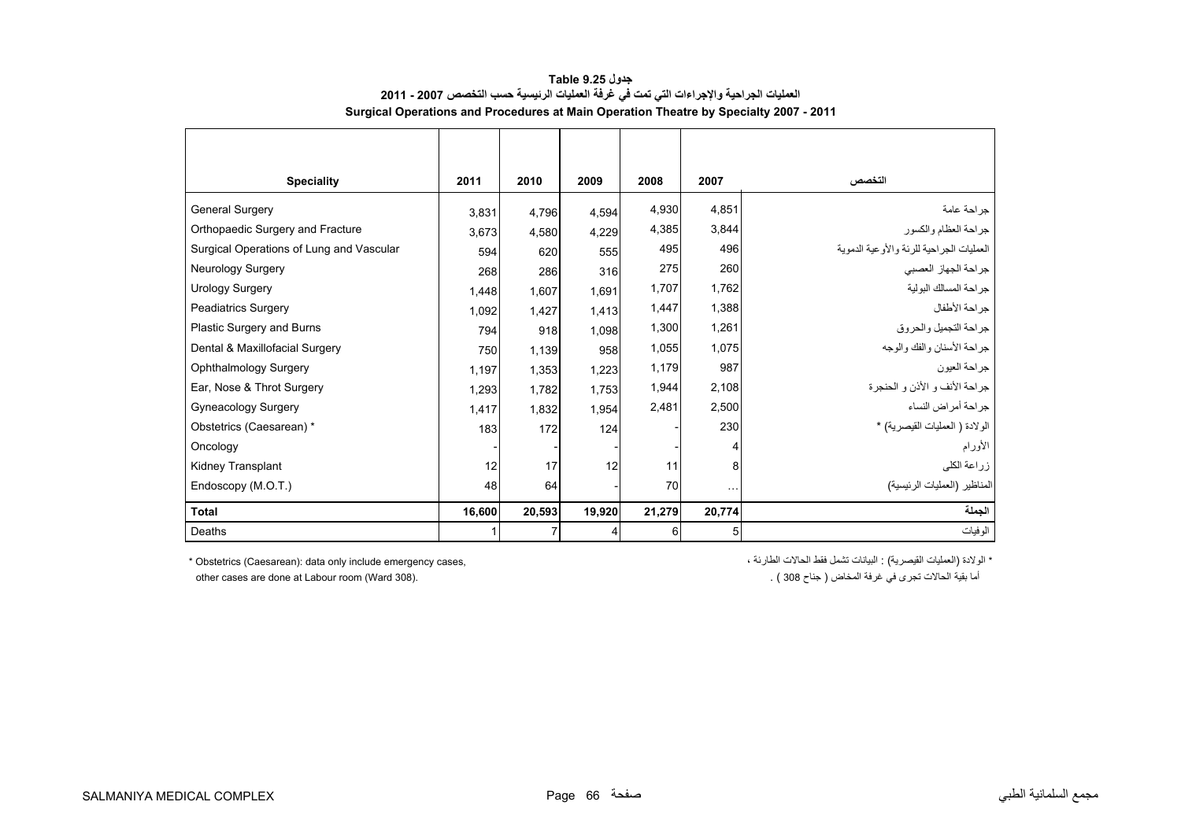**جدول 9.25 Table**

**العمليات الجراحية والإجراءات التي تمت في غرفة العمليات الرئيسية حسب التخصص 2007 - 2011**

**Surgical Operations and Procedures at Main Operation Theatre by Specialty 2007 - 2011**

| Speciality | 2011 | 2010 | 2009 | 2008 | 2007 | التخصص |
|---|---|---|---|---|---|---|
| General Surgery | 3,831 | 4,796 | 4,594 | 4,930 | 4,851 | جراحة عامة |
| Orthopaedic Surgery and Fracture | 3,673 | 4,580 | 4,229 | 4,385 | 3,844 | جراحة العظام والكسور |
| Surgical Operations of Lung and Vascular | 594 | 620 | 555 | 495 | 496 | العمليات الجراحية للرئة والأوعية الدموية |
| Neurology Surgery | 268 | 286 | 316 | 275 | 260 | جراحة الجهاز العصبي |
| Urology Surgery | 1,448 | 1,607 | 1,691 | 1,707 | 1,762 | جراحة المسالك البولية |
| Peadiatrics Surgery | 1,092 | 1,427 | 1,413 | 1,447 | 1,388 | جراحة الأطفال |
| Plastic Surgery and Burns | 794 | 918 | 1,098 | 1,300 | 1,261 | جراحة التجميل والحروق |
| Dental & Maxillofacial Surgery | 750 | 1,139 | 958 | 1,055 | 1,075 | جراحة الأسنان والفك والوجه |
| Ophthalmology Surgery | 1,197 | 1,353 | 1,223 | 1,179 | 987 | جراحة العيون |
| Ear, Nose & Throt Surgery | 1,293 | 1,782 | 1,753 | 1,944 | 2,108 | جراحة الأنف و الأذن و الحنجرة |
| Gyneacology Surgery | 1,417 | 1,832 | 1,954 | 2,481 | 2,500 | جراحة أمراض النساء |
| Obstetrics (Caesarean) * | 183 | 172 | 124 | - | 230 | الولادة ( العمليات القيصرية) * |
| Oncology | - | - | - | - | 4 | الأورام |
| Kidney Transplant | 12 | 17 | 12 | 11 | 8 | زراعة الكلى |
| Endoscopy (M.O.T.) | 48 | 64 | - | 70 | ... | المناظير (العمليات الرئيسية) |
| **Total** | **16,600** | **20,593** | **19,920** | **21,279** | **20,774** | **الجملة** |
| Deaths | 1 | 7 | 4 | 6 | 5 | الوفيات |

\* Obstetrics (Caesarean): data only include emergency cases,
other cases are done at Labour room (Ward 308).

\* الولادة (العمليات القيصرية) : البيانات تشمل فقط الحالات الطارئة ،
أما بقية الحالات تجرى في غرفة المخاض ( جناح 308 ) .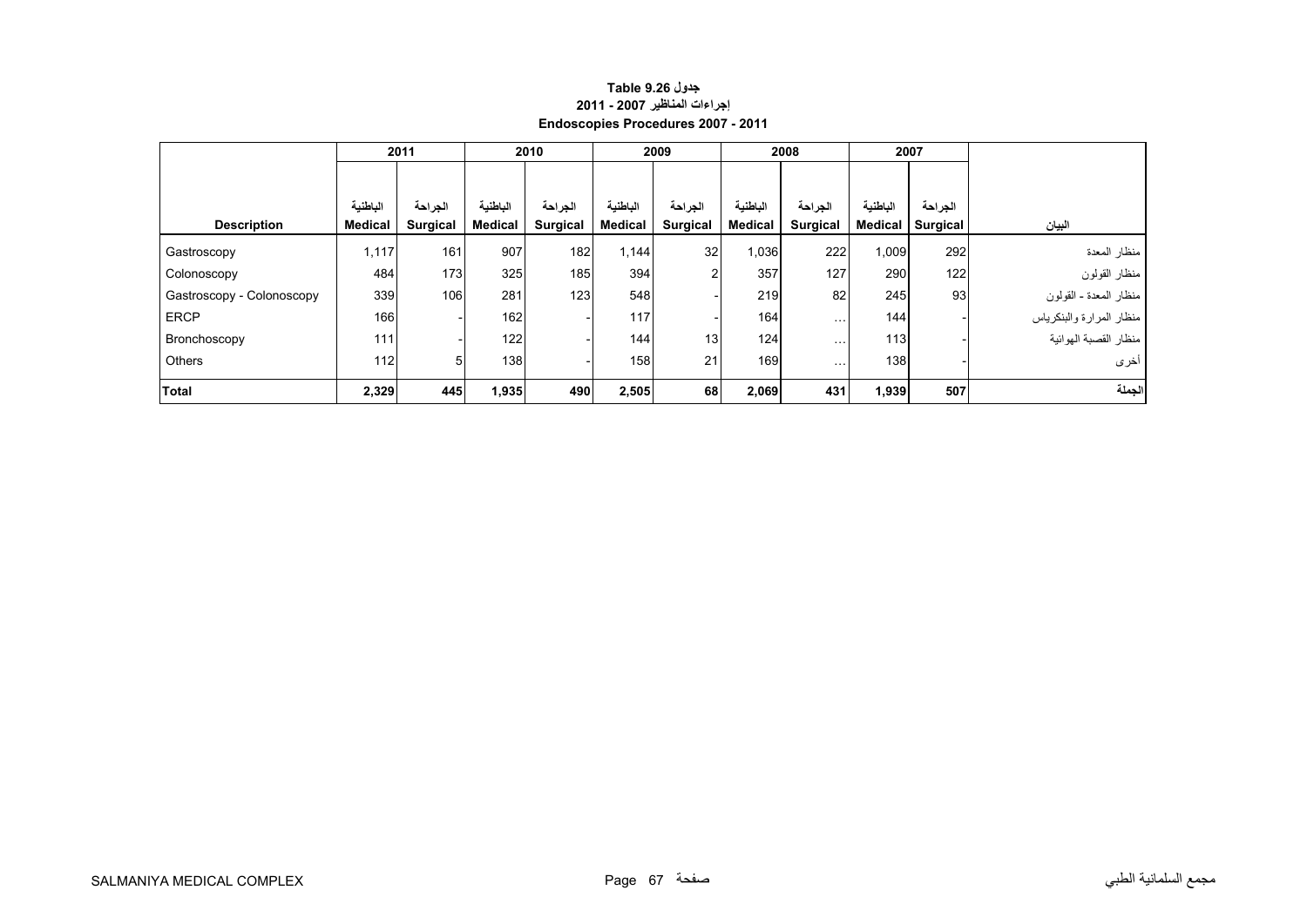**جدول Table 9.26**

**إجراءات المناظير 2007 - 2011**

**Endoscopies Procedures 2007 - 2011**

| | 2011 | | 2010 | | 2009 | | 2008 | | 2007 | | |
|---|---|---|---|---|---|---|---|---|---|---|---|
| **Description** | الباطنية **Medical** | الجراحة **Surgical** | الباطنية **Medical** | الجراحة **Surgical** | الباطنية **Medical** | الجراحة **Surgical** | الباطنية **Medical** | الجراحة **Surgical** | الباطنية **Medical** | الجراحة **Surgical** | **البيان** |
| Gastroscopy | 1,117 | 161 | 907 | 182 | 1,144 | 32 | 1,036 | 222 | 1,009 | 292 | منظار المعدة |
| Colonoscopy | 484 | 173 | 325 | 185 | 394 | 2 | 357 | 127 | 290 | 122 | منظار القولون |
| Gastroscopy - Colonoscopy | 339 | 106 | 281 | 123 | 548 | - | 219 | 82 | 245 | 93 | منظار المعدة - القولون |
| ERCP | 166 | - | 162 | - | 117 | - | 164 | ... | 144 | - | منظار المرارة والبنكرياس |
| Bronchoscopy | 111 | - | 122 | - | 144 | 13 | 124 | ... | 113 | - | منظار القصبة الهوائية |
| Others | 112 | 5 | 138 | - | 158 | 21 | 169 | ... | 138 | - | أخرى |
| **Total** | **2,329** | **445** | **1,935** | **490** | **2,505** | **68** | **2,069** | **431** | **1,939** | **507** | **الجملة** |